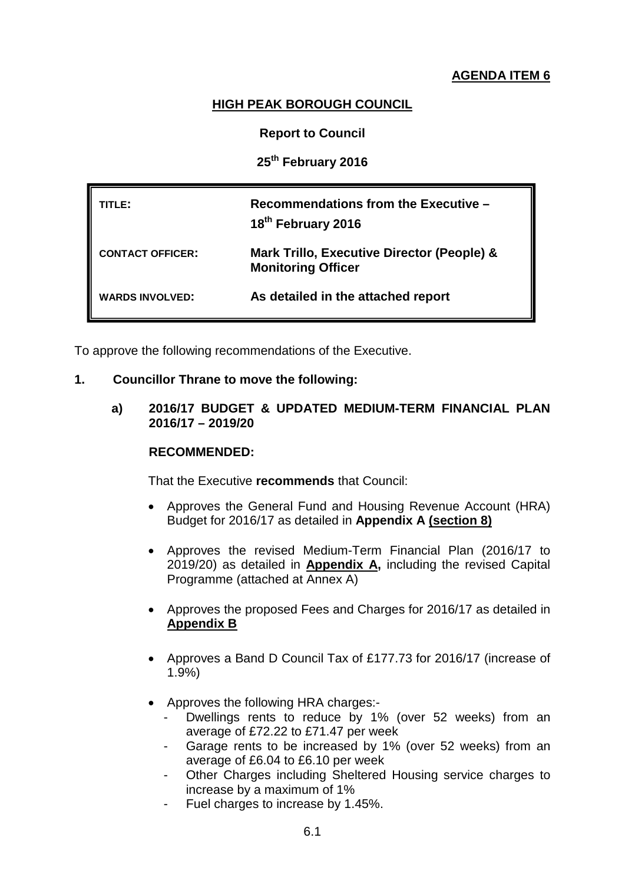**AGENDA ITEM 6**

# HIGH PEAK BOROUGH COUNCIL

**Report to Council**

**25th February 2016**

| | |
|---|---|
| **TITLE:** | **Recommendations from the Executive – 18th February 2016** |
| **CONTACT OFFICER:** | **Mark Trillo, Executive Director (People) & Monitoring Officer** |
| **WARDS INVOLVED:** | **As detailed in the attached report** |

To approve the following recommendations of the Executive.

## 1. Councillor Thrane to move the following:

### a) 2016/17 BUDGET & UPDATED MEDIUM-TERM FINANCIAL PLAN 2016/17 – 2019/20

**RECOMMENDED:**

That the Executive **recommends** that Council:

- Approves the General Fund and Housing Revenue Account (HRA) Budget for 2016/17 as detailed in **Appendix A (section 8)**
- Approves the revised Medium-Term Financial Plan (2016/17 to 2019/20) as detailed in **Appendix A,** including the revised Capital Programme (attached at Annex A)
- Approves the proposed Fees and Charges for 2016/17 as detailed in **Appendix B**
- Approves a Band D Council Tax of £177.73 for 2016/17 (increase of 1.9%)
- Approves the following HRA charges:-
  - Dwellings rents to reduce by 1% (over 52 weeks) from an average of £72.22 to £71.47 per week
  - Garage rents to be increased by 1% (over 52 weeks) from an average of £6.04 to £6.10 per week
  - Other Charges including Sheltered Housing service charges to increase by a maximum of 1%
  - Fuel charges to increase by 1.45%.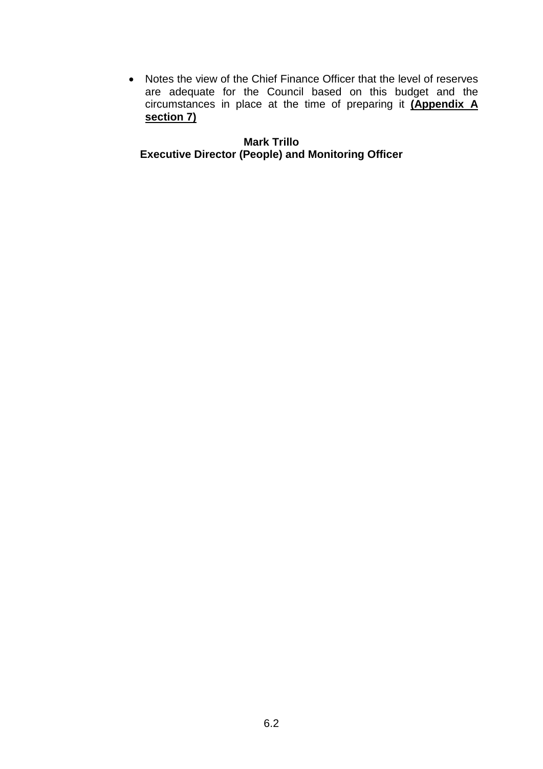- Notes the view of the Chief Finance Officer that the level of reserves are adequate for the Council based on this budget and the circumstances in place at the time of preparing it **(Appendix A section 7)**

**Mark Trillo**
**Executive Director (People) and Monitoring Officer**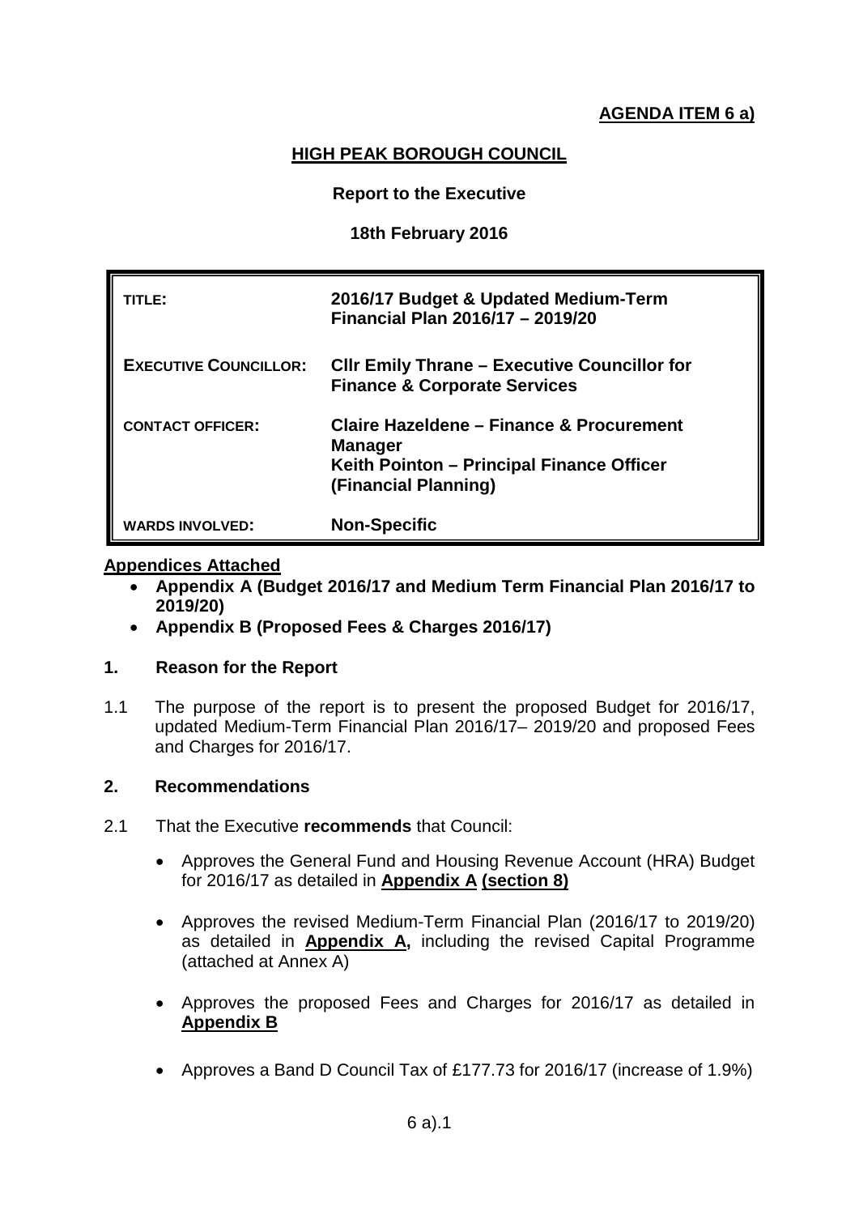**AGENDA ITEM 6 a)**

# HIGH PEAK BOROUGH COUNCIL

**Report to the Executive**

**18th February 2016**

| | |
|---|---|
| **TITLE:** | **2016/17 Budget & Updated Medium-Term Financial Plan 2016/17 – 2019/20** |
| **EXECUTIVE COUNCILLOR:** | **Cllr Emily Thrane – Executive Councillor for Finance & Corporate Services** |
| **CONTACT OFFICER:** | **Claire Hazeldene – Finance & Procurement Manager**<br>**Keith Pointon – Principal Finance Officer (Financial Planning)** |
| **WARDS INVOLVED:** | **Non-Specific** |

**Appendices Attached**

- **Appendix A (Budget 2016/17 and Medium Term Financial Plan 2016/17 to 2019/20)**
- **Appendix B (Proposed Fees & Charges 2016/17)**

## 1. Reason for the Report

1.1 The purpose of the report is to present the proposed Budget for 2016/17, updated Medium-Term Financial Plan 2016/17– 2019/20 and proposed Fees and Charges for 2016/17.

## 2. Recommendations

2.1 That the Executive **recommends** that Council:

- Approves the General Fund and Housing Revenue Account (HRA) Budget for 2016/17 as detailed in **Appendix A (section 8)**
- Approves the revised Medium-Term Financial Plan (2016/17 to 2019/20) as detailed in **Appendix A,** including the revised Capital Programme (attached at Annex A)
- Approves the proposed Fees and Charges for 2016/17 as detailed in **Appendix B**
- Approves a Band D Council Tax of £177.73 for 2016/17 (increase of 1.9%)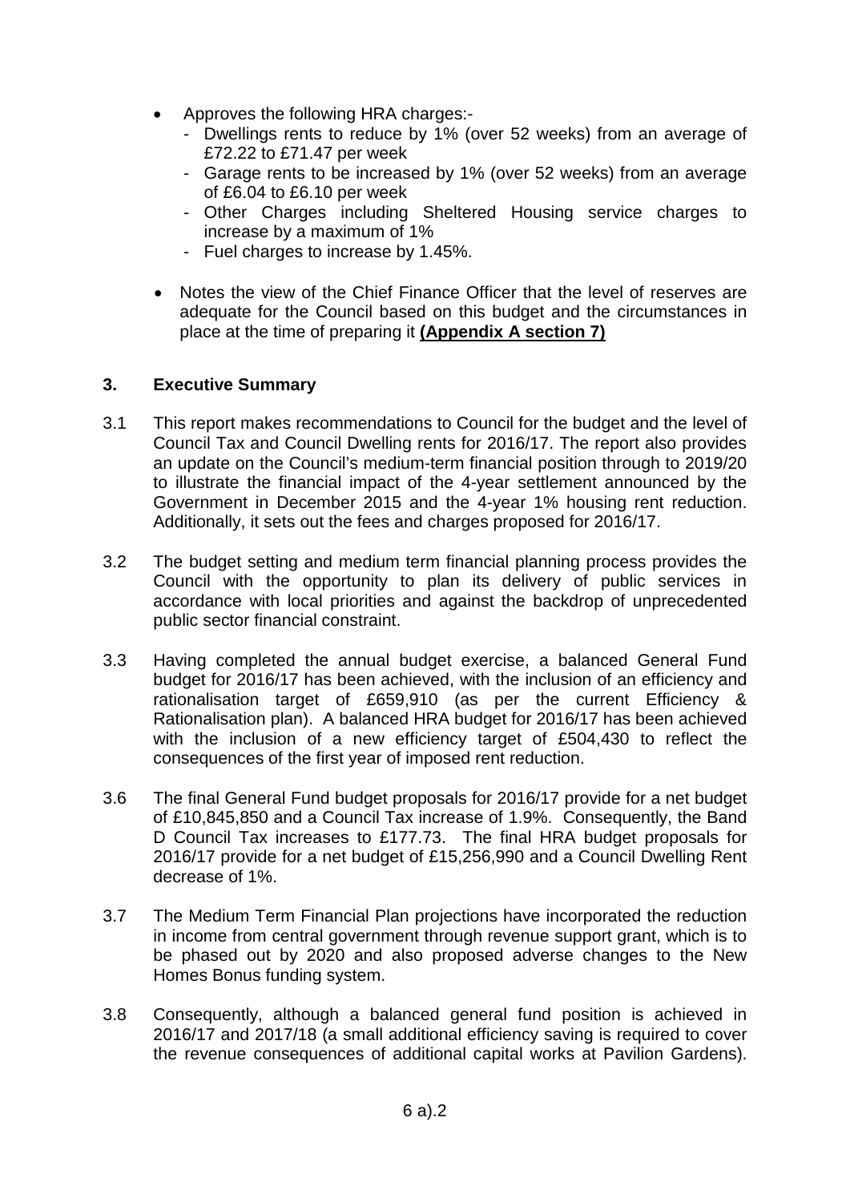- Approves the following HRA charges:-
  - Dwellings rents to reduce by 1% (over 52 weeks) from an average of £72.22 to £71.47 per week
  - Garage rents to be increased by 1% (over 52 weeks) from an average of £6.04 to £6.10 per week
  - Other Charges including Sheltered Housing service charges to increase by a maximum of 1%
  - Fuel charges to increase by 1.45%.
- Notes the view of the Chief Finance Officer that the level of reserves are adequate for the Council based on this budget and the circumstances in place at the time of preparing it **(Appendix A section 7)**

## 3. Executive Summary

3.1 This report makes recommendations to Council for the budget and the level of Council Tax and Council Dwelling rents for 2016/17. The report also provides an update on the Council's medium-term financial position through to 2019/20 to illustrate the financial impact of the 4-year settlement announced by the Government in December 2015 and the 4-year 1% housing rent reduction. Additionally, it sets out the fees and charges proposed for 2016/17.

3.2 The budget setting and medium term financial planning process provides the Council with the opportunity to plan its delivery of public services in accordance with local priorities and against the backdrop of unprecedented public sector financial constraint.

3.3 Having completed the annual budget exercise, a balanced General Fund budget for 2016/17 has been achieved, with the inclusion of an efficiency and rationalisation target of £659,910 (as per the current Efficiency & Rationalisation plan). A balanced HRA budget for 2016/17 has been achieved with the inclusion of a new efficiency target of £504,430 to reflect the consequences of the first year of imposed rent reduction.

3.6 The final General Fund budget proposals for 2016/17 provide for a net budget of £10,845,850 and a Council Tax increase of 1.9%. Consequently, the Band D Council Tax increases to £177.73. The final HRA budget proposals for 2016/17 provide for a net budget of £15,256,990 and a Council Dwelling Rent decrease of 1%.

3.7 The Medium Term Financial Plan projections have incorporated the reduction in income from central government through revenue support grant, which is to be phased out by 2020 and also proposed adverse changes to the New Homes Bonus funding system.

3.8 Consequently, although a balanced general fund position is achieved in 2016/17 and 2017/18 (a small additional efficiency saving is required to cover the revenue consequences of additional capital works at Pavilion Gardens).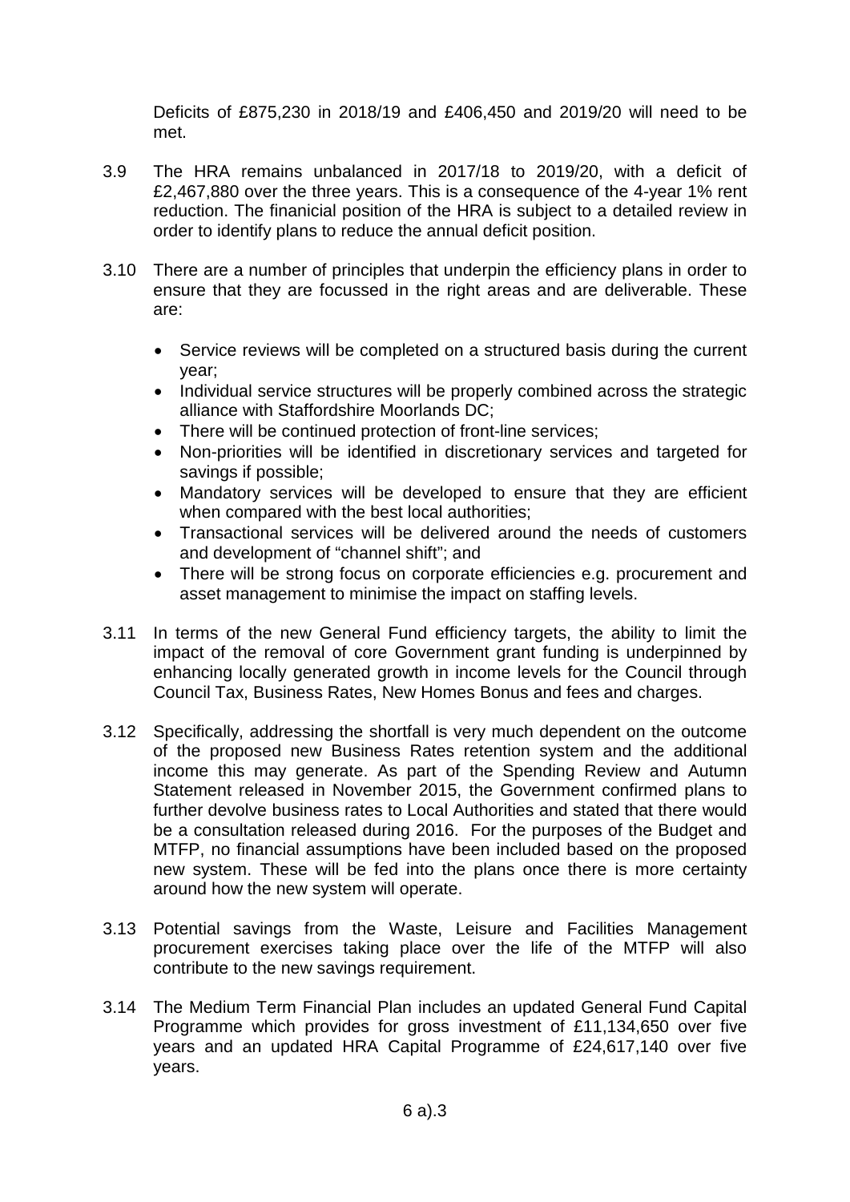Deficits of £875,230 in 2018/19 and £406,450 and 2019/20 will need to be met.

3.9 The HRA remains unbalanced in 2017/18 to 2019/20, with a deficit of £2,467,880 over the three years. This is a consequence of the 4-year 1% rent reduction. The finanicial position of the HRA is subject to a detailed review in order to identify plans to reduce the annual deficit position.

3.10 There are a number of principles that underpin the efficiency plans in order to ensure that they are focussed in the right areas and are deliverable. These are:

- Service reviews will be completed on a structured basis during the current year;
- Individual service structures will be properly combined across the strategic alliance with Staffordshire Moorlands DC;
- There will be continued protection of front-line services;
- Non-priorities will be identified in discretionary services and targeted for savings if possible;
- Mandatory services will be developed to ensure that they are efficient when compared with the best local authorities;
- Transactional services will be delivered around the needs of customers and development of "channel shift"; and
- There will be strong focus on corporate efficiencies e.g. procurement and asset management to minimise the impact on staffing levels.

3.11 In terms of the new General Fund efficiency targets, the ability to limit the impact of the removal of core Government grant funding is underpinned by enhancing locally generated growth in income levels for the Council through Council Tax, Business Rates, New Homes Bonus and fees and charges.

3.12 Specifically, addressing the shortfall is very much dependent on the outcome of the proposed new Business Rates retention system and the additional income this may generate. As part of the Spending Review and Autumn Statement released in November 2015, the Government confirmed plans to further devolve business rates to Local Authorities and stated that there would be a consultation released during 2016. For the purposes of the Budget and MTFP, no financial assumptions have been included based on the proposed new system. These will be fed into the plans once there is more certainty around how the new system will operate.

3.13 Potential savings from the Waste, Leisure and Facilities Management procurement exercises taking place over the life of the MTFP will also contribute to the new savings requirement.

3.14 The Medium Term Financial Plan includes an updated General Fund Capital Programme which provides for gross investment of £11,134,650 over five years and an updated HRA Capital Programme of £24,617,140 over five years.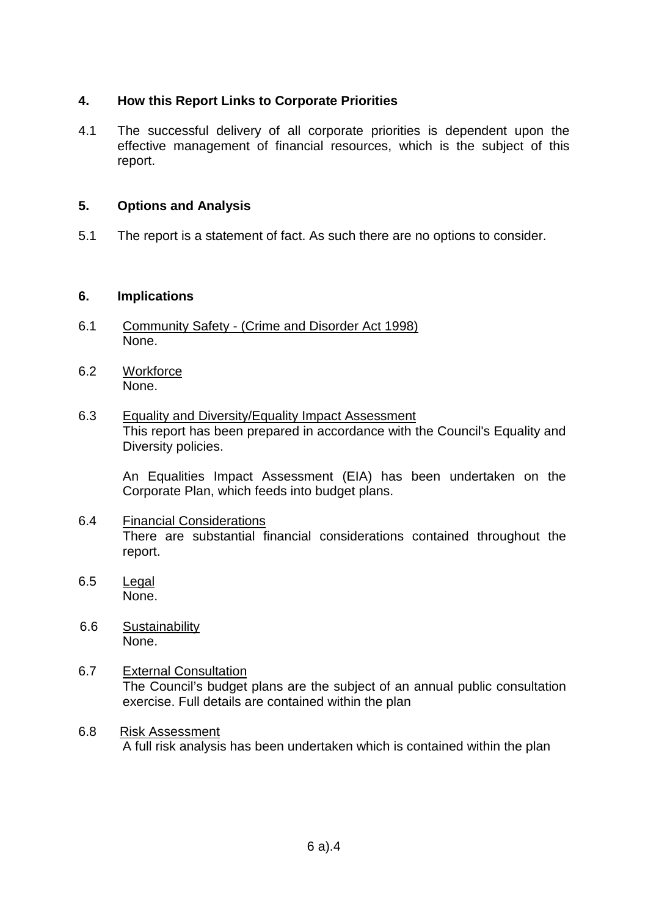## 4. How this Report Links to Corporate Priorities

4.1 The successful delivery of all corporate priorities is dependent upon the effective management of financial resources, which is the subject of this report.

## 5. Options and Analysis

5.1 The report is a statement of fact. As such there are no options to consider.

## 6. Implications

6.1 <u>Community Safety - (Crime and Disorder Act 1998)</u>
None.

6.2 <u>Workforce</u>
None.

6.3 <u>Equality and Diversity/Equality Impact Assessment</u>
This report has been prepared in accordance with the Council's Equality and Diversity policies.

An Equalities Impact Assessment (EIA) has been undertaken on the Corporate Plan, which feeds into budget plans.

6.4 <u>Financial Considerations</u>
There are substantial financial considerations contained throughout the report.

6.5 <u>Legal</u>
None.

6.6 <u>Sustainability</u>
None.

6.7 <u>External Consultation</u>
The Council's budget plans are the subject of an annual public consultation exercise. Full details are contained within the plan

6.8 <u>Risk Assessment</u>
A full risk analysis has been undertaken which is contained within the plan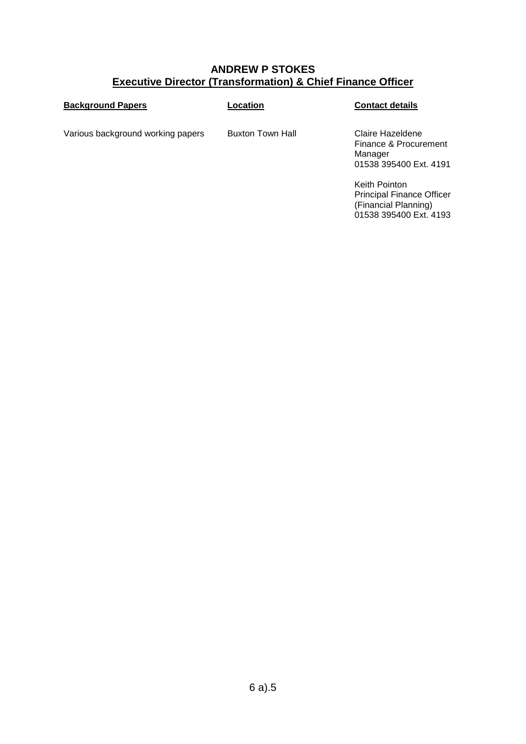**ANDREW P STOKES**
**Executive Director (Transformation) & Chief Finance Officer**

| **Background Papers** | **Location** | **Contact details** |
|---|---|---|
| Various background working papers | Buxton Town Hall | Claire Hazeldene<br>Finance & Procurement Manager<br>01538 395400 Ext. 4191<br><br>Keith Pointon<br>Principal Finance Officer (Financial Planning)<br>01538 395400 Ext. 4193 |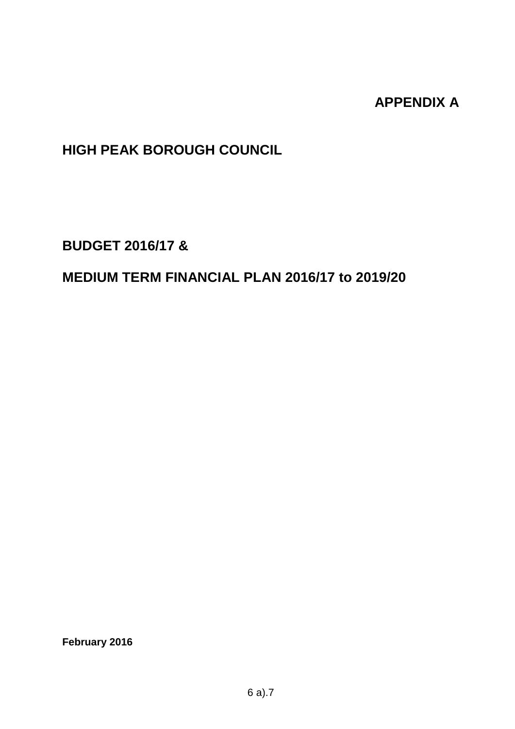**APPENDIX A**

# HIGH PEAK BOROUGH COUNCIL

## BUDGET 2016/17 &

## MEDIUM TERM FINANCIAL PLAN 2016/17 to 2019/20

**February 2016**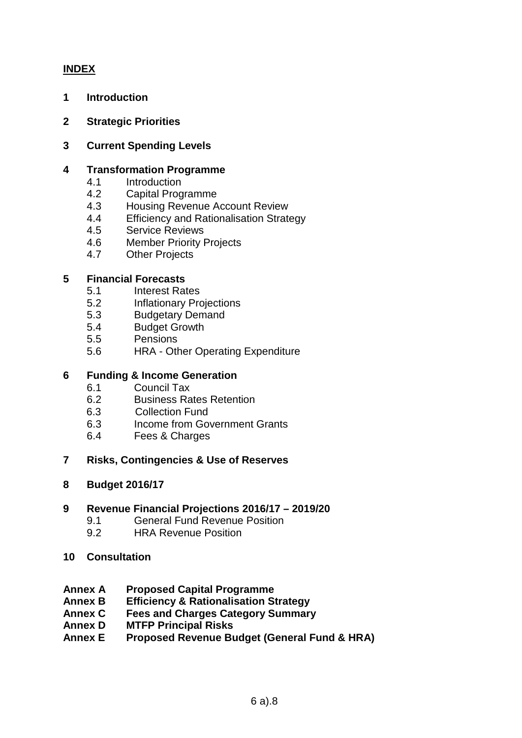## INDEX

**1 Introduction**

**2 Strategic Priorities**

**3 Current Spending Levels**

**4 Transformation Programme**
- 4.1 Introduction
- 4.2 Capital Programme
- 4.3 Housing Revenue Account Review
- 4.4 Efficiency and Rationalisation Strategy
- 4.5 Service Reviews
- 4.6 Member Priority Projects
- 4.7 Other Projects

**5 Financial Forecasts**
- 5.1 Interest Rates
- 5.2 Inflationary Projections
- 5.3 Budgetary Demand
- 5.4 Budget Growth
- 5.5 Pensions
- 5.6 HRA - Other Operating Expenditure

**6 Funding & Income Generation**
- 6.1 Council Tax
- 6.2 Business Rates Retention
- 6.3 Collection Fund
- 6.3 Income from Government Grants
- 6.4 Fees & Charges

**7 Risks, Contingencies & Use of Reserves**

**8 Budget 2016/17**

**9 Revenue Financial Projections 2016/17 – 2019/20**
- 9.1 General Fund Revenue Position
- 9.2 HRA Revenue Position

**10 Consultation**

**Annex A Proposed Capital Programme**
**Annex B Efficiency & Rationalisation Strategy**
**Annex C Fees and Charges Category Summary**
**Annex D MTFP Principal Risks**
**Annex E Proposed Revenue Budget (General Fund & HRA)**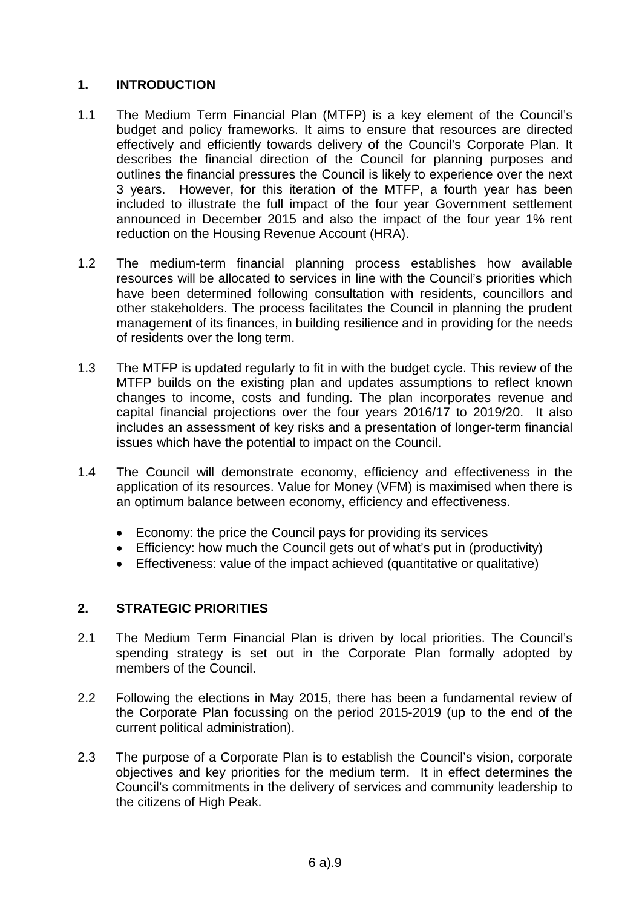## 1. INTRODUCTION

1.1 The Medium Term Financial Plan (MTFP) is a key element of the Council's budget and policy frameworks. It aims to ensure that resources are directed effectively and efficiently towards delivery of the Council's Corporate Plan. It describes the financial direction of the Council for planning purposes and outlines the financial pressures the Council is likely to experience over the next 3 years. However, for this iteration of the MTFP, a fourth year has been included to illustrate the full impact of the four year Government settlement announced in December 2015 and also the impact of the four year 1% rent reduction on the Housing Revenue Account (HRA).

1.2 The medium-term financial planning process establishes how available resources will be allocated to services in line with the Council's priorities which have been determined following consultation with residents, councillors and other stakeholders. The process facilitates the Council in planning the prudent management of its finances, in building resilience and in providing for the needs of residents over the long term.

1.3 The MTFP is updated regularly to fit in with the budget cycle. This review of the MTFP builds on the existing plan and updates assumptions to reflect known changes to income, costs and funding. The plan incorporates revenue and capital financial projections over the four years 2016/17 to 2019/20. It also includes an assessment of key risks and a presentation of longer-term financial issues which have the potential to impact on the Council.

1.4 The Council will demonstrate economy, efficiency and effectiveness in the application of its resources. Value for Money (VFM) is maximised when there is an optimum balance between economy, efficiency and effectiveness.

- Economy: the price the Council pays for providing its services
- Efficiency: how much the Council gets out of what's put in (productivity)
- Effectiveness: value of the impact achieved (quantitative or qualitative)

## 2. STRATEGIC PRIORITIES

2.1 The Medium Term Financial Plan is driven by local priorities. The Council's spending strategy is set out in the Corporate Plan formally adopted by members of the Council.

2.2 Following the elections in May 2015, there has been a fundamental review of the Corporate Plan focussing on the period 2015-2019 (up to the end of the current political administration).

2.3 The purpose of a Corporate Plan is to establish the Council's vision, corporate objectives and key priorities for the medium term. It in effect determines the Council's commitments in the delivery of services and community leadership to the citizens of High Peak.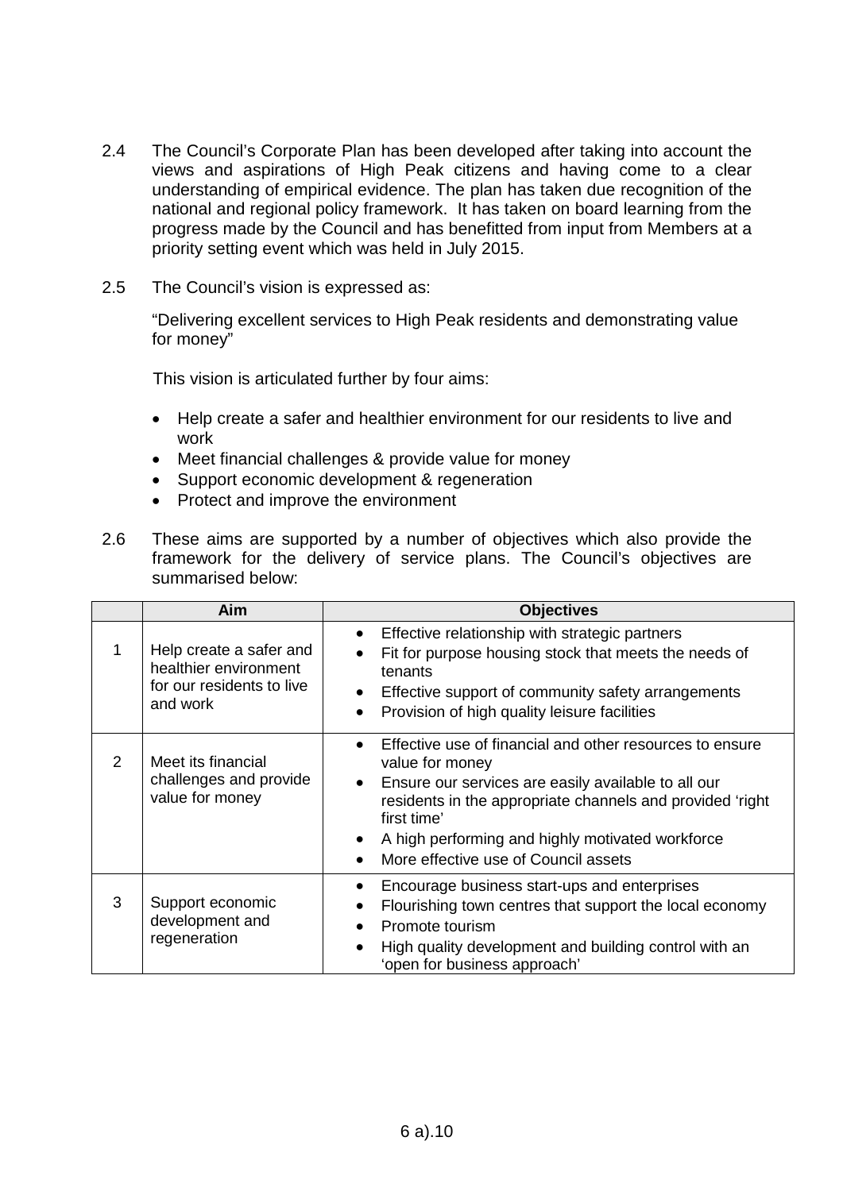2.4 The Council's Corporate Plan has been developed after taking into account the views and aspirations of High Peak citizens and having come to a clear understanding of empirical evidence. The plan has taken due recognition of the national and regional policy framework. It has taken on board learning from the progress made by the Council and has benefitted from input from Members at a priority setting event which was held in July 2015.

2.5 The Council's vision is expressed as:

"Delivering excellent services to High Peak residents and demonstrating value for money"

This vision is articulated further by four aims:

- Help create a safer and healthier environment for our residents to live and work
- Meet financial challenges & provide value for money
- Support economic development & regeneration
- Protect and improve the environment

2.6 These aims are supported by a number of objectives which also provide the framework for the delivery of service plans. The Council's objectives are summarised below:

| | Aim | Objectives |
|---|---|---|
| 1 | Help create a safer and healthier environment for our residents to live and work | • Effective relationship with strategic partners<br>• Fit for purpose housing stock that meets the needs of tenants<br>• Effective support of community safety arrangements<br>• Provision of high quality leisure facilities |
| 2 | Meet its financial challenges and provide value for money | • Effective use of financial and other resources to ensure value for money<br>• Ensure our services are easily available to all our residents in the appropriate channels and provided 'right first time'<br>• A high performing and highly motivated workforce<br>• More effective use of Council assets |
| 3 | Support economic development and regeneration | • Encourage business start-ups and enterprises<br>• Flourishing town centres that support the local economy<br>• Promote tourism<br>• High quality development and building control with an 'open for business approach' |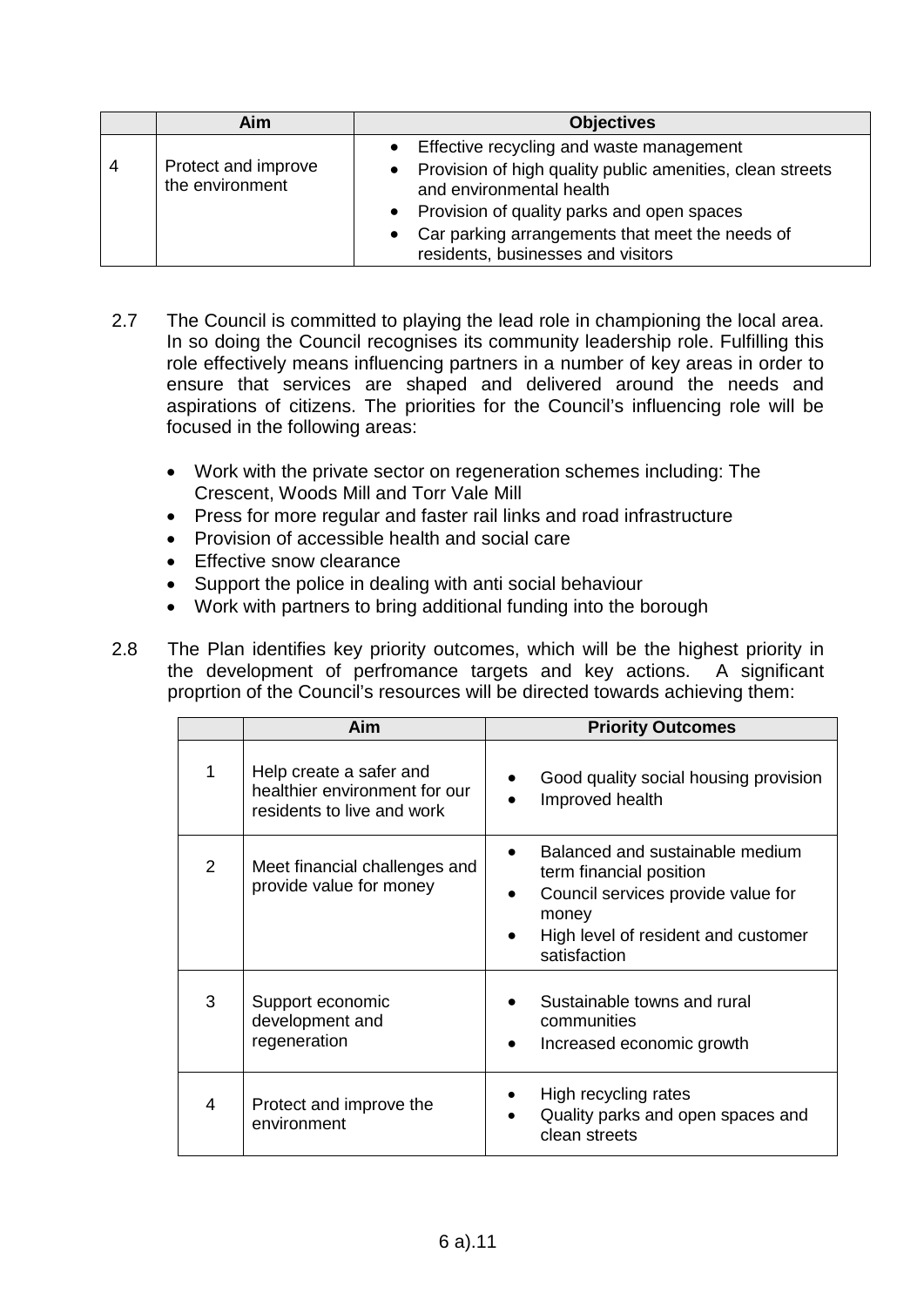| | Aim | Objectives |
|---|---|---|
| 4 | Protect and improve the environment | • Effective recycling and waste management<br>• Provision of high quality public amenities, clean streets and environmental health<br>• Provision of quality parks and open spaces<br>• Car parking arrangements that meet the needs of residents, businesses and visitors |

2.7 The Council is committed to playing the lead role in championing the local area. In so doing the Council recognises its community leadership role. Fulfilling this role effectively means influencing partners in a number of key areas in order to ensure that services are shaped and delivered around the needs and aspirations of citizens. The priorities for the Council's influencing role will be focused in the following areas:

- Work with the private sector on regeneration schemes including: The Crescent, Woods Mill and Torr Vale Mill
- Press for more regular and faster rail links and road infrastructure
- Provision of accessible health and social care
- Effective snow clearance
- Support the police in dealing with anti social behaviour
- Work with partners to bring additional funding into the borough

2.8 The Plan identifies key priority outcomes, which will be the highest priority in the development of perfromance targets and key actions. A significant proprtion of the Council's resources will be directed towards achieving them:

| | Aim | Priority Outcomes |
|---|---|---|
| 1 | Help create a safer and healthier environment for our residents to live and work | • Good quality social housing provision<br>• Improved health |
| 2 | Meet financial challenges and provide value for money | • Balanced and sustainable medium term financial position<br>• Council services provide value for money<br>• High level of resident and customer satisfaction |
| 3 | Support economic development and regeneration | • Sustainable towns and rural communities<br>• Increased economic growth |
| 4 | Protect and improve the environment | • High recycling rates<br>• Quality parks and open spaces and clean streets |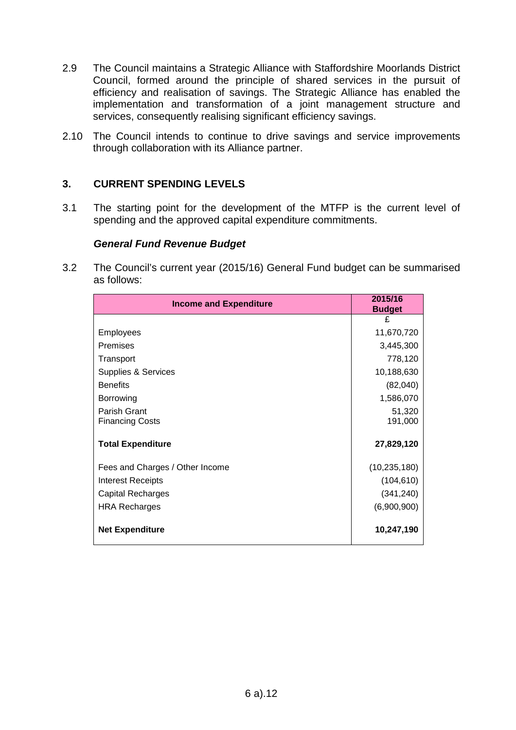2.9 The Council maintains a Strategic Alliance with Staffordshire Moorlands District Council, formed around the principle of shared services in the pursuit of efficiency and realisation of savings. The Strategic Alliance has enabled the implementation and transformation of a joint management structure and services, consequently realising significant efficiency savings.

2.10 The Council intends to continue to drive savings and service improvements through collaboration with its Alliance partner.

## 3. CURRENT SPENDING LEVELS

3.1 The starting point for the development of the MTFP is the current level of spending and the approved capital expenditure commitments.

### *General Fund Revenue Budget*

3.2 The Council's current year (2015/16) General Fund budget can be summarised as follows:

| Income and Expenditure | 2015/16 Budget |
|---|---|
| | £ |
| Employees | 11,670,720 |
| Premises | 3,445,300 |
| Transport | 778,120 |
| Supplies & Services | 10,188,630 |
| Benefits | (82,040) |
| Borrowing | 1,586,070 |
| Parish Grant | 51,320 |
| Financing Costs | 191,000 |
| **Total Expenditure** | **27,829,120** |
| Fees and Charges / Other Income | (10,235,180) |
| Interest Receipts | (104,610) |
| Capital Recharges | (341,240) |
| HRA Recharges | (6,900,900) |
| **Net Expenditure** | **10,247,190** |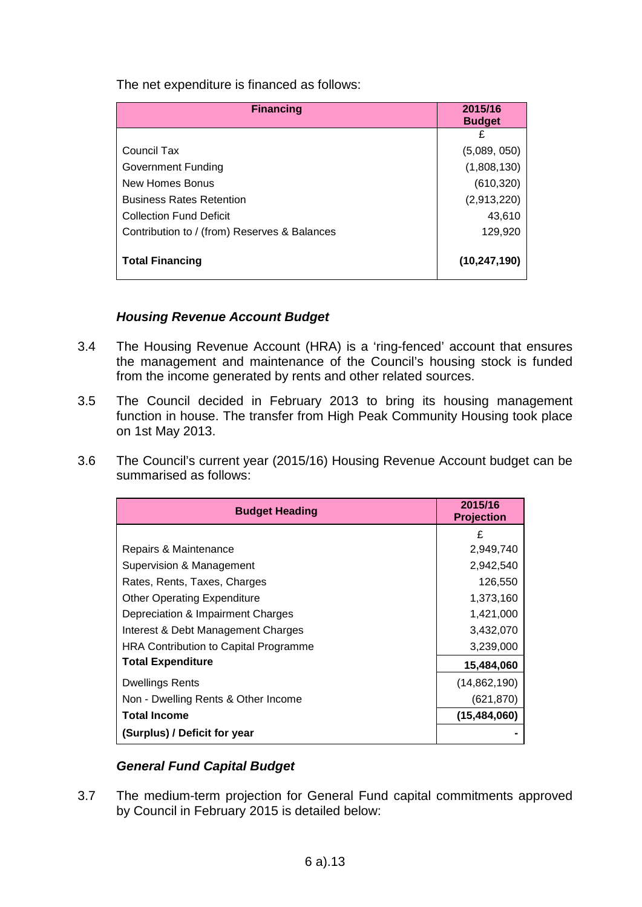The net expenditure is financed as follows:

| Financing | 2015/16 Budget |
|---|---|
| | £ |
| Council Tax | (5,089, 050) |
| Government Funding | (1,808,130) |
| New Homes Bonus | (610,320) |
| Business Rates Retention | (2,913,220) |
| Collection Fund Deficit | 43,610 |
| Contribution to / (from) Reserves & Balances | 129,920 |
| **Total Financing** | **(10,247,190)** |

### *Housing Revenue Account Budget*

3.4 The Housing Revenue Account (HRA) is a 'ring-fenced' account that ensures the management and maintenance of the Council's housing stock is funded from the income generated by rents and other related sources.

3.5 The Council decided in February 2013 to bring its housing management function in house. The transfer from High Peak Community Housing took place on 1st May 2013.

3.6 The Council's current year (2015/16) Housing Revenue Account budget can be summarised as follows:

| Budget Heading | 2015/16 Projection |
|---|---|
| | £ |
| Repairs & Maintenance | 2,949,740 |
| Supervision & Management | 2,942,540 |
| Rates, Rents, Taxes, Charges | 126,550 |
| Other Operating Expenditure | 1,373,160 |
| Depreciation & Impairment Charges | 1,421,000 |
| Interest & Debt Management Charges | 3,432,070 |
| HRA Contribution to Capital Programme | 3,239,000 |
| **Total Expenditure** | **15,484,060** |
| Dwellings Rents | (14,862,190) |
| Non - Dwelling Rents & Other Income | (621,870) |
| **Total Income** | **(15,484,060)** |
| **(Surplus) / Deficit for year** | **-** |

### *General Fund Capital Budget*

3.7 The medium-term projection for General Fund capital commitments approved by Council in February 2015 is detailed below: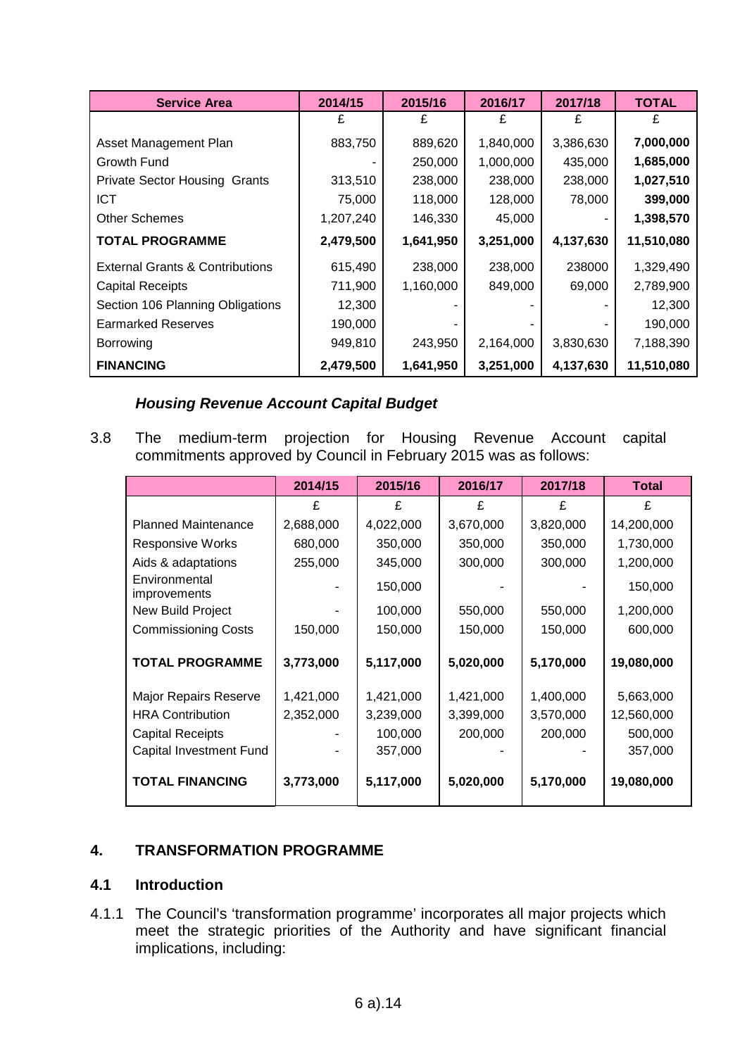| Service Area | 2014/15 | 2015/16 | 2016/17 | 2017/18 | TOTAL |
|---|---|---|---|---|---|
| | £ | £ | £ | £ | £ |
| Asset Management Plan | 883,750 | 889,620 | 1,840,000 | 3,386,630 | **7,000,000** |
| Growth Fund | - | 250,000 | 1,000,000 | 435,000 | **1,685,000** |
| Private Sector Housing Grants | 313,510 | 238,000 | 238,000 | 238,000 | **1,027,510** |
| ICT | 75,000 | 118,000 | 128,000 | 78,000 | **399,000** |
| Other Schemes | 1,207,240 | 146,330 | 45,000 | - | **1,398,570** |
| **TOTAL PROGRAMME** | **2,479,500** | **1,641,950** | **3,251,000** | **4,137,630** | **11,510,080** |
| External Grants & Contributions | 615,490 | 238,000 | 238,000 | 238000 | 1,329,490 |
| Capital Receipts | 711,900 | 1,160,000 | 849,000 | 69,000 | 2,789,900 |
| Section 106 Planning Obligations | 12,300 | - | - | - | 12,300 |
| Earmarked Reserves | 190,000 | - | - | - | 190,000 |
| Borrowing | 949,810 | 243,950 | 2,164,000 | 3,830,630 | 7,188,390 |
| **FINANCING** | **2,479,500** | **1,641,950** | **3,251,000** | **4,137,630** | **11,510,080** |

***Housing Revenue Account Capital Budget***

3.8 The medium-term projection for Housing Revenue Account capital commitments approved by Council in February 2015 was as follows:

| | 2014/15 | 2015/16 | 2016/17 | 2017/18 | Total |
|---|---|---|---|---|---|
| | £ | £ | £ | £ | £ |
| Planned Maintenance | 2,688,000 | 4,022,000 | 3,670,000 | 3,820,000 | 14,200,000 |
| Responsive Works | 680,000 | 350,000 | 350,000 | 350,000 | 1,730,000 |
| Aids & adaptations | 255,000 | 345,000 | 300,000 | 300,000 | 1,200,000 |
| Environmental improvements | - | 150,000 | - | - | 150,000 |
| New Build Project | - | 100,000 | 550,000 | 550,000 | 1,200,000 |
| Commissioning Costs | 150,000 | 150,000 | 150,000 | 150,000 | 600,000 |
| **TOTAL PROGRAMME** | **3,773,000** | **5,117,000** | **5,020,000** | **5,170,000** | **19,080,000** |
| Major Repairs Reserve | 1,421,000 | 1,421,000 | 1,421,000 | 1,400,000 | 5,663,000 |
| HRA Contribution | 2,352,000 | 3,239,000 | 3,399,000 | 3,570,000 | 12,560,000 |
| Capital Receipts | - | 100,000 | 200,000 | 200,000 | 500,000 |
| Capital Investment Fund | - | 357,000 | - | - | 357,000 |
| **TOTAL FINANCING** | **3,773,000** | **5,117,000** | **5,020,000** | **5,170,000** | **19,080,000** |

## 4. TRANSFORMATION PROGRAMME

### 4.1 Introduction

4.1.1 The Council's 'transformation programme' incorporates all major projects which meet the strategic priorities of the Authority and have significant financial implications, including: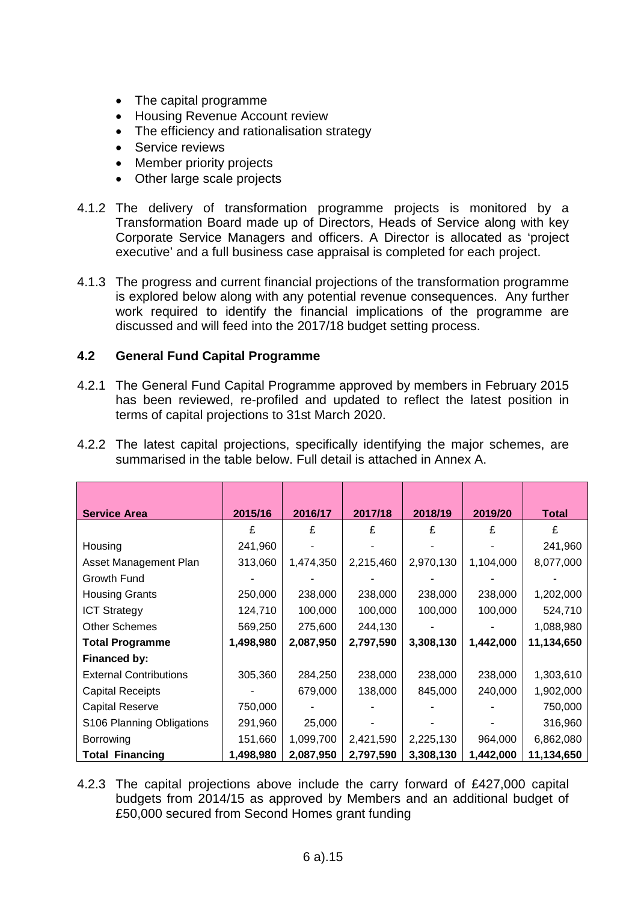- The capital programme
- Housing Revenue Account review
- The efficiency and rationalisation strategy
- Service reviews
- Member priority projects
- Other large scale projects

4.1.2 The delivery of transformation programme projects is monitored by a Transformation Board made up of Directors, Heads of Service along with key Corporate Service Managers and officers. A Director is allocated as 'project executive' and a full business case appraisal is completed for each project.

4.1.3 The progress and current financial projections of the transformation programme is explored below along with any potential revenue consequences. Any further work required to identify the financial implications of the programme are discussed and will feed into the 2017/18 budget setting process.

### 4.2 General Fund Capital Programme

4.2.1 The General Fund Capital Programme approved by members in February 2015 has been reviewed, re-profiled and updated to reflect the latest position in terms of capital projections to 31st March 2020.

4.2.2 The latest capital projections, specifically identifying the major schemes, are summarised in the table below. Full detail is attached in Annex A.

| Service Area | 2015/16 | 2016/17 | 2017/18 | 2018/19 | 2019/20 | Total |
|---|---|---|---|---|---|---|
| | £ | £ | £ | £ | £ | £ |
| Housing | 241,960 | - | - | - | - | 241,960 |
| Asset Management Plan | 313,060 | 1,474,350 | 2,215,460 | 2,970,130 | 1,104,000 | 8,077,000 |
| Growth Fund | - | - | - | - | - | - |
| Housing Grants | 250,000 | 238,000 | 238,000 | 238,000 | 238,000 | 1,202,000 |
| ICT Strategy | 124,710 | 100,000 | 100,000 | 100,000 | 100,000 | 524,710 |
| Other Schemes | 569,250 | 275,600 | 244,130 | - | - | 1,088,980 |
| **Total Programme** | **1,498,980** | **2,087,950** | **2,797,590** | **3,308,130** | **1,442,000** | **11,134,650** |
| **Financed by:** | | | | | | |
| External Contributions | 305,360 | 284,250 | 238,000 | 238,000 | 238,000 | 1,303,610 |
| Capital Receipts | - | 679,000 | 138,000 | 845,000 | 240,000 | 1,902,000 |
| Capital Reserve | 750,000 | - | - | - | - | 750,000 |
| S106 Planning Obligations | 291,960 | 25,000 | - | - | - | 316,960 |
| Borrowing | 151,660 | 1,099,700 | 2,421,590 | 2,225,130 | 964,000 | 6,862,080 |
| **Total Financing** | **1,498,980** | **2,087,950** | **2,797,590** | **3,308,130** | **1,442,000** | **11,134,650** |

4.2.3 The capital projections above include the carry forward of £427,000 capital budgets from 2014/15 as approved by Members and an additional budget of £50,000 secured from Second Homes grant funding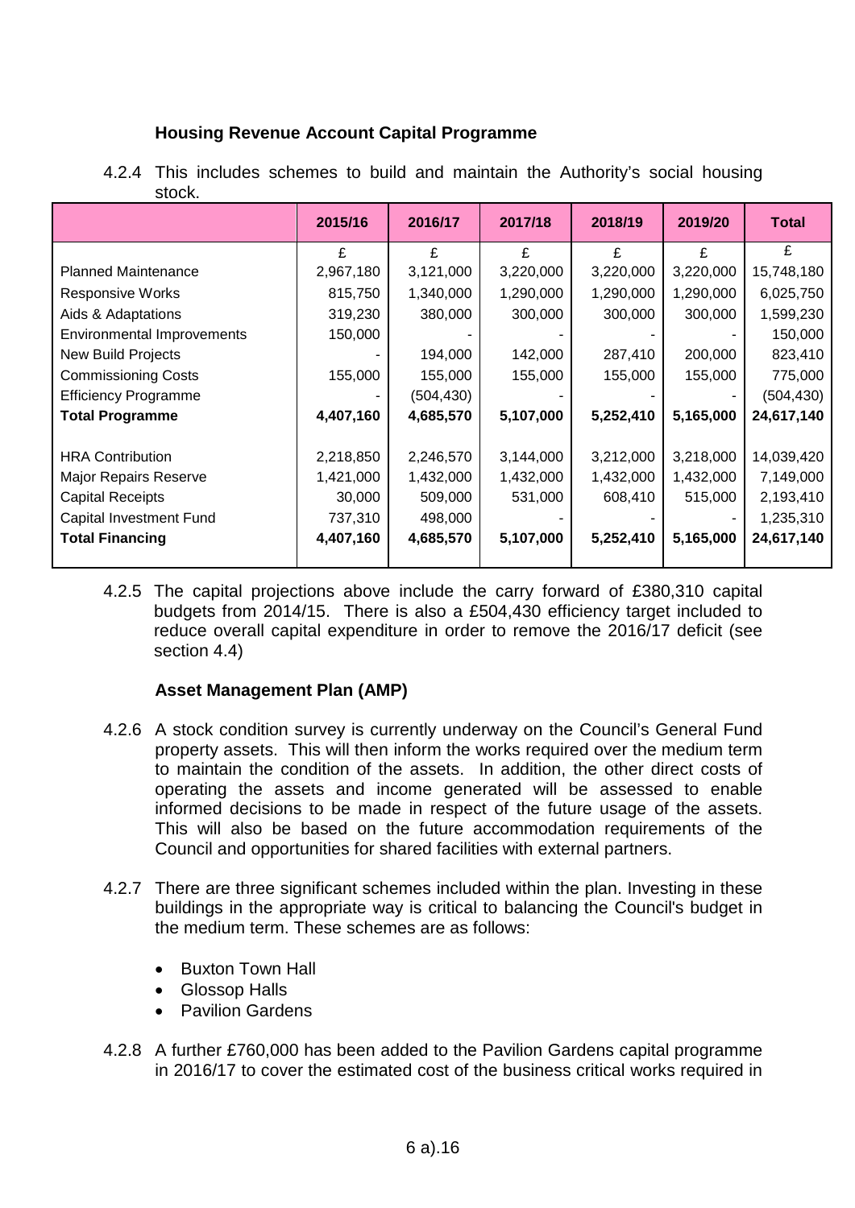### Housing Revenue Account Capital Programme

4.2.4 This includes schemes to build and maintain the Authority's social housing stock.

| | 2015/16 | 2016/17 | 2017/18 | 2018/19 | 2019/20 | Total |
|---|---|---|---|---|---|---|
| | £ | £ | £ | £ | £ | £ |
| Planned Maintenance | 2,967,180 | 3,121,000 | 3,220,000 | 3,220,000 | 3,220,000 | 15,748,180 |
| Responsive Works | 815,750 | 1,340,000 | 1,290,000 | 1,290,000 | 1,290,000 | 6,025,750 |
| Aids & Adaptations | 319,230 | 380,000 | 300,000 | 300,000 | 300,000 | 1,599,230 |
| Environmental Improvements | 150,000 | - | - | - | - | 150,000 |
| New Build Projects | - | 194,000 | 142,000 | 287,410 | 200,000 | 823,410 |
| Commissioning Costs | 155,000 | 155,000 | 155,000 | 155,000 | 155,000 | 775,000 |
| Efficiency Programme | - | (504,430) | - | - | - | (504,430) |
| **Total Programme** | **4,407,160** | **4,685,570** | **5,107,000** | **5,252,410** | **5,165,000** | **24,617,140** |
| | | | | | | |
| HRA Contribution | 2,218,850 | 2,246,570 | 3,144,000 | 3,212,000 | 3,218,000 | 14,039,420 |
| Major Repairs Reserve | 1,421,000 | 1,432,000 | 1,432,000 | 1,432,000 | 1,432,000 | 7,149,000 |
| Capital Receipts | 30,000 | 509,000 | 531,000 | 608,410 | 515,000 | 2,193,410 |
| Capital Investment Fund | 737,310 | 498,000 | - | - | - | 1,235,310 |
| **Total Financing** | **4,407,160** | **4,685,570** | **5,107,000** | **5,252,410** | **5,165,000** | **24,617,140** |

4.2.5 The capital projections above include the carry forward of £380,310 capital budgets from 2014/15. There is also a £504,430 efficiency target included to reduce overall capital expenditure in order to remove the 2016/17 deficit (see section 4.4)

### Asset Management Plan (AMP)

4.2.6 A stock condition survey is currently underway on the Council's General Fund property assets. This will then inform the works required over the medium term to maintain the condition of the assets. In addition, the other direct costs of operating the assets and income generated will be assessed to enable informed decisions to be made in respect of the future usage of the assets. This will also be based on the future accommodation requirements of the Council and opportunities for shared facilities with external partners.

4.2.7 There are three significant schemes included within the plan. Investing in these buildings in the appropriate way is critical to balancing the Council's budget in the medium term. These schemes are as follows:

- Buxton Town Hall
- Glossop Halls
- Pavilion Gardens

4.2.8 A further £760,000 has been added to the Pavilion Gardens capital programme in 2016/17 to cover the estimated cost of the business critical works required in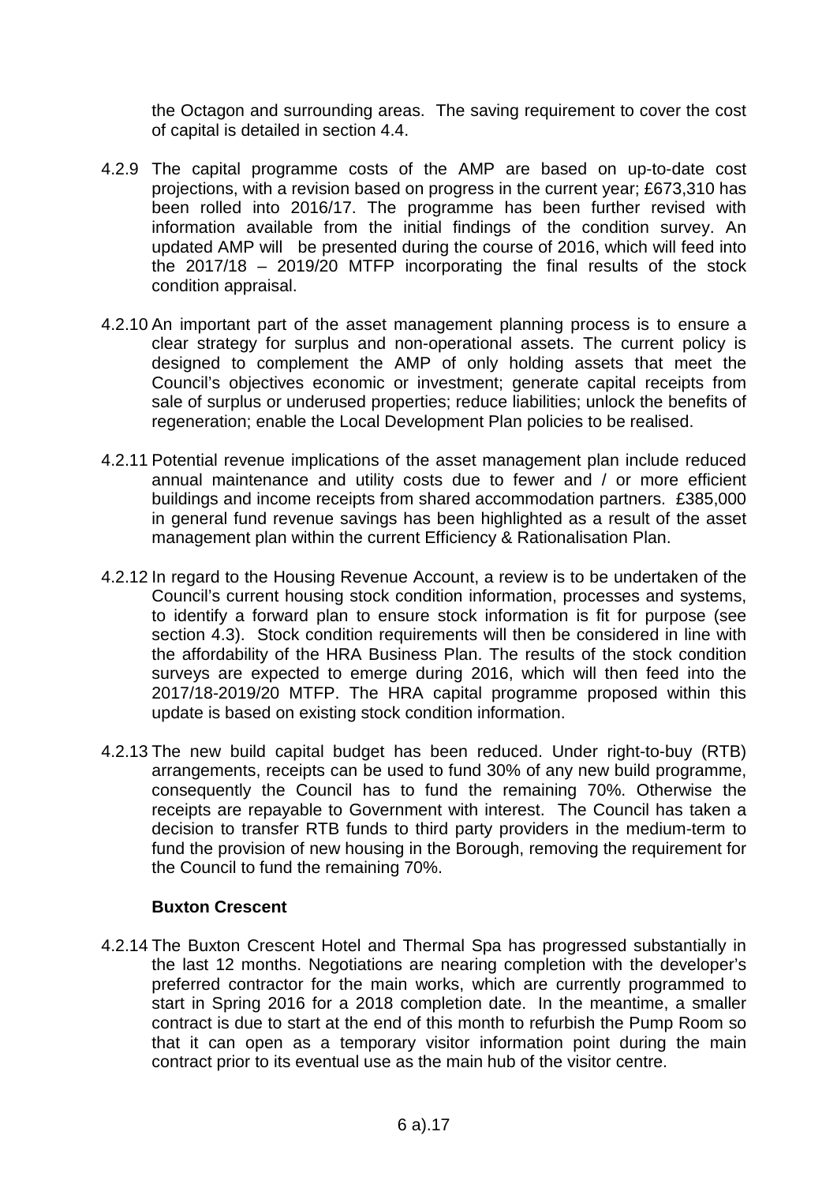the Octagon and surrounding areas. The saving requirement to cover the cost of capital is detailed in section 4.4.

4.2.9 The capital programme costs of the AMP are based on up-to-date cost projections, with a revision based on progress in the current year; £673,310 has been rolled into 2016/17. The programme has been further revised with information available from the initial findings of the condition survey. An updated AMP will be presented during the course of 2016, which will feed into the 2017/18 – 2019/20 MTFP incorporating the final results of the stock condition appraisal.

4.2.10 An important part of the asset management planning process is to ensure a clear strategy for surplus and non-operational assets. The current policy is designed to complement the AMP of only holding assets that meet the Council's objectives economic or investment; generate capital receipts from sale of surplus or underused properties; reduce liabilities; unlock the benefits of regeneration; enable the Local Development Plan policies to be realised.

4.2.11 Potential revenue implications of the asset management plan include reduced annual maintenance and utility costs due to fewer and / or more efficient buildings and income receipts from shared accommodation partners. £385,000 in general fund revenue savings has been highlighted as a result of the asset management plan within the current Efficiency & Rationalisation Plan.

4.2.12 In regard to the Housing Revenue Account, a review is to be undertaken of the Council's current housing stock condition information, processes and systems, to identify a forward plan to ensure stock information is fit for purpose (see section 4.3). Stock condition requirements will then be considered in line with the affordability of the HRA Business Plan. The results of the stock condition surveys are expected to emerge during 2016, which will then feed into the 2017/18-2019/20 MTFP. The HRA capital programme proposed within this update is based on existing stock condition information.

4.2.13 The new build capital budget has been reduced. Under right-to-buy (RTB) arrangements, receipts can be used to fund 30% of any new build programme, consequently the Council has to fund the remaining 70%. Otherwise the receipts are repayable to Government with interest. The Council has taken a decision to transfer RTB funds to third party providers in the medium-term to fund the provision of new housing in the Borough, removing the requirement for the Council to fund the remaining 70%.

**Buxton Crescent**

4.2.14 The Buxton Crescent Hotel and Thermal Spa has progressed substantially in the last 12 months. Negotiations are nearing completion with the developer's preferred contractor for the main works, which are currently programmed to start in Spring 2016 for a 2018 completion date. In the meantime, a smaller contract is due to start at the end of this month to refurbish the Pump Room so that it can open as a temporary visitor information point during the main contract prior to its eventual use as the main hub of the visitor centre.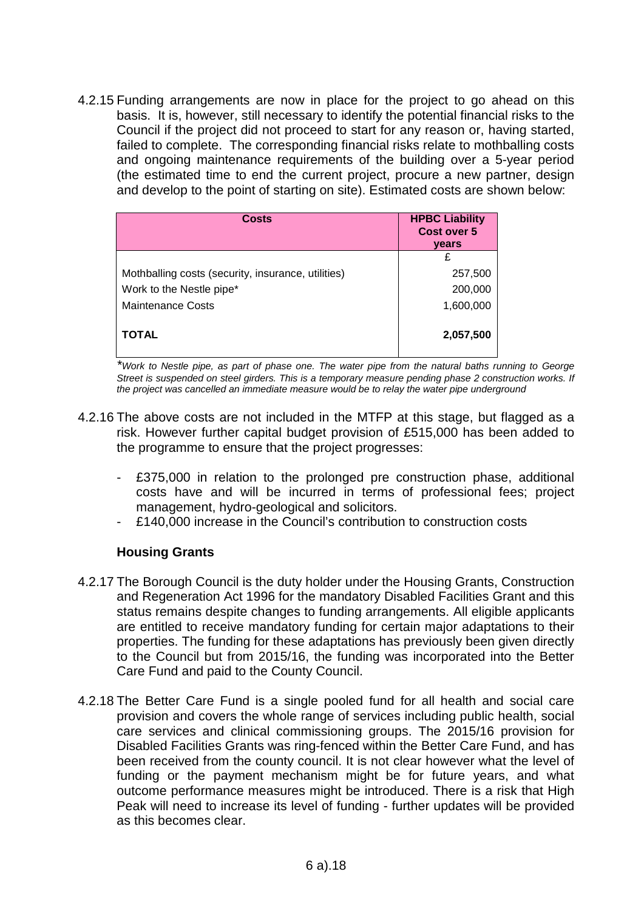4.2.15 Funding arrangements are now in place for the project to go ahead on this basis. It is, however, still necessary to identify the potential financial risks to the Council if the project did not proceed to start for any reason or, having started, failed to complete. The corresponding financial risks relate to mothballing costs and ongoing maintenance requirements of the building over a 5-year period (the estimated time to end the current project, procure a new partner, design and develop to the point of starting on site). Estimated costs are shown below:

| Costs | HPBC Liability Cost over 5 years |
|---|---|
| | £ |
| Mothballing costs (security, insurance, utilities) | 257,500 |
| Work to the Nestle pipe* | 200,000 |
| Maintenance Costs | 1,600,000 |
| **TOTAL** | **2,057,500** |

**Work to Nestle pipe, as part of phase one. The water pipe from the natural baths running to George Street is suspended on steel girders. This is a temporary measure pending phase 2 construction works. If the project was cancelled an immediate measure would be to relay the water pipe underground*

4.2.16 The above costs are not included in the MTFP at this stage, but flagged as a risk. However further capital budget provision of £515,000 has been added to the programme to ensure that the project progresses:

- £375,000 in relation to the prolonged pre construction phase, additional costs have and will be incurred in terms of professional fees; project management, hydro-geological and solicitors.
- £140,000 increase in the Council's contribution to construction costs

### Housing Grants

4.2.17 The Borough Council is the duty holder under the Housing Grants, Construction and Regeneration Act 1996 for the mandatory Disabled Facilities Grant and this status remains despite changes to funding arrangements. All eligible applicants are entitled to receive mandatory funding for certain major adaptations to their properties. The funding for these adaptations has previously been given directly to the Council but from 2015/16, the funding was incorporated into the Better Care Fund and paid to the County Council.

4.2.18 The Better Care Fund is a single pooled fund for all health and social care provision and covers the whole range of services including public health, social care services and clinical commissioning groups. The 2015/16 provision for Disabled Facilities Grants was ring-fenced within the Better Care Fund, and has been received from the county council. It is not clear however what the level of funding or the payment mechanism might be for future years, and what outcome performance measures might be introduced. There is a risk that High Peak will need to increase its level of funding - further updates will be provided as this becomes clear.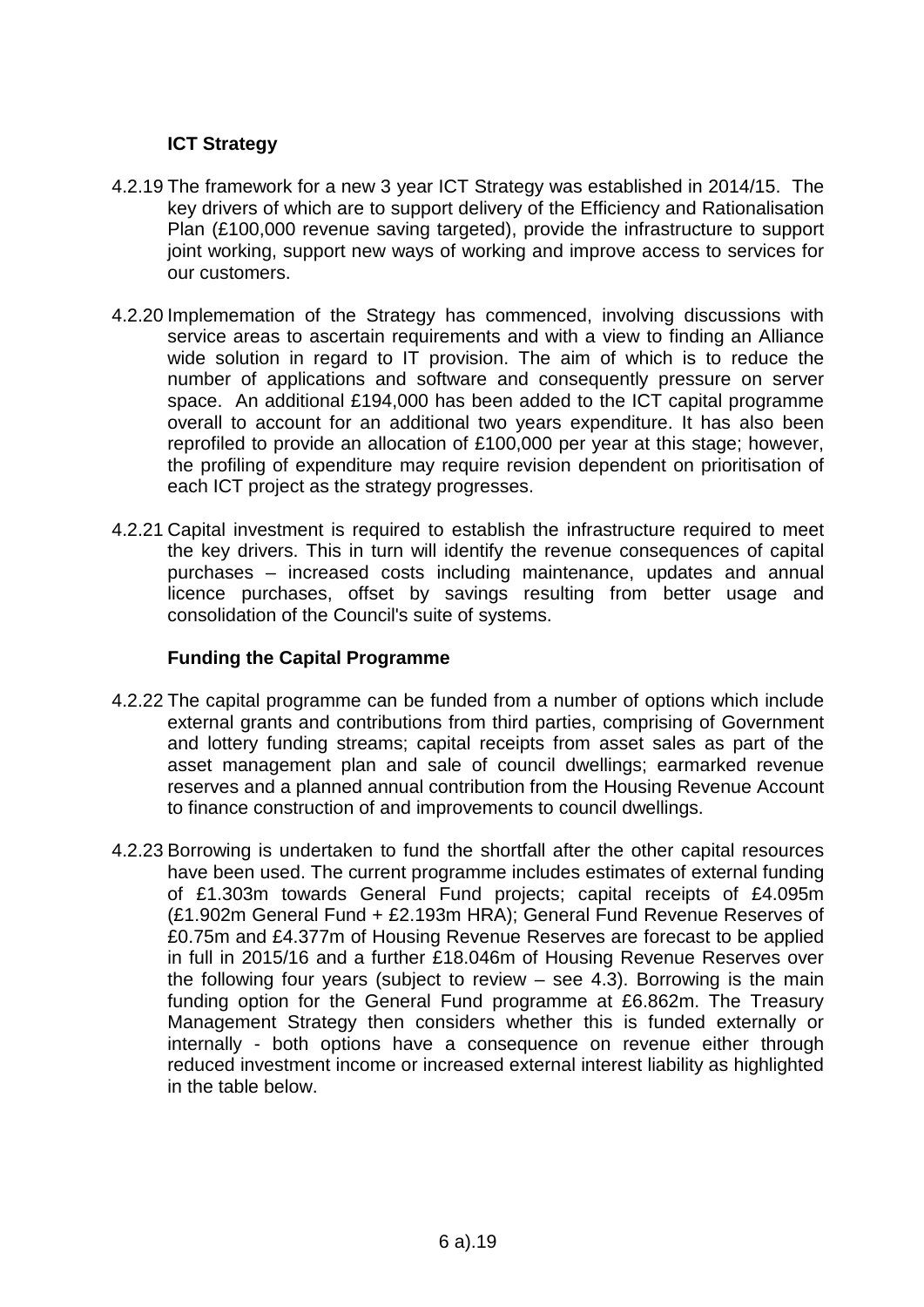### ICT Strategy

4.2.19 The framework for a new 3 year ICT Strategy was established in 2014/15. The key drivers of which are to support delivery of the Efficiency and Rationalisation Plan (£100,000 revenue saving targeted), provide the infrastructure to support joint working, support new ways of working and improve access to services for our customers.

4.2.20 Implememation of the Strategy has commenced, involving discussions with service areas to ascertain requirements and with a view to finding an Alliance wide solution in regard to IT provision. The aim of which is to reduce the number of applications and software and consequently pressure on server space. An additional £194,000 has been added to the ICT capital programme overall to account for an additional two years expenditure. It has also been reprofiled to provide an allocation of £100,000 per year at this stage; however, the profiling of expenditure may require revision dependent on prioritisation of each ICT project as the strategy progresses.

4.2.21 Capital investment is required to establish the infrastructure required to meet the key drivers. This in turn will identify the revenue consequences of capital purchases – increased costs including maintenance, updates and annual licence purchases, offset by savings resulting from better usage and consolidation of the Council's suite of systems.

### Funding the Capital Programme

4.2.22 The capital programme can be funded from a number of options which include external grants and contributions from third parties, comprising of Government and lottery funding streams; capital receipts from asset sales as part of the asset management plan and sale of council dwellings; earmarked revenue reserves and a planned annual contribution from the Housing Revenue Account to finance construction of and improvements to council dwellings.

4.2.23 Borrowing is undertaken to fund the shortfall after the other capital resources have been used. The current programme includes estimates of external funding of £1.303m towards General Fund projects; capital receipts of £4.095m (£1.902m General Fund + £2.193m HRA); General Fund Revenue Reserves of £0.75m and £4.377m of Housing Revenue Reserves are forecast to be applied in full in 2015/16 and a further £18.046m of Housing Revenue Reserves over the following four years (subject to review – see 4.3). Borrowing is the main funding option for the General Fund programme at £6.862m. The Treasury Management Strategy then considers whether this is funded externally or internally - both options have a consequence on revenue either through reduced investment income or increased external interest liability as highlighted in the table below.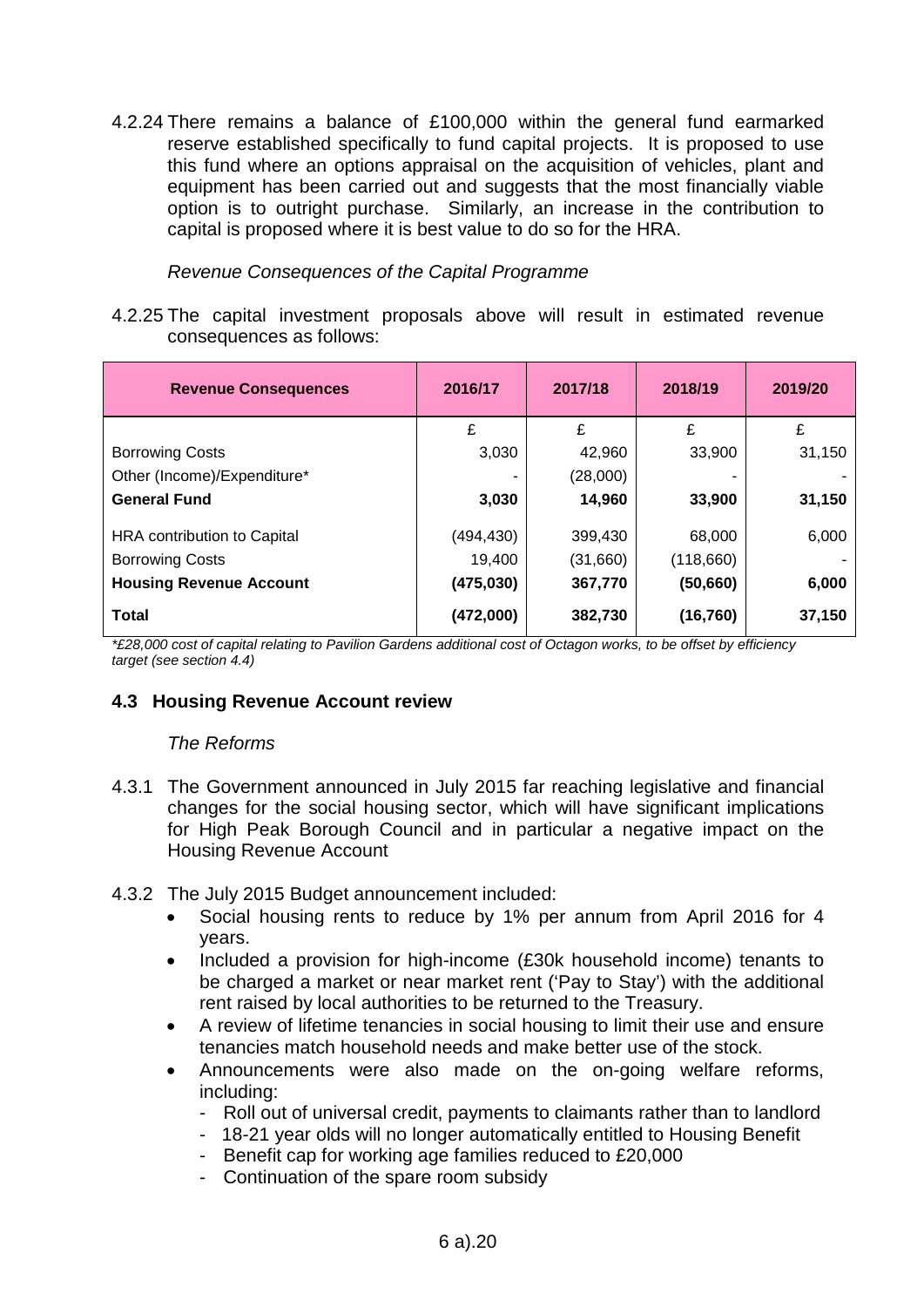4.2.24 There remains a balance of £100,000 within the general fund earmarked reserve established specifically to fund capital projects. It is proposed to use this fund where an options appraisal on the acquisition of vehicles, plant and equipment has been carried out and suggests that the most financially viable option is to outright purchase. Similarly, an increase in the contribution to capital is proposed where it is best value to do so for the HRA.

*Revenue Consequences of the Capital Programme*

4.2.25 The capital investment proposals above will result in estimated revenue consequences as follows:

| Revenue Consequences | 2016/17 | 2017/18 | 2018/19 | 2019/20 |
|---|---|---|---|---|
| | £ | £ | £ | £ |
| Borrowing Costs | 3,030 | 42,960 | 33,900 | 31,150 |
| Other (Income)/Expenditure* | - | (28,000) | - | - |
| **General Fund** | **3,030** | **14,960** | **33,900** | **31,150** |
| HRA contribution to Capital | (494,430) | 399,430 | 68,000 | 6,000 |
| Borrowing Costs | 19,400 | (31,660) | (118,660) | - |
| **Housing Revenue Account** | **(475,030)** | **367,770** | **(50,660)** | **6,000** |
| **Total** | **(472,000)** | **382,730** | **(16,760)** | **37,150** |

*\*£28,000 cost of capital relating to Pavilion Gardens additional cost of Octagon works, to be offset by efficiency target (see section 4.4)*

### 4.3 Housing Revenue Account review

*The Reforms*

4.3.1 The Government announced in July 2015 far reaching legislative and financial changes for the social housing sector, which will have significant implications for High Peak Borough Council and in particular a negative impact on the Housing Revenue Account

4.3.2 The July 2015 Budget announcement included:

- Social housing rents to reduce by 1% per annum from April 2016 for 4 years.
- Included a provision for high-income (£30k household income) tenants to be charged a market or near market rent ('Pay to Stay') with the additional rent raised by local authorities to be returned to the Treasury.
- A review of lifetime tenancies in social housing to limit their use and ensure tenancies match household needs and make better use of the stock.
- Announcements were also made on the on-going welfare reforms, including:
  - Roll out of universal credit, payments to claimants rather than to landlord
  - 18-21 year olds will no longer automatically entitled to Housing Benefit
  - Benefit cap for working age families reduced to £20,000
  - Continuation of the spare room subsidy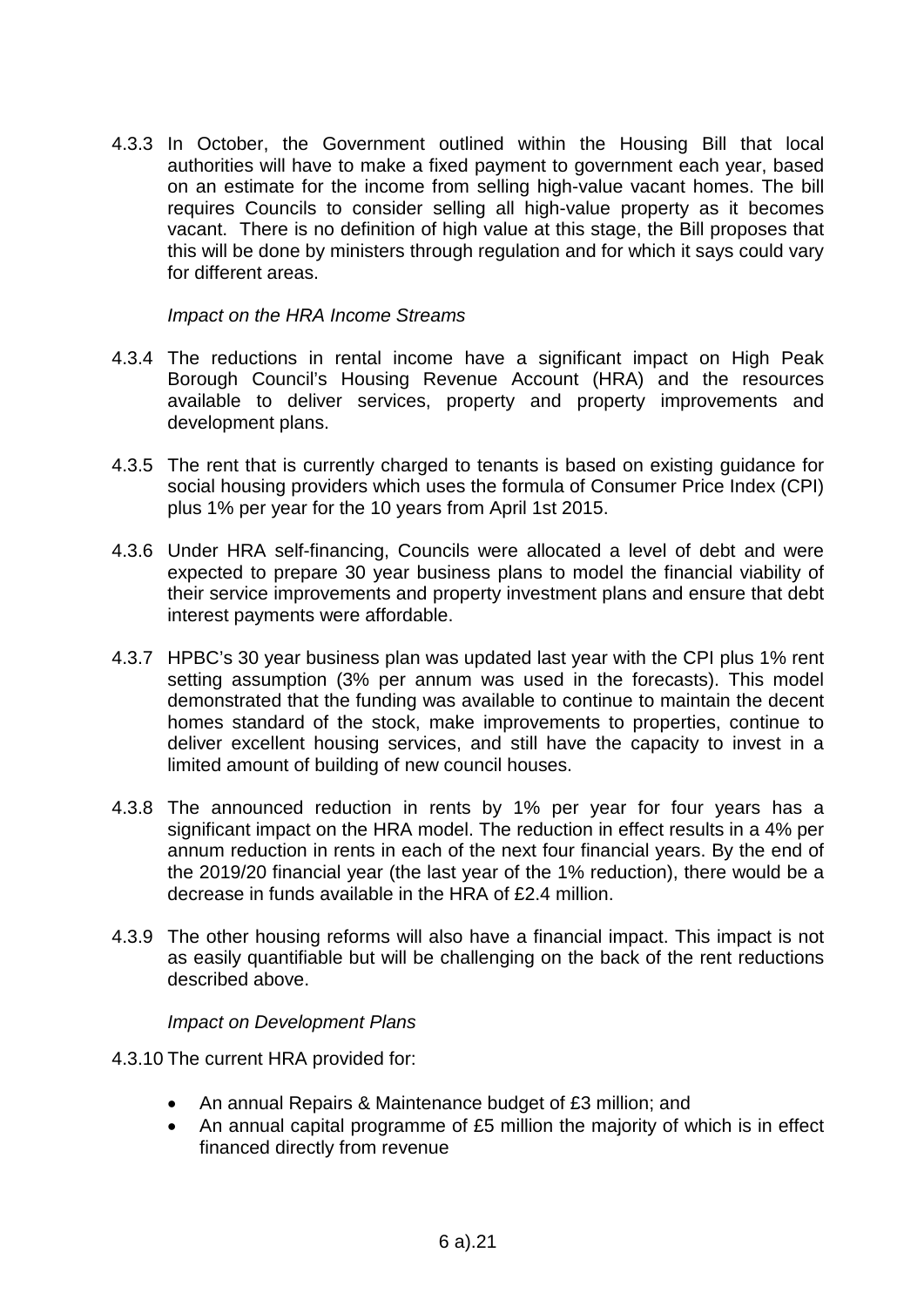4.3.3 In October, the Government outlined within the Housing Bill that local authorities will have to make a fixed payment to government each year, based on an estimate for the income from selling high-value vacant homes. The bill requires Councils to consider selling all high-value property as it becomes vacant. There is no definition of high value at this stage, the Bill proposes that this will be done by ministers through regulation and for which it says could vary for different areas.

*Impact on the HRA Income Streams*

4.3.4 The reductions in rental income have a significant impact on High Peak Borough Council's Housing Revenue Account (HRA) and the resources available to deliver services, property and property improvements and development plans.

4.3.5 The rent that is currently charged to tenants is based on existing guidance for social housing providers which uses the formula of Consumer Price Index (CPI) plus 1% per year for the 10 years from April 1st 2015.

4.3.6 Under HRA self-financing, Councils were allocated a level of debt and were expected to prepare 30 year business plans to model the financial viability of their service improvements and property investment plans and ensure that debt interest payments were affordable.

4.3.7 HPBC's 30 year business plan was updated last year with the CPI plus 1% rent setting assumption (3% per annum was used in the forecasts). This model demonstrated that the funding was available to continue to maintain the decent homes standard of the stock, make improvements to properties, continue to deliver excellent housing services, and still have the capacity to invest in a limited amount of building of new council houses.

4.3.8 The announced reduction in rents by 1% per year for four years has a significant impact on the HRA model. The reduction in effect results in a 4% per annum reduction in rents in each of the next four financial years. By the end of the 2019/20 financial year (the last year of the 1% reduction), there would be a decrease in funds available in the HRA of £2.4 million.

4.3.9 The other housing reforms will also have a financial impact. This impact is not as easily quantifiable but will be challenging on the back of the rent reductions described above.

*Impact on Development Plans*

4.3.10 The current HRA provided for:

- An annual Repairs & Maintenance budget of £3 million; and
- An annual capital programme of £5 million the majority of which is in effect financed directly from revenue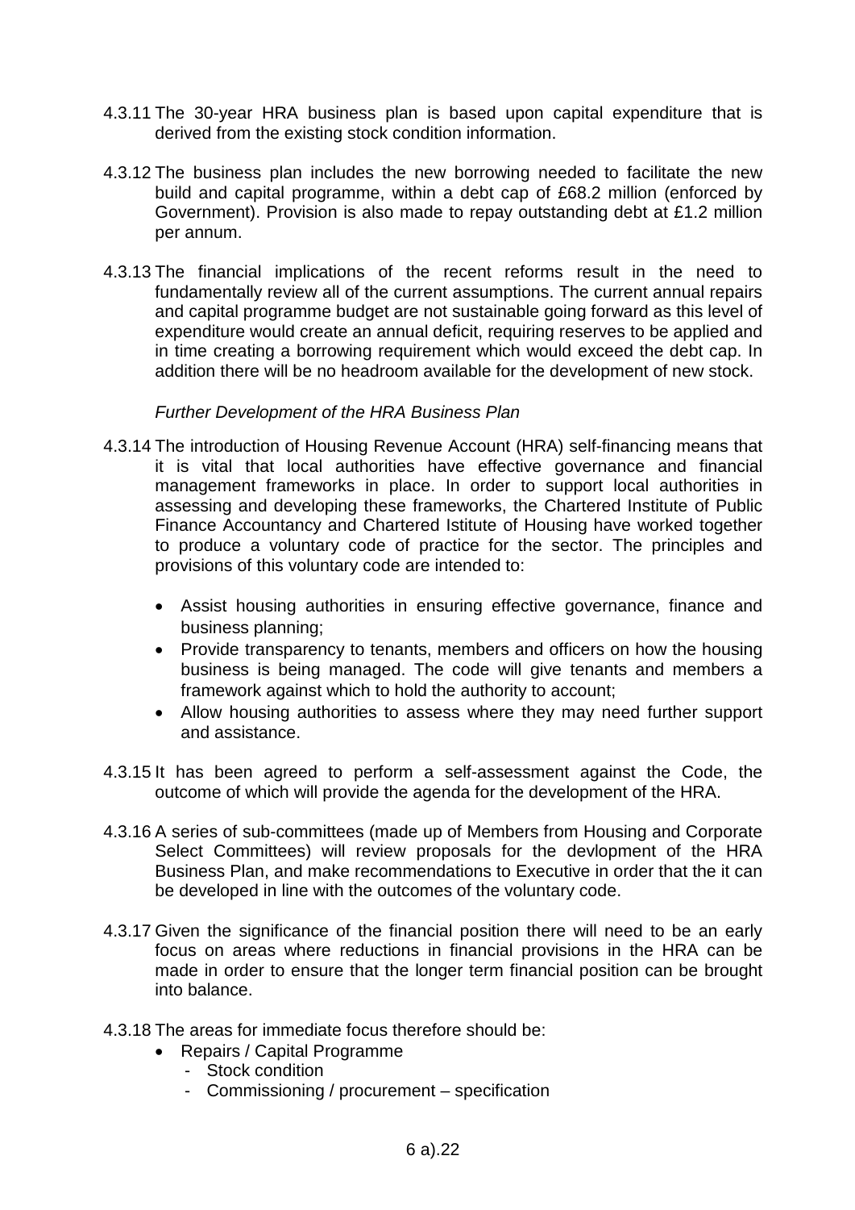4.3.11 The 30-year HRA business plan is based upon capital expenditure that is derived from the existing stock condition information.

4.3.12 The business plan includes the new borrowing needed to facilitate the new build and capital programme, within a debt cap of £68.2 million (enforced by Government). Provision is also made to repay outstanding debt at £1.2 million per annum.

4.3.13 The financial implications of the recent reforms result in the need to fundamentally review all of the current assumptions. The current annual repairs and capital programme budget are not sustainable going forward as this level of expenditure would create an annual deficit, requiring reserves to be applied and in time creating a borrowing requirement which would exceed the debt cap. In addition there will be no headroom available for the development of new stock.

*Further Development of the HRA Business Plan*

4.3.14 The introduction of Housing Revenue Account (HRA) self-financing means that it is vital that local authorities have effective governance and financial management frameworks in place. In order to support local authorities in assessing and developing these frameworks, the Chartered Institute of Public Finance Accountancy and Chartered Istitute of Housing have worked together to produce a voluntary code of practice for the sector. The principles and provisions of this voluntary code are intended to:

- Assist housing authorities in ensuring effective governance, finance and business planning;
- Provide transparency to tenants, members and officers on how the housing business is being managed. The code will give tenants and members a framework against which to hold the authority to account;
- Allow housing authorities to assess where they may need further support and assistance.

4.3.15 It has been agreed to perform a self-assessment against the Code, the outcome of which will provide the agenda for the development of the HRA.

4.3.16 A series of sub-committees (made up of Members from Housing and Corporate Select Committees) will review proposals for the devlopment of the HRA Business Plan, and make recommendations to Executive in order that the it can be developed in line with the outcomes of the voluntary code.

4.3.17 Given the significance of the financial position there will need to be an early focus on areas where reductions in financial provisions in the HRA can be made in order to ensure that the longer term financial position can be brought into balance.

4.3.18 The areas for immediate focus therefore should be:

- Repairs / Capital Programme
  - Stock condition
  - Commissioning / procurement – specification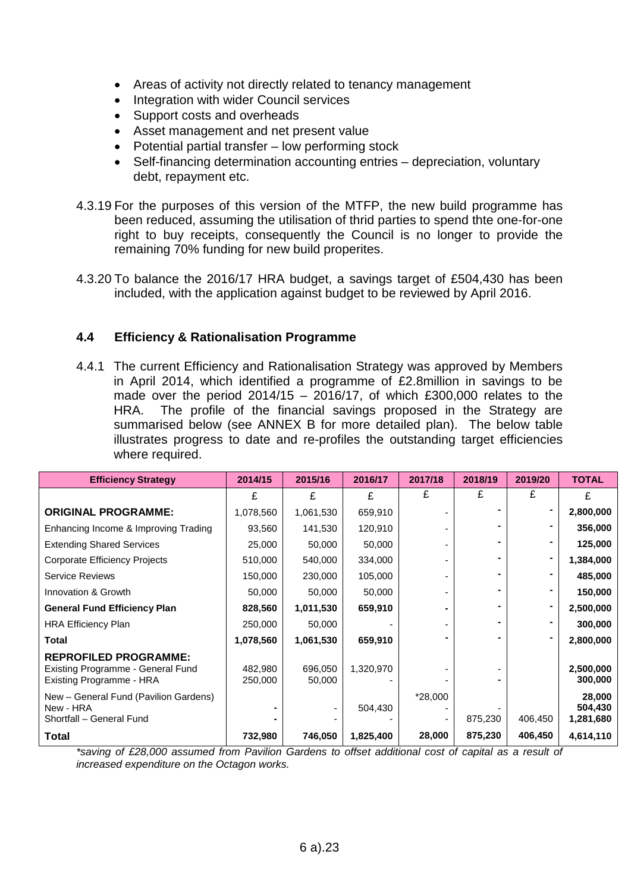- Areas of activity not directly related to tenancy management
- Integration with wider Council services
- Support costs and overheads
- Asset management and net present value
- Potential partial transfer – low performing stock
- Self-financing determination accounting entries – depreciation, voluntary debt, repayment etc.

4.3.19 For the purposes of this version of the MTFP, the new build programme has been reduced, assuming the utilisation of thrid parties to spend thte one-for-one right to buy receipts, consequently the Council is no longer to provide the remaining 70% funding for new build properites.

4.3.20 To balance the 2016/17 HRA budget, a savings target of £504,430 has been included, with the application against budget to be reviewed by April 2016.

### 4.4 Efficiency & Rationalisation Programme

4.4.1 The current Efficiency and Rationalisation Strategy was approved by Members in April 2014, which identified a programme of £2.8million in savings to be made over the period 2014/15 – 2016/17, of which £300,000 relates to the HRA. The profile of the financial savings proposed in the Strategy are summarised below (see ANNEX B for more detailed plan). The below table illustrates progress to date and re-profiles the outstanding target efficiencies where required.

| Efficiency Strategy | 2014/15 | 2015/16 | 2016/17 | 2017/18 | 2018/19 | 2019/20 | TOTAL |
|---|---|---|---|---|---|---|---|
| | £ | £ | £ | £ | £ | £ | £ |
| **ORIGINAL PROGRAMME:** | 1,078,560 | 1,061,530 | 659,910 | - | - | - | **2,800,000** |
| Enhancing Income & Improving Trading | 93,560 | 141,530 | 120,910 | - | - | - | **356,000** |
| Extending Shared Services | 25,000 | 50,000 | 50,000 | - | - | - | **125,000** |
| Corporate Efficiency Projects | 510,000 | 540,000 | 334,000 | - | - | - | **1,384,000** |
| Service Reviews | 150,000 | 230,000 | 105,000 | - | - | - | **485,000** |
| Innovation & Growth | 50,000 | 50,000 | 50,000 | - | - | - | **150,000** |
| **General Fund Efficiency Plan** | **828,560** | **1,011,530** | **659,910** | **-** | **-** | **-** | **2,500,000** |
| HRA Efficiency Plan | 250,000 | 50,000 | - | - | - | - | **300,000** |
| **Total** | **1,078,560** | **1,061,530** | **659,910** | **-** | **-** | **-** | **2,800,000** |
| **REPROFILED PROGRAMME:** | | | | | | | |
| Existing Programme - General Fund | 482,980 | 696,050 | 1,320,970 | - | - | | **2,500,000** |
| Existing Programme - HRA | 250,000 | 50,000 | - | - | - | | **300,000** |
| New – General Fund (Pavilion Gardens) | | | | *28,000 | | | **28,000** |
| New - HRA | - | - | 504,430 | - | - | | **504,430** |
| Shortfall – General Fund | - | - | - | - | 875,230 | 406,450 | **1,281,680** |
| **Total** | **732,980** | **746,050** | **1,825,400** | **28,000** | **875,230** | **406,450** | **4,614,110** |

*\*saving of £28,000 assumed from Pavilion Gardens to offset additional cost of capital as a result of increased expenditure on the Octagon works.*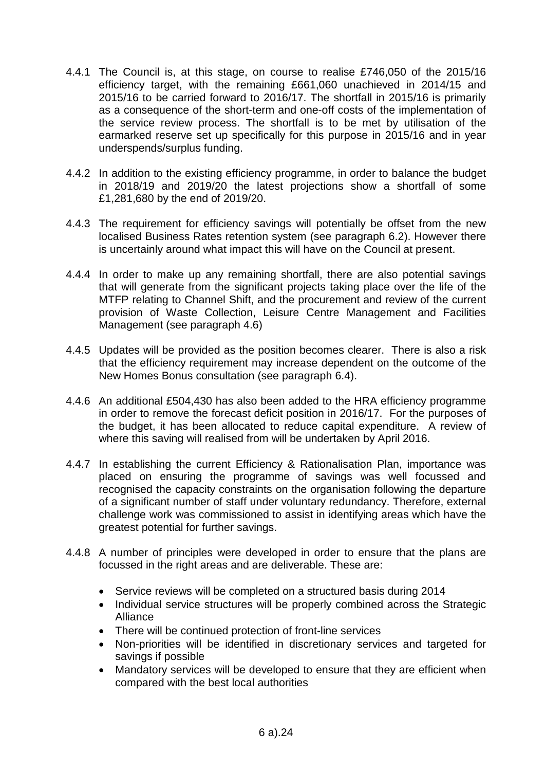4.4.1 The Council is, at this stage, on course to realise £746,050 of the 2015/16 efficiency target, with the remaining £661,060 unachieved in 2014/15 and 2015/16 to be carried forward to 2016/17. The shortfall in 2015/16 is primarily as a consequence of the short-term and one-off costs of the implementation of the service review process. The shortfall is to be met by utilisation of the earmarked reserve set up specifically for this purpose in 2015/16 and in year underspends/surplus funding.

4.4.2 In addition to the existing efficiency programme, in order to balance the budget in 2018/19 and 2019/20 the latest projections show a shortfall of some £1,281,680 by the end of 2019/20.

4.4.3 The requirement for efficiency savings will potentially be offset from the new localised Business Rates retention system (see paragraph 6.2). However there is uncertainly around what impact this will have on the Council at present.

4.4.4 In order to make up any remaining shortfall, there are also potential savings that will generate from the significant projects taking place over the life of the MTFP relating to Channel Shift, and the procurement and review of the current provision of Waste Collection, Leisure Centre Management and Facilities Management (see paragraph 4.6)

4.4.5 Updates will be provided as the position becomes clearer. There is also a risk that the efficiency requirement may increase dependent on the outcome of the New Homes Bonus consultation (see paragraph 6.4).

4.4.6 An additional £504,430 has also been added to the HRA efficiency programme in order to remove the forecast deficit position in 2016/17. For the purposes of the budget, it has been allocated to reduce capital expenditure. A review of where this saving will realised from will be undertaken by April 2016.

4.4.7 In establishing the current Efficiency & Rationalisation Plan, importance was placed on ensuring the programme of savings was well focussed and recognised the capacity constraints on the organisation following the departure of a significant number of staff under voluntary redundancy. Therefore, external challenge work was commissioned to assist in identifying areas which have the greatest potential for further savings.

4.4.8 A number of principles were developed in order to ensure that the plans are focussed in the right areas and are deliverable. These are:

- Service reviews will be completed on a structured basis during 2014
- Individual service structures will be properly combined across the Strategic Alliance
- There will be continued protection of front-line services
- Non-priorities will be identified in discretionary services and targeted for savings if possible
- Mandatory services will be developed to ensure that they are efficient when compared with the best local authorities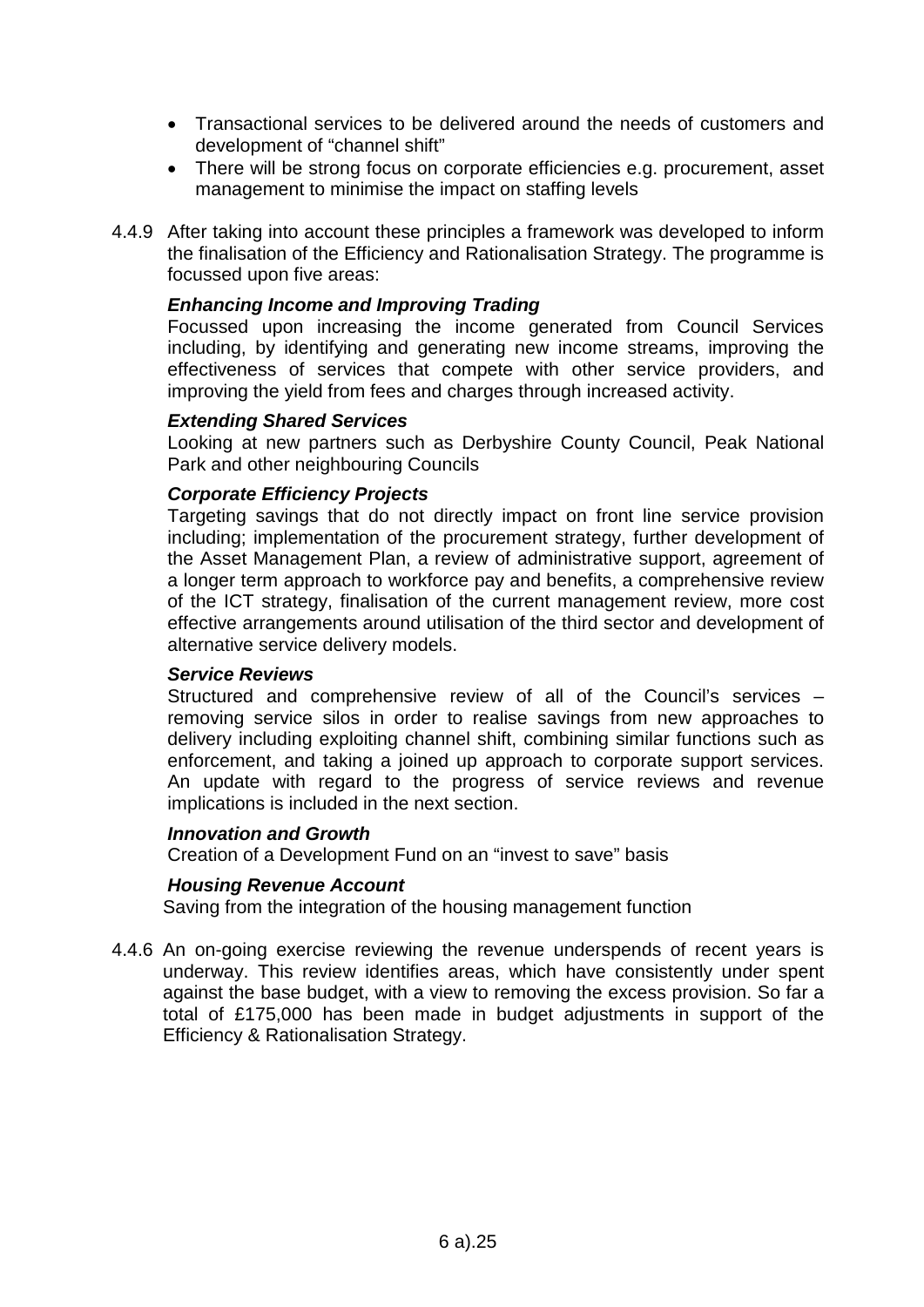- Transactional services to be delivered around the needs of customers and development of "channel shift"
- There will be strong focus on corporate efficiencies e.g. procurement, asset management to minimise the impact on staffing levels

4.4.9 After taking into account these principles a framework was developed to inform the finalisation of the Efficiency and Rationalisation Strategy. The programme is focussed upon five areas:

***Enhancing Income and Improving Trading***

Focussed upon increasing the income generated from Council Services including, by identifying and generating new income streams, improving the effectiveness of services that compete with other service providers, and improving the yield from fees and charges through increased activity.

***Extending Shared Services***

Looking at new partners such as Derbyshire County Council, Peak National Park and other neighbouring Councils

***Corporate Efficiency Projects***

Targeting savings that do not directly impact on front line service provision including; implementation of the procurement strategy, further development of the Asset Management Plan, a review of administrative support, agreement of a longer term approach to workforce pay and benefits, a comprehensive review of the ICT strategy, finalisation of the current management review, more cost effective arrangements around utilisation of the third sector and development of alternative service delivery models.

***Service Reviews***

Structured and comprehensive review of all of the Council's services – removing service silos in order to realise savings from new approaches to delivery including exploiting channel shift, combining similar functions such as enforcement, and taking a joined up approach to corporate support services. An update with regard to the progress of service reviews and revenue implications is included in the next section.

***Innovation and Growth***

Creation of a Development Fund on an "invest to save" basis

***Housing Revenue Account***

Saving from the integration of the housing management function

4.4.6 An on-going exercise reviewing the revenue underspends of recent years is underway. This review identifies areas, which have consistently under spent against the base budget, with a view to removing the excess provision. So far a total of £175,000 has been made in budget adjustments in support of the Efficiency & Rationalisation Strategy.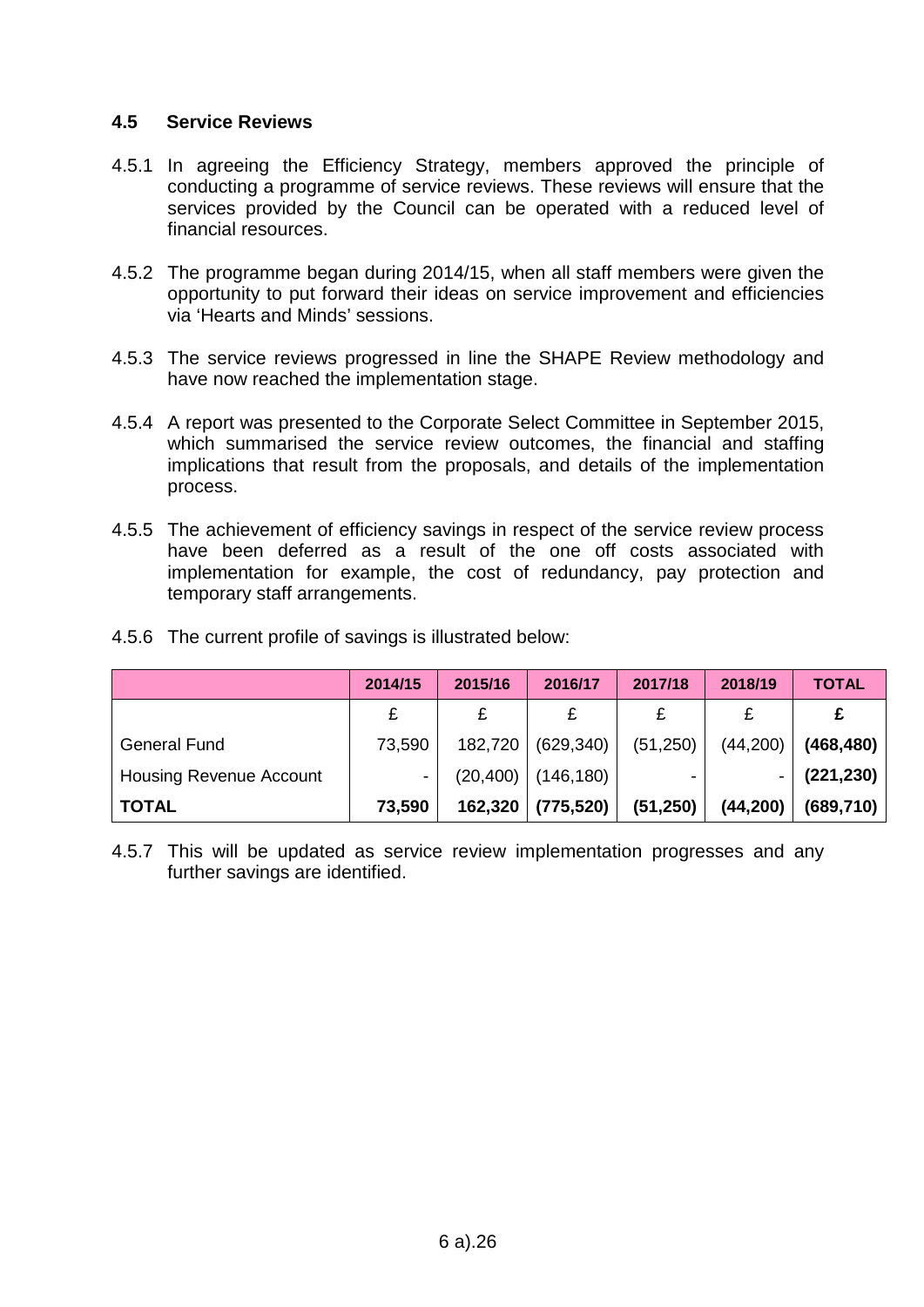### 4.5 Service Reviews

4.5.1 In agreeing the Efficiency Strategy, members approved the principle of conducting a programme of service reviews. These reviews will ensure that the services provided by the Council can be operated with a reduced level of financial resources.

4.5.2 The programme began during 2014/15, when all staff members were given the opportunity to put forward their ideas on service improvement and efficiencies via 'Hearts and Minds' sessions.

4.5.3 The service reviews progressed in line the SHAPE Review methodology and have now reached the implementation stage.

4.5.4 A report was presented to the Corporate Select Committee in September 2015, which summarised the service review outcomes, the financial and staffing implications that result from the proposals, and details of the implementation process.

4.5.5 The achievement of efficiency savings in respect of the service review process have been deferred as a result of the one off costs associated with implementation for example, the cost of redundancy, pay protection and temporary staff arrangements.

4.5.6 The current profile of savings is illustrated below:

| | 2014/15 | 2015/16 | 2016/17 | 2017/18 | 2018/19 | TOTAL |
|---|---|---|---|---|---|---|
| | £ | £ | £ | £ | £ | **£** |
| General Fund | 73,590 | 182,720 | (629,340) | (51,250) | (44,200) | **(468,480)** |
| Housing Revenue Account | - | (20,400) | (146,180) | - | - | **(221,230)** |
| **TOTAL** | **73,590** | **162,320** | **(775,520)** | **(51,250)** | **(44,200)** | **(689,710)** |

4.5.7 This will be updated as service review implementation progresses and any further savings are identified.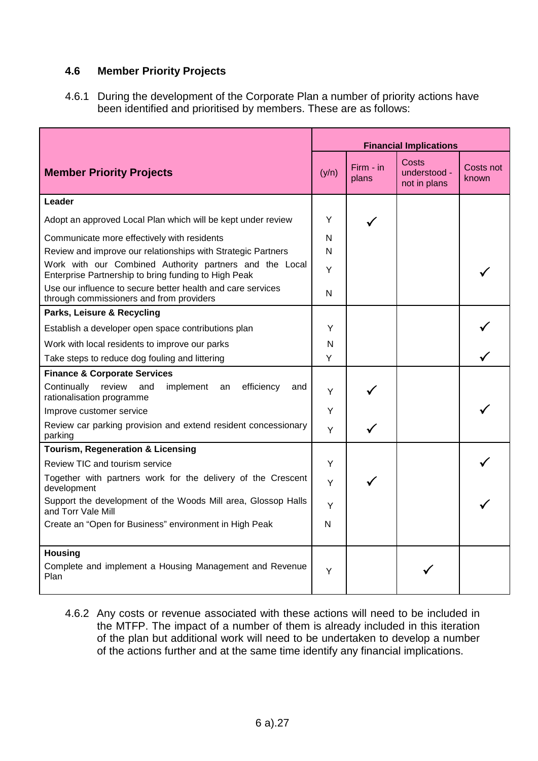### 4.6 Member Priority Projects

4.6.1 During the development of the Corporate Plan a number of priority actions have been identified and prioritised by members. These are as follows:

| Member Priority Projects | Financial Implications | | | |
|---|---|---|---|---|
| | (y/n) | Firm - in plans | Costs understood - not in plans | Costs not known |
| **Leader** | | | | |
| Adopt an approved Local Plan which will be kept under review | Y | ✓ | | |
| Communicate more effectively with residents | N | | | |
| Review and improve our relationships with Strategic Partners | N | | | |
| Work with our Combined Authority partners and the Local Enterprise Partnership to bring funding to High Peak | Y | | | ✓ |
| Use our influence to secure better health and care services through commissioners and from providers | N | | | |
| **Parks, Leisure & Recycling** | | | | |
| Establish a developer open space contributions plan | Y | | | ✓ |
| Work with local residents to improve our parks | N | | | |
| Take steps to reduce dog fouling and littering | Y | | | ✓ |
| **Finance & Corporate Services** | | | | |
| Continually review and implement an efficiency and rationalisation programme | Y | ✓ | | |
| Improve customer service | Y | | | ✓ |
| Review car parking provision and extend resident concessionary parking | Y | ✓ | | |
| **Tourism, Regeneration & Licensing** | | | | |
| Review TIC and tourism service | Y | | | ✓ |
| Together with partners work for the delivery of the Crescent development | Y | ✓ | | |
| Support the development of the Woods Mill area, Glossop Halls and Torr Vale Mill | Y | | | ✓ |
| Create an "Open for Business" environment in High Peak | N | | | |
| **Housing** | | | | |
| Complete and implement a Housing Management and Revenue Plan | Y | | ✓ | |

4.6.2 Any costs or revenue associated with these actions will need to be included in the MTFP. The impact of a number of them is already included in this iteration of the plan but additional work will need to be undertaken to develop a number of the actions further and at the same time identify any financial implications.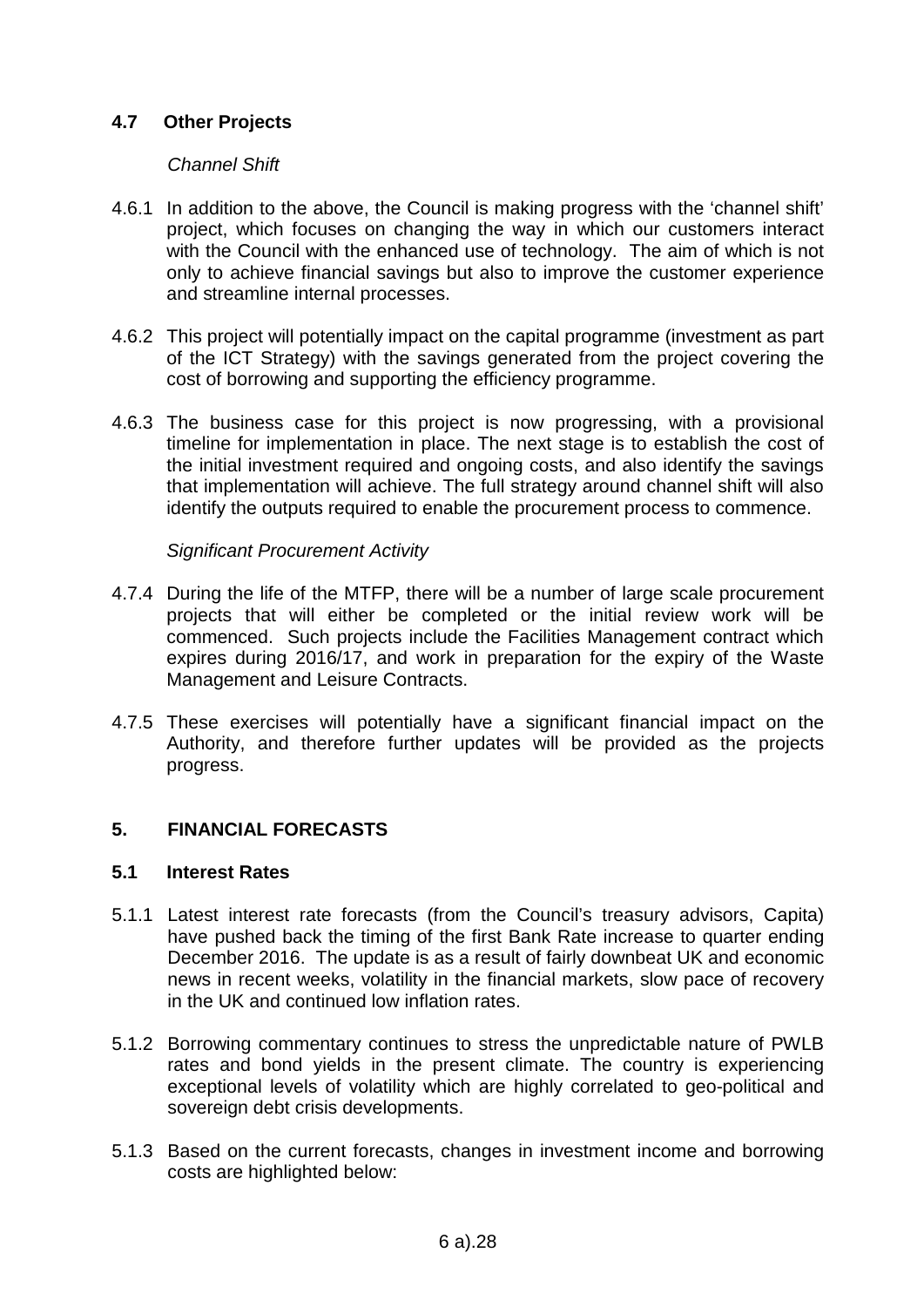## 4.7 Other Projects

*Channel Shift*

4.6.1 In addition to the above, the Council is making progress with the 'channel shift' project, which focuses on changing the way in which our customers interact with the Council with the enhanced use of technology. The aim of which is not only to achieve financial savings but also to improve the customer experience and streamline internal processes.

4.6.2 This project will potentially impact on the capital programme (investment as part of the ICT Strategy) with the savings generated from the project covering the cost of borrowing and supporting the efficiency programme.

4.6.3 The business case for this project is now progressing, with a provisional timeline for implementation in place. The next stage is to establish the cost of the initial investment required and ongoing costs, and also identify the savings that implementation will achieve. The full strategy around channel shift will also identify the outputs required to enable the procurement process to commence.

*Significant Procurement Activity*

4.7.4 During the life of the MTFP, there will be a number of large scale procurement projects that will either be completed or the initial review work will be commenced. Such projects include the Facilities Management contract which expires during 2016/17, and work in preparation for the expiry of the Waste Management and Leisure Contracts.

4.7.5 These exercises will potentially have a significant financial impact on the Authority, and therefore further updates will be provided as the projects progress.

# 5. FINANCIAL FORECASTS

## 5.1 Interest Rates

5.1.1 Latest interest rate forecasts (from the Council's treasury advisors, Capita) have pushed back the timing of the first Bank Rate increase to quarter ending December 2016. The update is as a result of fairly downbeat UK and economic news in recent weeks, volatility in the financial markets, slow pace of recovery in the UK and continued low inflation rates.

5.1.2 Borrowing commentary continues to stress the unpredictable nature of PWLB rates and bond yields in the present climate. The country is experiencing exceptional levels of volatility which are highly correlated to geo-political and sovereign debt crisis developments.

5.1.3 Based on the current forecasts, changes in investment income and borrowing costs are highlighted below: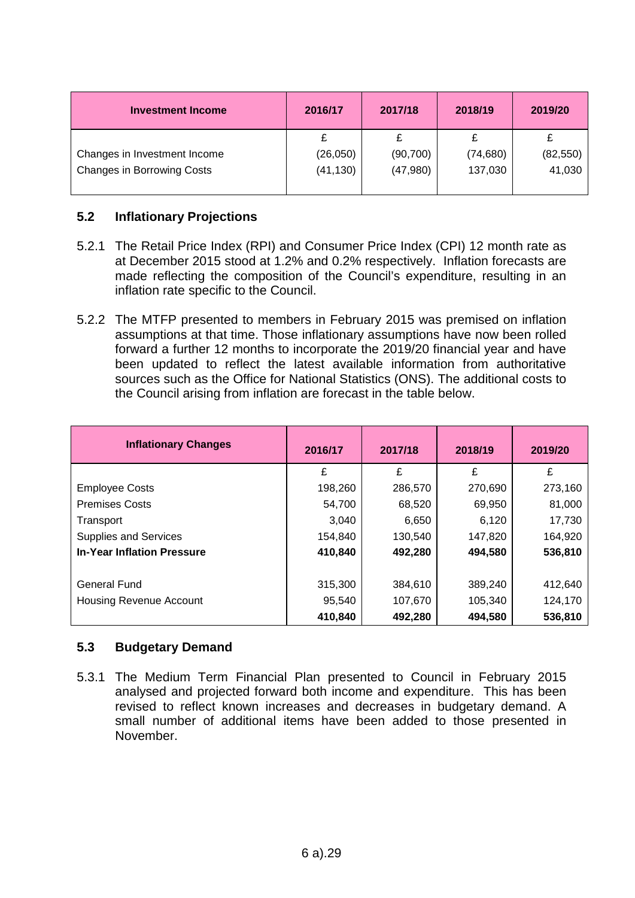| Investment Income | 2016/17 | 2017/18 | 2018/19 | 2019/20 |
|---|---|---|---|---|
| | £ | £ | £ | £ |
| Changes in Investment Income | (26,050) | (90,700) | (74,680) | (82,550) |
| Changes in Borrowing Costs | (41,130) | (47,980) | 137,030 | 41,030 |

## 5.2 Inflationary Projections

5.2.1 The Retail Price Index (RPI) and Consumer Price Index (CPI) 12 month rate as at December 2015 stood at 1.2% and 0.2% respectively. Inflation forecasts are made reflecting the composition of the Council's expenditure, resulting in an inflation rate specific to the Council.

5.2.2 The MTFP presented to members in February 2015 was premised on inflation assumptions at that time. Those inflationary assumptions have now been rolled forward a further 12 months to incorporate the 2019/20 financial year and have been updated to reflect the latest available information from authoritative sources such as the Office for National Statistics (ONS). The additional costs to the Council arising from inflation are forecast in the table below.

| Inflationary Changes | 2016/17 | 2017/18 | 2018/19 | 2019/20 |
|---|---|---|---|---|
| | £ | £ | £ | £ |
| Employee Costs | 198,260 | 286,570 | 270,690 | 273,160 |
| Premises Costs | 54,700 | 68,520 | 69,950 | 81,000 |
| Transport | 3,040 | 6,650 | 6,120 | 17,730 |
| Supplies and Services | 154,840 | 130,540 | 147,820 | 164,920 |
| **In-Year Inflation Pressure** | **410,840** | **492,280** | **494,580** | **536,810** |
| | | | | |
| General Fund | 315,300 | 384,610 | 389,240 | 412,640 |
| Housing Revenue Account | 95,540 | 107,670 | 105,340 | 124,170 |
| | **410,840** | **492,280** | **494,580** | **536,810** |

## 5.3 Budgetary Demand

5.3.1 The Medium Term Financial Plan presented to Council in February 2015 analysed and projected forward both income and expenditure. This has been revised to reflect known increases and decreases in budgetary demand. A small number of additional items have been added to those presented in November.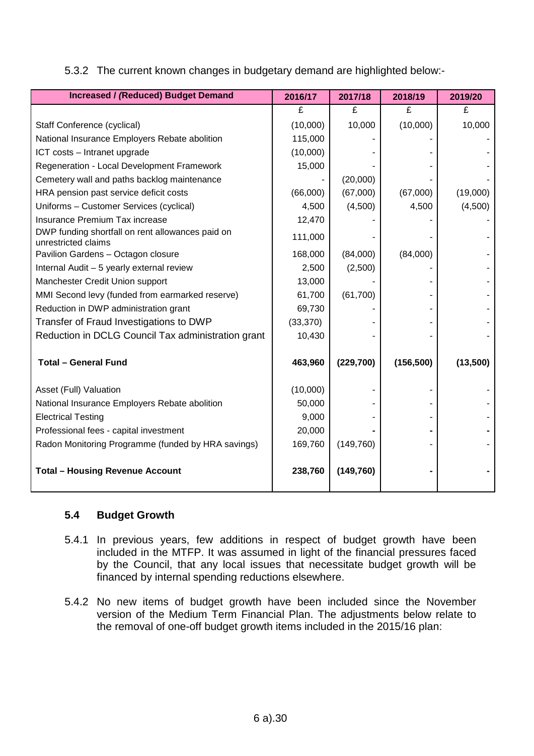5.3.2 The current known changes in budgetary demand are highlighted below:-

| Increased / (Reduced) Budget Demand | 2016/17 | 2017/18 | 2018/19 | 2019/20 |
|---|---|---|---|---|
| | £ | £ | £ | £ |
| Staff Conference (cyclical) | (10,000) | 10,000 | (10,000) | 10,000 |
| National Insurance Employers Rebate abolition | 115,000 | - | - | - |
| ICT costs – Intranet upgrade | (10,000) | - | - | - |
| Regeneration - Local Development Framework | 15,000 | - | - | - |
| Cemetery wall and paths backlog maintenance | - | (20,000) | - | - |
| HRA pension past service deficit costs | (66,000) | (67,000) | (67,000) | (19,000) |
| Uniforms – Customer Services (cyclical) | 4,500 | (4,500) | 4,500 | (4,500) |
| Insurance Premium Tax increase | 12,470 | - | - | - |
| DWP funding shortfall on rent allowances paid on unrestricted claims | 111,000 | - | - | - |
| Pavilion Gardens – Octagon closure | 168,000 | (84,000) | (84,000) | - |
| Internal Audit – 5 yearly external review | 2,500 | (2,500) | - | - |
| Manchester Credit Union support | 13,000 | - | - | - |
| MMI Second levy (funded from earmarked reserve) | 61,700 | (61,700) | - | - |
| Reduction in DWP administration grant | 69,730 | - | - | - |
| Transfer of Fraud Investigations to DWP | (33,370) | - | - | - |
| Reduction in DCLG Council Tax administration grant | 10,430 | - | - | - |
| **Total – General Fund** | **463,960** | **(229,700)** | **(156,500)** | **(13,500)** |
| Asset (Full) Valuation | (10,000) | - | - | - |
| National Insurance Employers Rebate abolition | 50,000 | - | - | - |
| Electrical Testing | 9,000 | - | - | - |
| Professional fees - capital investment | 20,000 | - | - | - |
| Radon Monitoring Programme (funded by HRA savings) | 169,760 | (149,760) | - | - |
| **Total – Housing Revenue Account** | **238,760** | **(149,760)** | **-** | **-** |

### 5.4 Budget Growth

5.4.1 In previous years, few additions in respect of budget growth have been included in the MTFP. It was assumed in light of the financial pressures faced by the Council, that any local issues that necessitate budget growth will be financed by internal spending reductions elsewhere.

5.4.2 No new items of budget growth have been included since the November version of the Medium Term Financial Plan. The adjustments below relate to the removal of one-off budget growth items included in the 2015/16 plan: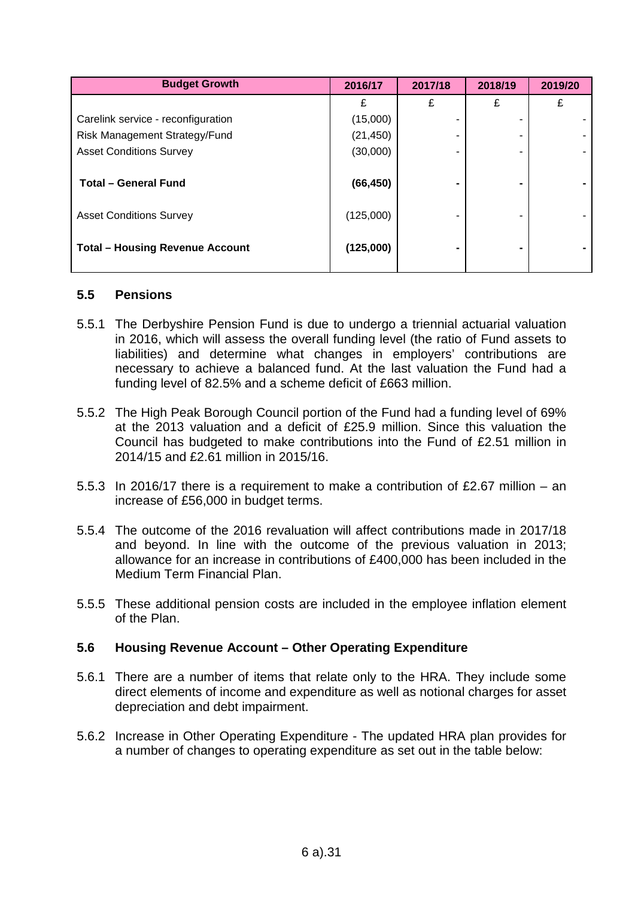| Budget Growth | 2016/17 | 2017/18 | 2018/19 | 2019/20 |
|---|---|---|---|---|
| | £ | £ | £ | £ |
| Carelink service - reconfiguration | (15,000) | - | - | - |
| Risk Management Strategy/Fund | (21,450) | - | - | - |
| Asset Conditions Survey | (30,000) | - | - | - |
| **Total – General Fund** | **(66,450)** | **-** | **-** | **-** |
| Asset Conditions Survey | (125,000) | - | - | - |
| **Total – Housing Revenue Account** | **(125,000)** | **-** | **-** | **-** |

### 5.5 Pensions

5.5.1 The Derbyshire Pension Fund is due to undergo a triennial actuarial valuation in 2016, which will assess the overall funding level (the ratio of Fund assets to liabilities) and determine what changes in employers' contributions are necessary to achieve a balanced fund. At the last valuation the Fund had a funding level of 82.5% and a scheme deficit of £663 million.

5.5.2 The High Peak Borough Council portion of the Fund had a funding level of 69% at the 2013 valuation and a deficit of £25.9 million. Since this valuation the Council has budgeted to make contributions into the Fund of £2.51 million in 2014/15 and £2.61 million in 2015/16.

5.5.3 In 2016/17 there is a requirement to make a contribution of £2.67 million – an increase of £56,000 in budget terms.

5.5.4 The outcome of the 2016 revaluation will affect contributions made in 2017/18 and beyond. In line with the outcome of the previous valuation in 2013; allowance for an increase in contributions of £400,000 has been included in the Medium Term Financial Plan.

5.5.5 These additional pension costs are included in the employee inflation element of the Plan.

### 5.6 Housing Revenue Account – Other Operating Expenditure

5.6.1 There are a number of items that relate only to the HRA. They include some direct elements of income and expenditure as well as notional charges for asset depreciation and debt impairment.

5.6.2 Increase in Other Operating Expenditure - The updated HRA plan provides for a number of changes to operating expenditure as set out in the table below: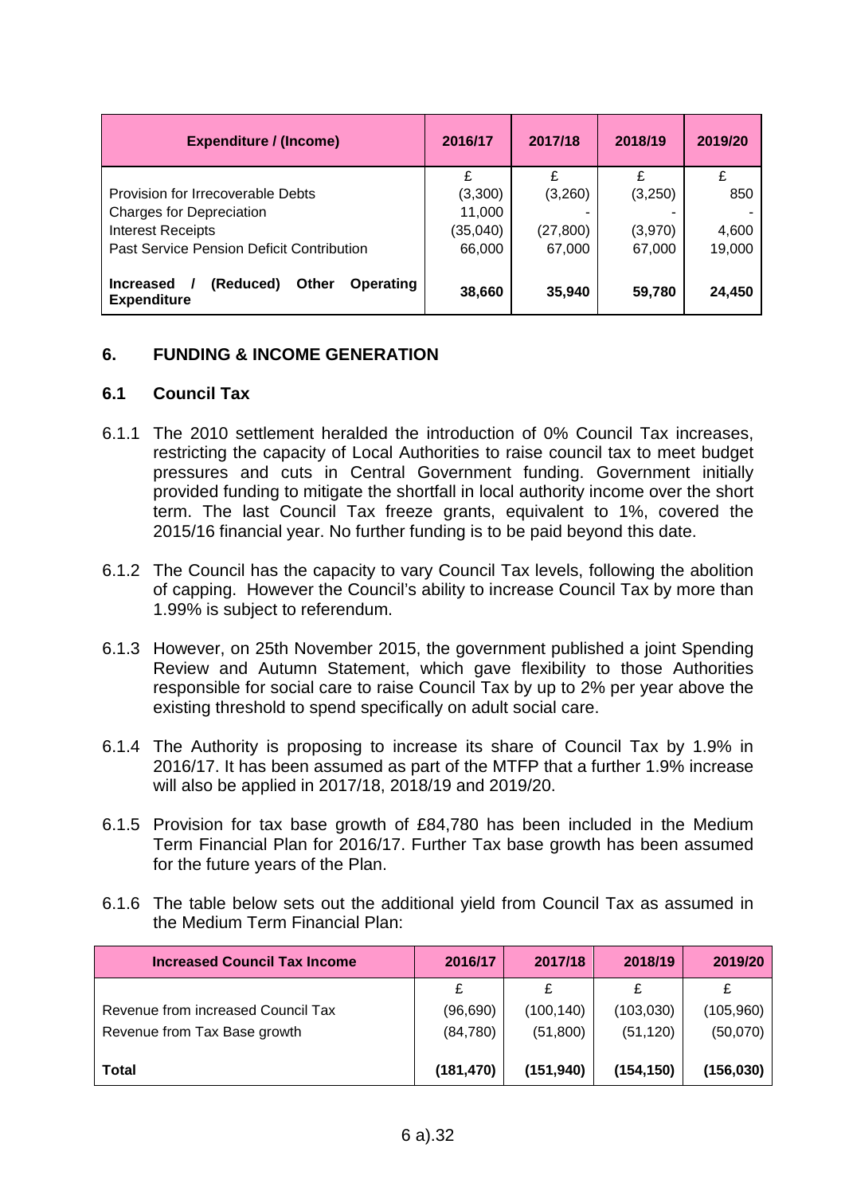| Expenditure / (Income) | 2016/17 | 2017/18 | 2018/19 | 2019/20 |
|---|---|---|---|---|
| | £ | £ | £ | £ |
| Provision for Irrecoverable Debts | (3,300) | (3,260) | (3,250) | 850 |
| Charges for Depreciation | 11,000 | - | - | - |
| Interest Receipts | (35,040) | (27,800) | (3,970) | 4,600 |
| Past Service Pension Deficit Contribution | 66,000 | 67,000 | 67,000 | 19,000 |
| **Increased / (Reduced) Other Operating Expenditure** | **38,660** | **35,940** | **59,780** | **24,450** |

## 6. FUNDING & INCOME GENERATION

### 6.1 Council Tax

6.1.1 The 2010 settlement heralded the introduction of 0% Council Tax increases, restricting the capacity of Local Authorities to raise council tax to meet budget pressures and cuts in Central Government funding. Government initially provided funding to mitigate the shortfall in local authority income over the short term. The last Council Tax freeze grants, equivalent to 1%, covered the 2015/16 financial year. No further funding is to be paid beyond this date.

6.1.2 The Council has the capacity to vary Council Tax levels, following the abolition of capping. However the Council's ability to increase Council Tax by more than 1.99% is subject to referendum.

6.1.3 However, on 25th November 2015, the government published a joint Spending Review and Autumn Statement, which gave flexibility to those Authorities responsible for social care to raise Council Tax by up to 2% per year above the existing threshold to spend specifically on adult social care.

6.1.4 The Authority is proposing to increase its share of Council Tax by 1.9% in 2016/17. It has been assumed as part of the MTFP that a further 1.9% increase will also be applied in 2017/18, 2018/19 and 2019/20.

6.1.5 Provision for tax base growth of £84,780 has been included in the Medium Term Financial Plan for 2016/17. Further Tax base growth has been assumed for the future years of the Plan.

6.1.6 The table below sets out the additional yield from Council Tax as assumed in the Medium Term Financial Plan:

| Increased Council Tax Income | 2016/17 | 2017/18 | 2018/19 | 2019/20 |
|---|---|---|---|---|
| | £ | £ | £ | £ |
| Revenue from increased Council Tax | (96,690) | (100,140) | (103,030) | (105,960) |
| Revenue from Tax Base growth | (84,780) | (51,800) | (51,120) | (50,070) |
| **Total** | **(181,470)** | **(151,940)** | **(154,150)** | **(156,030)** |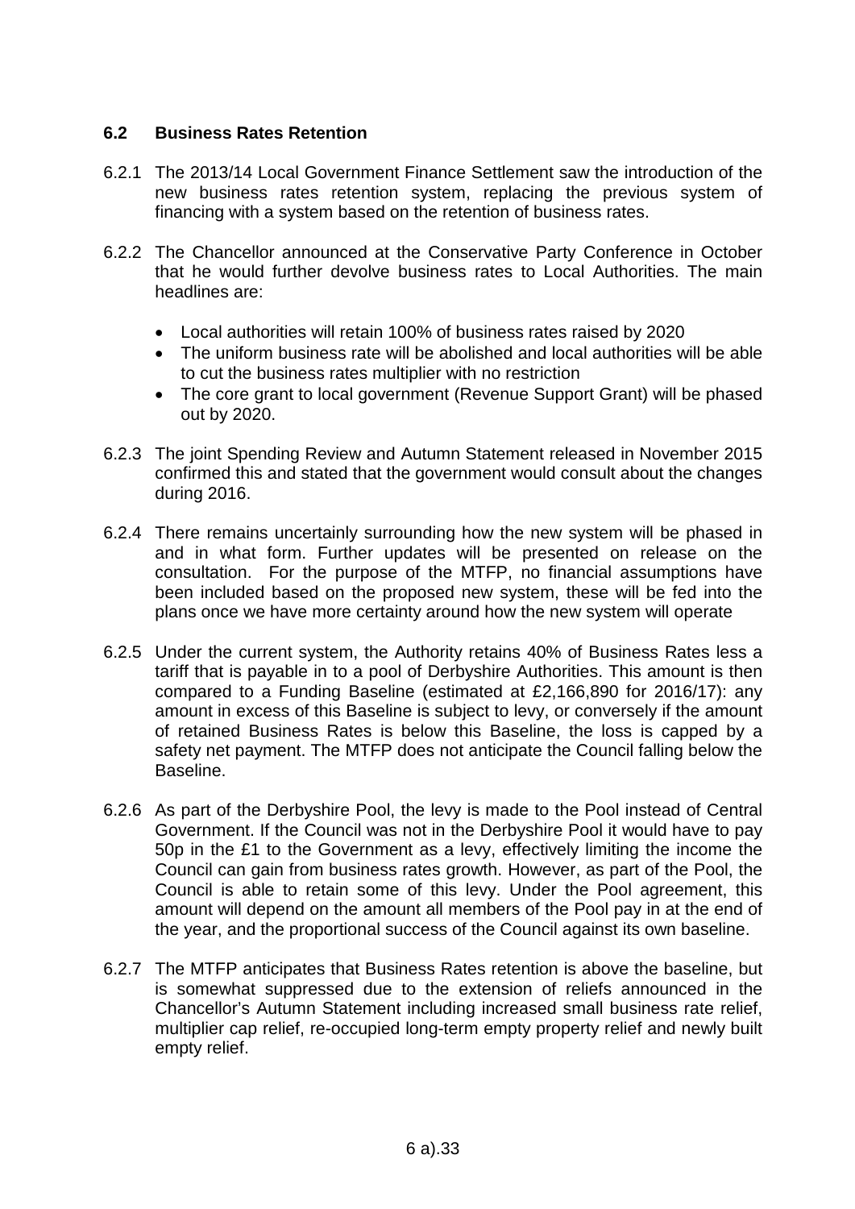## 6.2 Business Rates Retention

6.2.1 The 2013/14 Local Government Finance Settlement saw the introduction of the new business rates retention system, replacing the previous system of financing with a system based on the retention of business rates.

6.2.2 The Chancellor announced at the Conservative Party Conference in October that he would further devolve business rates to Local Authorities. The main headlines are:

- Local authorities will retain 100% of business rates raised by 2020
- The uniform business rate will be abolished and local authorities will be able to cut the business rates multiplier with no restriction
- The core grant to local government (Revenue Support Grant) will be phased out by 2020.

6.2.3 The joint Spending Review and Autumn Statement released in November 2015 confirmed this and stated that the government would consult about the changes during 2016.

6.2.4 There remains uncertainly surrounding how the new system will be phased in and in what form. Further updates will be presented on release on the consultation. For the purpose of the MTFP, no financial assumptions have been included based on the proposed new system, these will be fed into the plans once we have more certainty around how the new system will operate

6.2.5 Under the current system, the Authority retains 40% of Business Rates less a tariff that is payable in to a pool of Derbyshire Authorities. This amount is then compared to a Funding Baseline (estimated at £2,166,890 for 2016/17): any amount in excess of this Baseline is subject to levy, or conversely if the amount of retained Business Rates is below this Baseline, the loss is capped by a safety net payment. The MTFP does not anticipate the Council falling below the Baseline.

6.2.6 As part of the Derbyshire Pool, the levy is made to the Pool instead of Central Government. If the Council was not in the Derbyshire Pool it would have to pay 50p in the £1 to the Government as a levy, effectively limiting the income the Council can gain from business rates growth. However, as part of the Pool, the Council is able to retain some of this levy. Under the Pool agreement, this amount will depend on the amount all members of the Pool pay in at the end of the year, and the proportional success of the Council against its own baseline.

6.2.7 The MTFP anticipates that Business Rates retention is above the baseline, but is somewhat suppressed due to the extension of reliefs announced in the Chancellor's Autumn Statement including increased small business rate relief, multiplier cap relief, re-occupied long-term empty property relief and newly built empty relief.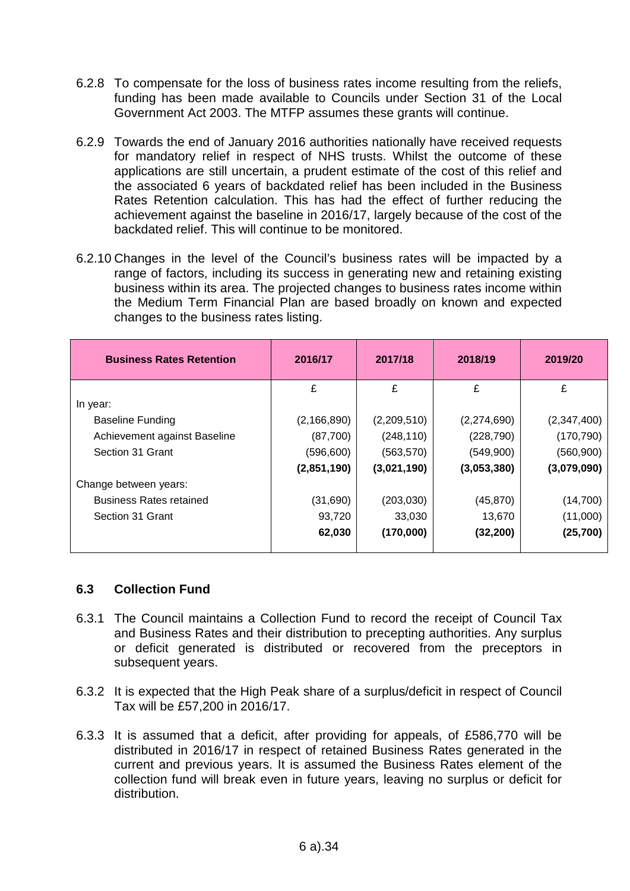6.2.8 To compensate for the loss of business rates income resulting from the reliefs, funding has been made available to Councils under Section 31 of the Local Government Act 2003. The MTFP assumes these grants will continue.

6.2.9 Towards the end of January 2016 authorities nationally have received requests for mandatory relief in respect of NHS trusts. Whilst the outcome of these applications are still uncertain, a prudent estimate of the cost of this relief and the associated 6 years of backdated relief has been included in the Business Rates Retention calculation. This has had the effect of further reducing the achievement against the baseline in 2016/17, largely because of the cost of the backdated relief. This will continue to be monitored.

6.2.10 Changes in the level of the Council's business rates will be impacted by a range of factors, including its success in generating new and retaining existing business within its area. The projected changes to business rates income within the Medium Term Financial Plan are based broadly on known and expected changes to the business rates listing.

| Business Rates Retention | 2016/17 | 2017/18 | 2018/19 | 2019/20 |
|---|---|---|---|---|
| | £ | £ | £ | £ |
| In year: | | | | |
| Baseline Funding | (2,166,890) | (2,209,510) | (2,274,690) | (2,347,400) |
| Achievement against Baseline | (87,700) | (248,110) | (228,790) | (170,790) |
| Section 31 Grant | (596,600) | (563,570) | (549,900) | (560,900) |
| | **(2,851,190)** | **(3,021,190)** | **(3,053,380)** | **(3,079,090)** |
| Change between years: | | | | |
| Business Rates retained | (31,690) | (203,030) | (45,870) | (14,700) |
| Section 31 Grant | 93,720 | 33,030 | 13,670 | (11,000) |
| | **62,030** | **(170,000)** | **(32,200)** | **(25,700)** |

### 6.3 Collection Fund

6.3.1 The Council maintains a Collection Fund to record the receipt of Council Tax and Business Rates and their distribution to precepting authorities. Any surplus or deficit generated is distributed or recovered from the preceptors in subsequent years.

6.3.2 It is expected that the High Peak share of a surplus/deficit in respect of Council Tax will be £57,200 in 2016/17.

6.3.3 It is assumed that a deficit, after providing for appeals, of £586,770 will be distributed in 2016/17 in respect of retained Business Rates generated in the current and previous years. It is assumed the Business Rates element of the collection fund will break even in future years, leaving no surplus or deficit for distribution.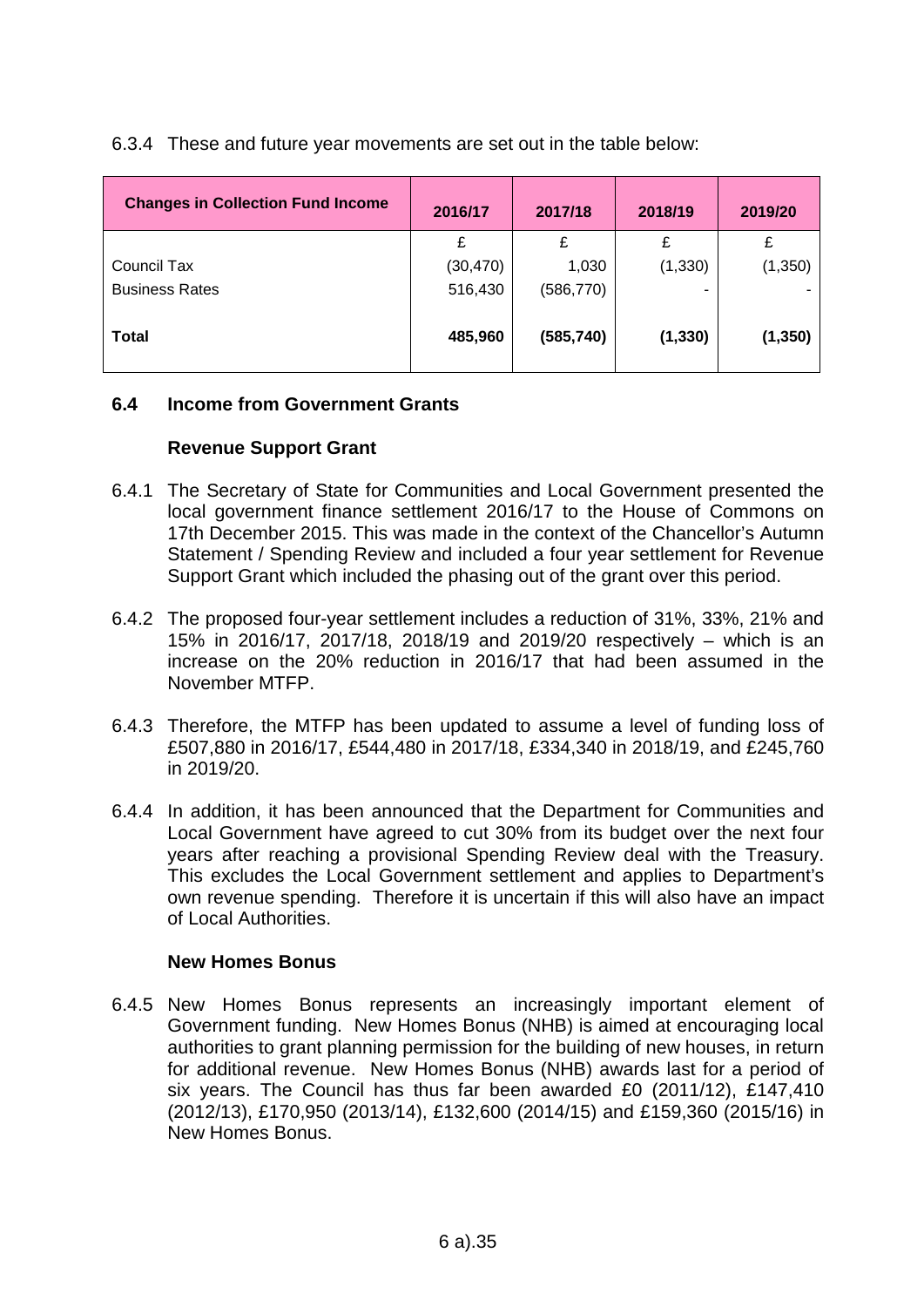6.3.4 These and future year movements are set out in the table below:

| Changes in Collection Fund Income | 2016/17 | 2017/18 | 2018/19 | 2019/20 |
|---|---|---|---|---|
| | £ | £ | £ | £ |
| Council Tax | (30,470) | 1,030 | (1,330) | (1,350) |
| Business Rates | 516,430 | (586,770) | - | - |
| **Total** | **485,960** | **(585,740)** | **(1,330)** | **(1,350)** |

## 6.4 Income from Government Grants

### Revenue Support Grant

6.4.1 The Secretary of State for Communities and Local Government presented the local government finance settlement 2016/17 to the House of Commons on 17th December 2015. This was made in the context of the Chancellor's Autumn Statement / Spending Review and included a four year settlement for Revenue Support Grant which included the phasing out of the grant over this period.

6.4.2 The proposed four-year settlement includes a reduction of 31%, 33%, 21% and 15% in 2016/17, 2017/18, 2018/19 and 2019/20 respectively – which is an increase on the 20% reduction in 2016/17 that had been assumed in the November MTFP.

6.4.3 Therefore, the MTFP has been updated to assume a level of funding loss of £507,880 in 2016/17, £544,480 in 2017/18, £334,340 in 2018/19, and £245,760 in 2019/20.

6.4.4 In addition, it has been announced that the Department for Communities and Local Government have agreed to cut 30% from its budget over the next four years after reaching a provisional Spending Review deal with the Treasury. This excludes the Local Government settlement and applies to Department's own revenue spending. Therefore it is uncertain if this will also have an impact of Local Authorities.

### New Homes Bonus

6.4.5 New Homes Bonus represents an increasingly important element of Government funding. New Homes Bonus (NHB) is aimed at encouraging local authorities to grant planning permission for the building of new houses, in return for additional revenue. New Homes Bonus (NHB) awards last for a period of six years. The Council has thus far been awarded £0 (2011/12), £147,410 (2012/13), £170,950 (2013/14), £132,600 (2014/15) and £159,360 (2015/16) in New Homes Bonus.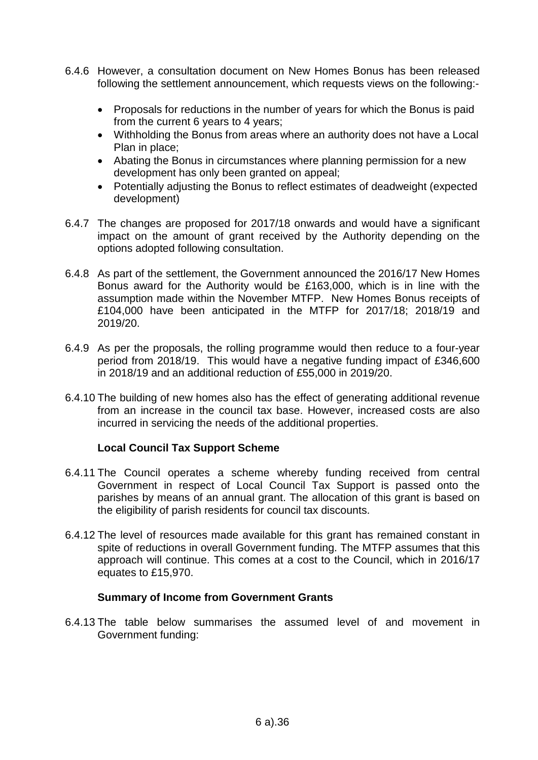6.4.6 However, a consultation document on New Homes Bonus has been released following the settlement announcement, which requests views on the following:-

- Proposals for reductions in the number of years for which the Bonus is paid from the current 6 years to 4 years;
- Withholding the Bonus from areas where an authority does not have a Local Plan in place;
- Abating the Bonus in circumstances where planning permission for a new development has only been granted on appeal;
- Potentially adjusting the Bonus to reflect estimates of deadweight (expected development)

6.4.7 The changes are proposed for 2017/18 onwards and would have a significant impact on the amount of grant received by the Authority depending on the options adopted following consultation.

6.4.8 As part of the settlement, the Government announced the 2016/17 New Homes Bonus award for the Authority would be £163,000, which is in line with the assumption made within the November MTFP. New Homes Bonus receipts of £104,000 have been anticipated in the MTFP for 2017/18; 2018/19 and 2019/20.

6.4.9 As per the proposals, the rolling programme would then reduce to a four-year period from 2018/19. This would have a negative funding impact of £346,600 in 2018/19 and an additional reduction of £55,000 in 2019/20.

6.4.10 The building of new homes also has the effect of generating additional revenue from an increase in the council tax base. However, increased costs are also incurred in servicing the needs of the additional properties.

**Local Council Tax Support Scheme**

6.4.11 The Council operates a scheme whereby funding received from central Government in respect of Local Council Tax Support is passed onto the parishes by means of an annual grant. The allocation of this grant is based on the eligibility of parish residents for council tax discounts.

6.4.12 The level of resources made available for this grant has remained constant in spite of reductions in overall Government funding. The MTFP assumes that this approach will continue. This comes at a cost to the Council, which in 2016/17 equates to £15,970.

**Summary of Income from Government Grants**

6.4.13 The table below summarises the assumed level of and movement in Government funding: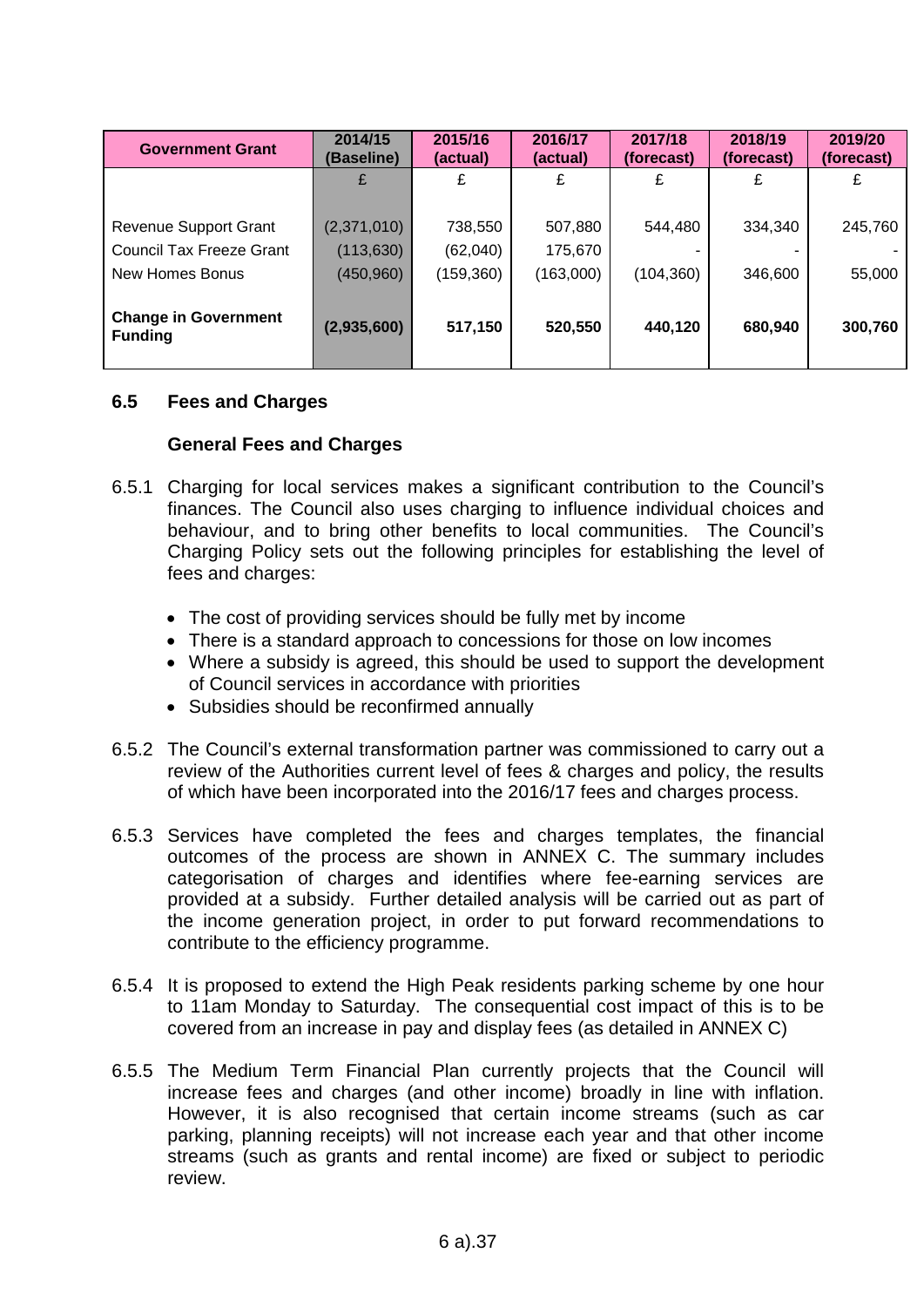| Government Grant | 2014/15 (Baseline) | 2015/16 (actual) | 2016/17 (actual) | 2017/18 (forecast) | 2018/19 (forecast) | 2019/20 (forecast) |
|---|---|---|---|---|---|---|
| | £ | £ | £ | £ | £ | £ |
| Revenue Support Grant | (2,371,010) | 738,550 | 507,880 | 544,480 | 334,340 | 245,760 |
| Council Tax Freeze Grant | (113,630) | (62,040) | 175,670 | - | - | - |
| New Homes Bonus | (450,960) | (159,360) | (163,000) | (104,360) | 346,600 | 55,000 |
| **Change in Government Funding** | **(2,935,600)** | **517,150** | **520,550** | **440,120** | **680,940** | **300,760** |

## 6.5 Fees and Charges

### General Fees and Charges

6.5.1 Charging for local services makes a significant contribution to the Council's finances. The Council also uses charging to influence individual choices and behaviour, and to bring other benefits to local communities. The Council's Charging Policy sets out the following principles for establishing the level of fees and charges:

- The cost of providing services should be fully met by income
- There is a standard approach to concessions for those on low incomes
- Where a subsidy is agreed, this should be used to support the development of Council services in accordance with priorities
- Subsidies should be reconfirmed annually

6.5.2 The Council's external transformation partner was commissioned to carry out a review of the Authorities current level of fees & charges and policy, the results of which have been incorporated into the 2016/17 fees and charges process.

6.5.3 Services have completed the fees and charges templates, the financial outcomes of the process are shown in ANNEX C. The summary includes categorisation of charges and identifies where fee-earning services are provided at a subsidy. Further detailed analysis will be carried out as part of the income generation project, in order to put forward recommendations to contribute to the efficiency programme.

6.5.4 It is proposed to extend the High Peak residents parking scheme by one hour to 11am Monday to Saturday. The consequential cost impact of this is to be covered from an increase in pay and display fees (as detailed in ANNEX C)

6.5.5 The Medium Term Financial Plan currently projects that the Council will increase fees and charges (and other income) broadly in line with inflation. However, it is also recognised that certain income streams (such as car parking, planning receipts) will not increase each year and that other income streams (such as grants and rental income) are fixed or subject to periodic review.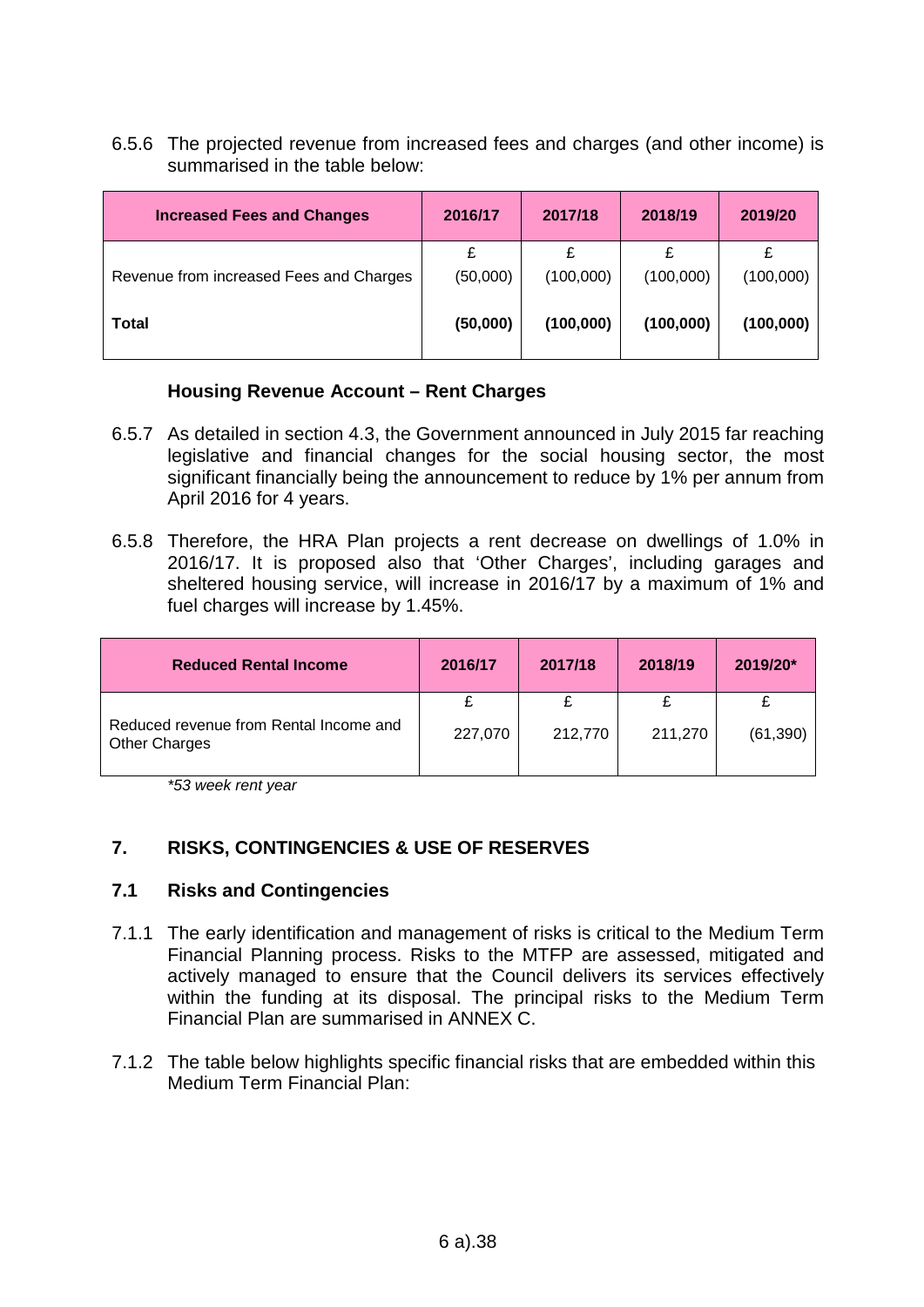6.5.6 The projected revenue from increased fees and charges (and other income) is summarised in the table below:

| Increased Fees and Changes | 2016/17 | 2017/18 | 2018/19 | 2019/20 |
|---|---|---|---|---|
| | £ | £ | £ | £ |
| Revenue from increased Fees and Charges | (50,000) | (100,000) | (100,000) | (100,000) |
| **Total** | **(50,000)** | **(100,000)** | **(100,000)** | **(100,000)** |

**Housing Revenue Account – Rent Charges**

6.5.7 As detailed in section 4.3, the Government announced in July 2015 far reaching legislative and financial changes for the social housing sector, the most significant financially being the announcement to reduce by 1% per annum from April 2016 for 4 years.

6.5.8 Therefore, the HRA Plan projects a rent decrease on dwellings of 1.0% in 2016/17. It is proposed also that 'Other Charges', including garages and sheltered housing service, will increase in 2016/17 by a maximum of 1% and fuel charges will increase by 1.45%.

| Reduced Rental Income | 2016/17 | 2017/18 | 2018/19 | 2019/20* |
|---|---|---|---|---|
| | £ | £ | £ | £ |
| Reduced revenue from Rental Income and Other Charges | 227,070 | 212,770 | 211,270 | (61,390) |

*\*53 week rent year*

## 7. RISKS, CONTINGENCIES & USE OF RESERVES

### 7.1 Risks and Contingencies

7.1.1 The early identification and management of risks is critical to the Medium Term Financial Planning process. Risks to the MTFP are assessed, mitigated and actively managed to ensure that the Council delivers its services effectively within the funding at its disposal. The principal risks to the Medium Term Financial Plan are summarised in ANNEX C.

7.1.2 The table below highlights specific financial risks that are embedded within this Medium Term Financial Plan: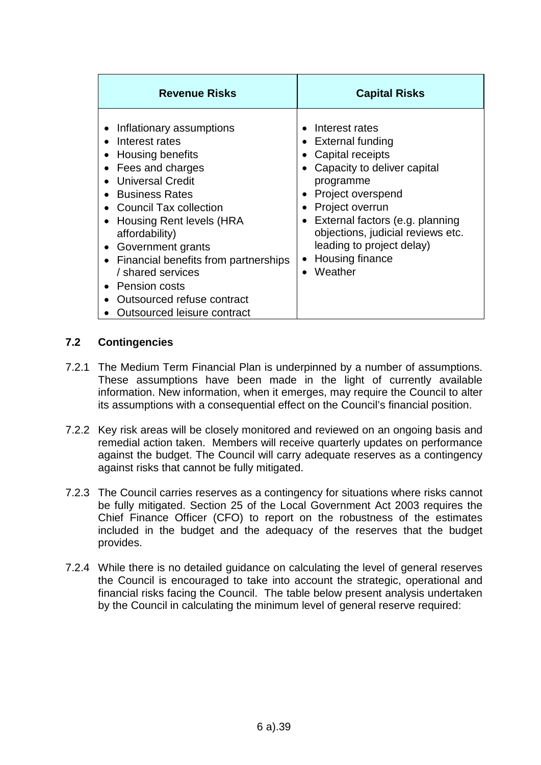| Revenue Risks | Capital Risks |
|---|---|
| • Inflationary assumptions<br>• Interest rates<br>• Housing benefits<br>• Fees and charges<br>• Universal Credit<br>• Business Rates<br>• Council Tax collection<br>• Housing Rent levels (HRA affordability)<br>• Government grants<br>• Financial benefits from partnerships / shared services<br>• Pension costs<br>• Outsourced refuse contract<br>• Outsourced leisure contract | • Interest rates<br>• External funding<br>• Capital receipts<br>• Capacity to deliver capital programme<br>• Project overspend<br>• Project overrun<br>• External factors (e.g. planning objections, judicial reviews etc. leading to project delay)<br>• Housing finance<br>• Weather |

### 7.2 Contingencies

7.2.1 The Medium Term Financial Plan is underpinned by a number of assumptions. These assumptions have been made in the light of currently available information. New information, when it emerges, may require the Council to alter its assumptions with a consequential effect on the Council's financial position.

7.2.2 Key risk areas will be closely monitored and reviewed on an ongoing basis and remedial action taken. Members will receive quarterly updates on performance against the budget. The Council will carry adequate reserves as a contingency against risks that cannot be fully mitigated.

7.2.3 The Council carries reserves as a contingency for situations where risks cannot be fully mitigated. Section 25 of the Local Government Act 2003 requires the Chief Finance Officer (CFO) to report on the robustness of the estimates included in the budget and the adequacy of the reserves that the budget provides.

7.2.4 While there is no detailed guidance on calculating the level of general reserves the Council is encouraged to take into account the strategic, operational and financial risks facing the Council. The table below present analysis undertaken by the Council in calculating the minimum level of general reserve required: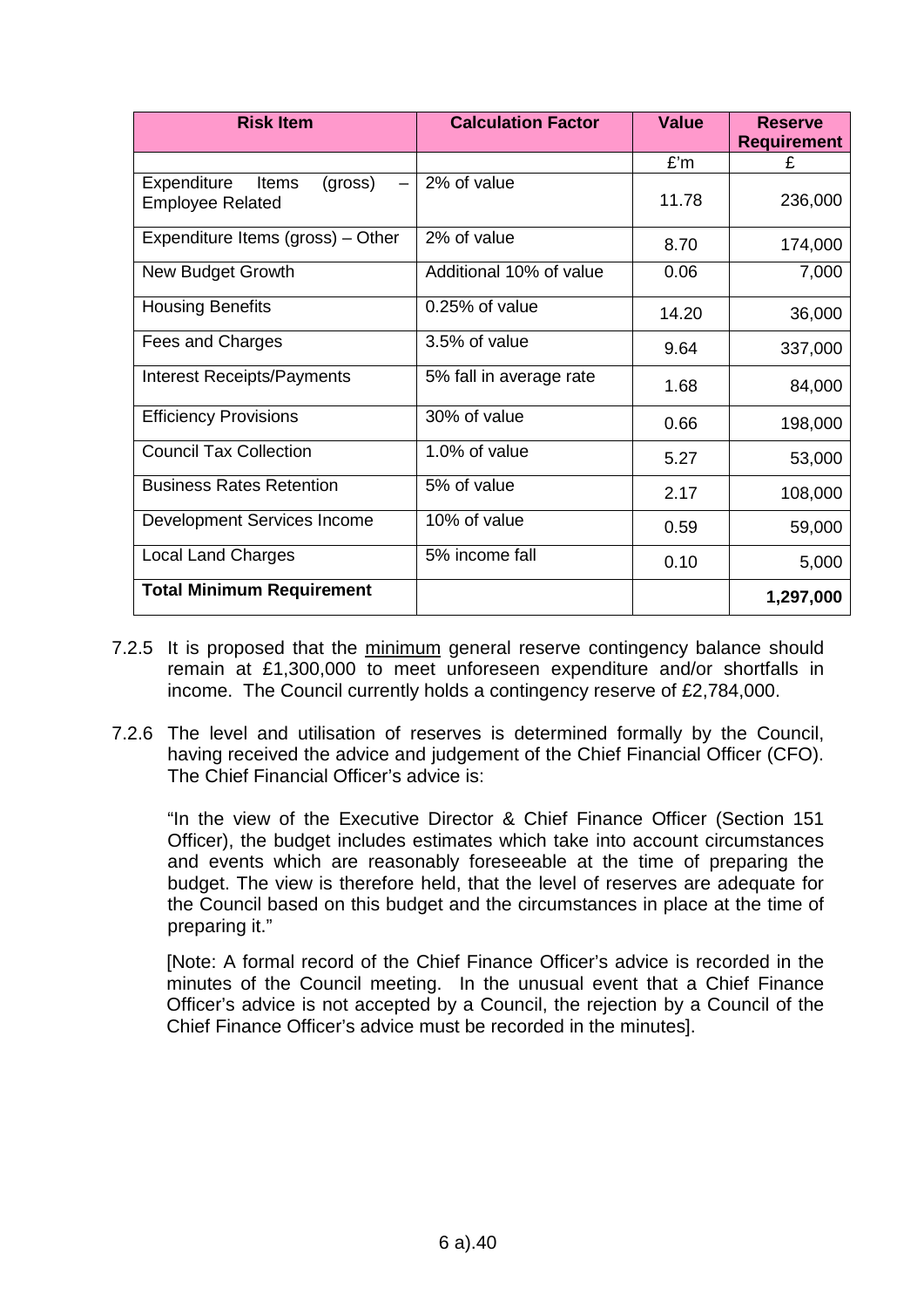| Risk Item | Calculation Factor | Value | Reserve Requirement |
|---|---|---|---|
| | | £'m | £ |
| Expenditure Items (gross) – Employee Related | 2% of value | 11.78 | 236,000 |
| Expenditure Items (gross) – Other | 2% of value | 8.70 | 174,000 |
| New Budget Growth | Additional 10% of value | 0.06 | 7,000 |
| Housing Benefits | 0.25% of value | 14.20 | 36,000 |
| Fees and Charges | 3.5% of value | 9.64 | 337,000 |
| Interest Receipts/Payments | 5% fall in average rate | 1.68 | 84,000 |
| Efficiency Provisions | 30% of value | 0.66 | 198,000 |
| Council Tax Collection | 1.0% of value | 5.27 | 53,000 |
| Business Rates Retention | 5% of value | 2.17 | 108,000 |
| Development Services Income | 10% of value | 0.59 | 59,000 |
| Local Land Charges | 5% income fall | 0.10 | 5,000 |
| **Total Minimum Requirement** | | | **1,297,000** |

7.2.5 It is proposed that the minimum general reserve contingency balance should remain at £1,300,000 to meet unforeseen expenditure and/or shortfalls in income. The Council currently holds a contingency reserve of £2,784,000.

7.2.6 The level and utilisation of reserves is determined formally by the Council, having received the advice and judgement of the Chief Financial Officer (CFO). The Chief Financial Officer's advice is:

"In the view of the Executive Director & Chief Finance Officer (Section 151 Officer), the budget includes estimates which take into account circumstances and events which are reasonably foreseeable at the time of preparing the budget. The view is therefore held, that the level of reserves are adequate for the Council based on this budget and the circumstances in place at the time of preparing it."

[Note: A formal record of the Chief Finance Officer's advice is recorded in the minutes of the Council meeting. In the unusual event that a Chief Finance Officer's advice is not accepted by a Council, the rejection by a Council of the Chief Finance Officer's advice must be recorded in the minutes].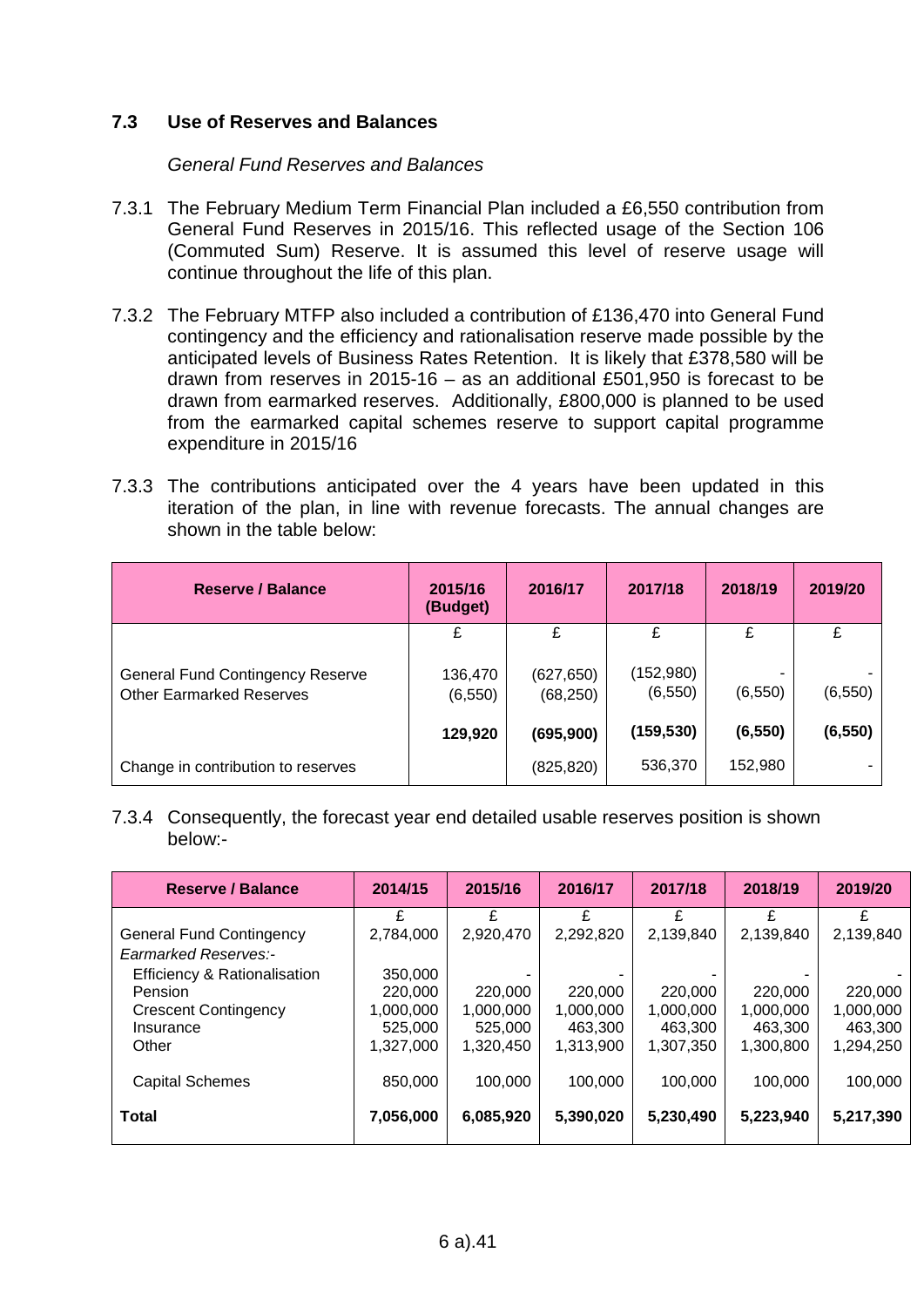### 7.3 Use of Reserves and Balances

*General Fund Reserves and Balances*

7.3.1 The February Medium Term Financial Plan included a £6,550 contribution from General Fund Reserves in 2015/16. This reflected usage of the Section 106 (Commuted Sum) Reserve. It is assumed this level of reserve usage will continue throughout the life of this plan.

7.3.2 The February MTFP also included a contribution of £136,470 into General Fund contingency and the efficiency and rationalisation reserve made possible by the anticipated levels of Business Rates Retention. It is likely that £378,580 will be drawn from reserves in 2015-16 – as an additional £501,950 is forecast to be drawn from earmarked reserves. Additionally, £800,000 is planned to be used from the earmarked capital schemes reserve to support capital programme expenditure in 2015/16

7.3.3 The contributions anticipated over the 4 years have been updated in this iteration of the plan, in line with revenue forecasts. The annual changes are shown in the table below:

| Reserve / Balance | 2015/16 (Budget) | 2016/17 | 2017/18 | 2018/19 | 2019/20 |
|---|---|---|---|---|---|
| | £ | £ | £ | £ | £ |
| General Fund Contingency Reserve | 136,470 | (627,650) | (152,980) | - | - |
| Other Earmarked Reserves | (6,550) | (68,250) | (6,550) | (6,550) | (6,550) |
| | **129,920** | **(695,900)** | **(159,530)** | **(6,550)** | **(6,550)** |
| Change in contribution to reserves | | (825,820) | 536,370 | 152,980 | - |

7.3.4 Consequently, the forecast year end detailed usable reserves position is shown below:-

| Reserve / Balance | 2014/15 | 2015/16 | 2016/17 | 2017/18 | 2018/19 | 2019/20 |
|---|---|---|---|---|---|---|
| | £ | £ | £ | £ | £ | £ |
| General Fund Contingency | 2,784,000 | 2,920,470 | 2,292,820 | 2,139,840 | 2,139,840 | 2,139,840 |
| *Earmarked Reserves:-* | | | | | | |
| Efficiency & Rationalisation | 350,000 | - | - | - | - | - |
| Pension | 220,000 | 220,000 | 220,000 | 220,000 | 220,000 | 220,000 |
| Crescent Contingency | 1,000,000 | 1,000,000 | 1,000,000 | 1,000,000 | 1,000,000 | 1,000,000 |
| Insurance | 525,000 | 525,000 | 463,300 | 463,300 | 463,300 | 463,300 |
| Other | 1,327,000 | 1,320,450 | 1,313,900 | 1,307,350 | 1,300,800 | 1,294,250 |
| Capital Schemes | 850,000 | 100,000 | 100,000 | 100,000 | 100,000 | 100,000 |
| **Total** | **7,056,000** | **6,085,920** | **5,390,020** | **5,230,490** | **5,223,940** | **5,217,390** |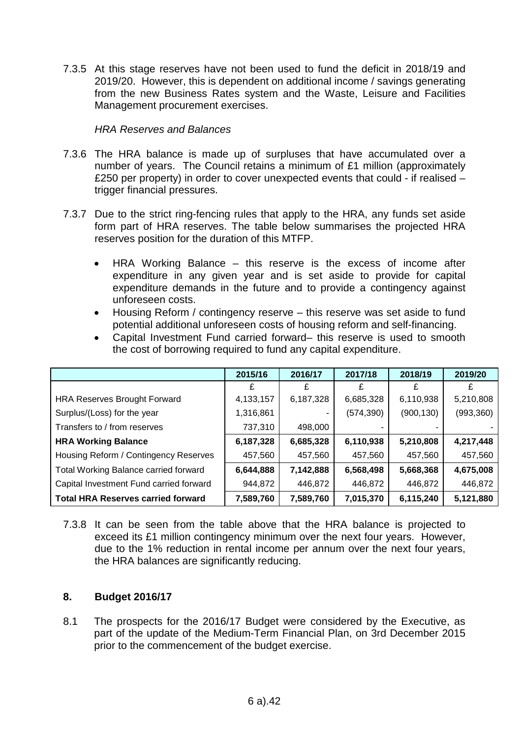7.3.5 At this stage reserves have not been used to fund the deficit in 2018/19 and 2019/20. However, this is dependent on additional income / savings generating from the new Business Rates system and the Waste, Leisure and Facilities Management procurement exercises.

*HRA Reserves and Balances*

7.3.6 The HRA balance is made up of surpluses that have accumulated over a number of years. The Council retains a minimum of £1 million (approximately £250 per property) in order to cover unexpected events that could - if realised – trigger financial pressures.

7.3.7 Due to the strict ring-fencing rules that apply to the HRA, any funds set aside form part of HRA reserves. The table below summarises the projected HRA reserves position for the duration of this MTFP.

- HRA Working Balance – this reserve is the excess of income after expenditure in any given year and is set aside to provide for capital expenditure demands in the future and to provide a contingency against unforeseen costs.
- Housing Reform / contingency reserve – this reserve was set aside to fund potential additional unforeseen costs of housing reform and self-financing.
- Capital Investment Fund carried forward– this reserve is used to smooth the cost of borrowing required to fund any capital expenditure.

| | 2015/16 | 2016/17 | 2017/18 | 2018/19 | 2019/20 |
|---|---|---|---|---|---|
| | £ | £ | £ | £ | £ |
| HRA Reserves Brought Forward | 4,133,157 | 6,187,328 | 6,685,328 | 6,110,938 | 5,210,808 |
| Surplus/(Loss) for the year | 1,316,861 | - | (574,390) | (900,130) | (993,360) |
| Transfers to / from reserves | 737,310 | 498,000 | - | - | - |
| **HRA Working Balance** | **6,187,328** | **6,685,328** | **6,110,938** | **5,210,808** | **4,217,448** |
| Housing Reform / Contingency Reserves | 457,560 | 457,560 | 457,560 | 457,560 | 457,560 |
| Total Working Balance carried forward | **6,644,888** | **7,142,888** | **6,568,498** | **5,668,368** | **4,675,008** |
| Capital Investment Fund carried forward | 944,872 | 446,872 | 446,872 | 446,872 | 446,872 |
| **Total HRA Reserves carried forward** | **7,589,760** | **7,589,760** | **7,015,370** | **6,115,240** | **5,121,880** |

7.3.8 It can be seen from the table above that the HRA balance is projected to exceed its £1 million contingency minimum over the next four years. However, due to the 1% reduction in rental income per annum over the next four years, the HRA balances are significantly reducing.

## 8. Budget 2016/17

8.1 The prospects for the 2016/17 Budget were considered by the Executive, as part of the update of the Medium-Term Financial Plan, on 3rd December 2015 prior to the commencement of the budget exercise.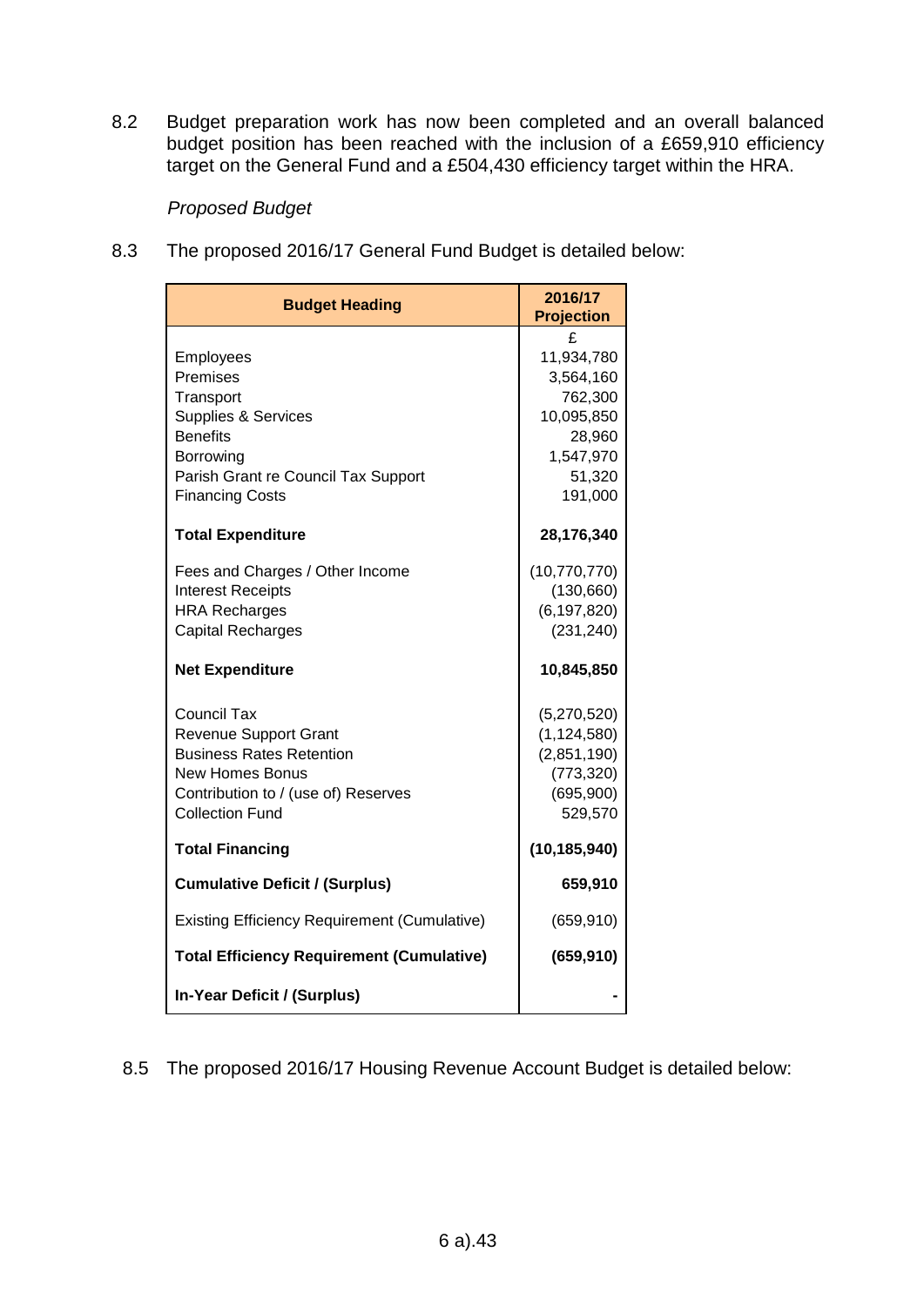8.2 Budget preparation work has now been completed and an overall balanced budget position has been reached with the inclusion of a £659,910 efficiency target on the General Fund and a £504,430 efficiency target within the HRA.

*Proposed Budget*

8.3 The proposed 2016/17 General Fund Budget is detailed below:

| Budget Heading | 2016/17 Projection |
|---|---|
| | £ |
| Employees | 11,934,780 |
| Premises | 3,564,160 |
| Transport | 762,300 |
| Supplies & Services | 10,095,850 |
| Benefits | 28,960 |
| Borrowing | 1,547,970 |
| Parish Grant re Council Tax Support | 51,320 |
| Financing Costs | 191,000 |
| **Total Expenditure** | **28,176,340** |
| Fees and Charges / Other Income | (10,770,770) |
| Interest Receipts | (130,660) |
| HRA Recharges | (6,197,820) |
| Capital Recharges | (231,240) |
| **Net Expenditure** | **10,845,850** |
| Council Tax | (5,270,520) |
| Revenue Support Grant | (1,124,580) |
| Business Rates Retention | (2,851,190) |
| New Homes Bonus | (773,320) |
| Contribution to / (use of) Reserves | (695,900) |
| Collection Fund | 529,570 |
| **Total Financing** | **(10,185,940)** |
| **Cumulative Deficit / (Surplus)** | **659,910** |
| Existing Efficiency Requirement (Cumulative) | (659,910) |
| **Total Efficiency Requirement (Cumulative)** | **(659,910)** |
| **In-Year Deficit / (Surplus)** | **-** |

8.5 The proposed 2016/17 Housing Revenue Account Budget is detailed below: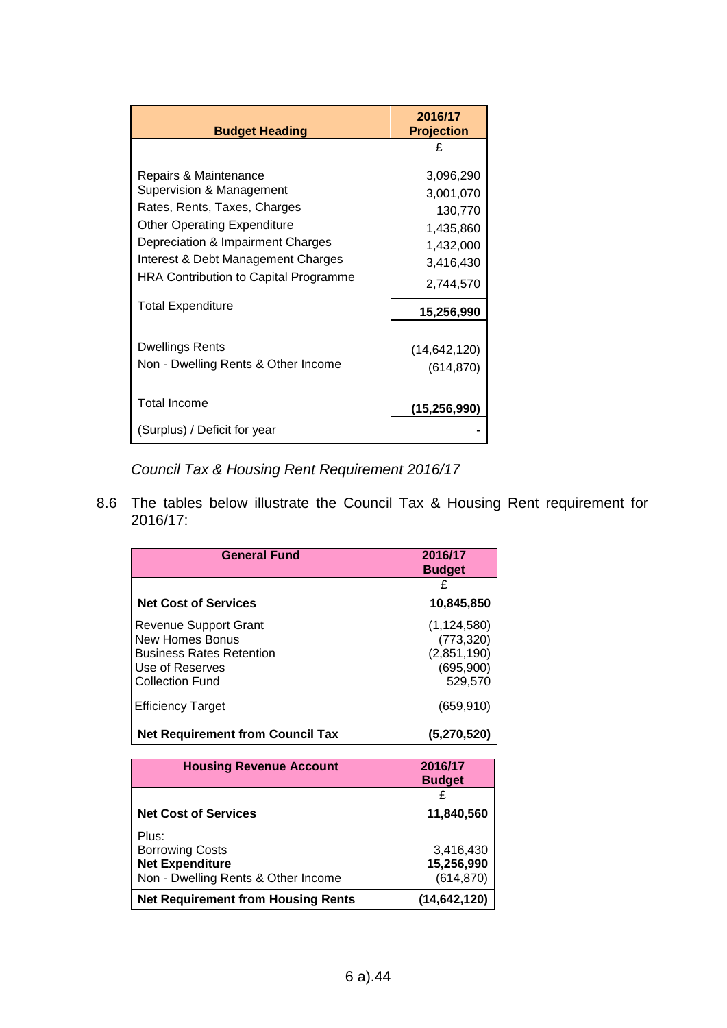| Budget Heading | 2016/17 Projection |
|---|---|
| | £ |
| Repairs & Maintenance | 3,096,290 |
| Supervision & Management | 3,001,070 |
| Rates, Rents, Taxes, Charges | 130,770 |
| Other Operating Expenditure | 1,435,860 |
| Depreciation & Impairment Charges | 1,432,000 |
| Interest & Debt Management Charges | 3,416,430 |
| HRA Contribution to Capital Programme | 2,744,570 |
| Total Expenditure | **15,256,990** |
| Dwellings Rents | (14,642,120) |
| Non - Dwelling Rents & Other Income | (614,870) |
| Total Income | **(15,256,990)** |
| (Surplus) / Deficit for year | **-** |

*Council Tax & Housing Rent Requirement 2016/17*

8.6 The tables below illustrate the Council Tax & Housing Rent requirement for 2016/17:

| General Fund | 2016/17 Budget |
|---|---|
| | £ |
| **Net Cost of Services** | **10,845,850** |
| Revenue Support Grant | (1,124,580) |
| New Homes Bonus | (773,320) |
| Business Rates Retention | (2,851,190) |
| Use of Reserves | (695,900) |
| Collection Fund | 529,570 |
| Efficiency Target | (659,910) |
| **Net Requirement from Council Tax** | **(5,270,520)** |

| Housing Revenue Account | 2016/17 Budget |
|---|---|
| | £ |
| **Net Cost of Services** | **11,840,560** |
| Plus: | |
| Borrowing Costs | 3,416,430 |
| **Net Expenditure** | **15,256,990** |
| Non - Dwelling Rents & Other Income | (614,870) |
| **Net Requirement from Housing Rents** | **(14,642,120)** |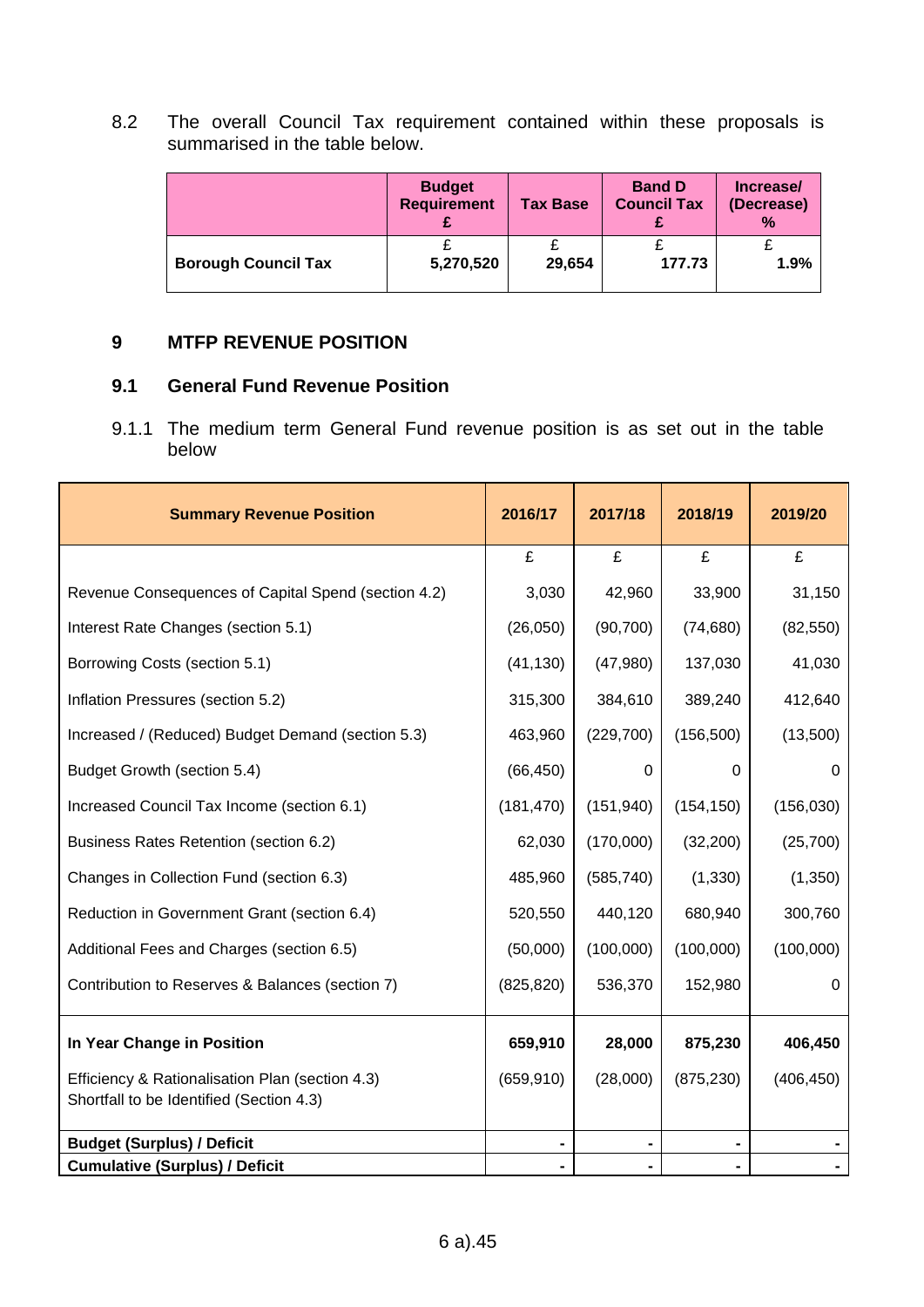8.2 The overall Council Tax requirement contained within these proposals is summarised in the table below.

| | Budget Requirement £ | Tax Base | Band D Council Tax £ | Increase/ (Decrease) % |
|---|---|---|---|---|
| **Borough Council Tax** | £ **5,270,520** | £ **29,654** | £ **177.73** | £ **1.9%** |

## 9 MTFP REVENUE POSITION

### 9.1 General Fund Revenue Position

9.1.1 The medium term General Fund revenue position is as set out in the table below

| Summary Revenue Position | 2016/17 | 2017/18 | 2018/19 | 2019/20 |
|---|---|---|---|---|
| | £ | £ | £ | £ |
| Revenue Consequences of Capital Spend (section 4.2) | 3,030 | 42,960 | 33,900 | 31,150 |
| Interest Rate Changes (section 5.1) | (26,050) | (90,700) | (74,680) | (82,550) |
| Borrowing Costs (section 5.1) | (41,130) | (47,980) | 137,030 | 41,030 |
| Inflation Pressures (section 5.2) | 315,300 | 384,610 | 389,240 | 412,640 |
| Increased / (Reduced) Budget Demand (section 5.3) | 463,960 | (229,700) | (156,500) | (13,500) |
| Budget Growth (section 5.4) | (66,450) | 0 | 0 | 0 |
| Increased Council Tax Income (section 6.1) | (181,470) | (151,940) | (154,150) | (156,030) |
| Business Rates Retention (section 6.2) | 62,030 | (170,000) | (32,200) | (25,700) |
| Changes in Collection Fund (section 6.3) | 485,960 | (585,740) | (1,330) | (1,350) |
| Reduction in Government Grant (section 6.4) | 520,550 | 440,120 | 680,940 | 300,760 |
| Additional Fees and Charges (section 6.5) | (50,000) | (100,000) | (100,000) | (100,000) |
| Contribution to Reserves & Balances (section 7) | (825,820) | 536,370 | 152,980 | 0 |
| **In Year Change in Position** | **659,910** | **28,000** | **875,230** | **406,450** |
| Efficiency & Rationalisation Plan (section 4.3)<br>Shortfall to be Identified (Section 4.3) | (659,910) | (28,000) | (875,230) | (406,450) |
| **Budget (Surplus) / Deficit** | **-** | **-** | **-** | **-** |
| **Cumulative (Surplus) / Deficit** | **-** | **-** | **-** | **-** |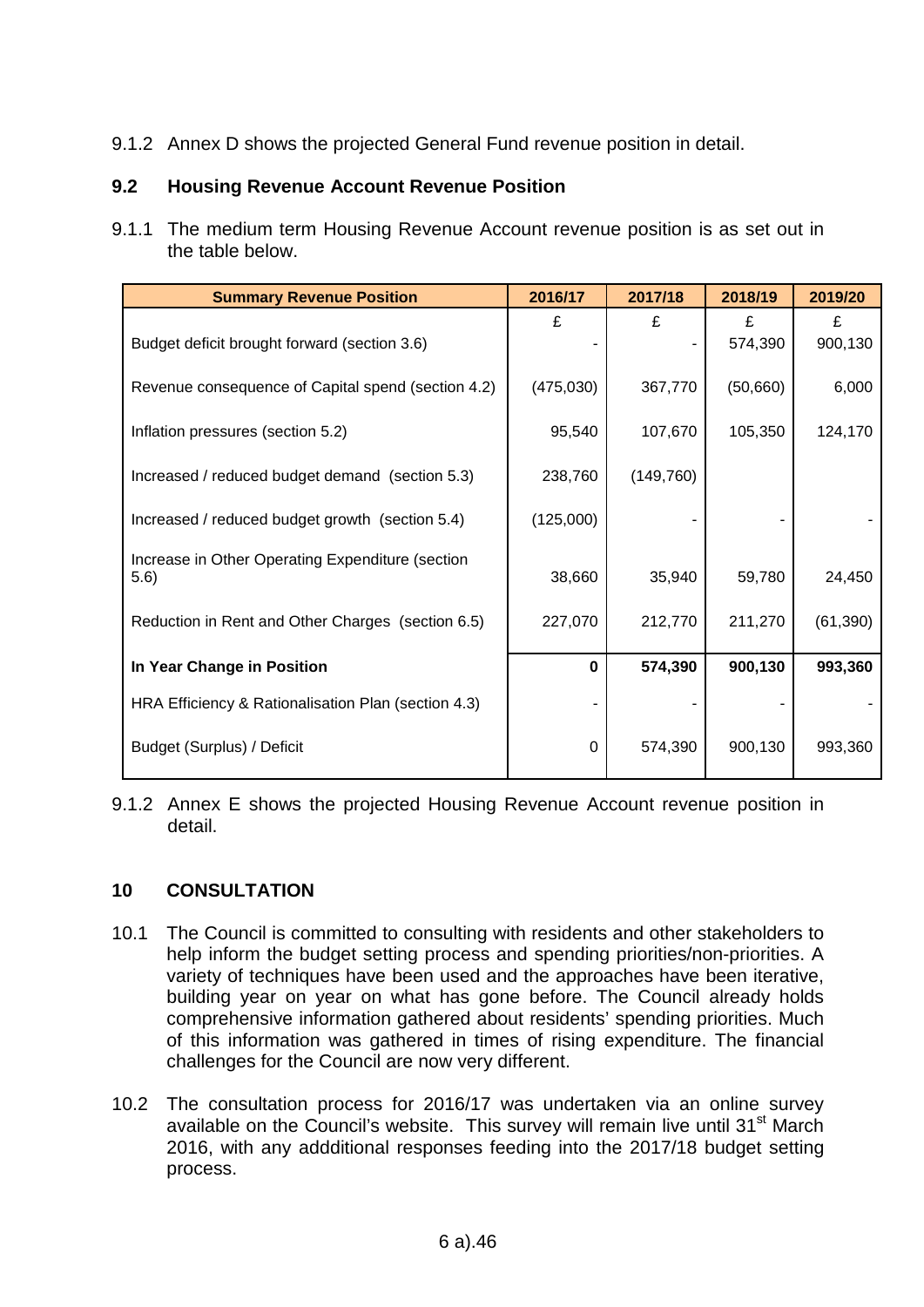9.1.2 Annex D shows the projected General Fund revenue position in detail.

## 9.2 Housing Revenue Account Revenue Position

9.1.1 The medium term Housing Revenue Account revenue position is as set out in the table below.

| Summary Revenue Position | 2016/17 | 2017/18 | 2018/19 | 2019/20 |
|---|---|---|---|---|
| | £ | £ | £ | £ |
| Budget deficit brought forward (section 3.6) | - | - | 574,390 | 900,130 |
| Revenue consequence of Capital spend (section 4.2) | (475,030) | 367,770 | (50,660) | 6,000 |
| Inflation pressures (section 5.2) | 95,540 | 107,670 | 105,350 | 124,170 |
| Increased / reduced budget demand (section 5.3) | 238,760 | (149,760) | | |
| Increased / reduced budget growth (section 5.4) | (125,000) | - | - | - |
| Increase in Other Operating Expenditure (section 5.6) | 38,660 | 35,940 | 59,780 | 24,450 |
| Reduction in Rent and Other Charges (section 6.5) | 227,070 | 212,770 | 211,270 | (61,390) |
| **In Year Change in Position** | **0** | **574,390** | **900,130** | **993,360** |
| HRA Efficiency & Rationalisation Plan (section 4.3) | - | - | - | - |
| Budget (Surplus) / Deficit | 0 | 574,390 | 900,130 | 993,360 |

9.1.2 Annex E shows the projected Housing Revenue Account revenue position in detail.

## 10 CONSULTATION

10.1 The Council is committed to consulting with residents and other stakeholders to help inform the budget setting process and spending priorities/non-priorities. A variety of techniques have been used and the approaches have been iterative, building year on year on what has gone before. The Council already holds comprehensive information gathered about residents' spending priorities. Much of this information was gathered in times of rising expenditure. The financial challenges for the Council are now very different.

10.2 The consultation process for 2016/17 was undertaken via an online survey available on the Council's website. This survey will remain live until 31st March 2016, with any addditional responses feeding into the 2017/18 budget setting process.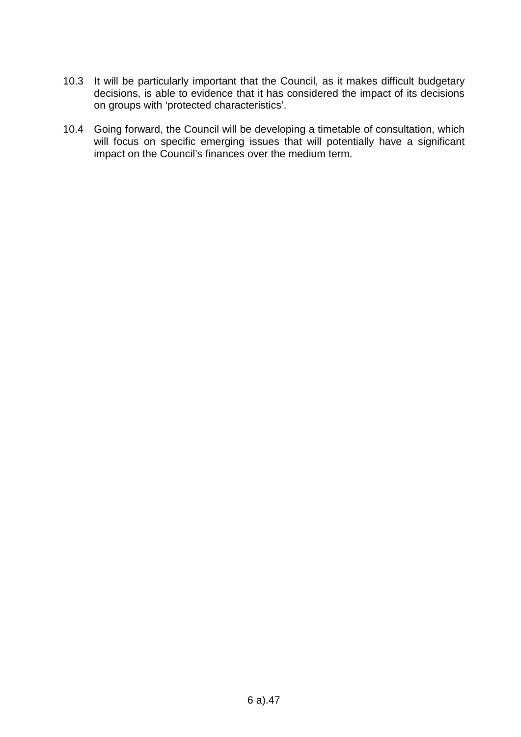10.3 It will be particularly important that the Council, as it makes difficult budgetary decisions, is able to evidence that it has considered the impact of its decisions on groups with 'protected characteristics'.

10.4 Going forward, the Council will be developing a timetable of consultation, which will focus on specific emerging issues that will potentially have a significant impact on the Council's finances over the medium term.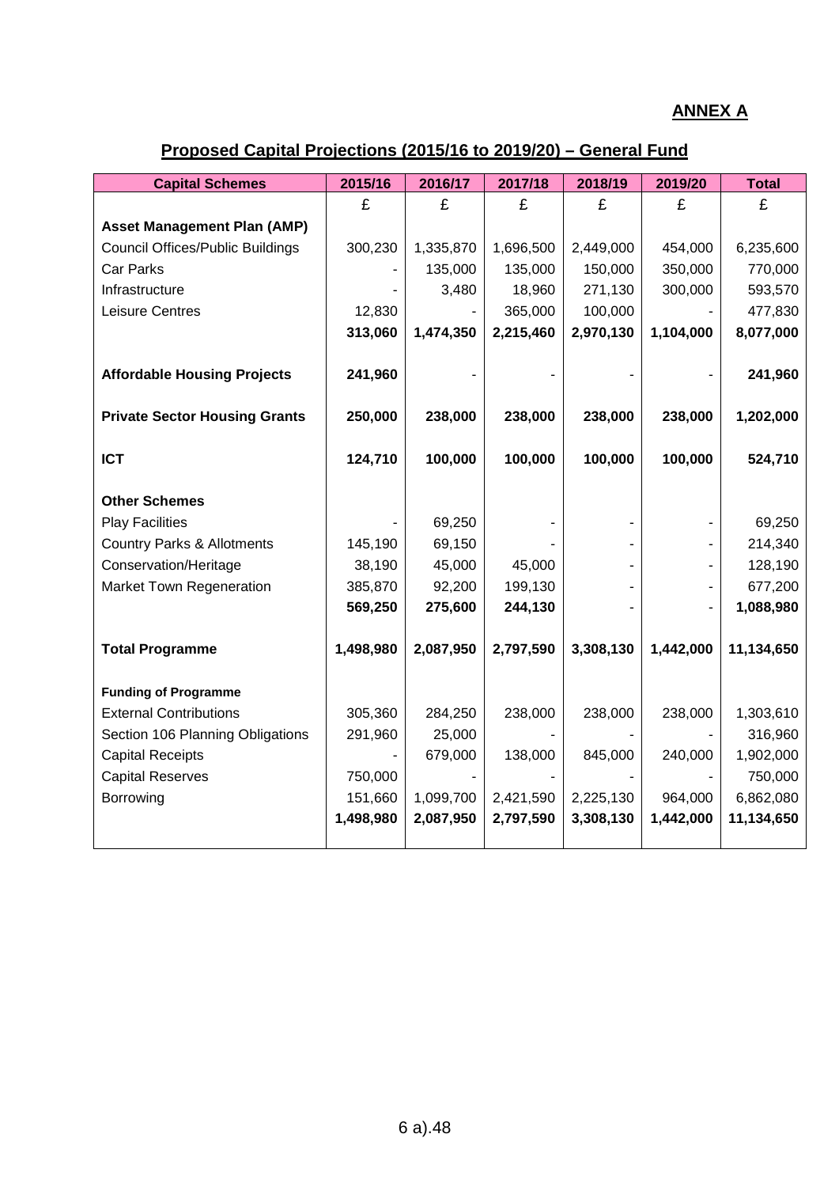**ANNEX A**

## Proposed Capital Projections (2015/16 to 2019/20) – General Fund

| Capital Schemes | 2015/16 | 2016/17 | 2017/18 | 2018/19 | 2019/20 | Total |
|---|---|---|---|---|---|---|
| | £ | £ | £ | £ | £ | £ |
| **Asset Management Plan (AMP)** | | | | | | |
| Council Offices/Public Buildings | 300,230 | 1,335,870 | 1,696,500 | 2,449,000 | 454,000 | 6,235,600 |
| Car Parks | - | 135,000 | 135,000 | 150,000 | 350,000 | 770,000 |
| Infrastructure | - | 3,480 | 18,960 | 271,130 | 300,000 | 593,570 |
| Leisure Centres | 12,830 | - | 365,000 | 100,000 | - | 477,830 |
| | **313,060** | **1,474,350** | **2,215,460** | **2,970,130** | **1,104,000** | **8,077,000** |
| **Affordable Housing Projects** | **241,960** | - | - | - | - | **241,960** |
| **Private Sector Housing Grants** | **250,000** | **238,000** | **238,000** | **238,000** | **238,000** | **1,202,000** |
| **ICT** | **124,710** | **100,000** | **100,000** | **100,000** | **100,000** | **524,710** |
| **Other Schemes** | | | | | | |
| Play Facilities | - | 69,250 | - | - | - | 69,250 |
| Country Parks & Allotments | 145,190 | 69,150 | - | - | - | 214,340 |
| Conservation/Heritage | 38,190 | 45,000 | 45,000 | - | - | 128,190 |
| Market Town Regeneration | 385,870 | 92,200 | 199,130 | - | - | 677,200 |
| | **569,250** | **275,600** | **244,130** | - | - | **1,088,980** |
| **Total Programme** | **1,498,980** | **2,087,950** | **2,797,590** | **3,308,130** | **1,442,000** | **11,134,650** |
| **Funding of Programme** | | | | | | |
| External Contributions | 305,360 | 284,250 | 238,000 | 238,000 | 238,000 | 1,303,610 |
| Section 106 Planning Obligations | 291,960 | 25,000 | - | - | - | 316,960 |
| Capital Receipts | - | 679,000 | 138,000 | 845,000 | 240,000 | 1,902,000 |
| Capital Reserves | 750,000 | - | - | - | - | 750,000 |
| Borrowing | 151,660 | 1,099,700 | 2,421,590 | 2,225,130 | 964,000 | 6,862,080 |
| | **1,498,980** | **2,087,950** | **2,797,590** | **3,308,130** | **1,442,000** | **11,134,650** |

6 a).48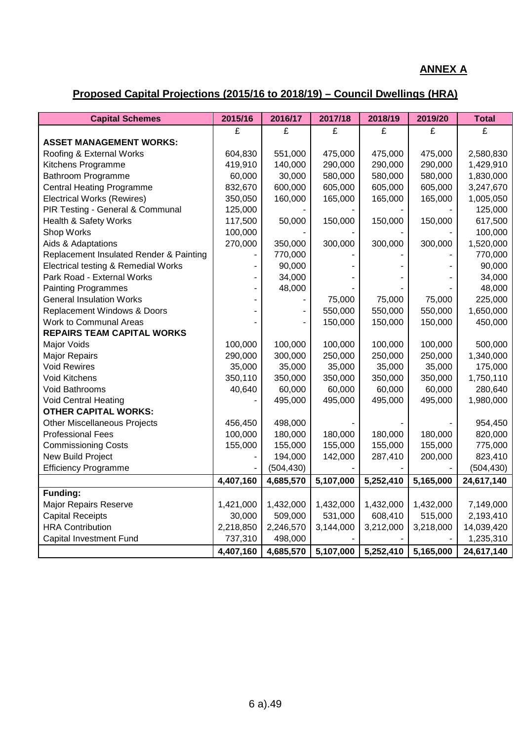**ANNEX A**

## Proposed Capital Projections (2015/16 to 2018/19) – Council Dwellings (HRA)

| Capital Schemes | 2015/16 | 2016/17 | 2017/18 | 2018/19 | 2019/20 | Total |
|---|---|---|---|---|---|---|
| | £ | £ | £ | £ | £ | £ |
| **ASSET MANAGEMENT WORKS:** | | | | | | |
| Roofing & External Works | 604,830 | 551,000 | 475,000 | 475,000 | 475,000 | 2,580,830 |
| Kitchens Programme | 419,910 | 140,000 | 290,000 | 290,000 | 290,000 | 1,429,910 |
| Bathroom Programme | 60,000 | 30,000 | 580,000 | 580,000 | 580,000 | 1,830,000 |
| Central Heating Programme | 832,670 | 600,000 | 605,000 | 605,000 | 605,000 | 3,247,670 |
| Electrical Works (Rewires) | 350,050 | 160,000 | 165,000 | 165,000 | 165,000 | 1,005,050 |
| PIR Testing - General & Communal | 125,000 | - | - | - | - | 125,000 |
| Health & Safety Works | 117,500 | 50,000 | 150,000 | 150,000 | 150,000 | 617,500 |
| Shop Works | 100,000 | - | - | - | - | 100,000 |
| Aids & Adaptations | 270,000 | 350,000 | 300,000 | 300,000 | 300,000 | 1,520,000 |
| Replacement Insulated Render & Painting | - | 770,000 | - | - | - | 770,000 |
| Electrical testing & Remedial Works | - | 90,000 | - | - | - | 90,000 |
| Park Road - External Works | - | 34,000 | - | - | - | 34,000 |
| Painting Programmes | - | 48,000 | - | - | - | 48,000 |
| General Insulation Works | - | - | 75,000 | 75,000 | 75,000 | 225,000 |
| Replacement Windows & Doors | - | - | 550,000 | 550,000 | 550,000 | 1,650,000 |
| Work to Communal Areas | - | - | 150,000 | 150,000 | 150,000 | 450,000 |
| **REPAIRS TEAM CAPITAL WORKS** | | | | | | |
| Major Voids | 100,000 | 100,000 | 100,000 | 100,000 | 100,000 | 500,000 |
| Major Repairs | 290,000 | 300,000 | 250,000 | 250,000 | 250,000 | 1,340,000 |
| Void Rewires | 35,000 | 35,000 | 35,000 | 35,000 | 35,000 | 175,000 |
| Void Kitchens | 350,110 | 350,000 | 350,000 | 350,000 | 350,000 | 1,750,110 |
| Void Bathrooms | 40,640 | 60,000 | 60,000 | 60,000 | 60,000 | 280,640 |
| Void Central Heating | - | 495,000 | 495,000 | 495,000 | 495,000 | 1,980,000 |
| **OTHER CAPITAL WORKS:** | | | | | | |
| Other Miscellaneous Projects | 456,450 | 498,000 | - | - | - | 954,450 |
| Professional Fees | 100,000 | 180,000 | 180,000 | 180,000 | 180,000 | 820,000 |
| Commissioning Costs | 155,000 | 155,000 | 155,000 | 155,000 | 155,000 | 775,000 |
| New Build Project | - | 194,000 | 142,000 | 287,410 | 200,000 | 823,410 |
| Efficiency Programme | - | (504,430) | - | - | - | (504,430) |
| | **4,407,160** | **4,685,570** | **5,107,000** | **5,252,410** | **5,165,000** | **24,617,140** |
| **Funding:** | | | | | | |
| Major Repairs Reserve | 1,421,000 | 1,432,000 | 1,432,000 | 1,432,000 | 1,432,000 | 7,149,000 |
| Capital Receipts | 30,000 | 509,000 | 531,000 | 608,410 | 515,000 | 2,193,410 |
| HRA Contribution | 2,218,850 | 2,246,570 | 3,144,000 | 3,212,000 | 3,218,000 | 14,039,420 |
| Capital Investment Fund | 737,310 | 498,000 | - | - | - | 1,235,310 |
| | **4,407,160** | **4,685,570** | **5,107,000** | **5,252,410** | **5,165,000** | **24,617,140** |

6 a).49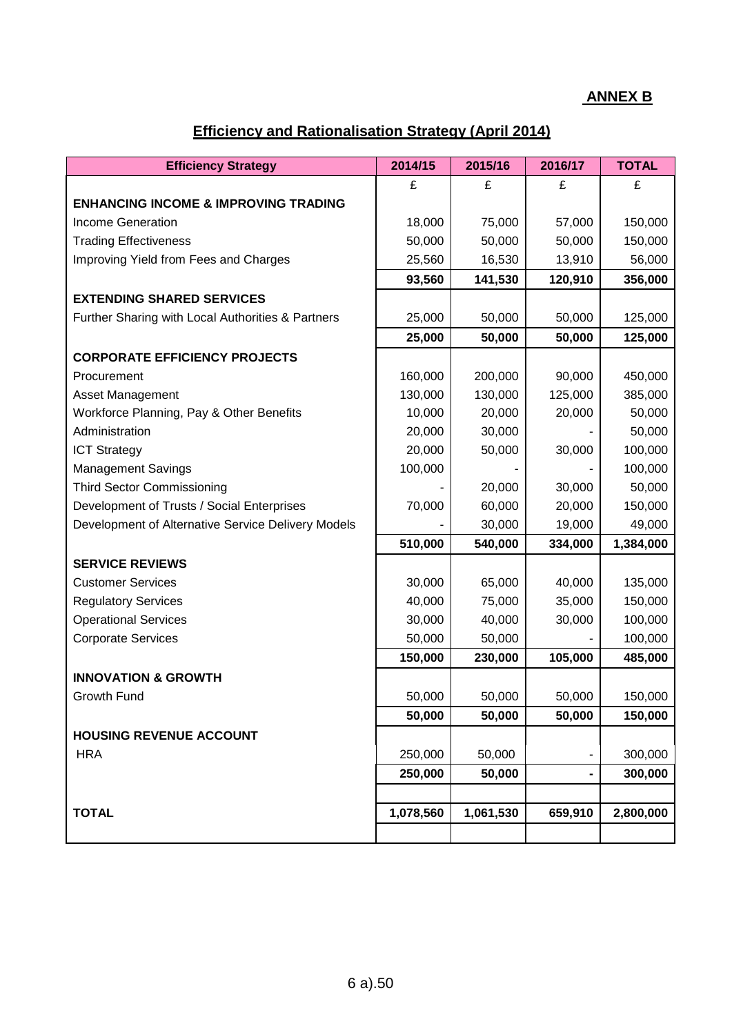**ANNEX B**

## Efficiency and Rationalisation Strategy (April 2014)

| Efficiency Strategy | 2014/15 | 2015/16 | 2016/17 | TOTAL |
|---|---|---|---|---|
| | £ | £ | £ | £ |
| **ENHANCING INCOME & IMPROVING TRADING** | | | | |
| Income Generation | 18,000 | 75,000 | 57,000 | 150,000 |
| Trading Effectiveness | 50,000 | 50,000 | 50,000 | 150,000 |
| Improving Yield from Fees and Charges | 25,560 | 16,530 | 13,910 | 56,000 |
| | **93,560** | **141,530** | **120,910** | **356,000** |
| **EXTENDING SHARED SERVICES** | | | | |
| Further Sharing with Local Authorities & Partners | 25,000 | 50,000 | 50,000 | 125,000 |
| | **25,000** | **50,000** | **50,000** | **125,000** |
| **CORPORATE EFFICIENCY PROJECTS** | | | | |
| Procurement | 160,000 | 200,000 | 90,000 | 450,000 |
| Asset Management | 130,000 | 130,000 | 125,000 | 385,000 |
| Workforce Planning, Pay & Other Benefits | 10,000 | 20,000 | 20,000 | 50,000 |
| Administration | 20,000 | 30,000 | - | 50,000 |
| ICT Strategy | 20,000 | 50,000 | 30,000 | 100,000 |
| Management Savings | 100,000 | - | - | 100,000 |
| Third Sector Commissioning | - | 20,000 | 30,000 | 50,000 |
| Development of Trusts / Social Enterprises | 70,000 | 60,000 | 20,000 | 150,000 |
| Development of Alternative Service Delivery Models | - | 30,000 | 19,000 | 49,000 |
| | **510,000** | **540,000** | **334,000** | **1,384,000** |
| **SERVICE REVIEWS** | | | | |
| Customer Services | 30,000 | 65,000 | 40,000 | 135,000 |
| Regulatory Services | 40,000 | 75,000 | 35,000 | 150,000 |
| Operational Services | 30,000 | 40,000 | 30,000 | 100,000 |
| Corporate Services | 50,000 | 50,000 | - | 100,000 |
| | **150,000** | **230,000** | **105,000** | **485,000** |
| **INNOVATION & GROWTH** | | | | |
| Growth Fund | 50,000 | 50,000 | 50,000 | 150,000 |
| | **50,000** | **50,000** | **50,000** | **150,000** |
| **HOUSING REVENUE ACCOUNT** | | | | |
| HRA | 250,000 | 50,000 | - | 300,000 |
| | **250,000** | **50,000** | **-** | **300,000** |
| | | | | |
| **TOTAL** | **1,078,560** | **1,061,530** | **659,910** | **2,800,000** |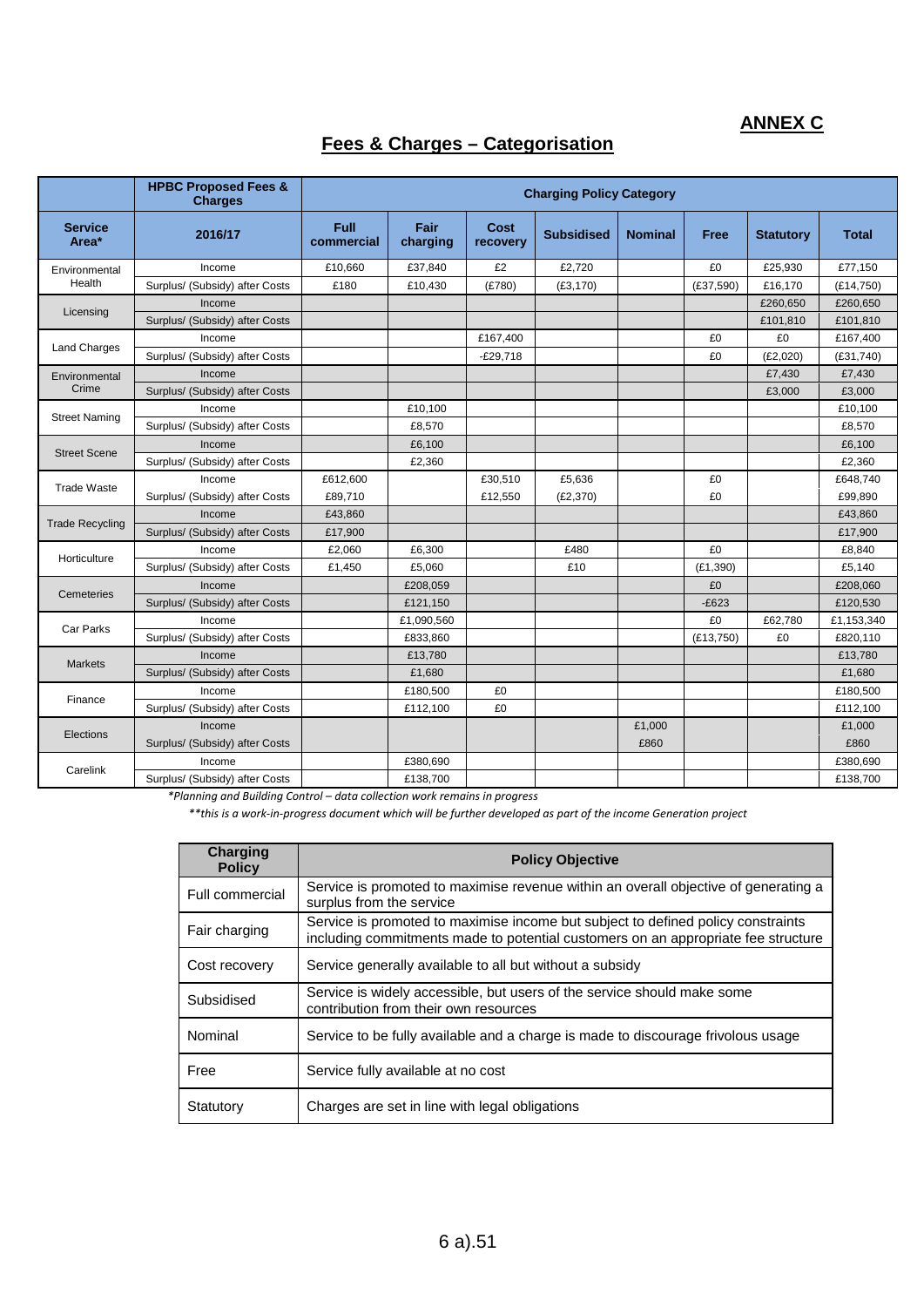**ANNEX C**

## Fees & Charges – Categorisation

| | HPBC Proposed Fees & Charges | Charging Policy Category | | | | | | | |
|---|---|---|---|---|---|---|---|---|---|
| **Service Area*** | **2016/17** | **Full commercial** | **Fair charging** | **Cost recovery** | **Subsidised** | **Nominal** | **Free** | **Statutory** | **Total** |
| Environmental Health | Income | £10,660 | £37,840 | £2 | £2,720 | | £0 | £25,930 | £77,150 |
| | Surplus/ (Subsidy) after Costs | £180 | £10,430 | (£780) | (£3,170) | | (£37,590) | £16,170 | (£14,750) |
| Licensing | Income | | | | | | | £260,650 | £260,650 |
| | Surplus/ (Subsidy) after Costs | | | | | | | £101,810 | £101,810 |
| Land Charges | Income | | | £167,400 | | | £0 | £0 | £167,400 |
| | Surplus/ (Subsidy) after Costs | | | -£29,718 | | | £0 | (£2,020) | (£31,740) |
| Environmental Crime | Income | | | | | | | £7,430 | £7,430 |
| | Surplus/ (Subsidy) after Costs | | | | | | | £3,000 | £3,000 |
| Street Naming | Income | | £10,100 | | | | | | £10,100 |
| | Surplus/ (Subsidy) after Costs | | £8,570 | | | | | | £8,570 |
| Street Scene | Income | | £6,100 | | | | | | £6,100 |
| | Surplus/ (Subsidy) after Costs | | £2,360 | | | | | | £2,360 |
| Trade Waste | Income | £612,600 | | £30,510 | £5,636 | | £0 | | £648,740 |
| | Surplus/ (Subsidy) after Costs | £89,710 | | £12,550 | (£2,370) | | £0 | | £99,890 |
| Trade Recycling | Income | £43,860 | | | | | | | £43,860 |
| | Surplus/ (Subsidy) after Costs | £17,900 | | | | | | | £17,900 |
| Horticulture | Income | £2,060 | £6,300 | | £480 | | £0 | | £8,840 |
| | Surplus/ (Subsidy) after Costs | £1,450 | £5,060 | | £10 | | (£1,390) | | £5,140 |
| Cemeteries | Income | | £208,059 | | | | £0 | | £208,060 |
| | Surplus/ (Subsidy) after Costs | | £121,150 | | | | -£623 | | £120,530 |
| Car Parks | Income | | £1,090,560 | | | | £0 | £62,780 | £1,153,340 |
| | Surplus/ (Subsidy) after Costs | | £833,860 | | | | (£13,750) | £0 | £820,110 |
| Markets | Income | | £13,780 | | | | | | £13,780 |
| | Surplus/ (Subsidy) after Costs | | £1,680 | | | | | | £1,680 |
| Finance | Income | | £180,500 | £0 | | | | | £180,500 |
| | Surplus/ (Subsidy) after Costs | | £112,100 | £0 | | | | | £112,100 |
| Elections | Income | | | | | £1,000 | | | £1,000 |
| | Surplus/ (Subsidy) after Costs | | | | | £860 | | | £860 |
| Carelink | Income | | £380,690 | | | | | | £380,690 |
| | Surplus/ (Subsidy) after Costs | | £138,700 | | | | | | £138,700 |

*\*Planning and Building Control – data collection work remains in progress*

*\*\*this is a work-in-progress document which will be further developed as part of the income Generation project*

| Charging Policy | Policy Objective |
|---|---|
| Full commercial | Service is promoted to maximise revenue within an overall objective of generating a surplus from the service |
| Fair charging | Service is promoted to maximise income but subject to defined policy constraints including commitments made to potential customers on an appropriate fee structure |
| Cost recovery | Service generally available to all but without a subsidy |
| Subsidised | Service is widely accessible, but users of the service should make some contribution from their own resources |
| Nominal | Service to be fully available and a charge is made to discourage frivolous usage |
| Free | Service fully available at no cost |
| Statutory | Charges are set in line with legal obligations |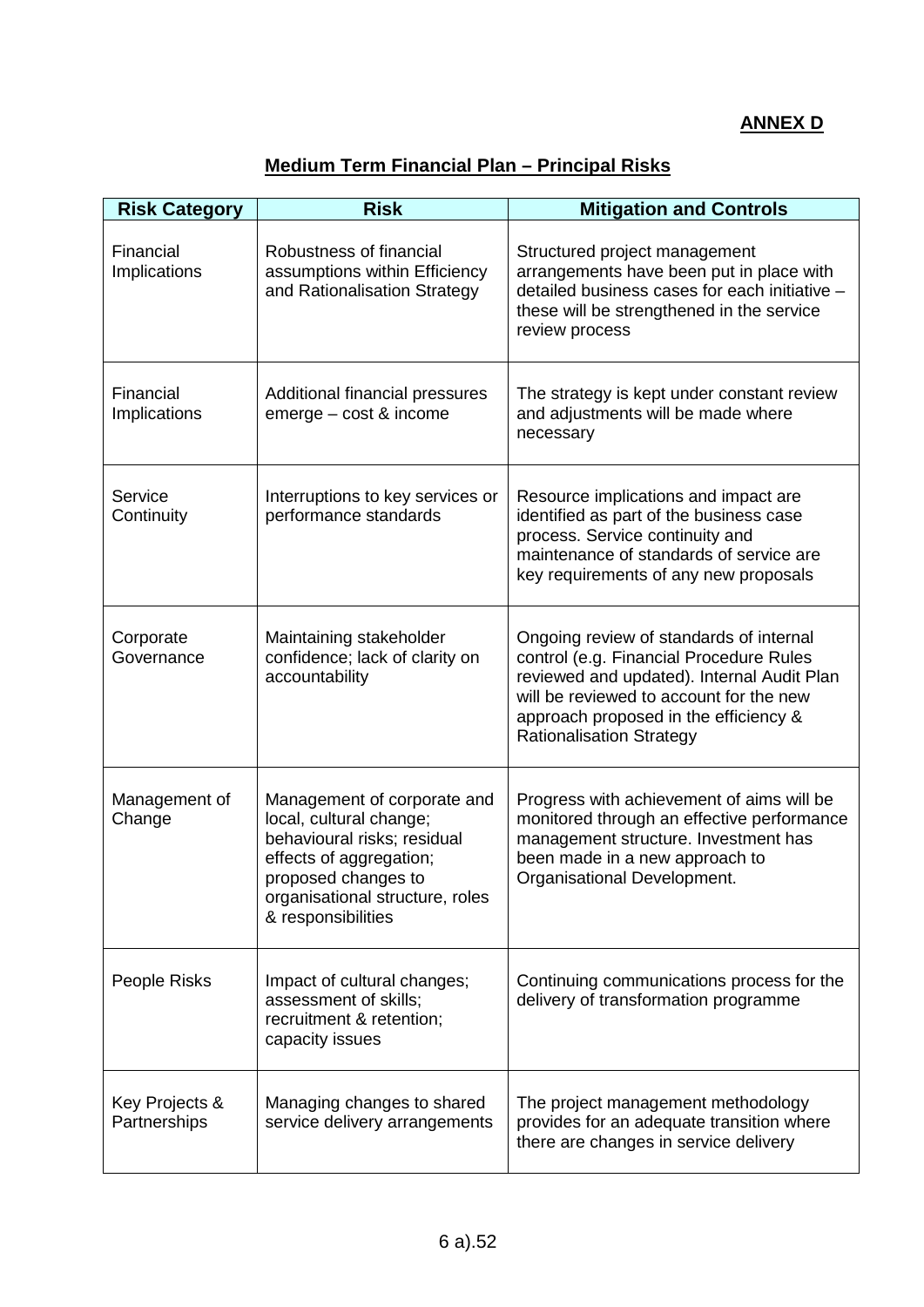**ANNEX D**

## Medium Term Financial Plan – Principal Risks

| Risk Category | Risk | Mitigation and Controls |
|---|---|---|
| Financial Implications | Robustness of financial assumptions within Efficiency and Rationalisation Strategy | Structured project management arrangements have been put in place with detailed business cases for each initiative – these will be strengthened in the service review process |
| Financial Implications | Additional financial pressures emerge – cost & income | The strategy is kept under constant review and adjustments will be made where necessary |
| Service Continuity | Interruptions to key services or performance standards | Resource implications and impact are identified as part of the business case process. Service continuity and maintenance of standards of service are key requirements of any new proposals |
| Corporate Governance | Maintaining stakeholder confidence; lack of clarity on accountability | Ongoing review of standards of internal control (e.g. Financial Procedure Rules reviewed and updated). Internal Audit Plan will be reviewed to account for the new approach proposed in the efficiency & Rationalisation Strategy |
| Management of Change | Management of corporate and local, cultural change; behavioural risks; residual effects of aggregation; proposed changes to organisational structure, roles & responsibilities | Progress with achievement of aims will be monitored through an effective performance management structure. Investment has been made in a new approach to Organisational Development. |
| People Risks | Impact of cultural changes; assessment of skills; recruitment & retention; capacity issues | Continuing communications process for the delivery of transformation programme |
| Key Projects & Partnerships | Managing changes to shared service delivery arrangements | The project management methodology provides for an adequate transition where there are changes in service delivery |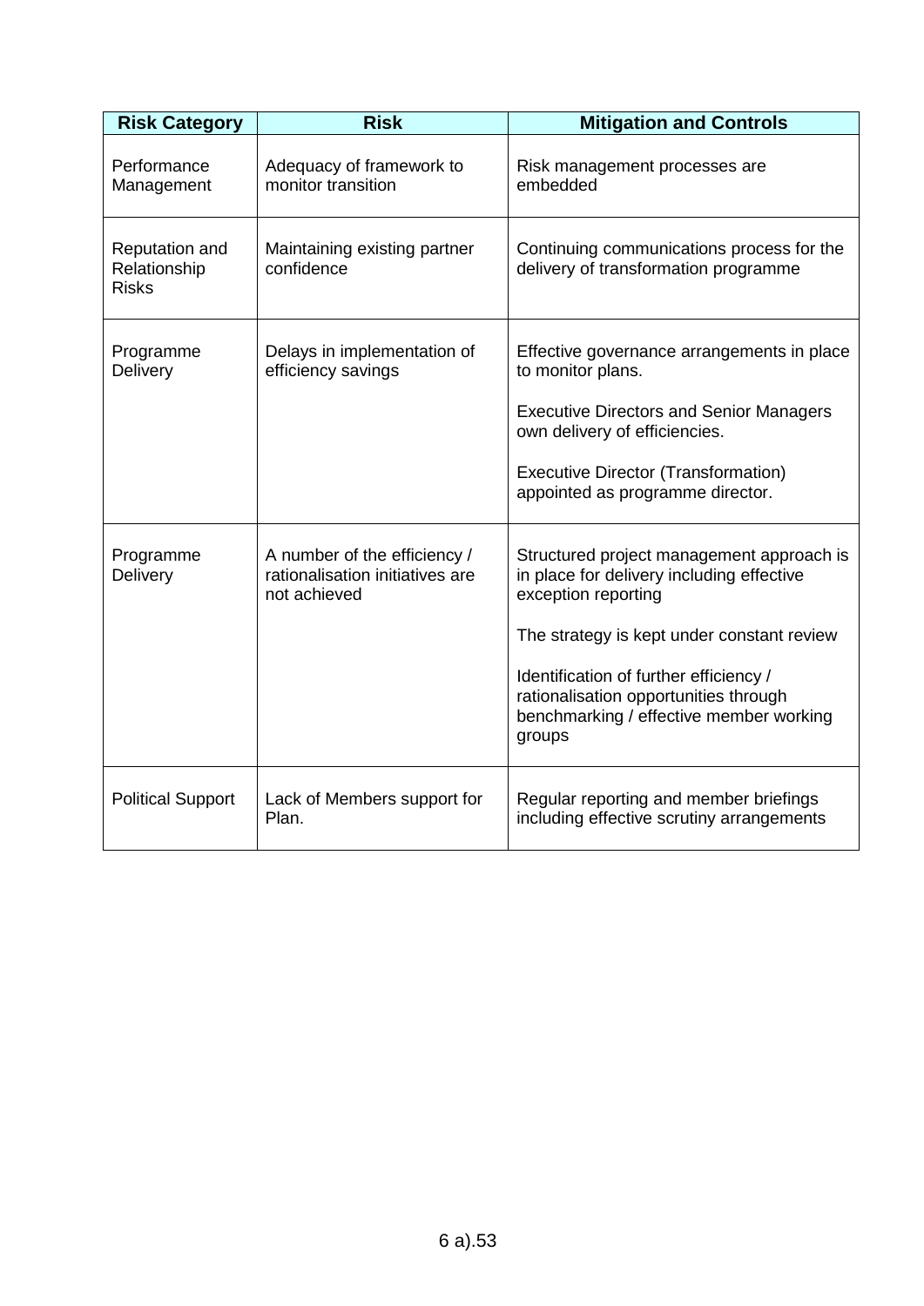| Risk Category | Risk | Mitigation and Controls |
|---|---|---|
| Performance Management | Adequacy of framework to monitor transition | Risk management processes are embedded |
| Reputation and Relationship Risks | Maintaining existing partner confidence | Continuing communications process for the delivery of transformation programme |
| Programme Delivery | Delays in implementation of efficiency savings | Effective governance arrangements in place to monitor plans.<br><br>Executive Directors and Senior Managers own delivery of efficiencies.<br><br>Executive Director (Transformation) appointed as programme director. |
| Programme Delivery | A number of the efficiency / rationalisation initiatives are not achieved | Structured project management approach is in place for delivery including effective exception reporting<br><br>The strategy is kept under constant review<br><br>Identification of further efficiency / rationalisation opportunities through benchmarking / effective member working groups |
| Political Support | Lack of Members support for Plan. | Regular reporting and member briefings including effective scrutiny arrangements |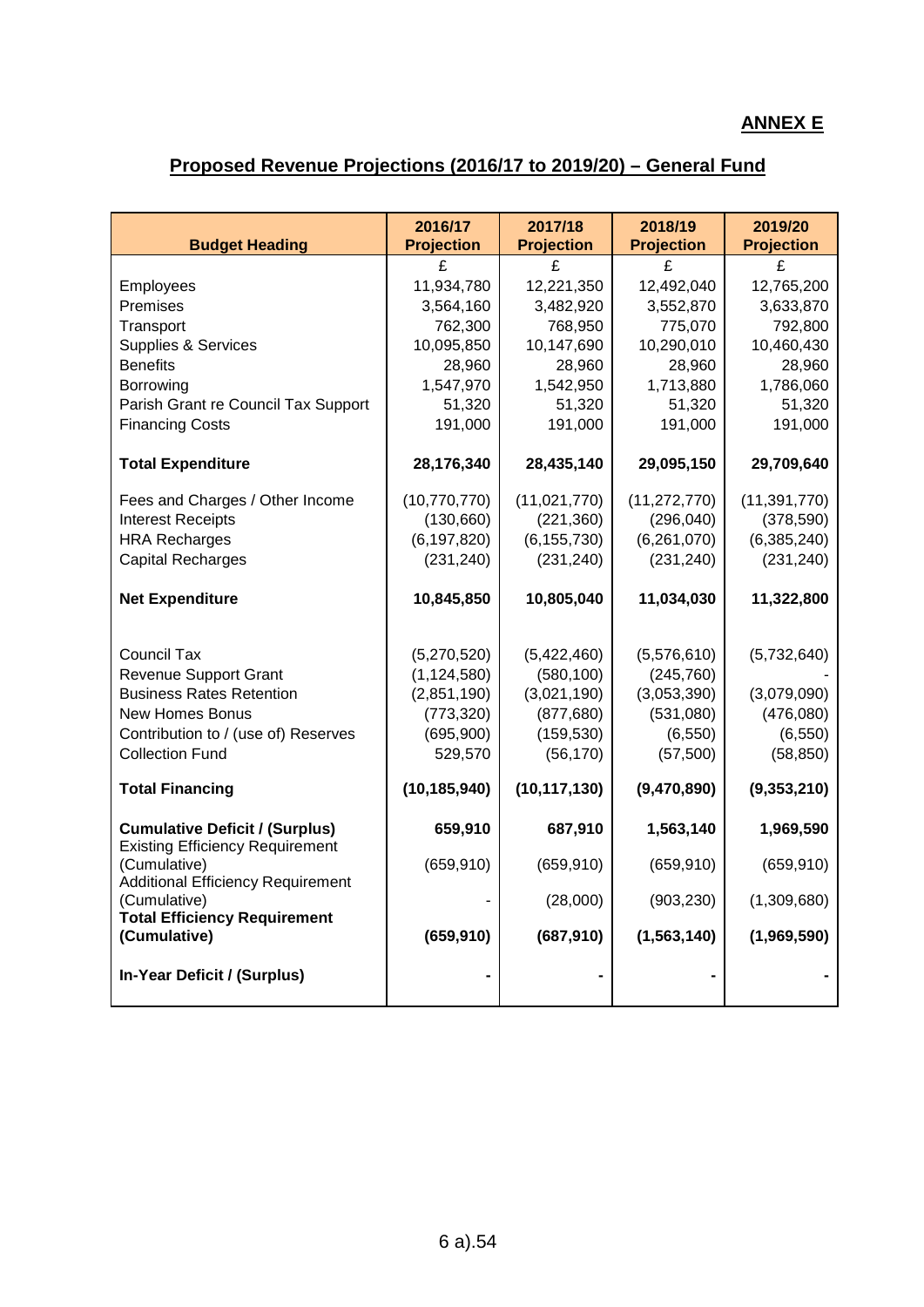**ANNEX E**

## Proposed Revenue Projections (2016/17 to 2019/20) – General Fund

| Budget Heading | 2016/17 Projection | 2017/18 Projection | 2018/19 Projection | 2019/20 Projection |
|---|---|---|---|---|
| | £ | £ | £ | £ |
| Employees | 11,934,780 | 12,221,350 | 12,492,040 | 12,765,200 |
| Premises | 3,564,160 | 3,482,920 | 3,552,870 | 3,633,870 |
| Transport | 762,300 | 768,950 | 775,070 | 792,800 |
| Supplies & Services | 10,095,850 | 10,147,690 | 10,290,010 | 10,460,430 |
| Benefits | 28,960 | 28,960 | 28,960 | 28,960 |
| Borrowing | 1,547,970 | 1,542,950 | 1,713,880 | 1,786,060 |
| Parish Grant re Council Tax Support | 51,320 | 51,320 | 51,320 | 51,320 |
| Financing Costs | 191,000 | 191,000 | 191,000 | 191,000 |
| **Total Expenditure** | **28,176,340** | **28,435,140** | **29,095,150** | **29,709,640** |
| Fees and Charges / Other Income | (10,770,770) | (11,021,770) | (11,272,770) | (11,391,770) |
| Interest Receipts | (130,660) | (221,360) | (296,040) | (378,590) |
| HRA Recharges | (6,197,820) | (6,155,730) | (6,261,070) | (6,385,240) |
| Capital Recharges | (231,240) | (231,240) | (231,240) | (231,240) |
| **Net Expenditure** | **10,845,850** | **10,805,040** | **11,034,030** | **11,322,800** |
| Council Tax | (5,270,520) | (5,422,460) | (5,576,610) | (5,732,640) |
| Revenue Support Grant | (1,124,580) | (580,100) | (245,760) | - |
| Business Rates Retention | (2,851,190) | (3,021,190) | (3,053,390) | (3,079,090) |
| New Homes Bonus | (773,320) | (877,680) | (531,080) | (476,080) |
| Contribution to / (use of) Reserves | (695,900) | (159,530) | (6,550) | (6,550) |
| Collection Fund | 529,570 | (56,170) | (57,500) | (58,850) |
| **Total Financing** | **(10,185,940)** | **(10,117,130)** | **(9,470,890)** | **(9,353,210)** |
| **Cumulative Deficit / (Surplus)** | **659,910** | **687,910** | **1,563,140** | **1,969,590** |
| Existing Efficiency Requirement (Cumulative) | (659,910) | (659,910) | (659,910) | (659,910) |
| Additional Efficiency Requirement (Cumulative) | - | (28,000) | (903,230) | (1,309,680) |
| **Total Efficiency Requirement (Cumulative)** | **(659,910)** | **(687,910)** | **(1,563,140)** | **(1,969,590)** |
| **In-Year Deficit / (Surplus)** | **-** | **-** | **-** | **-** |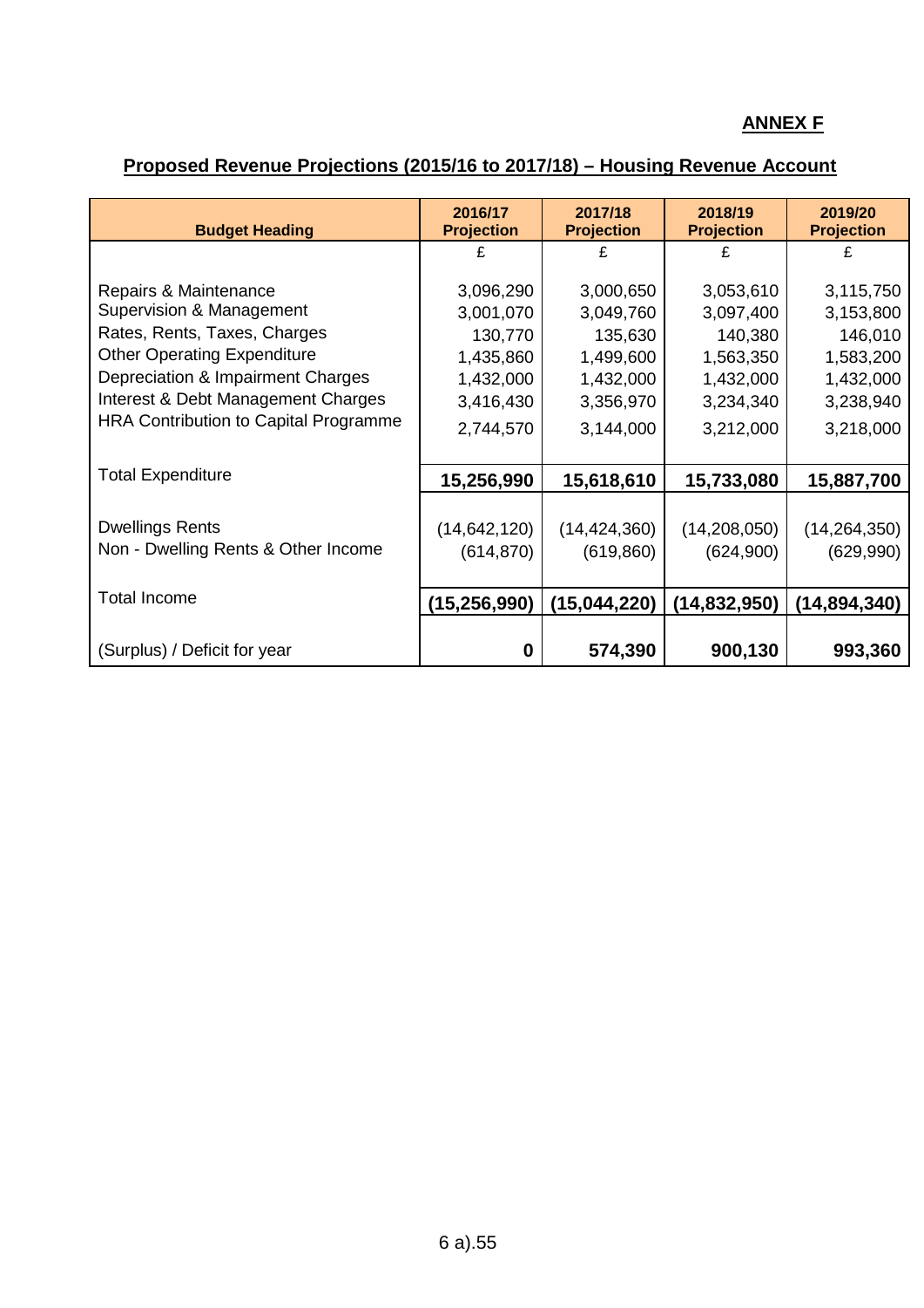**ANNEX F**

**Proposed Revenue Projections (2015/16 to 2017/18) – Housing Revenue Account**

| Budget Heading | 2016/17 Projection | 2017/18 Projection | 2018/19 Projection | 2019/20 Projection |
|---|---|---|---|---|
| | £ | £ | £ | £ |
| Repairs & Maintenance | 3,096,290 | 3,000,650 | 3,053,610 | 3,115,750 |
| Supervision & Management | 3,001,070 | 3,049,760 | 3,097,400 | 3,153,800 |
| Rates, Rents, Taxes, Charges | 130,770 | 135,630 | 140,380 | 146,010 |
| Other Operating Expenditure | 1,435,860 | 1,499,600 | 1,563,350 | 1,583,200 |
| Depreciation & Impairment Charges | 1,432,000 | 1,432,000 | 1,432,000 | 1,432,000 |
| Interest & Debt Management Charges | 3,416,430 | 3,356,970 | 3,234,340 | 3,238,940 |
| HRA Contribution to Capital Programme | 2,744,570 | 3,144,000 | 3,212,000 | 3,218,000 |
| Total Expenditure | **15,256,990** | **15,618,610** | **15,733,080** | **15,887,700** |
| Dwellings Rents | (14,642,120) | (14,424,360) | (14,208,050) | (14,264,350) |
| Non - Dwelling Rents & Other Income | (614,870) | (619,860) | (624,900) | (629,990) |
| Total Income | **(15,256,990)** | **(15,044,220)** | **(14,832,950)** | **(14,894,340)** |
| (Surplus) / Deficit for year | **0** | **574,390** | **900,130** | **993,360** |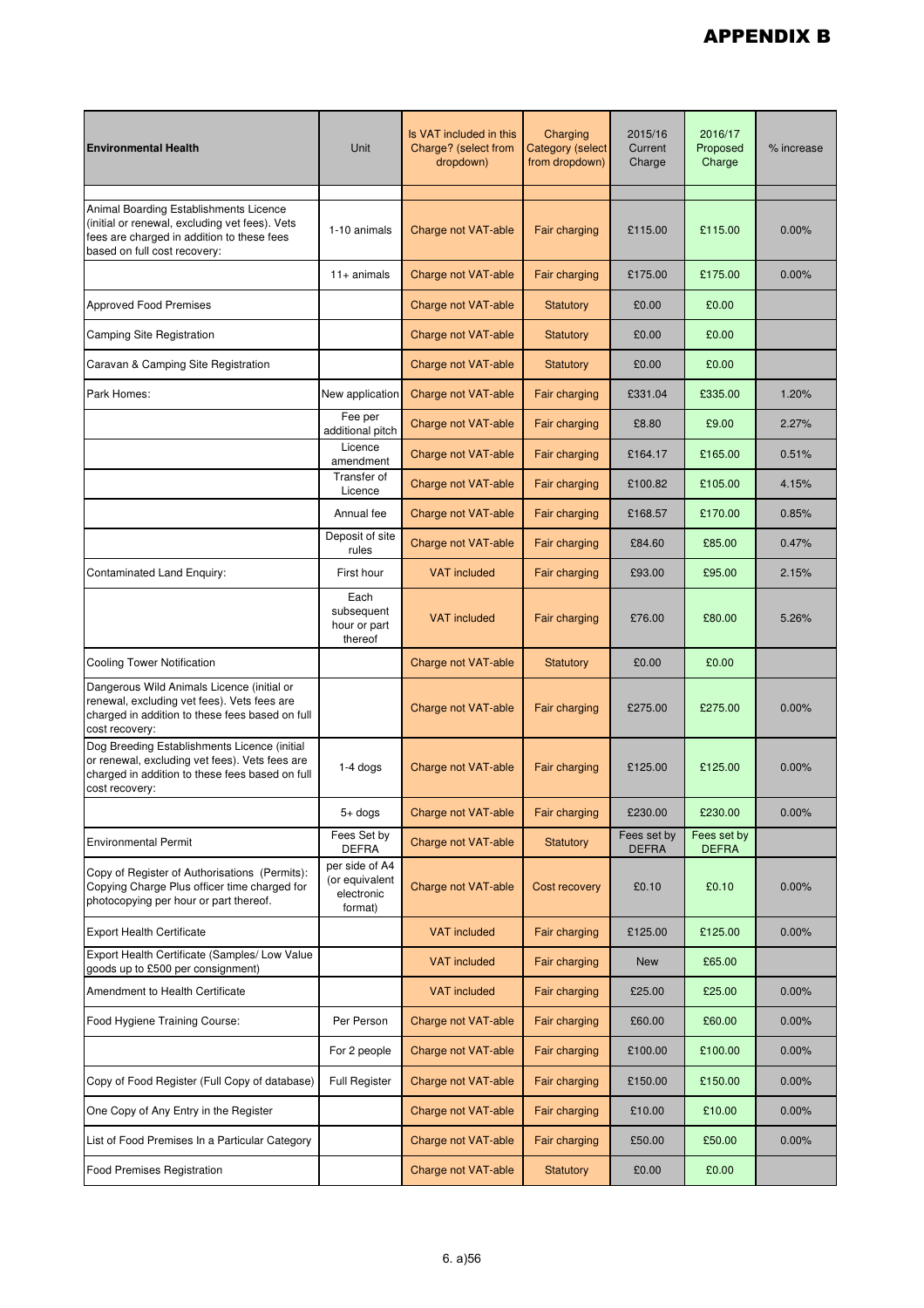# APPENDIX B

| Environmental Health | Unit | Is VAT included in this Charge? (select from dropdown) | Charging Category (select from dropdown) | 2015/16 Current Charge | 2016/17 Proposed Charge | % increase |
|---|---|---|---|---|---|---|
| | | | | | | |
| Animal Boarding Establishments Licence (initial or renewal, excluding vet fees). Vets fees are charged in addition to these fees based on full cost recovery: | 1-10 animals | Charge not VAT-able | Fair charging | £115.00 | £115.00 | 0.00% |
| | 11+ animals | Charge not VAT-able | Fair charging | £175.00 | £175.00 | 0.00% |
| Approved Food Premises | | Charge not VAT-able | Statutory | £0.00 | £0.00 | |
| Camping Site Registration | | Charge not VAT-able | Statutory | £0.00 | £0.00 | |
| Caravan & Camping Site Registration | | Charge not VAT-able | Statutory | £0.00 | £0.00 | |
| Park Homes: | New application | Charge not VAT-able | Fair charging | £331.04 | £335.00 | 1.20% |
| | Fee per additional pitch | Charge not VAT-able | Fair charging | £8.80 | £9.00 | 2.27% |
| | Licence amendment | Charge not VAT-able | Fair charging | £164.17 | £165.00 | 0.51% |
| | Transfer of Licence | Charge not VAT-able | Fair charging | £100.82 | £105.00 | 4.15% |
| | Annual fee | Charge not VAT-able | Fair charging | £168.57 | £170.00 | 0.85% |
| | Deposit of site rules | Charge not VAT-able | Fair charging | £84.60 | £85.00 | 0.47% |
| Contaminated Land Enquiry: | First hour | VAT included | Fair charging | £93.00 | £95.00 | 2.15% |
| | Each subsequent hour or part thereof | VAT included | Fair charging | £76.00 | £80.00 | 5.26% |
| Cooling Tower Notification | | Charge not VAT-able | Statutory | £0.00 | £0.00 | |
| Dangerous Wild Animals Licence (initial or renewal, excluding vet fees). Vets fees are charged in addition to these fees based on full cost recovery: | | Charge not VAT-able | Fair charging | £275.00 | £275.00 | 0.00% |
| Dog Breeding Establishments Licence (initial or renewal, excluding vet fees). Vets fees are charged in addition to these fees based on full cost recovery: | 1-4 dogs | Charge not VAT-able | Fair charging | £125.00 | £125.00 | 0.00% |
| | 5+ dogs | Charge not VAT-able | Fair charging | £230.00 | £230.00 | 0.00% |
| Environmental Permit | Fees Set by DEFRA | Charge not VAT-able | Statutory | Fees set by DEFRA | Fees set by DEFRA | |
| Copy of Register of Authorisations (Permits): Copying Charge Plus officer time charged for photocopying per hour or part thereof. | per side of A4 (or equivalent electronic format) | Charge not VAT-able | Cost recovery | £0.10 | £0.10 | 0.00% |
| Export Health Certificate | | VAT included | Fair charging | £125.00 | £125.00 | 0.00% |
| Export Health Certificate (Samples/ Low Value goods up to £500 per consignment) | | VAT included | Fair charging | New | £65.00 | |
| Amendment to Health Certificate | | VAT included | Fair charging | £25.00 | £25.00 | 0.00% |
| Food Hygiene Training Course: | Per Person | Charge not VAT-able | Fair charging | £60.00 | £60.00 | 0.00% |
| | For 2 people | Charge not VAT-able | Fair charging | £100.00 | £100.00 | 0.00% |
| Copy of Food Register (Full Copy of database) | Full Register | Charge not VAT-able | Fair charging | £150.00 | £150.00 | 0.00% |
| One Copy of Any Entry in the Register | | Charge not VAT-able | Fair charging | £10.00 | £10.00 | 0.00% |
| List of Food Premises In a Particular Category | | Charge not VAT-able | Fair charging | £50.00 | £50.00 | 0.00% |
| Food Premises Registration | | Charge not VAT-able | Statutory | £0.00 | £0.00 | |

6. a)56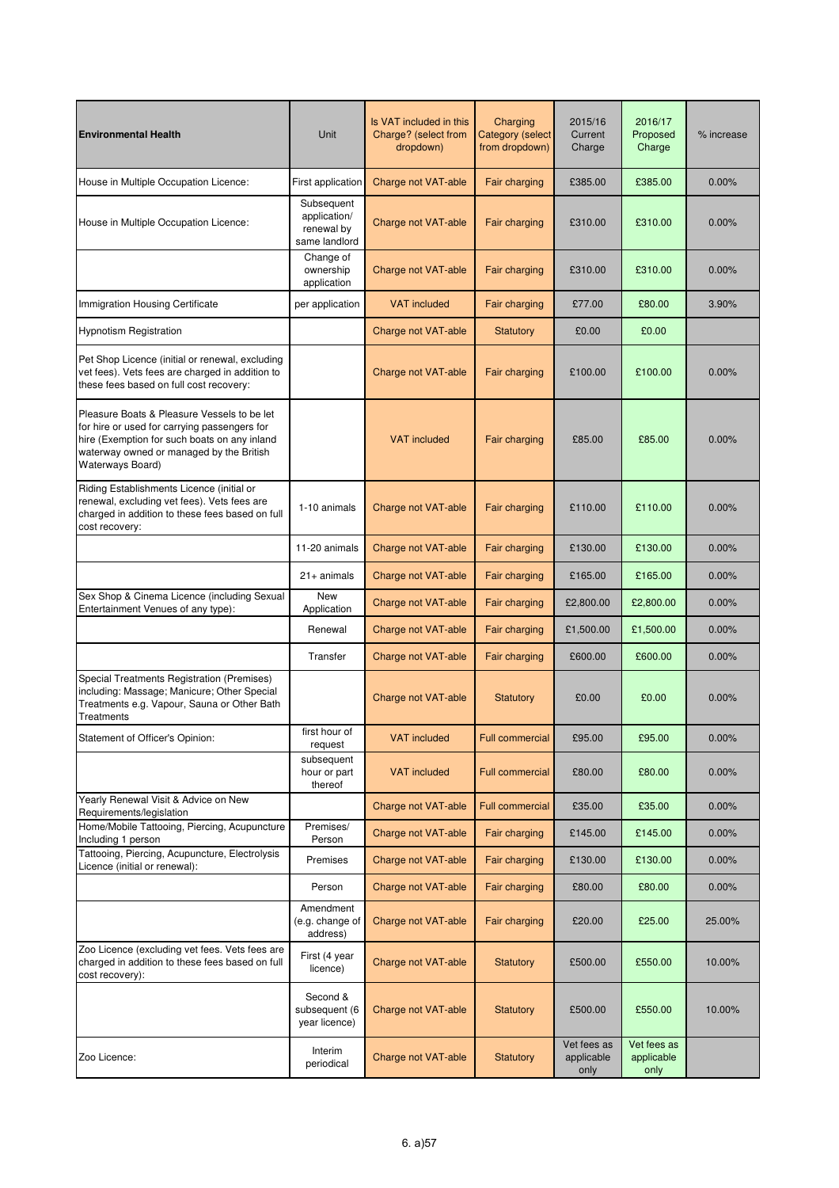| Environmental Health | Unit | Is VAT included in this Charge? (select from dropdown) | Charging Category (select from dropdown) | 2015/16 Current Charge | 2016/17 Proposed Charge | % increase |
|---|---|---|---|---|---|---|
| House in Multiple Occupation Licence: | First application | Charge not VAT-able | Fair charging | £385.00 | £385.00 | 0.00% |
| House in Multiple Occupation Licence: | Subsequent application/ renewal by same landlord | Charge not VAT-able | Fair charging | £310.00 | £310.00 | 0.00% |
| | Change of ownership application | Charge not VAT-able | Fair charging | £310.00 | £310.00 | 0.00% |
| Immigration Housing Certificate | per application | VAT included | Fair charging | £77.00 | £80.00 | 3.90% |
| Hypnotism Registration | | Charge not VAT-able | Statutory | £0.00 | £0.00 | |
| Pet Shop Licence (initial or renewal, excluding vet fees). Vets fees are charged in addition to these fees based on full cost recovery: | | Charge not VAT-able | Fair charging | £100.00 | £100.00 | 0.00% |
| Pleasure Boats & Pleasure Vessels to be let for hire or used for carrying passengers for hire (Exemption for such boats on any inland waterway owned or managed by the British Waterways Board) | | VAT included | Fair charging | £85.00 | £85.00 | 0.00% |
| Riding Establishments Licence (initial or renewal, excluding vet fees). Vets fees are charged in addition to these fees based on full cost recovery: | 1-10 animals | Charge not VAT-able | Fair charging | £110.00 | £110.00 | 0.00% |
| | 11-20 animals | Charge not VAT-able | Fair charging | £130.00 | £130.00 | 0.00% |
| | 21+ animals | Charge not VAT-able | Fair charging | £165.00 | £165.00 | 0.00% |
| Sex Shop & Cinema Licence (including Sexual Entertainment Venues of any type): | New Application | Charge not VAT-able | Fair charging | £2,800.00 | £2,800.00 | 0.00% |
| | Renewal | Charge not VAT-able | Fair charging | £1,500.00 | £1,500.00 | 0.00% |
| | Transfer | Charge not VAT-able | Fair charging | £600.00 | £600.00 | 0.00% |
| Special Treatments Registration (Premises) including: Massage; Manicure; Other Special Treatments e.g. Vapour, Sauna or Other Bath Treatments | | Charge not VAT-able | Statutory | £0.00 | £0.00 | 0.00% |
| Statement of Officer's Opinion: | first hour of request | VAT included | Full commercial | £95.00 | £95.00 | 0.00% |
| | subsequent hour or part thereof | VAT included | Full commercial | £80.00 | £80.00 | 0.00% |
| Yearly Renewal Visit & Advice on New Requirements/legislation | | Charge not VAT-able | Full commercial | £35.00 | £35.00 | 0.00% |
| Home/Mobile Tattooing, Piercing, Acupuncture Including 1 person | Premises/ Person | Charge not VAT-able | Fair charging | £145.00 | £145.00 | 0.00% |
| Tattooing, Piercing, Acupuncture, Electrolysis Licence (initial or renewal): | Premises | Charge not VAT-able | Fair charging | £130.00 | £130.00 | 0.00% |
| | Person | Charge not VAT-able | Fair charging | £80.00 | £80.00 | 0.00% |
| | Amendment (e.g. change of address) | Charge not VAT-able | Fair charging | £20.00 | £25.00 | 25.00% |
| Zoo Licence (excluding vet fees. Vets fees are charged in addition to these fees based on full cost recovery): | First (4 year licence) | Charge not VAT-able | Statutory | £500.00 | £550.00 | 10.00% |
| | Second & subsequent (6 year licence) | Charge not VAT-able | Statutory | £500.00 | £550.00 | 10.00% |
| Zoo Licence: | Interim periodical | Charge not VAT-able | Statutory | Vet fees as applicable only | Vet fees as applicable only | |

6. a)57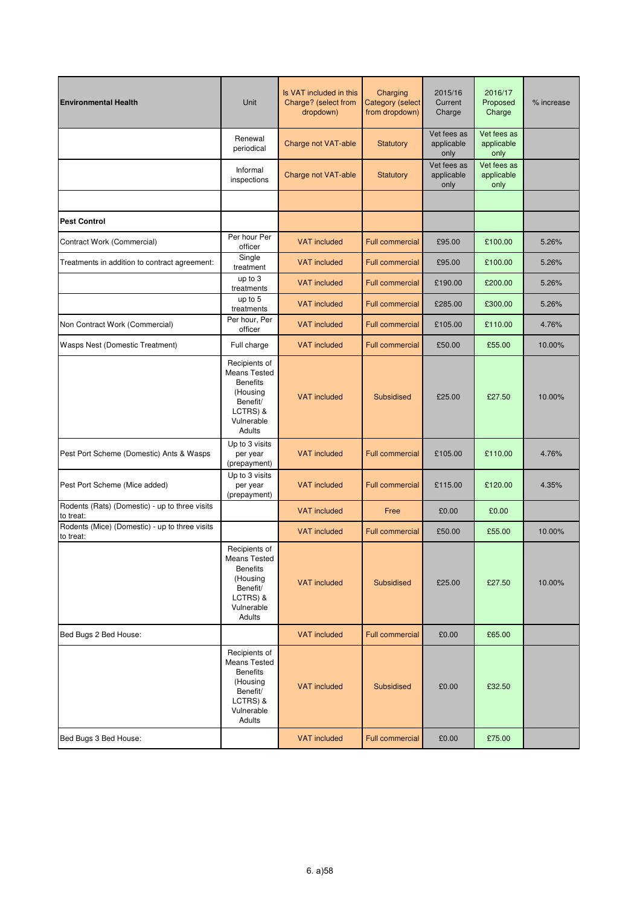| Environmental Health | Unit | Is VAT included in this Charge? (select from dropdown) | Charging Category (select from dropdown) | 2015/16 Current Charge | 2016/17 Proposed Charge | % increase |
|---|---|---|---|---|---|---|
| | Renewal periodical | Charge not VAT-able | Statutory | Vet fees as applicable only | Vet fees as applicable only | |
| | Informal inspections | Charge not VAT-able | Statutory | Vet fees as applicable only | Vet fees as applicable only | |
| | | | | | | |
| **Pest Control** | | | | | | |
| Contract Work (Commercial) | Per hour Per officer | VAT included | Full commercial | £95.00 | £100.00 | 5.26% |
| Treatments in addition to contract agreement: | Single treatment | VAT included | Full commercial | £95.00 | £100.00 | 5.26% |
| | up to 3 treatments | VAT included | Full commercial | £190.00 | £200.00 | 5.26% |
| | up to 5 treatments | VAT included | Full commercial | £285.00 | £300.00 | 5.26% |
| Non Contract Work (Commercial) | Per hour, Per officer | VAT included | Full commercial | £105.00 | £110.00 | 4.76% |
| Wasps Nest (Domestic Treatment) | Full charge | VAT included | Full commercial | £50.00 | £55.00 | 10.00% |
| | Recipients of Means Tested Benefits (Housing Benefit/ LCTRS) & Vulnerable Adults | VAT included | Subsidised | £25.00 | £27.50 | 10.00% |
| Pest Port Scheme (Domestic) Ants & Wasps | Up to 3 visits per year (prepayment) | VAT included | Full commercial | £105.00 | £110.00 | 4.76% |
| Pest Port Scheme (Mice added) | Up to 3 visits per year (prepayment) | VAT included | Full commercial | £115.00 | £120.00 | 4.35% |
| Rodents (Rats) (Domestic) - up to three visits to treat: | | VAT included | Free | £0.00 | £0.00 | |
| Rodents (Mice) (Domestic) - up to three visits to treat: | | VAT included | Full commercial | £50.00 | £55.00 | 10.00% |
| | Recipients of Means Tested Benefits (Housing Benefit/ LCTRS) & Vulnerable Adults | VAT included | Subsidised | £25.00 | £27.50 | 10.00% |
| Bed Bugs 2 Bed House: | | VAT included | Full commercial | £0.00 | £65.00 | |
| | Recipients of Means Tested Benefits (Housing Benefit/ LCTRS) & Vulnerable Adults | VAT included | Subsidised | £0.00 | £32.50 | |
| Bed Bugs 3 Bed House: | | VAT included | Full commercial | £0.00 | £75.00 | |

6. a)58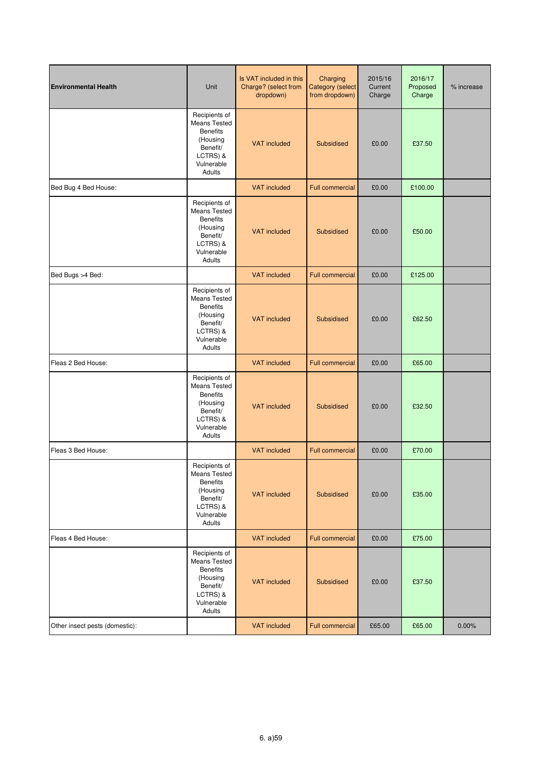| Environmental Health | Unit | Is VAT included in this Charge? (select from dropdown) | Charging Category (select from dropdown) | 2015/16 Current Charge | 2016/17 Proposed Charge | % increase |
|---|---|---|---|---|---|---|
| | Recipients of Means Tested Benefits (Housing Benefit/ LCTRS) & Vulnerable Adults | VAT included | Subsidised | £0.00 | £37.50 | |
| Bed Bug 4 Bed House: | | VAT included | Full commercial | £0.00 | £100.00 | |
| | Recipients of Means Tested Benefits (Housing Benefit/ LCTRS) & Vulnerable Adults | VAT included | Subsidised | £0.00 | £50.00 | |
| Bed Bugs >4 Bed: | | VAT included | Full commercial | £0.00 | £125.00 | |
| | Recipients of Means Tested Benefits (Housing Benefit/ LCTRS) & Vulnerable Adults | VAT included | Subsidised | £0.00 | £62.50 | |
| Fleas 2 Bed House: | | VAT included | Full commercial | £0.00 | £65.00 | |
| | Recipients of Means Tested Benefits (Housing Benefit/ LCTRS) & Vulnerable Adults | VAT included | Subsidised | £0.00 | £32.50 | |
| Fleas 3 Bed House: | | VAT included | Full commercial | £0.00 | £70.00 | |
| | Recipients of Means Tested Benefits (Housing Benefit/ LCTRS) & Vulnerable Adults | VAT included | Subsidised | £0.00 | £35.00 | |
| Fleas 4 Bed House: | | VAT included | Full commercial | £0.00 | £75.00 | |
| | Recipients of Means Tested Benefits (Housing Benefit/ LCTRS) & Vulnerable Adults | VAT included | Subsidised | £0.00 | £37.50 | |
| Other insect pests (domestic): | | VAT included | Full commercial | £65.00 | £65.00 | 0.00% |

6. a)59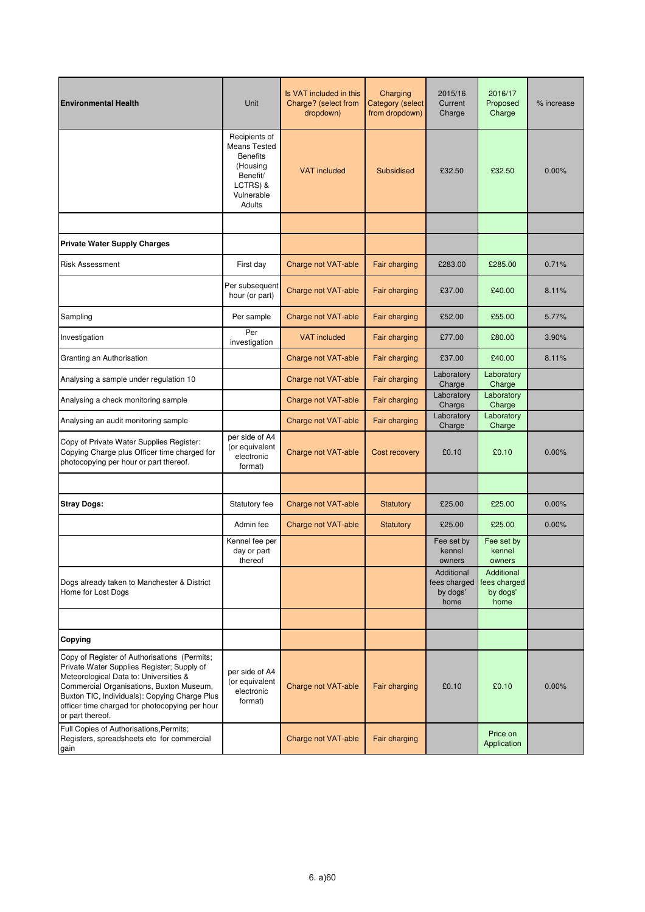| Environmental Health | Unit | Is VAT included in this Charge? (select from dropdown) | Charging Category (select from dropdown) | 2015/16 Current Charge | 2016/17 Proposed Charge | % increase |
|---|---|---|---|---|---|---|
| | Recipients of Means Tested Benefits (Housing Benefit/ LCTRS) & Vulnerable Adults | VAT included | Subsidised | £32.50 | £32.50 | 0.00% |
| | | | | | | |
| **Private Water Supply Charges** | | | | | | |
| Risk Assessment | First day | Charge not VAT-able | Fair charging | £283.00 | £285.00 | 0.71% |
| | Per subsequent hour (or part) | Charge not VAT-able | Fair charging | £37.00 | £40.00 | 8.11% |
| Sampling | Per sample | Charge not VAT-able | Fair charging | £52.00 | £55.00 | 5.77% |
| Investigation | Per investigation | VAT included | Fair charging | £77.00 | £80.00 | 3.90% |
| Granting an Authorisation | | Charge not VAT-able | Fair charging | £37.00 | £40.00 | 8.11% |
| Analysing a sample under regulation 10 | | Charge not VAT-able | Fair charging | Laboratory Charge | Laboratory Charge | |
| Analysing a check monitoring sample | | Charge not VAT-able | Fair charging | Laboratory Charge | Laboratory Charge | |
| Analysing an audit monitoring sample | | Charge not VAT-able | Fair charging | Laboratory Charge | Laboratory Charge | |
| Copy of Private Water Supplies Register: Copying Charge plus Officer time charged for photocopying per hour or part thereof. | per side of A4 (or equivalent electronic format) | Charge not VAT-able | Cost recovery | £0.10 | £0.10 | 0.00% |
| | | | | | | |
| **Stray Dogs:** | Statutory fee | Charge not VAT-able | Statutory | £25.00 | £25.00 | 0.00% |
| | Admin fee | Charge not VAT-able | Statutory | £25.00 | £25.00 | 0.00% |
| | Kennel fee per day or part thereof | | | Fee set by kennel owners | Fee set by kennel owners | |
| Dogs already taken to Manchester & District Home for Lost Dogs | | | | Additional fees charged by dogs' home | Additional fees charged by dogs' home | |
| | | | | | | |
| **Copying** | | | | | | |
| Copy of Register of Authorisations (Permits; Private Water Supplies Register; Supply of Meteorological Data to: Universities & Commercial Organisations, Buxton Museum, Buxton TIC, Individuals): Copying Charge Plus officer time charged for photocopying per hour or part thereof. | per side of A4 (or equivalent electronic format) | Charge not VAT-able | Fair charging | £0.10 | £0.10 | 0.00% |
| Full Copies of Authorisations,Permits; Registers, spreadsheets etc for commercial gain | | Charge not VAT-able | Fair charging | | Price on Application | |

6. a)60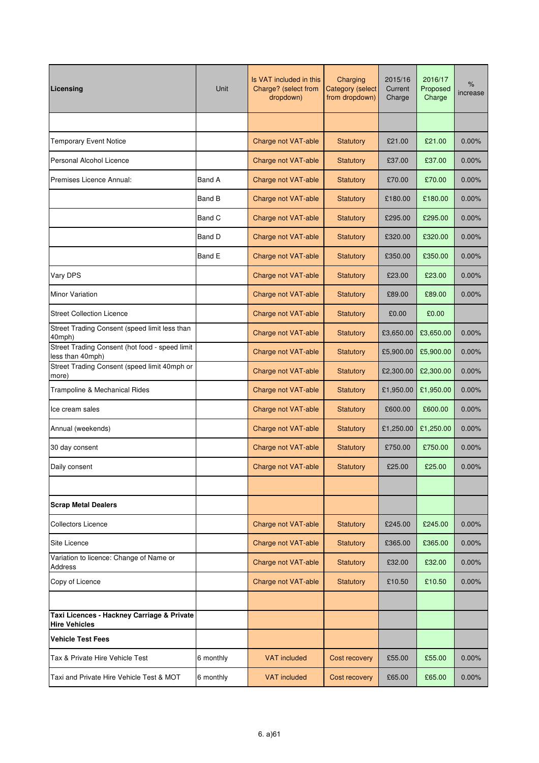| Licensing | Unit | Is VAT included in this Charge? (select from dropdown) | Charging Category (select from dropdown) | 2015/16 Current Charge | 2016/17 Proposed Charge | % increase |
|---|---|---|---|---|---|---|
| | | | | | | |
| Temporary Event Notice | | Charge not VAT-able | Statutory | £21.00 | £21.00 | 0.00% |
| Personal Alcohol Licence | | Charge not VAT-able | Statutory | £37.00 | £37.00 | 0.00% |
| Premises Licence Annual: | Band A | Charge not VAT-able | Statutory | £70.00 | £70.00 | 0.00% |
| | Band B | Charge not VAT-able | Statutory | £180.00 | £180.00 | 0.00% |
| | Band C | Charge not VAT-able | Statutory | £295.00 | £295.00 | 0.00% |
| | Band D | Charge not VAT-able | Statutory | £320.00 | £320.00 | 0.00% |
| | Band E | Charge not VAT-able | Statutory | £350.00 | £350.00 | 0.00% |
| Vary DPS | | Charge not VAT-able | Statutory | £23.00 | £23.00 | 0.00% |
| Minor Variation | | Charge not VAT-able | Statutory | £89.00 | £89.00 | 0.00% |
| Street Collection Licence | | Charge not VAT-able | Statutory | £0.00 | £0.00 | |
| Street Trading Consent (speed limit less than 40mph) | | Charge not VAT-able | Statutory | £3,650.00 | £3,650.00 | 0.00% |
| Street Trading Consent (hot food - speed limit less than 40mph) | | Charge not VAT-able | Statutory | £5,900.00 | £5,900.00 | 0.00% |
| Street Trading Consent (speed limit 40mph or more) | | Charge not VAT-able | Statutory | £2,300.00 | £2,300.00 | 0.00% |
| Trampoline & Mechanical Rides | | Charge not VAT-able | Statutory | £1,950.00 | £1,950.00 | 0.00% |
| Ice cream sales | | Charge not VAT-able | Statutory | £600.00 | £600.00 | 0.00% |
| Annual (weekends) | | Charge not VAT-able | Statutory | £1,250.00 | £1,250.00 | 0.00% |
| 30 day consent | | Charge not VAT-able | Statutory | £750.00 | £750.00 | 0.00% |
| Daily consent | | Charge not VAT-able | Statutory | £25.00 | £25.00 | 0.00% |
| | | | | | | |
| **Scrap Metal Dealers** | | | | | | |
| Collectors Licence | | Charge not VAT-able | Statutory | £245.00 | £245.00 | 0.00% |
| Site Licence | | Charge not VAT-able | Statutory | £365.00 | £365.00 | 0.00% |
| Variation to licence: Change of Name or Address | | Charge not VAT-able | Statutory | £32.00 | £32.00 | 0.00% |
| Copy of Licence | | Charge not VAT-able | Statutory | £10.50 | £10.50 | 0.00% |
| | | | | | | |
| **Taxi Licences - Hackney Carriage & Private Hire Vehicles** | | | | | | |
| **Vehicle Test Fees** | | | | | | |
| Tax & Private Hire Vehicle Test | 6 monthly | VAT included | Cost recovery | £55.00 | £55.00 | 0.00% |
| Taxi and Private Hire Vehicle Test & MOT | 6 monthly | VAT included | Cost recovery | £65.00 | £65.00 | 0.00% |

6. a)61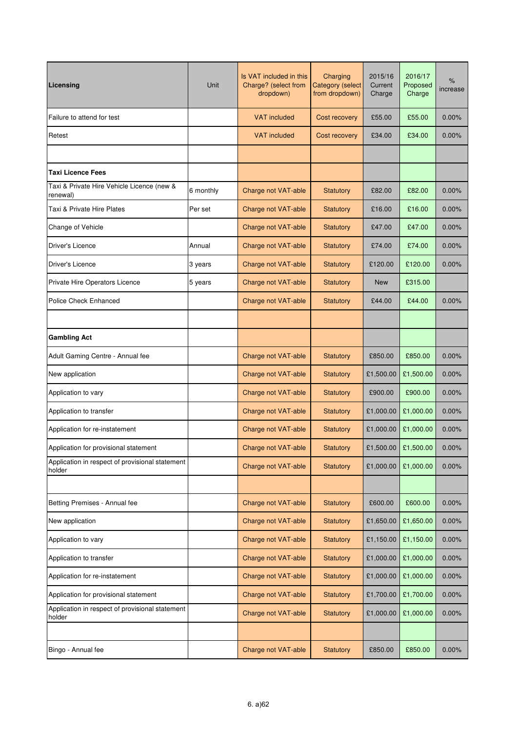| **Licensing** | Unit | Is VAT included in this Charge? (select from dropdown) | Charging Category (select from dropdown) | 2015/16 Current Charge | 2016/17 Proposed Charge | % increase |
|---|---|---|---|---|---|---|
| Failure to attend for test | | VAT included | Cost recovery | £55.00 | £55.00 | 0.00% |
| Retest | | VAT included | Cost recovery | £34.00 | £34.00 | 0.00% |
| | | | | | | |
| **Taxi Licence Fees** | | | | | | |
| Taxi & Private Hire Vehicle Licence (new & renewal) | 6 monthly | Charge not VAT-able | Statutory | £82.00 | £82.00 | 0.00% |
| Taxi & Private Hire Plates | Per set | Charge not VAT-able | Statutory | £16.00 | £16.00 | 0.00% |
| Change of Vehicle | | Charge not VAT-able | Statutory | £47.00 | £47.00 | 0.00% |
| Driver's Licence | Annual | Charge not VAT-able | Statutory | £74.00 | £74.00 | 0.00% |
| Driver's Licence | 3 years | Charge not VAT-able | Statutory | £120.00 | £120.00 | 0.00% |
| Private Hire Operators Licence | 5 years | Charge not VAT-able | Statutory | New | £315.00 | |
| Police Check Enhanced | | Charge not VAT-able | Statutory | £44.00 | £44.00 | 0.00% |
| | | | | | | |
| **Gambling Act** | | | | | | |
| Adult Gaming Centre - Annual fee | | Charge not VAT-able | Statutory | £850.00 | £850.00 | 0.00% |
| New application | | Charge not VAT-able | Statutory | £1,500.00 | £1,500.00 | 0.00% |
| Application to vary | | Charge not VAT-able | Statutory | £900.00 | £900.00 | 0.00% |
| Application to transfer | | Charge not VAT-able | Statutory | £1,000.00 | £1,000.00 | 0.00% |
| Application for re-instatement | | Charge not VAT-able | Statutory | £1,000.00 | £1,000.00 | 0.00% |
| Application for provisional statement | | Charge not VAT-able | Statutory | £1,500.00 | £1,500.00 | 0.00% |
| Application in respect of provisional statement holder | | Charge not VAT-able | Statutory | £1,000.00 | £1,000.00 | 0.00% |
| | | | | | | |
| Betting Premises - Annual fee | | Charge not VAT-able | Statutory | £600.00 | £600.00 | 0.00% |
| New application | | Charge not VAT-able | Statutory | £1,650.00 | £1,650.00 | 0.00% |
| Application to vary | | Charge not VAT-able | Statutory | £1,150.00 | £1,150.00 | 0.00% |
| Application to transfer | | Charge not VAT-able | Statutory | £1,000.00 | £1,000.00 | 0.00% |
| Application for re-instatement | | Charge not VAT-able | Statutory | £1,000.00 | £1,000.00 | 0.00% |
| Application for provisional statement | | Charge not VAT-able | Statutory | £1,700.00 | £1,700.00 | 0.00% |
| Application in respect of provisional statement holder | | Charge not VAT-able | Statutory | £1,000.00 | £1,000.00 | 0.00% |
| | | | | | | |
| Bingo - Annual fee | | Charge not VAT-able | Statutory | £850.00 | £850.00 | 0.00% |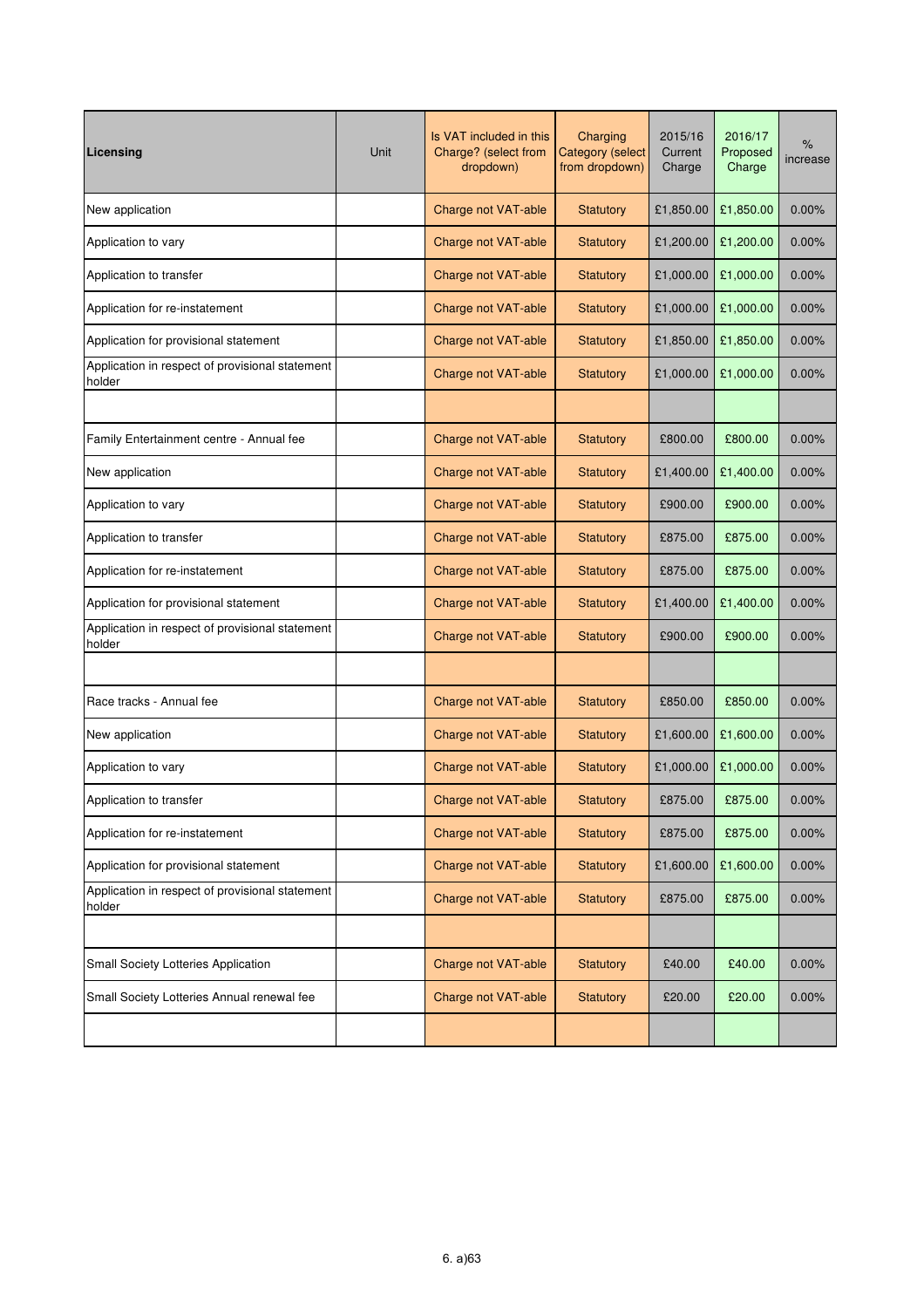| Licensing | Unit | Is VAT included in this Charge? (select from dropdown) | Charging Category (select from dropdown) | 2015/16 Current Charge | 2016/17 Proposed Charge | % increase |
|---|---|---|---|---|---|---|
| New application | | Charge not VAT-able | Statutory | £1,850.00 | £1,850.00 | 0.00% |
| Application to vary | | Charge not VAT-able | Statutory | £1,200.00 | £1,200.00 | 0.00% |
| Application to transfer | | Charge not VAT-able | Statutory | £1,000.00 | £1,000.00 | 0.00% |
| Application for re-instatement | | Charge not VAT-able | Statutory | £1,000.00 | £1,000.00 | 0.00% |
| Application for provisional statement | | Charge not VAT-able | Statutory | £1,850.00 | £1,850.00 | 0.00% |
| Application in respect of provisional statement holder | | Charge not VAT-able | Statutory | £1,000.00 | £1,000.00 | 0.00% |
| | | | | | | |
| Family Entertainment centre - Annual fee | | Charge not VAT-able | Statutory | £800.00 | £800.00 | 0.00% |
| New application | | Charge not VAT-able | Statutory | £1,400.00 | £1,400.00 | 0.00% |
| Application to vary | | Charge not VAT-able | Statutory | £900.00 | £900.00 | 0.00% |
| Application to transfer | | Charge not VAT-able | Statutory | £875.00 | £875.00 | 0.00% |
| Application for re-instatement | | Charge not VAT-able | Statutory | £875.00 | £875.00 | 0.00% |
| Application for provisional statement | | Charge not VAT-able | Statutory | £1,400.00 | £1,400.00 | 0.00% |
| Application in respect of provisional statement holder | | Charge not VAT-able | Statutory | £900.00 | £900.00 | 0.00% |
| | | | | | | |
| Race tracks - Annual fee | | Charge not VAT-able | Statutory | £850.00 | £850.00 | 0.00% |
| New application | | Charge not VAT-able | Statutory | £1,600.00 | £1,600.00 | 0.00% |
| Application to vary | | Charge not VAT-able | Statutory | £1,000.00 | £1,000.00 | 0.00% |
| Application to transfer | | Charge not VAT-able | Statutory | £875.00 | £875.00 | 0.00% |
| Application for re-instatement | | Charge not VAT-able | Statutory | £875.00 | £875.00 | 0.00% |
| Application for provisional statement | | Charge not VAT-able | Statutory | £1,600.00 | £1,600.00 | 0.00% |
| Application in respect of provisional statement holder | | Charge not VAT-able | Statutory | £875.00 | £875.00 | 0.00% |
| | | | | | | |
| Small Society Lotteries Application | | Charge not VAT-able | Statutory | £40.00 | £40.00 | 0.00% |
| Small Society Lotteries Annual renewal fee | | Charge not VAT-able | Statutory | £20.00 | £20.00 | 0.00% |
| | | | | | | |

6. a)63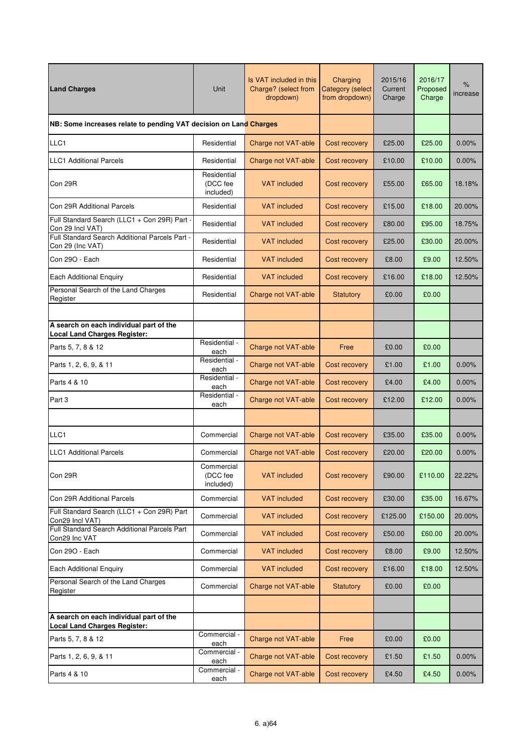| Land Charges | Unit | Is VAT included in this Charge? (select from dropdown) | Charging Category (select from dropdown) | 2015/16 Current Charge | 2016/17 Proposed Charge | % increase |
|---|---|---|---|---|---|---|
| **NB: Some increases relate to pending VAT decision on Land Charges** | | | | | | |
| LLC1 | Residential | Charge not VAT-able | Cost recovery | £25.00 | £25.00 | 0.00% |
| LLC1 Additional Parcels | Residential | Charge not VAT-able | Cost recovery | £10.00 | £10.00 | 0.00% |
| Con 29R | Residential (DCC fee included) | VAT included | Cost recovery | £55.00 | £65.00 | 18.18% |
| Con 29R Additional Parcels | Residential | VAT included | Cost recovery | £15.00 | £18.00 | 20.00% |
| Full Standard Search (LLC1 + Con 29R) Part - Con 29 Incl VAT) | Residential | VAT included | Cost recovery | £80.00 | £95.00 | 18.75% |
| Full Standard Search Additional Parcels Part - Con 29 (Inc VAT) | Residential | VAT included | Cost recovery | £25.00 | £30.00 | 20.00% |
| Con 29O - Each | Residential | VAT included | Cost recovery | £8.00 | £9.00 | 12.50% |
| Each Additional Enquiry | Residential | VAT included | Cost recovery | £16.00 | £18.00 | 12.50% |
| Personal Search of the Land Charges Register | Residential | Charge not VAT-able | Statutory | £0.00 | £0.00 | |
| | | | | | | |
| **A search on each individual part of the Local Land Charges Register:** | | | | | | |
| Parts 5, 7, 8 & 12 | Residential - each | Charge not VAT-able | Free | £0.00 | £0.00 | |
| Parts 1, 2, 6, 9, & 11 | Residential - each | Charge not VAT-able | Cost recovery | £1.00 | £1.00 | 0.00% |
| Parts 4 & 10 | Residential - each | Charge not VAT-able | Cost recovery | £4.00 | £4.00 | 0.00% |
| Part 3 | Residential - each | Charge not VAT-able | Cost recovery | £12.00 | £12.00 | 0.00% |
| | | | | | | |
| LLC1 | Commercial | Charge not VAT-able | Cost recovery | £35.00 | £35.00 | 0.00% |
| LLC1 Additional Parcels | Commercial | Charge not VAT-able | Cost recovery | £20.00 | £20.00 | 0.00% |
| Con 29R | Commercial (DCC fee included) | VAT included | Cost recovery | £90.00 | £110.00 | 22.22% |
| Con 29R Additional Parcels | Commercial | VAT included | Cost recovery | £30.00 | £35.00 | 16.67% |
| Full Standard Search (LLC1 + Con 29R) Part Con29 Incl VAT) | Commercial | VAT included | Cost recovery | £125.00 | £150.00 | 20.00% |
| Full Standard Search Additional Parcels Part Con29 Inc VAT | Commercial | VAT included | Cost recovery | £50.00 | £60.00 | 20.00% |
| Con 29O - Each | Commercial | VAT included | Cost recovery | £8.00 | £9.00 | 12.50% |
| Each Additional Enquiry | Commercial | VAT included | Cost recovery | £16.00 | £18.00 | 12.50% |
| Personal Search of the Land Charges Register | Commercial | Charge not VAT-able | Statutory | £0.00 | £0.00 | |
| | | | | | | |
| **A search on each individual part of the Local Land Charges Register:** | | | | | | |
| Parts 5, 7, 8 & 12 | Commercial - each | Charge not VAT-able | Free | £0.00 | £0.00 | |
| Parts 1, 2, 6, 9, & 11 | Commercial - each | Charge not VAT-able | Cost recovery | £1.50 | £1.50 | 0.00% |
| Parts 4 & 10 | Commercial - each | Charge not VAT-able | Cost recovery | £4.50 | £4.50 | 0.00% |

6. a)64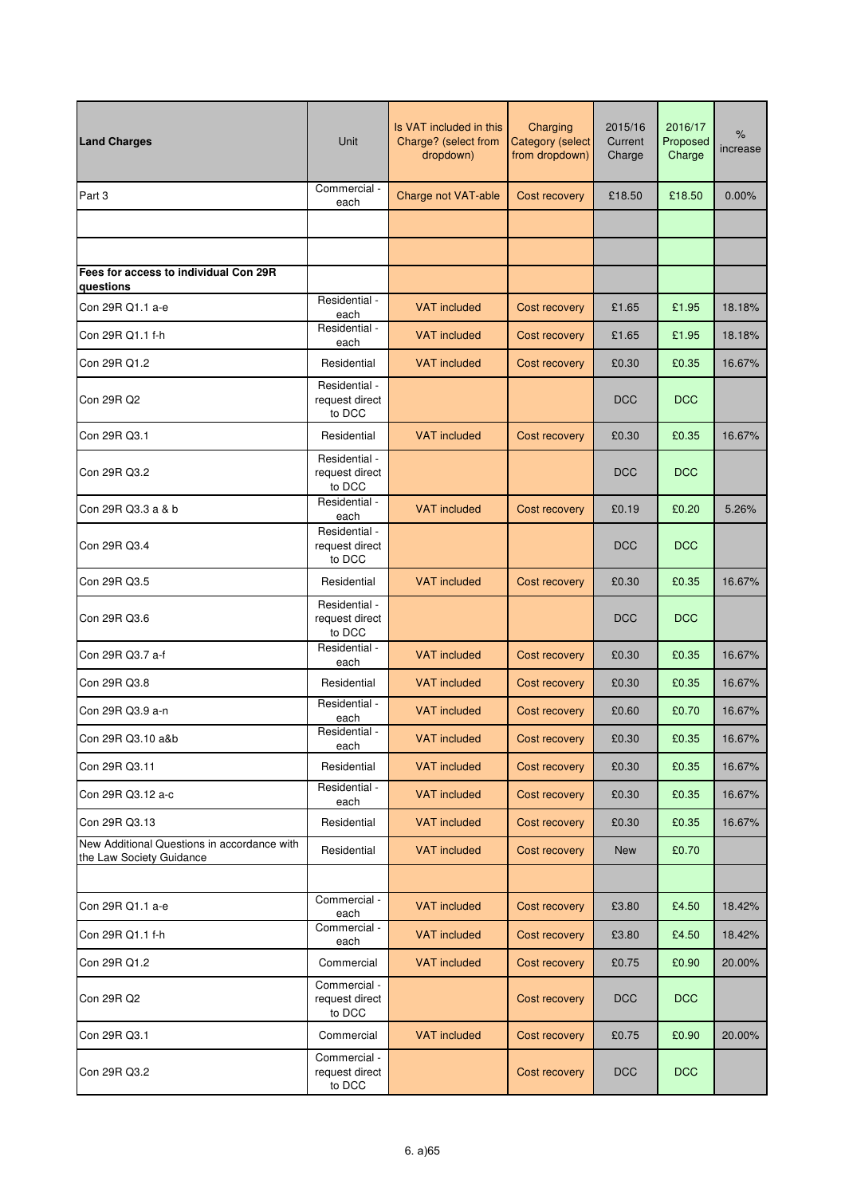| Land Charges | Unit | Is VAT included in this Charge? (select from dropdown) | Charging Category (select from dropdown) | 2015/16 Current Charge | 2016/17 Proposed Charge | % increase |
|---|---|---|---|---|---|---|
| Part 3 | Commercial - each | Charge not VAT-able | Cost recovery | £18.50 | £18.50 | 0.00% |
| | | | | | | |
| | | | | | | |
| **Fees for access to individual Con 29R questions** | | | | | | |
| Con 29R Q1.1 a-e | Residential - each | VAT included | Cost recovery | £1.65 | £1.95 | 18.18% |
| Con 29R Q1.1 f-h | Residential - each | VAT included | Cost recovery | £1.65 | £1.95 | 18.18% |
| Con 29R Q1.2 | Residential | VAT included | Cost recovery | £0.30 | £0.35 | 16.67% |
| Con 29R Q2 | Residential - request direct to DCC | | | DCC | DCC | |
| Con 29R Q3.1 | Residential | VAT included | Cost recovery | £0.30 | £0.35 | 16.67% |
| Con 29R Q3.2 | Residential - request direct to DCC | | | DCC | DCC | |
| Con 29R Q3.3 a & b | Residential - each | VAT included | Cost recovery | £0.19 | £0.20 | 5.26% |
| Con 29R Q3.4 | Residential - request direct to DCC | | | DCC | DCC | |
| Con 29R Q3.5 | Residential | VAT included | Cost recovery | £0.30 | £0.35 | 16.67% |
| Con 29R Q3.6 | Residential - request direct to DCC | | | DCC | DCC | |
| Con 29R Q3.7 a-f | Residential - each | VAT included | Cost recovery | £0.30 | £0.35 | 16.67% |
| Con 29R Q3.8 | Residential | VAT included | Cost recovery | £0.30 | £0.35 | 16.67% |
| Con 29R Q3.9 a-n | Residential - each | VAT included | Cost recovery | £0.60 | £0.70 | 16.67% |
| Con 29R Q3.10 a&b | Residential - each | VAT included | Cost recovery | £0.30 | £0.35 | 16.67% |
| Con 29R Q3.11 | Residential | VAT included | Cost recovery | £0.30 | £0.35 | 16.67% |
| Con 29R Q3.12 a-c | Residential - each | VAT included | Cost recovery | £0.30 | £0.35 | 16.67% |
| Con 29R Q3.13 | Residential | VAT included | Cost recovery | £0.30 | £0.35 | 16.67% |
| New Additional Questions in accordance with the Law Society Guidance | Residential | VAT included | Cost recovery | New | £0.70 | |
| | | | | | | |
| Con 29R Q1.1 a-e | Commercial - each | VAT included | Cost recovery | £3.80 | £4.50 | 18.42% |
| Con 29R Q1.1 f-h | Commercial - each | VAT included | Cost recovery | £3.80 | £4.50 | 18.42% |
| Con 29R Q1.2 | Commercial | VAT included | Cost recovery | £0.75 | £0.90 | 20.00% |
| Con 29R Q2 | Commercial - request direct to DCC | | Cost recovery | DCC | DCC | |
| Con 29R Q3.1 | Commercial | VAT included | Cost recovery | £0.75 | £0.90 | 20.00% |
| Con 29R Q3.2 | Commercial - request direct to DCC | | Cost recovery | DCC | DCC | |

6. a)65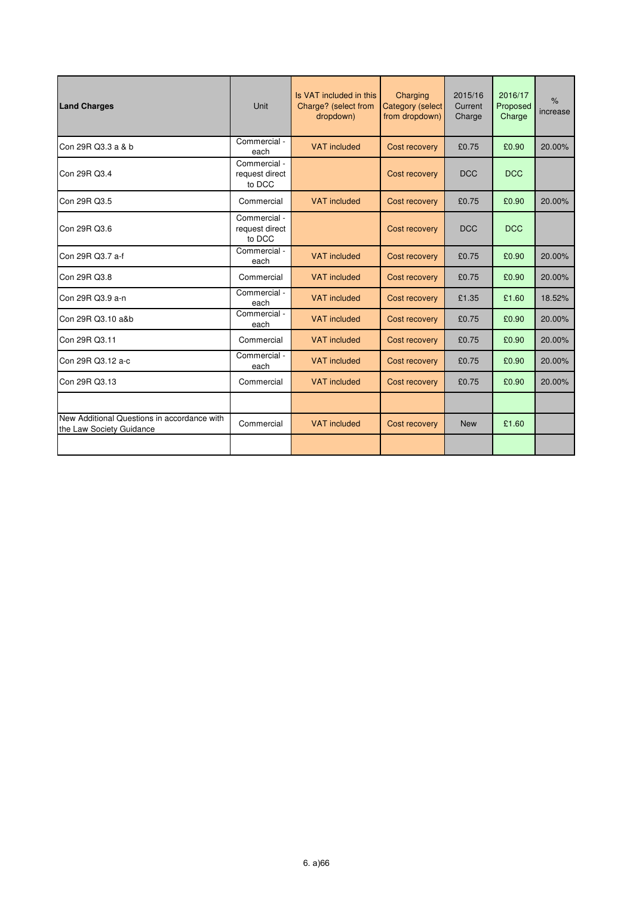| **Land Charges** | Unit | Is VAT included in this Charge? (select from dropdown) | Charging Category (select from dropdown) | 2015/16 Current Charge | 2016/17 Proposed Charge | % increase |
|---|---|---|---|---|---|---|
| Con 29R Q3.3 a & b | Commercial - each | VAT included | Cost recovery | £0.75 | £0.90 | 20.00% |
| Con 29R Q3.4 | Commercial - request direct to DCC | | Cost recovery | DCC | DCC | |
| Con 29R Q3.5 | Commercial | VAT included | Cost recovery | £0.75 | £0.90 | 20.00% |
| Con 29R Q3.6 | Commercial - request direct to DCC | | Cost recovery | DCC | DCC | |
| Con 29R Q3.7 a-f | Commercial - each | VAT included | Cost recovery | £0.75 | £0.90 | 20.00% |
| Con 29R Q3.8 | Commercial | VAT included | Cost recovery | £0.75 | £0.90 | 20.00% |
| Con 29R Q3.9 a-n | Commercial - each | VAT included | Cost recovery | £1.35 | £1.60 | 18.52% |
| Con 29R Q3.10 a&b | Commercial - each | VAT included | Cost recovery | £0.75 | £0.90 | 20.00% |
| Con 29R Q3.11 | Commercial | VAT included | Cost recovery | £0.75 | £0.90 | 20.00% |
| Con 29R Q3.12 a-c | Commercial - each | VAT included | Cost recovery | £0.75 | £0.90 | 20.00% |
| Con 29R Q3.13 | Commercial | VAT included | Cost recovery | £0.75 | £0.90 | 20.00% |
| | | | | | | |
| New Additional Questions in accordance with the Law Society Guidance | Commercial | VAT included | Cost recovery | New | £1.60 | |
| | | | | | | |

6. a)66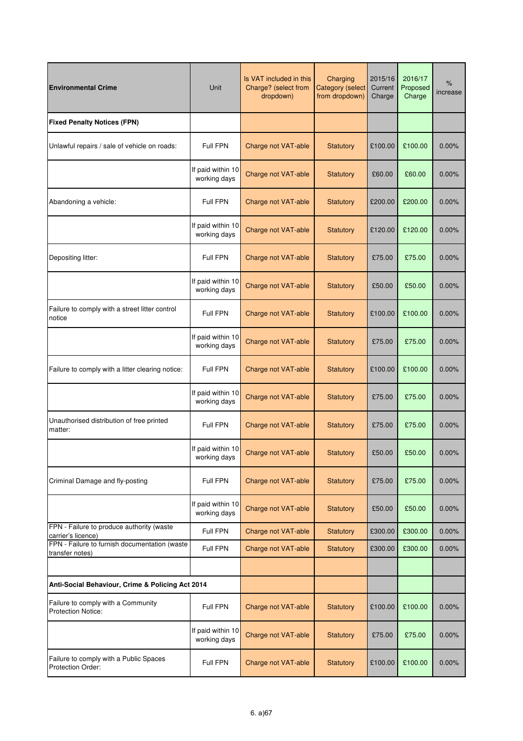| **Environmental Crime** | Unit | Is VAT included in this Charge? (select from dropdown) | Charging Category (select from dropdown) | 2015/16 Current Charge | 2016/17 Proposed Charge | % increase |
|---|---|---|---|---|---|---|
| **Fixed Penalty Notices (FPN)** | | | | | | |
| Unlawful repairs / sale of vehicle on roads: | Full FPN | Charge not VAT-able | Statutory | £100.00 | £100.00 | 0.00% |
| | If paid within 10 working days | Charge not VAT-able | Statutory | £60.00 | £60.00 | 0.00% |
| Abandoning a vehicle: | Full FPN | Charge not VAT-able | Statutory | £200.00 | £200.00 | 0.00% |
| | If paid within 10 working days | Charge not VAT-able | Statutory | £120.00 | £120.00 | 0.00% |
| Depositing litter: | Full FPN | Charge not VAT-able | Statutory | £75.00 | £75.00 | 0.00% |
| | If paid within 10 working days | Charge not VAT-able | Statutory | £50.00 | £50.00 | 0.00% |
| Failure to comply with a street litter control notice | Full FPN | Charge not VAT-able | Statutory | £100.00 | £100.00 | 0.00% |
| | If paid within 10 working days | Charge not VAT-able | Statutory | £75.00 | £75.00 | 0.00% |
| Failure to comply with a litter clearing notice: | Full FPN | Charge not VAT-able | Statutory | £100.00 | £100.00 | 0.00% |
| | If paid within 10 working days | Charge not VAT-able | Statutory | £75.00 | £75.00 | 0.00% |
| Unauthorised distribution of free printed matter: | Full FPN | Charge not VAT-able | Statutory | £75.00 | £75.00 | 0.00% |
| | If paid within 10 working days | Charge not VAT-able | Statutory | £50.00 | £50.00 | 0.00% |
| Criminal Damage and fly-posting | Full FPN | Charge not VAT-able | Statutory | £75.00 | £75.00 | 0.00% |
| | If paid within 10 working days | Charge not VAT-able | Statutory | £50.00 | £50.00 | 0.00% |
| FPN - Failure to produce authority (waste carrier's licence) | Full FPN | Charge not VAT-able | Statutory | £300.00 | £300.00 | 0.00% |
| FPN - Failure to furnish documentation (waste transfer notes) | Full FPN | Charge not VAT-able | Statutory | £300.00 | £300.00 | 0.00% |
| | | | | | | |
| **Anti-Social Behaviour, Crime & Policing Act 2014** | | | | | | |
| Failure to comply with a Community Protection Notice: | Full FPN | Charge not VAT-able | Statutory | £100.00 | £100.00 | 0.00% |
| | If paid within 10 working days | Charge not VAT-able | Statutory | £75.00 | £75.00 | 0.00% |
| Failure to comply with a Public Spaces Protection Order: | Full FPN | Charge not VAT-able | Statutory | £100.00 | £100.00 | 0.00% |

6. a)67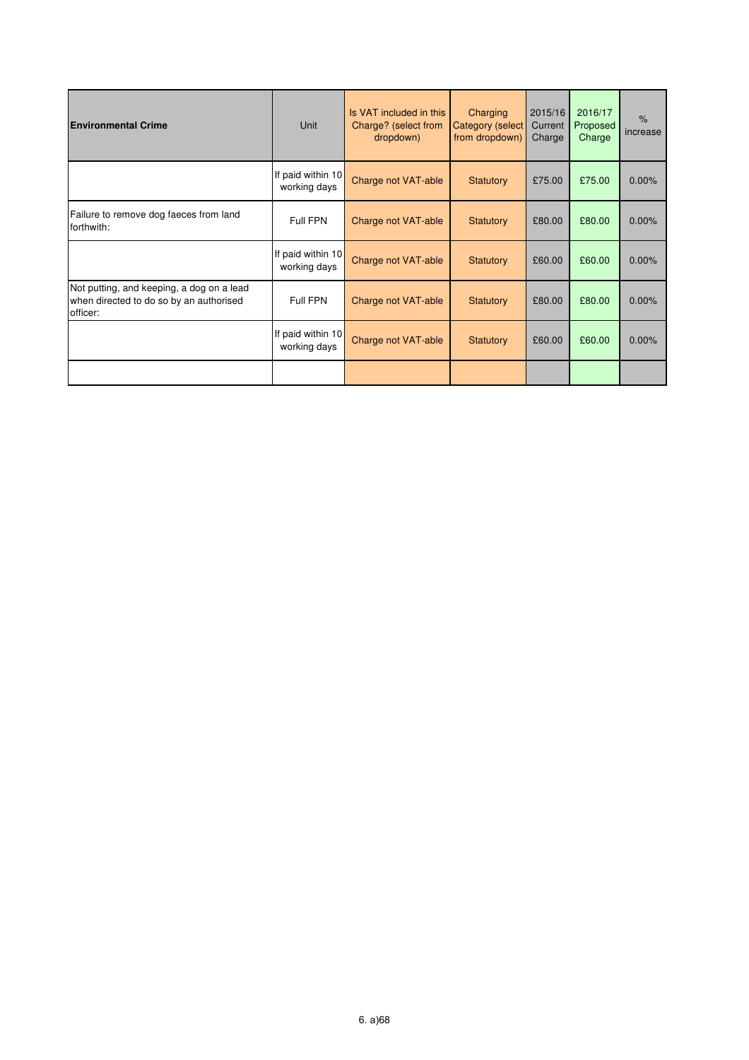| **Environmental Crime** | Unit | Is VAT included in this Charge? (select from dropdown) | Charging Category (select from dropdown) | 2015/16 Current Charge | 2016/17 Proposed Charge | % increase |
|---|---|---|---|---|---|---|
| | If paid within 10 working days | Charge not VAT-able | Statutory | £75.00 | £75.00 | 0.00% |
| Failure to remove dog faeces from land forthwith: | Full FPN | Charge not VAT-able | Statutory | £80.00 | £80.00 | 0.00% |
| | If paid within 10 working days | Charge not VAT-able | Statutory | £60.00 | £60.00 | 0.00% |
| Not putting, and keeping, a dog on a lead when directed to do so by an authorised officer: | Full FPN | Charge not VAT-able | Statutory | £80.00 | £80.00 | 0.00% |
| | If paid within 10 working days | Charge not VAT-able | Statutory | £60.00 | £60.00 | 0.00% |
| | | | | | | |

6. a)68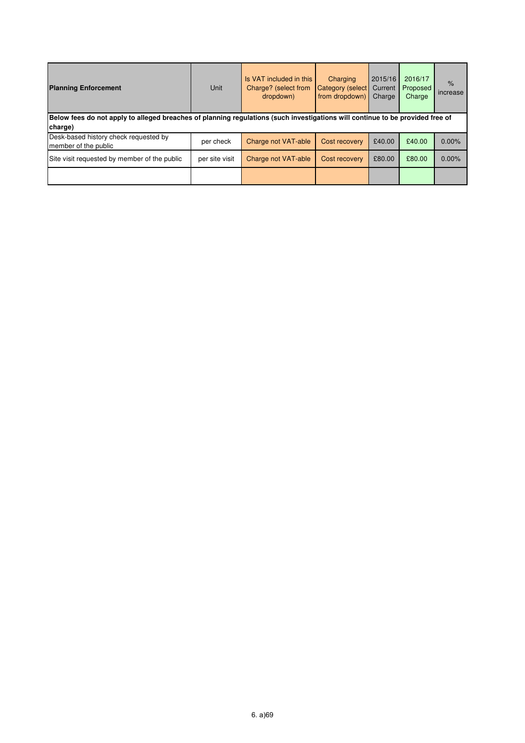| Planning Enforcement | Unit | Is VAT included in this Charge? (select from dropdown) | Charging Category (select from dropdown) | 2015/16 Current Charge | 2016/17 Proposed Charge | % increase |
|---|---|---|---|---|---|---|
| **Below fees do not apply to alleged breaches of planning regulations (such investigations will continue to be provided free of charge)** | | | | | | |
| Desk-based history check requested by member of the public | per check | Charge not VAT-able | Cost recovery | £40.00 | £40.00 | 0.00% |
| Site visit requested by member of the public | per site visit | Charge not VAT-able | Cost recovery | £80.00 | £80.00 | 0.00% |
| | | | | | | |

6. a)69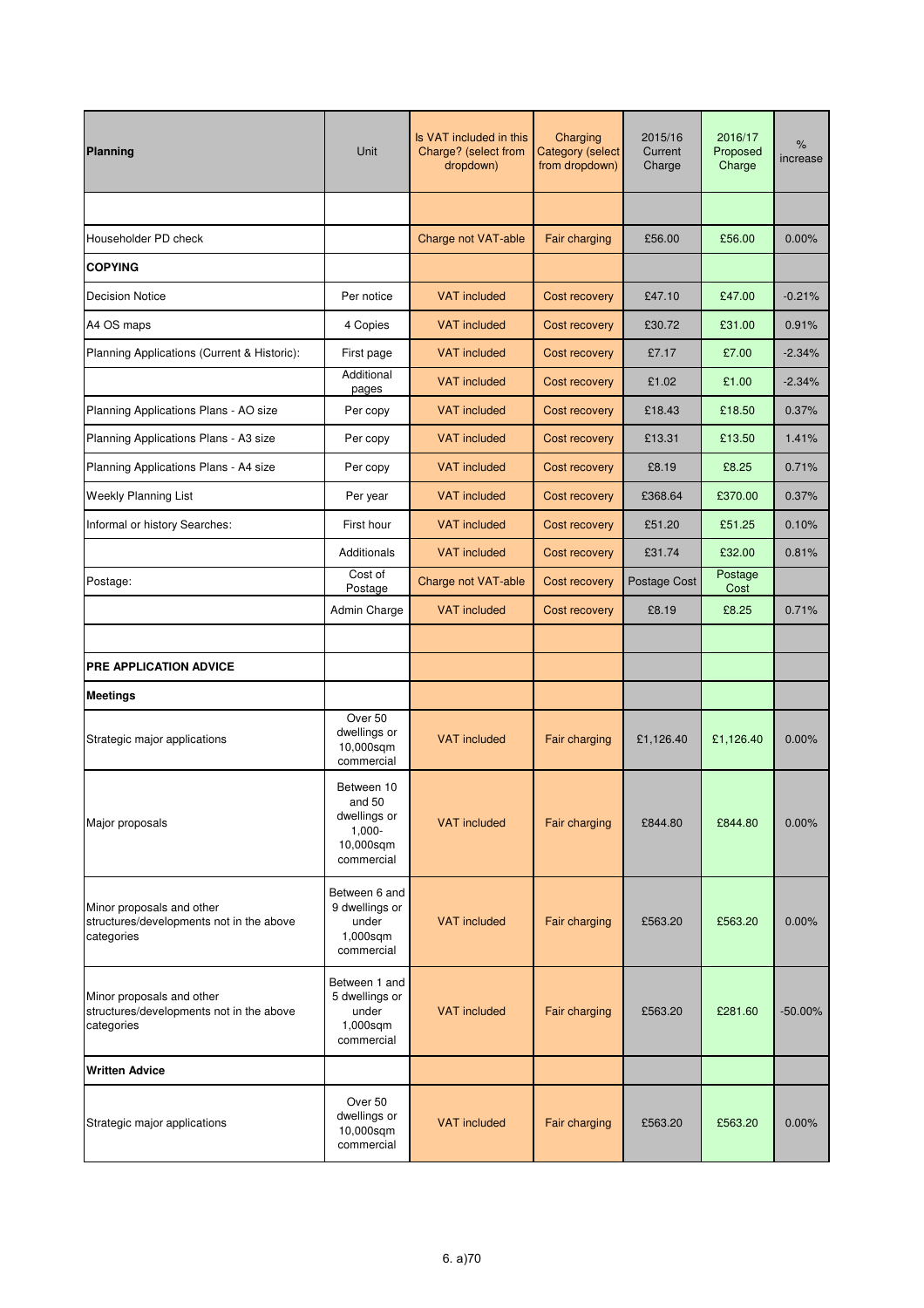| **Planning** | Unit | Is VAT included in this Charge? (select from dropdown) | Charging Category (select from dropdown) | 2015/16 Current Charge | 2016/17 Proposed Charge | % increase |
|---|---|---|---|---|---|---|
| | | | | | | |
| Householder PD check | | Charge not VAT-able | Fair charging | £56.00 | £56.00 | 0.00% |
| **COPYING** | | | | | | |
| Decision Notice | Per notice | VAT included | Cost recovery | £47.10 | £47.00 | -0.21% |
| A4 OS maps | 4 Copies | VAT included | Cost recovery | £30.72 | £31.00 | 0.91% |
| Planning Applications (Current & Historic): | First page | VAT included | Cost recovery | £7.17 | £7.00 | -2.34% |
| | Additional pages | VAT included | Cost recovery | £1.02 | £1.00 | -2.34% |
| Planning Applications Plans - AO size | Per copy | VAT included | Cost recovery | £18.43 | £18.50 | 0.37% |
| Planning Applications Plans - A3 size | Per copy | VAT included | Cost recovery | £13.31 | £13.50 | 1.41% |
| Planning Applications Plans - A4 size | Per copy | VAT included | Cost recovery | £8.19 | £8.25 | 0.71% |
| Weekly Planning List | Per year | VAT included | Cost recovery | £368.64 | £370.00 | 0.37% |
| Informal or history Searches: | First hour | VAT included | Cost recovery | £51.20 | £51.25 | 0.10% |
| | Additionals | VAT included | Cost recovery | £31.74 | £32.00 | 0.81% |
| Postage: | Cost of Postage | Charge not VAT-able | Cost recovery | Postage Cost | Postage Cost | |
| | Admin Charge | VAT included | Cost recovery | £8.19 | £8.25 | 0.71% |
| | | | | | | |
| **PRE APPLICATION ADVICE** | | | | | | |
| **Meetings** | | | | | | |
| Strategic major applications | Over 50 dwellings or 10,000sqm commercial | VAT included | Fair charging | £1,126.40 | £1,126.40 | 0.00% |
| Major proposals | Between 10 and 50 dwellings or 1,000-10,000sqm commercial | VAT included | Fair charging | £844.80 | £844.80 | 0.00% |
| Minor proposals and other structures/developments not in the above categories | Between 6 and 9 dwellings or under 1,000sqm commercial | VAT included | Fair charging | £563.20 | £563.20 | 0.00% |
| Minor proposals and other structures/developments not in the above categories | Between 1 and 5 dwellings or under 1,000sqm commercial | VAT included | Fair charging | £563.20 | £281.60 | -50.00% |
| **Written Advice** | | | | | | |
| Strategic major applications | Over 50 dwellings or 10,000sqm commercial | VAT included | Fair charging | £563.20 | £563.20 | 0.00% |

6. a)70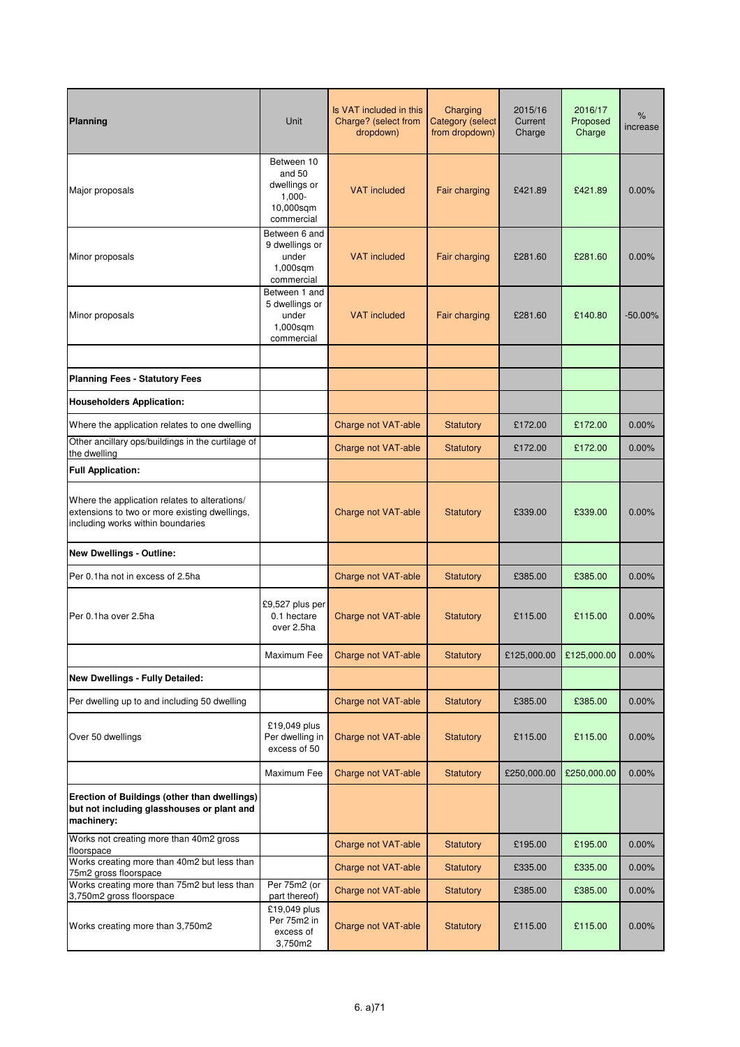| Planning | Unit | Is VAT included in this Charge? (select from dropdown) | Charging Category (select from dropdown) | 2015/16 Current Charge | 2016/17 Proposed Charge | % increase |
|---|---|---|---|---|---|---|
| Major proposals | Between 10 and 50 dwellings or 1,000-10,000sqm commercial | VAT included | Fair charging | £421.89 | £421.89 | 0.00% |
| Minor proposals | Between 6 and 9 dwellings or under 1,000sqm commercial | VAT included | Fair charging | £281.60 | £281.60 | 0.00% |
| Minor proposals | Between 1 and 5 dwellings or under 1,000sqm commercial | VAT included | Fair charging | £281.60 | £140.80 | -50.00% |
| | | | | | | |
| **Planning Fees - Statutory Fees** | | | | | | |
| **Householders Application:** | | | | | | |
| Where the application relates to one dwelling | | Charge not VAT-able | Statutory | £172.00 | £172.00 | 0.00% |
| Other ancillary ops/buildings in the curtilage of the dwelling | | Charge not VAT-able | Statutory | £172.00 | £172.00 | 0.00% |
| **Full Application:** | | | | | | |
| Where the application relates to alterations/ extensions to two or more existing dwellings, including works within boundaries | | Charge not VAT-able | Statutory | £339.00 | £339.00 | 0.00% |
| **New Dwellings - Outline:** | | | | | | |
| Per 0.1ha not in excess of 2.5ha | | Charge not VAT-able | Statutory | £385.00 | £385.00 | 0.00% |
| Per 0.1ha over 2.5ha | £9,527 plus per 0.1 hectare over 2.5ha | Charge not VAT-able | Statutory | £115.00 | £115.00 | 0.00% |
| | Maximum Fee | Charge not VAT-able | Statutory | £125,000.00 | £125,000.00 | 0.00% |
| **New Dwellings - Fully Detailed:** | | | | | | |
| Per dwelling up to and including 50 dwelling | | Charge not VAT-able | Statutory | £385.00 | £385.00 | 0.00% |
| Over 50 dwellings | £19,049 plus Per dwelling in excess of 50 | Charge not VAT-able | Statutory | £115.00 | £115.00 | 0.00% |
| | Maximum Fee | Charge not VAT-able | Statutory | £250,000.00 | £250,000.00 | 0.00% |
| **Erection of Buildings (other than dwellings) but not including glasshouses or plant and machinery:** | | | | | | |
| Works not creating more than 40m2 gross floorspace | | Charge not VAT-able | Statutory | £195.00 | £195.00 | 0.00% |
| Works creating more than 40m2 but less than 75m2 gross floorspace | | Charge not VAT-able | Statutory | £335.00 | £335.00 | 0.00% |
| Works creating more than 75m2 but less than 3,750m2 gross floorspace | Per 75m2 (or part thereof) | Charge not VAT-able | Statutory | £385.00 | £385.00 | 0.00% |
| Works creating more than 3,750m2 | £19,049 plus Per 75m2 in excess of 3,750m2 | Charge not VAT-able | Statutory | £115.00 | £115.00 | 0.00% |

6. a)71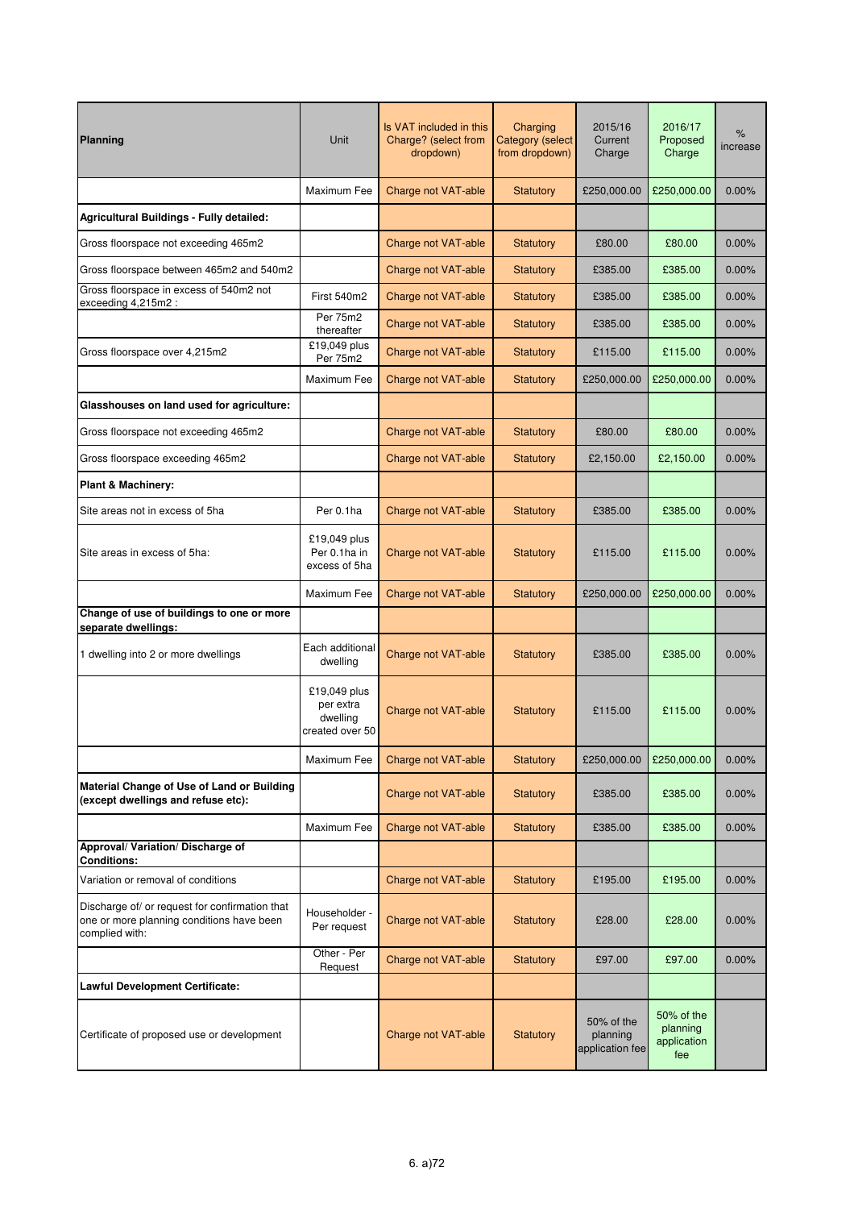| Planning | Unit | Is VAT included in this Charge? (select from dropdown) | Charging Category (select from dropdown) | 2015/16 Current Charge | 2016/17 Proposed Charge | % increase |
|---|---|---|---|---|---|---|
| | Maximum Fee | Charge not VAT-able | Statutory | £250,000.00 | £250,000.00 | 0.00% |
| **Agricultural Buildings - Fully detailed:** | | | | | | |
| Gross floorspace not exceeding 465m2 | | Charge not VAT-able | Statutory | £80.00 | £80.00 | 0.00% |
| Gross floorspace between 465m2 and 540m2 | | Charge not VAT-able | Statutory | £385.00 | £385.00 | 0.00% |
| Gross floorspace in excess of 540m2 not exceeding 4,215m2 : | First 540m2 | Charge not VAT-able | Statutory | £385.00 | £385.00 | 0.00% |
| | Per 75m2 thereafter | Charge not VAT-able | Statutory | £385.00 | £385.00 | 0.00% |
| Gross floorspace over 4,215m2 | £19,049 plus Per 75m2 | Charge not VAT-able | Statutory | £115.00 | £115.00 | 0.00% |
| | Maximum Fee | Charge not VAT-able | Statutory | £250,000.00 | £250,000.00 | 0.00% |
| **Glasshouses on land used for agriculture:** | | | | | | |
| Gross floorspace not exceeding 465m2 | | Charge not VAT-able | Statutory | £80.00 | £80.00 | 0.00% |
| Gross floorspace exceeding 465m2 | | Charge not VAT-able | Statutory | £2,150.00 | £2,150.00 | 0.00% |
| **Plant & Machinery:** | | | | | | |
| Site areas not in excess of 5ha | Per 0.1ha | Charge not VAT-able | Statutory | £385.00 | £385.00 | 0.00% |
| Site areas in excess of 5ha: | £19,049 plus Per 0.1ha in excess of 5ha | Charge not VAT-able | Statutory | £115.00 | £115.00 | 0.00% |
| | Maximum Fee | Charge not VAT-able | Statutory | £250,000.00 | £250,000.00 | 0.00% |
| **Change of use of buildings to one or more separate dwellings:** | | | | | | |
| 1 dwelling into 2 or more dwellings | Each additional dwelling | Charge not VAT-able | Statutory | £385.00 | £385.00 | 0.00% |
| | £19,049 plus per extra dwelling created over 50 | Charge not VAT-able | Statutory | £115.00 | £115.00 | 0.00% |
| | Maximum Fee | Charge not VAT-able | Statutory | £250,000.00 | £250,000.00 | 0.00% |
| **Material Change of Use of Land or Building (except dwellings and refuse etc):** | | Charge not VAT-able | Statutory | £385.00 | £385.00 | 0.00% |
| | Maximum Fee | Charge not VAT-able | Statutory | £385.00 | £385.00 | 0.00% |
| **Approval/ Variation/ Discharge of Conditions:** | | | | | | |
| Variation or removal of conditions | | Charge not VAT-able | Statutory | £195.00 | £195.00 | 0.00% |
| Discharge of/ or request for confirmation that one or more planning conditions have been complied with: | Householder - Per request | Charge not VAT-able | Statutory | £28.00 | £28.00 | 0.00% |
| | Other - Per Request | Charge not VAT-able | Statutory | £97.00 | £97.00 | 0.00% |
| **Lawful Development Certificate:** | | | | | | |
| Certificate of proposed use or development | | Charge not VAT-able | Statutory | 50% of the planning application fee | 50% of the planning application fee | |

6. a)72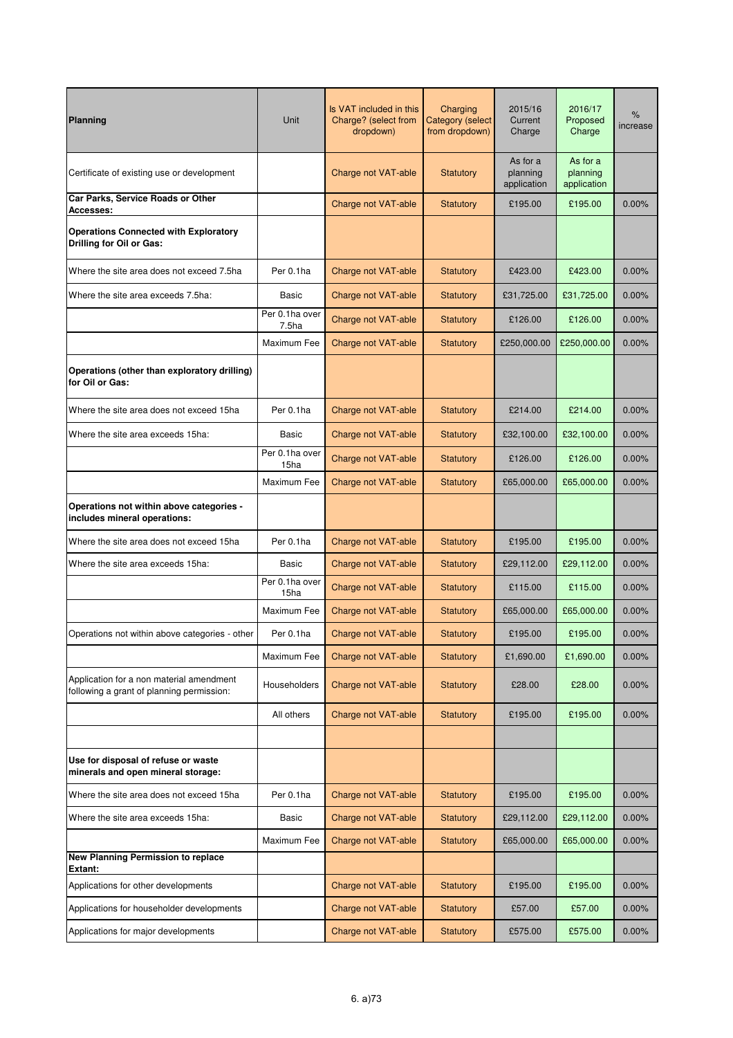| Planning | Unit | Is VAT included in this Charge? (select from dropdown) | Charging Category (select from dropdown) | 2015/16 Current Charge | 2016/17 Proposed Charge | % increase |
|---|---|---|---|---|---|---|
| Certificate of existing use or development | | Charge not VAT-able | Statutory | As for a planning application | As for a planning application | |
| **Car Parks, Service Roads or Other Accesses:** | | Charge not VAT-able | Statutory | £195.00 | £195.00 | 0.00% |
| **Operations Connected with Exploratory Drilling for Oil or Gas:** | | | | | | |
| Where the site area does not exceed 7.5ha | Per 0.1ha | Charge not VAT-able | Statutory | £423.00 | £423.00 | 0.00% |
| Where the site area exceeds 7.5ha: | Basic | Charge not VAT-able | Statutory | £31,725.00 | £31,725.00 | 0.00% |
| | Per 0.1ha over 7.5ha | Charge not VAT-able | Statutory | £126.00 | £126.00 | 0.00% |
| | Maximum Fee | Charge not VAT-able | Statutory | £250,000.00 | £250,000.00 | 0.00% |
| **Operations (other than exploratory drilling) for Oil or Gas:** | | | | | | |
| Where the site area does not exceed 15ha | Per 0.1ha | Charge not VAT-able | Statutory | £214.00 | £214.00 | 0.00% |
| Where the site area exceeds 15ha: | Basic | Charge not VAT-able | Statutory | £32,100.00 | £32,100.00 | 0.00% |
| | Per 0.1ha over 15ha | Charge not VAT-able | Statutory | £126.00 | £126.00 | 0.00% |
| | Maximum Fee | Charge not VAT-able | Statutory | £65,000.00 | £65,000.00 | 0.00% |
| **Operations not within above categories - includes mineral operations:** | | | | | | |
| Where the site area does not exceed 15ha | Per 0.1ha | Charge not VAT-able | Statutory | £195.00 | £195.00 | 0.00% |
| Where the site area exceeds 15ha: | Basic | Charge not VAT-able | Statutory | £29,112.00 | £29,112.00 | 0.00% |
| | Per 0.1ha over 15ha | Charge not VAT-able | Statutory | £115.00 | £115.00 | 0.00% |
| | Maximum Fee | Charge not VAT-able | Statutory | £65,000.00 | £65,000.00 | 0.00% |
| Operations not within above categories - other | Per 0.1ha | Charge not VAT-able | Statutory | £195.00 | £195.00 | 0.00% |
| | Maximum Fee | Charge not VAT-able | Statutory | £1,690.00 | £1,690.00 | 0.00% |
| Application for a non material amendment following a grant of planning permission: | Householders | Charge not VAT-able | Statutory | £28.00 | £28.00 | 0.00% |
| | All others | Charge not VAT-able | Statutory | £195.00 | £195.00 | 0.00% |
| | | | | | | |
| **Use for disposal of refuse or waste minerals and open mineral storage:** | | | | | | |
| Where the site area does not exceed 15ha | Per 0.1ha | Charge not VAT-able | Statutory | £195.00 | £195.00 | 0.00% |
| Where the site area exceeds 15ha: | Basic | Charge not VAT-able | Statutory | £29,112.00 | £29,112.00 | 0.00% |
| | Maximum Fee | Charge not VAT-able | Statutory | £65,000.00 | £65,000.00 | 0.00% |
| **New Planning Permission to replace Extant:** | | | | | | |
| Applications for other developments | | Charge not VAT-able | Statutory | £195.00 | £195.00 | 0.00% |
| Applications for householder developments | | Charge not VAT-able | Statutory | £57.00 | £57.00 | 0.00% |
| Applications for major developments | | Charge not VAT-able | Statutory | £575.00 | £575.00 | 0.00% |

6. a)73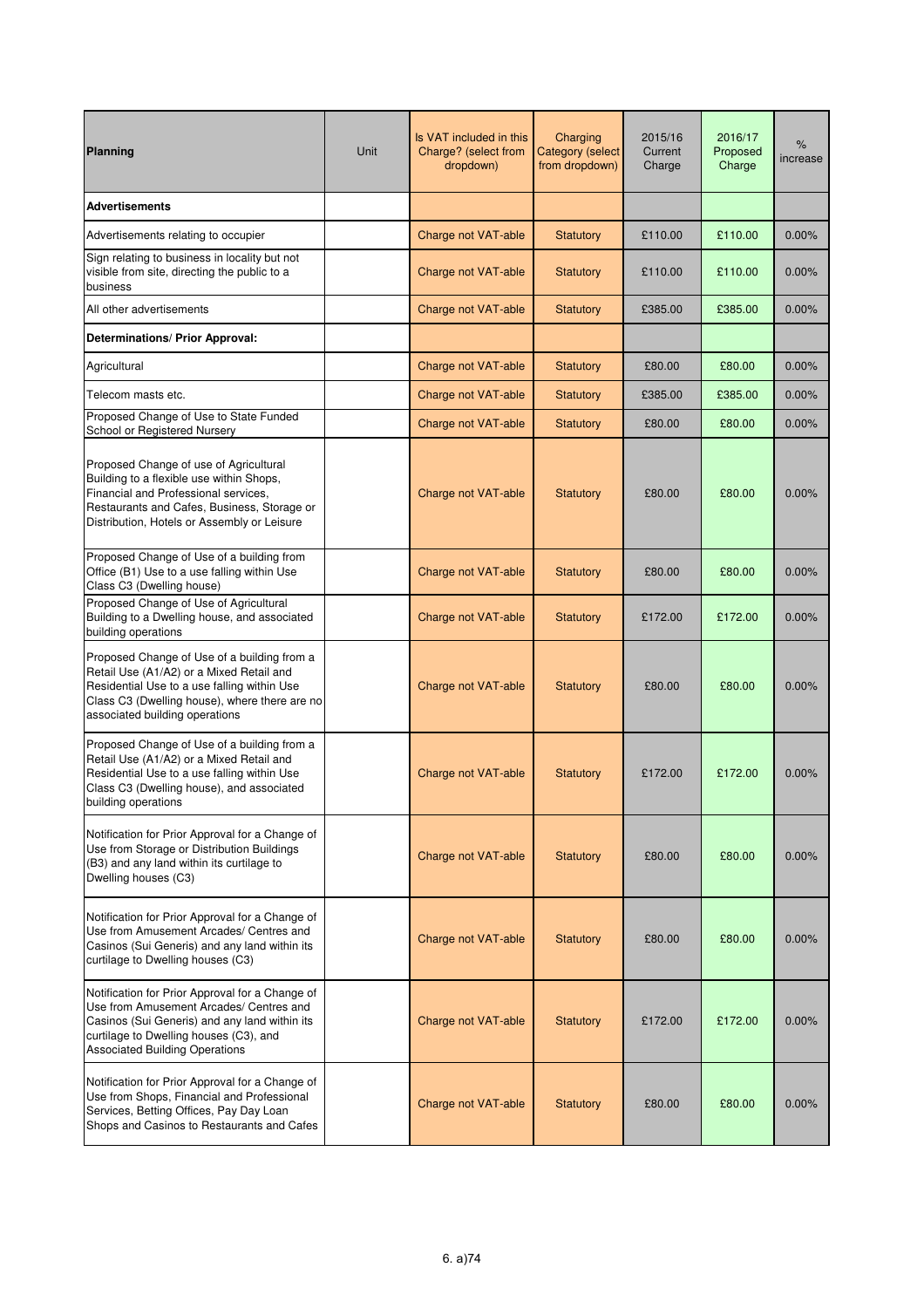| Planning | Unit | Is VAT included in this Charge? (select from dropdown) | Charging Category (select from dropdown) | 2015/16 Current Charge | 2016/17 Proposed Charge | % increase |
|---|---|---|---|---|---|---|
| **Advertisements** | | | | | | |
| Advertisements relating to occupier | | Charge not VAT-able | Statutory | £110.00 | £110.00 | 0.00% |
| Sign relating to business in locality but not visible from site, directing the public to a business | | Charge not VAT-able | Statutory | £110.00 | £110.00 | 0.00% |
| All other advertisements | | Charge not VAT-able | Statutory | £385.00 | £385.00 | 0.00% |
| **Determinations/ Prior Approval:** | | | | | | |
| Agricultural | | Charge not VAT-able | Statutory | £80.00 | £80.00 | 0.00% |
| Telecom masts etc. | | Charge not VAT-able | Statutory | £385.00 | £385.00 | 0.00% |
| Proposed Change of Use to State Funded School or Registered Nursery | | Charge not VAT-able | Statutory | £80.00 | £80.00 | 0.00% |
| Proposed Change of use of Agricultural Building to a flexible use within Shops, Financial and Professional services, Restaurants and Cafes, Business, Storage or Distribution, Hotels or Assembly or Leisure | | Charge not VAT-able | Statutory | £80.00 | £80.00 | 0.00% |
| Proposed Change of Use of a building from Office (B1) Use to a use falling within Use Class C3 (Dwelling house) | | Charge not VAT-able | Statutory | £80.00 | £80.00 | 0.00% |
| Proposed Change of Use of Agricultural Building to a Dwelling house, and associated building operations | | Charge not VAT-able | Statutory | £172.00 | £172.00 | 0.00% |
| Proposed Change of Use of a building from a Retail Use (A1/A2) or a Mixed Retail and Residential Use to a use falling within Use Class C3 (Dwelling house), where there are no associated building operations | | Charge not VAT-able | Statutory | £80.00 | £80.00 | 0.00% |
| Proposed Change of Use of a building from a Retail Use (A1/A2) or a Mixed Retail and Residential Use to a use falling within Use Class C3 (Dwelling house), and associated building operations | | Charge not VAT-able | Statutory | £172.00 | £172.00 | 0.00% |
| Notification for Prior Approval for a Change of Use from Storage or Distribution Buildings (B3) and any land within its curtilage to Dwelling houses (C3) | | Charge not VAT-able | Statutory | £80.00 | £80.00 | 0.00% |
| Notification for Prior Approval for a Change of Use from Amusement Arcades/ Centres and Casinos (Sui Generis) and any land within its curtilage to Dwelling houses (C3) | | Charge not VAT-able | Statutory | £80.00 | £80.00 | 0.00% |
| Notification for Prior Approval for a Change of Use from Amusement Arcades/ Centres and Casinos (Sui Generis) and any land within its curtilage to Dwelling houses (C3), and Associated Building Operations | | Charge not VAT-able | Statutory | £172.00 | £172.00 | 0.00% |
| Notification for Prior Approval for a Change of Use from Shops, Financial and Professional Services, Betting Offices, Pay Day Loan Shops and Casinos to Restaurants and Cafes | | Charge not VAT-able | Statutory | £80.00 | £80.00 | 0.00% |

6. a)74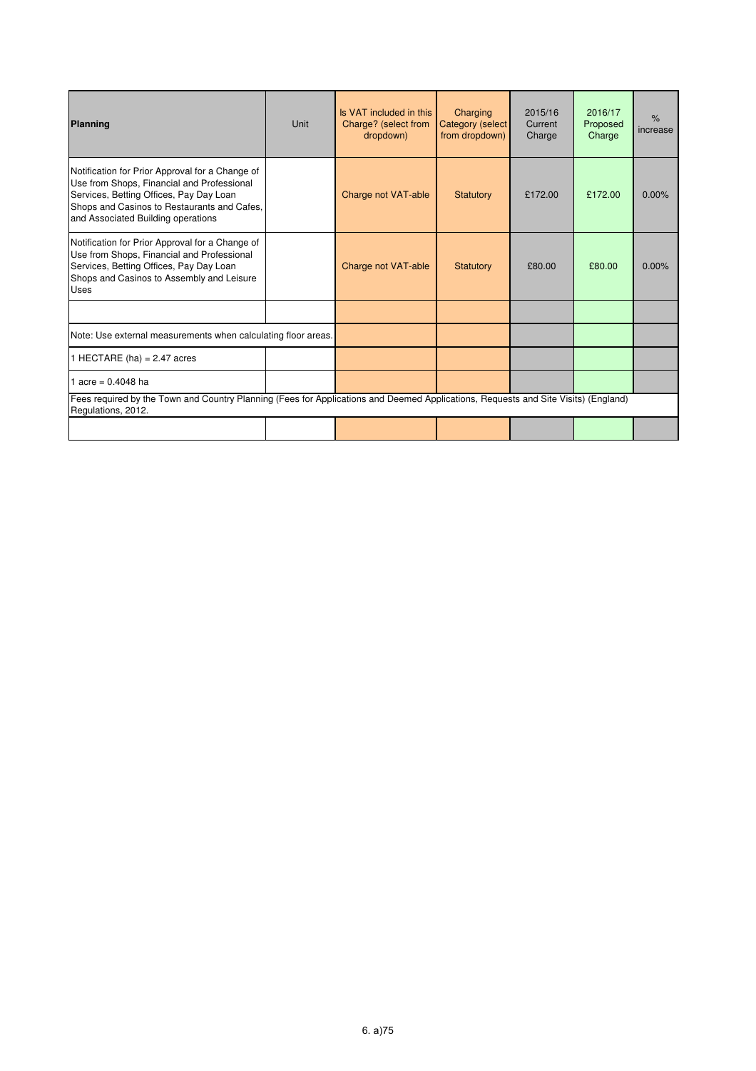| **Planning** | Unit | Is VAT included in this Charge? (select from dropdown) | Charging Category (select from dropdown) | 2015/16 Current Charge | 2016/17 Proposed Charge | % increase |
|---|---|---|---|---|---|---|
| Notification for Prior Approval for a Change of Use from Shops, Financial and Professional Services, Betting Offices, Pay Day Loan Shops and Casinos to Restaurants and Cafes, and Associated Building operations | | Charge not VAT-able | Statutory | £172.00 | £172.00 | 0.00% |
| Notification for Prior Approval for a Change of Use from Shops, Financial and Professional Services, Betting Offices, Pay Day Loan Shops and Casinos to Assembly and Leisure Uses | | Charge not VAT-able | Statutory | £80.00 | £80.00 | 0.00% |
| | | | | | | |
| Note: Use external measurements when calculating floor areas. | | | | | | |
| 1 HECTARE (ha) = 2.47 acres | | | | | | |
| 1 acre = 0.4048 ha | | | | | | |
| Fees required by the Town and Country Planning (Fees for Applications and Deemed Applications, Requests and Site Visits) (England) Regulations, 2012. | | | | | | |
| | | | | | | |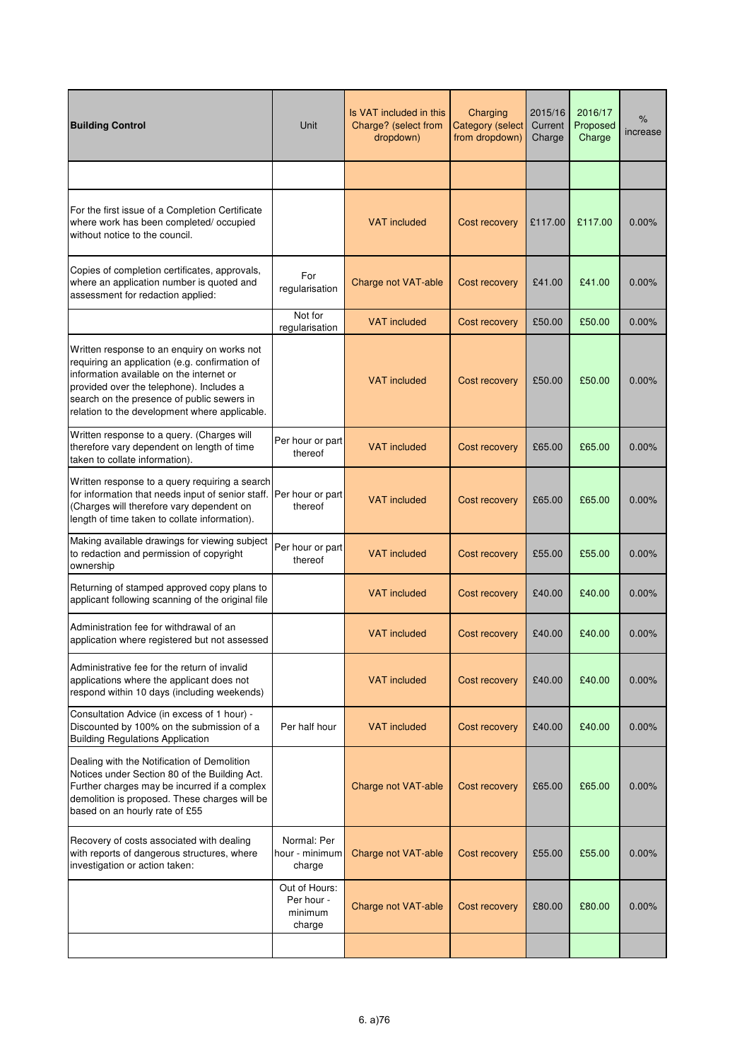| Building Control | Unit | Is VAT included in this Charge? (select from dropdown) | Charging Category (select from dropdown) | 2015/16 Current Charge | 2016/17 Proposed Charge | % increase |
|---|---|---|---|---|---|---|
| | | | | | | |
| For the first issue of a Completion Certificate where work has been completed/ occupied without notice to the council. | | VAT included | Cost recovery | £117.00 | £117.00 | 0.00% |
| Copies of completion certificates, approvals, where an application number is quoted and assessment for redaction applied: | For regularisation | Charge not VAT-able | Cost recovery | £41.00 | £41.00 | 0.00% |
| | Not for regularisation | VAT included | Cost recovery | £50.00 | £50.00 | 0.00% |
| Written response to an enquiry on works not requiring an application (e.g. confirmation of information available on the internet or provided over the telephone). Includes a search on the presence of public sewers in relation to the development where applicable. | | VAT included | Cost recovery | £50.00 | £50.00 | 0.00% |
| Written response to a query. (Charges will therefore vary dependent on length of time taken to collate information). | Per hour or part thereof | VAT included | Cost recovery | £65.00 | £65.00 | 0.00% |
| Written response to a query requiring a search for information that needs input of senior staff. (Charges will therefore vary dependent on length of time taken to collate information). | Per hour or part thereof | VAT included | Cost recovery | £65.00 | £65.00 | 0.00% |
| Making available drawings for viewing subject to redaction and permission of copyright ownership | Per hour or part thereof | VAT included | Cost recovery | £55.00 | £55.00 | 0.00% |
| Returning of stamped approved copy plans to applicant following scanning of the original file | | VAT included | Cost recovery | £40.00 | £40.00 | 0.00% |
| Administration fee for withdrawal of an application where registered but not assessed | | VAT included | Cost recovery | £40.00 | £40.00 | 0.00% |
| Administrative fee for the return of invalid applications where the applicant does not respond within 10 days (including weekends) | | VAT included | Cost recovery | £40.00 | £40.00 | 0.00% |
| Consultation Advice (in excess of 1 hour) - Discounted by 100% on the submission of a Building Regulations Application | Per half hour | VAT included | Cost recovery | £40.00 | £40.00 | 0.00% |
| Dealing with the Notification of Demolition Notices under Section 80 of the Building Act. Further charges may be incurred if a complex demolition is proposed. These charges will be based on an hourly rate of £55 | | Charge not VAT-able | Cost recovery | £65.00 | £65.00 | 0.00% |
| Recovery of costs associated with dealing with reports of dangerous structures, where investigation or action taken: | Normal: Per hour - minimum charge | Charge not VAT-able | Cost recovery | £55.00 | £55.00 | 0.00% |
| | Out of Hours: Per hour - minimum charge | Charge not VAT-able | Cost recovery | £80.00 | £80.00 | 0.00% |
| | | | | | | |

6. a)76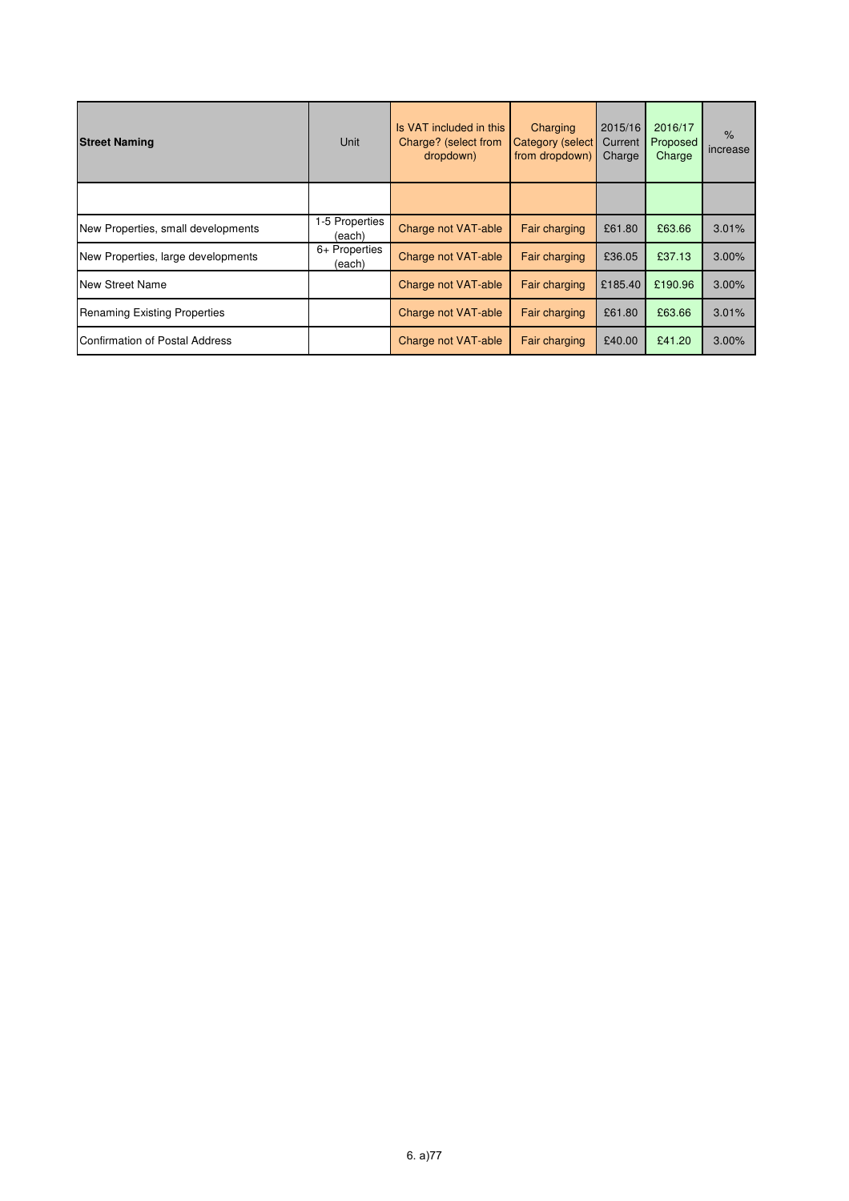| **Street Naming** | Unit | Is VAT included in this Charge? (select from dropdown) | Charging Category (select from dropdown) | 2015/16 Current Charge | 2016/17 Proposed Charge | % increase |
|---|---|---|---|---|---|---|
| | | | | | | |
| New Properties, small developments | 1-5 Properties (each) | Charge not VAT-able | Fair charging | £61.80 | £63.66 | 3.01% |
| New Properties, large developments | 6+ Properties (each) | Charge not VAT-able | Fair charging | £36.05 | £37.13 | 3.00% |
| New Street Name | | Charge not VAT-able | Fair charging | £185.40 | £190.96 | 3.00% |
| Renaming Existing Properties | | Charge not VAT-able | Fair charging | £61.80 | £63.66 | 3.01% |
| Confirmation of Postal Address | | Charge not VAT-able | Fair charging | £40.00 | £41.20 | 3.00% |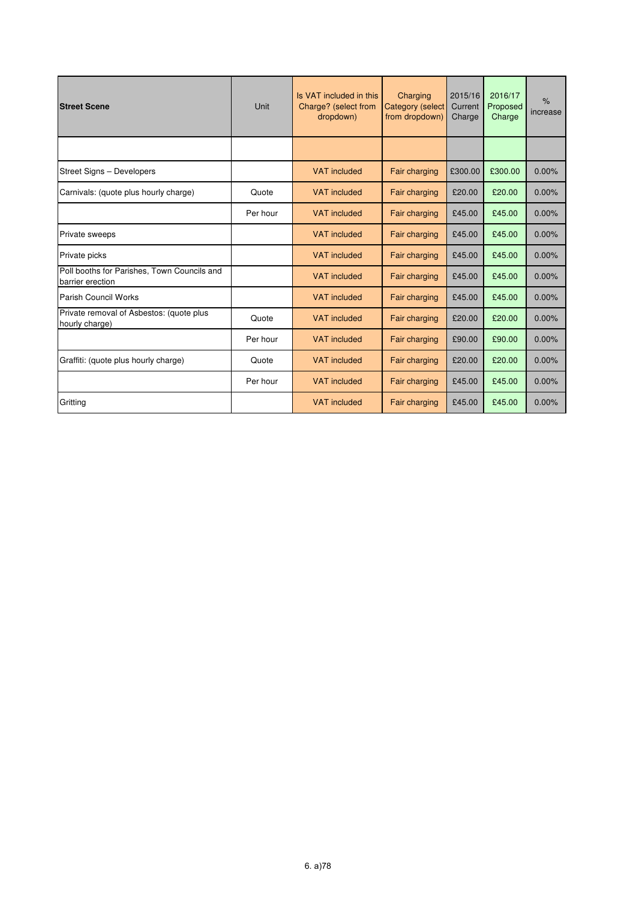| **Street Scene** | Unit | Is VAT included in this Charge? (select from dropdown) | Charging Category (select from dropdown) | 2015/16 Current Charge | 2016/17 Proposed Charge | % increase |
|---|---|---|---|---|---|---|
| | | | | | | |
| Street Signs – Developers | | VAT included | Fair charging | £300.00 | £300.00 | 0.00% |
| Carnivals: (quote plus hourly charge) | Quote | VAT included | Fair charging | £20.00 | £20.00 | 0.00% |
| | Per hour | VAT included | Fair charging | £45.00 | £45.00 | 0.00% |
| Private sweeps | | VAT included | Fair charging | £45.00 | £45.00 | 0.00% |
| Private picks | | VAT included | Fair charging | £45.00 | £45.00 | 0.00% |
| Poll booths for Parishes, Town Councils and barrier erection | | VAT included | Fair charging | £45.00 | £45.00 | 0.00% |
| Parish Council Works | | VAT included | Fair charging | £45.00 | £45.00 | 0.00% |
| Private removal of Asbestos: (quote plus hourly charge) | Quote | VAT included | Fair charging | £20.00 | £20.00 | 0.00% |
| | Per hour | VAT included | Fair charging | £90.00 | £90.00 | 0.00% |
| Graffiti: (quote plus hourly charge) | Quote | VAT included | Fair charging | £20.00 | £20.00 | 0.00% |
| | Per hour | VAT included | Fair charging | £45.00 | £45.00 | 0.00% |
| Gritting | | VAT included | Fair charging | £45.00 | £45.00 | 0.00% |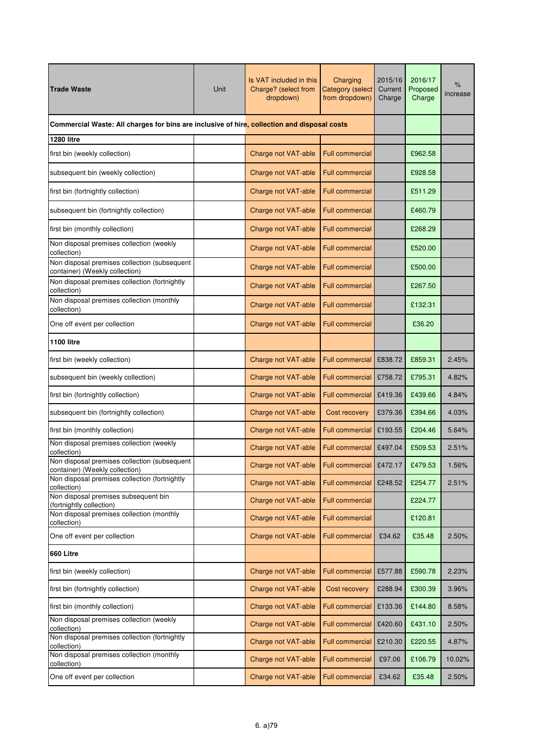| Trade Waste | Unit | Is VAT included in this Charge? (select from dropdown) | Charging Category (select from dropdown) | 2015/16 Current Charge | 2016/17 Proposed Charge | % increase |
|---|---|---|---|---|---|---|
| **Commercial Waste: All charges for bins are inclusive of hire, collection and disposal costs** | | | | | | |
| **1280 litre** | | | | | | |
| first bin (weekly collection) | | Charge not VAT-able | Full commercial | | £962.58 | |
| subsequent bin (weekly collection) | | Charge not VAT-able | Full commercial | | £928.58 | |
| first bin (fortnightly collection) | | Charge not VAT-able | Full commercial | | £511.29 | |
| subsequent bin (fortnightly collection) | | Charge not VAT-able | Full commercial | | £460.79 | |
| first bin (monthly collection) | | Charge not VAT-able | Full commercial | | £268.29 | |
| Non disposal premises collection (weekly collection) | | Charge not VAT-able | Full commercial | | £520.00 | |
| Non disposal premises collection (subsequent container) (Weekly collection) | | Charge not VAT-able | Full commercial | | £500.00 | |
| Non disposal premises collection (fortnightly collection) | | Charge not VAT-able | Full commercial | | £267.50 | |
| Non disposal premises collection (monthly collection) | | Charge not VAT-able | Full commercial | | £132.31 | |
| One off event per collection | | Charge not VAT-able | Full commercial | | £36.20 | |
| **1100 litre** | | | | | | |
| first bin (weekly collection) | | Charge not VAT-able | Full commercial | £838.72 | £859.31 | 2.45% |
| subsequent bin (weekly collection) | | Charge not VAT-able | Full commercial | £758.72 | £795.31 | 4.82% |
| first bin (fortnightly collection) | | Charge not VAT-able | Full commercial | £419.36 | £439.66 | 4.84% |
| subsequent bin (fortnightly collection) | | Charge not VAT-able | Cost recovery | £379.36 | £394.66 | 4.03% |
| first bin (monthly collection) | | Charge not VAT-able | Full commercial | £193.55 | £204.46 | 5.64% |
| Non disposal premises collection (weekly collection) | | Charge not VAT-able | Full commercial | £497.04 | £509.53 | 2.51% |
| Non disposal premises collection (subsequent container) (Weekly collection) | | Charge not VAT-able | Full commercial | £472.17 | £479.53 | 1.56% |
| Non disposal premises collection (fortnightly collection) | | Charge not VAT-able | Full commercial | £248.52 | £254.77 | 2.51% |
| Non disposal premises subsequent bin (fortnightly collection) | | Charge not VAT-able | Full commercial | | £224.77 | |
| Non disposal premises collection (monthly collection) | | Charge not VAT-able | Full commercial | | £120.81 | |
| One off event per collection | | Charge not VAT-able | Full commercial | £34.62 | £35.48 | 2.50% |
| **660 Litre** | | | | | | |
| first bin (weekly collection) | | Charge not VAT-able | Full commercial | £577.88 | £590.78 | 2.23% |
| first bin (fortnightly collection) | | Charge not VAT-able | Cost recovery | £288.94 | £300.39 | 3.96% |
| first bin (monthly collection) | | Charge not VAT-able | Full commercial | £133.36 | £144.80 | 8.58% |
| Non disposal premises collection (weekly collection) | | Charge not VAT-able | Full commercial | £420.60 | £431.10 | 2.50% |
| Non disposal premises collection (fortnightly collection) | | Charge not VAT-able | Full commercial | £210.30 | £220.55 | 4.87% |
| Non disposal premises collection (monthly collection) | | Charge not VAT-able | Full commercial | £97.06 | £106.79 | 10.02% |
| One off event per collection | | Charge not VAT-able | Full commercial | £34.62 | £35.48 | 2.50% |

6. a)79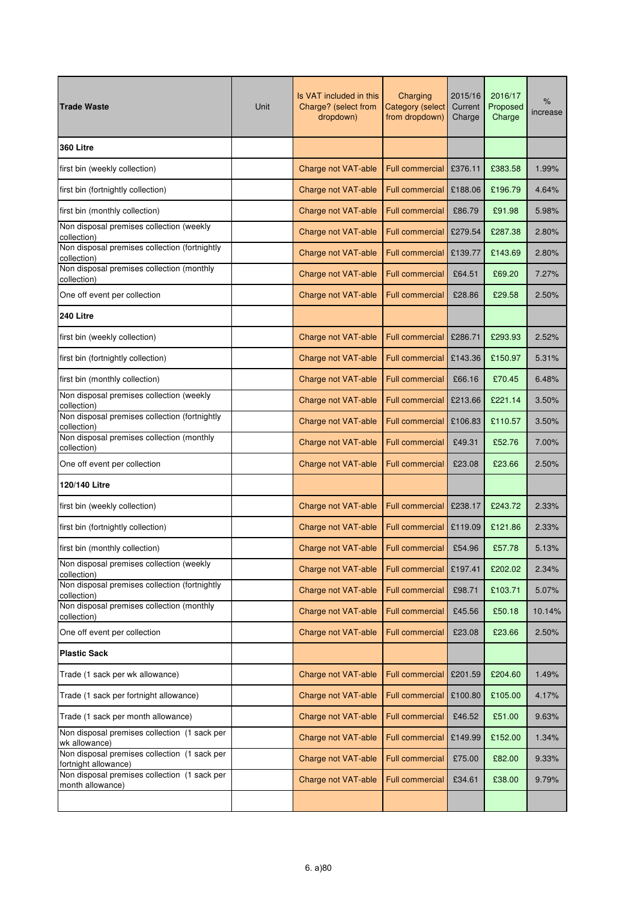| Trade Waste | Unit | Is VAT included in this Charge? (select from dropdown) | Charging Category (select from dropdown) | 2015/16 Current Charge | 2016/17 Proposed Charge | % increase |
|---|---|---|---|---|---|---|
| **360 Litre** | | | | | | |
| first bin (weekly collection) | | Charge not VAT-able | Full commercial | £376.11 | £383.58 | 1.99% |
| first bin (fortnightly collection) | | Charge not VAT-able | Full commercial | £188.06 | £196.79 | 4.64% |
| first bin (monthly collection) | | Charge not VAT-able | Full commercial | £86.79 | £91.98 | 5.98% |
| Non disposal premises collection (weekly collection) | | Charge not VAT-able | Full commercial | £279.54 | £287.38 | 2.80% |
| Non disposal premises collection (fortnightly collection) | | Charge not VAT-able | Full commercial | £139.77 | £143.69 | 2.80% |
| Non disposal premises collection (monthly collection) | | Charge not VAT-able | Full commercial | £64.51 | £69.20 | 7.27% |
| One off event per collection | | Charge not VAT-able | Full commercial | £28.86 | £29.58 | 2.50% |
| **240 Litre** | | | | | | |
| first bin (weekly collection) | | Charge not VAT-able | Full commercial | £286.71 | £293.93 | 2.52% |
| first bin (fortnightly collection) | | Charge not VAT-able | Full commercial | £143.36 | £150.97 | 5.31% |
| first bin (monthly collection) | | Charge not VAT-able | Full commercial | £66.16 | £70.45 | 6.48% |
| Non disposal premises collection (weekly collection) | | Charge not VAT-able | Full commercial | £213.66 | £221.14 | 3.50% |
| Non disposal premises collection (fortnightly collection) | | Charge not VAT-able | Full commercial | £106.83 | £110.57 | 3.50% |
| Non disposal premises collection (monthly collection) | | Charge not VAT-able | Full commercial | £49.31 | £52.76 | 7.00% |
| One off event per collection | | Charge not VAT-able | Full commercial | £23.08 | £23.66 | 2.50% |
| **120/140 Litre** | | | | | | |
| first bin (weekly collection) | | Charge not VAT-able | Full commercial | £238.17 | £243.72 | 2.33% |
| first bin (fortnightly collection) | | Charge not VAT-able | Full commercial | £119.09 | £121.86 | 2.33% |
| first bin (monthly collection) | | Charge not VAT-able | Full commercial | £54.96 | £57.78 | 5.13% |
| Non disposal premises collection (weekly collection) | | Charge not VAT-able | Full commercial | £197.41 | £202.02 | 2.34% |
| Non disposal premises collection (fortnightly collection) | | Charge not VAT-able | Full commercial | £98.71 | £103.71 | 5.07% |
| Non disposal premises collection (monthly collection) | | Charge not VAT-able | Full commercial | £45.56 | £50.18 | 10.14% |
| One off event per collection | | Charge not VAT-able | Full commercial | £23.08 | £23.66 | 2.50% |
| **Plastic Sack** | | | | | | |
| Trade (1 sack per wk allowance) | | Charge not VAT-able | Full commercial | £201.59 | £204.60 | 1.49% |
| Trade (1 sack per fortnight allowance) | | Charge not VAT-able | Full commercial | £100.80 | £105.00 | 4.17% |
| Trade (1 sack per month allowance) | | Charge not VAT-able | Full commercial | £46.52 | £51.00 | 9.63% |
| Non disposal premises collection (1 sack per wk allowance) | | Charge not VAT-able | Full commercial | £149.99 | £152.00 | 1.34% |
| Non disposal premises collection (1 sack per fortnight allowance) | | Charge not VAT-able | Full commercial | £75.00 | £82.00 | 9.33% |
| Non disposal premises collection (1 sack per month allowance) | | Charge not VAT-able | Full commercial | £34.61 | £38.00 | 9.79% |
| | | | | | | |

6. a)80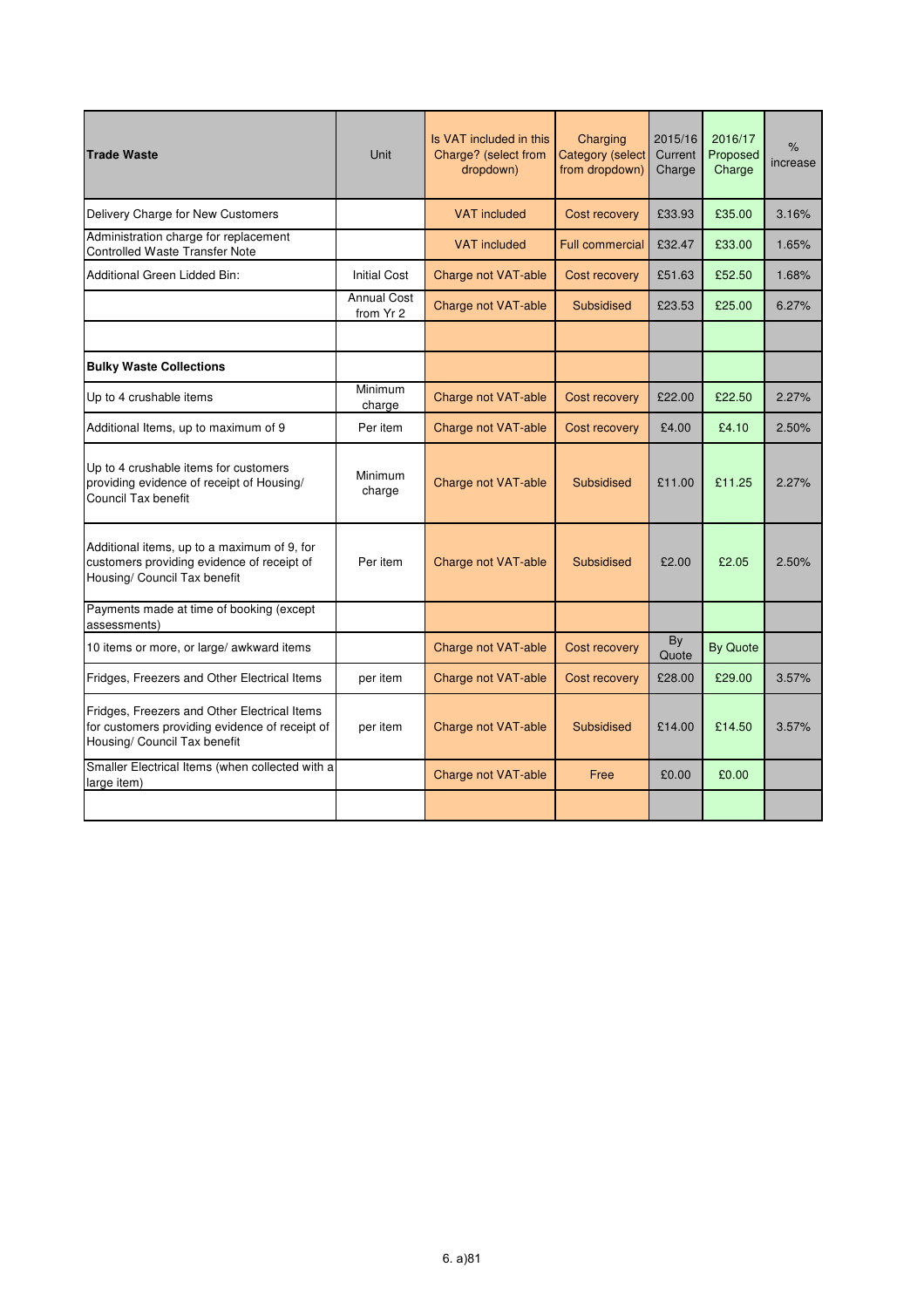| **Trade Waste** | Unit | Is VAT included in this Charge? (select from dropdown) | Charging Category (select from dropdown) | 2015/16 Current Charge | 2016/17 Proposed Charge | % increase |
|---|---|---|---|---|---|---|
| Delivery Charge for New Customers | | VAT included | Cost recovery | £33.93 | £35.00 | 3.16% |
| Administration charge for replacement Controlled Waste Transfer Note | | VAT included | Full commercial | £32.47 | £33.00 | 1.65% |
| Additional Green Lidded Bin: | Initial Cost | Charge not VAT-able | Cost recovery | £51.63 | £52.50 | 1.68% |
| | Annual Cost from Yr 2 | Charge not VAT-able | Subsidised | £23.53 | £25.00 | 6.27% |
| | | | | | | |
| **Bulky Waste Collections** | | | | | | |
| Up to 4 crushable items | Minimum charge | Charge not VAT-able | Cost recovery | £22.00 | £22.50 | 2.27% |
| Additional Items, up to maximum of 9 | Per item | Charge not VAT-able | Cost recovery | £4.00 | £4.10 | 2.50% |
| Up to 4 crushable items for customers providing evidence of receipt of Housing/ Council Tax benefit | Minimum charge | Charge not VAT-able | Subsidised | £11.00 | £11.25 | 2.27% |
| Additional items, up to a maximum of 9, for customers providing evidence of receipt of Housing/ Council Tax benefit | Per item | Charge not VAT-able | Subsidised | £2.00 | £2.05 | 2.50% |
| Payments made at time of booking (except assessments) | | | | | | |
| 10 items or more, or large/ awkward items | | Charge not VAT-able | Cost recovery | By Quote | By Quote | |
| Fridges, Freezers and Other Electrical Items | per item | Charge not VAT-able | Cost recovery | £28.00 | £29.00 | 3.57% |
| Fridges, Freezers and Other Electrical Items for customers providing evidence of receipt of Housing/ Council Tax benefit | per item | Charge not VAT-able | Subsidised | £14.00 | £14.50 | 3.57% |
| Smaller Electrical Items (when collected with a large item) | | Charge not VAT-able | Free | £0.00 | £0.00 | |
| | | | | | | |

6. a)81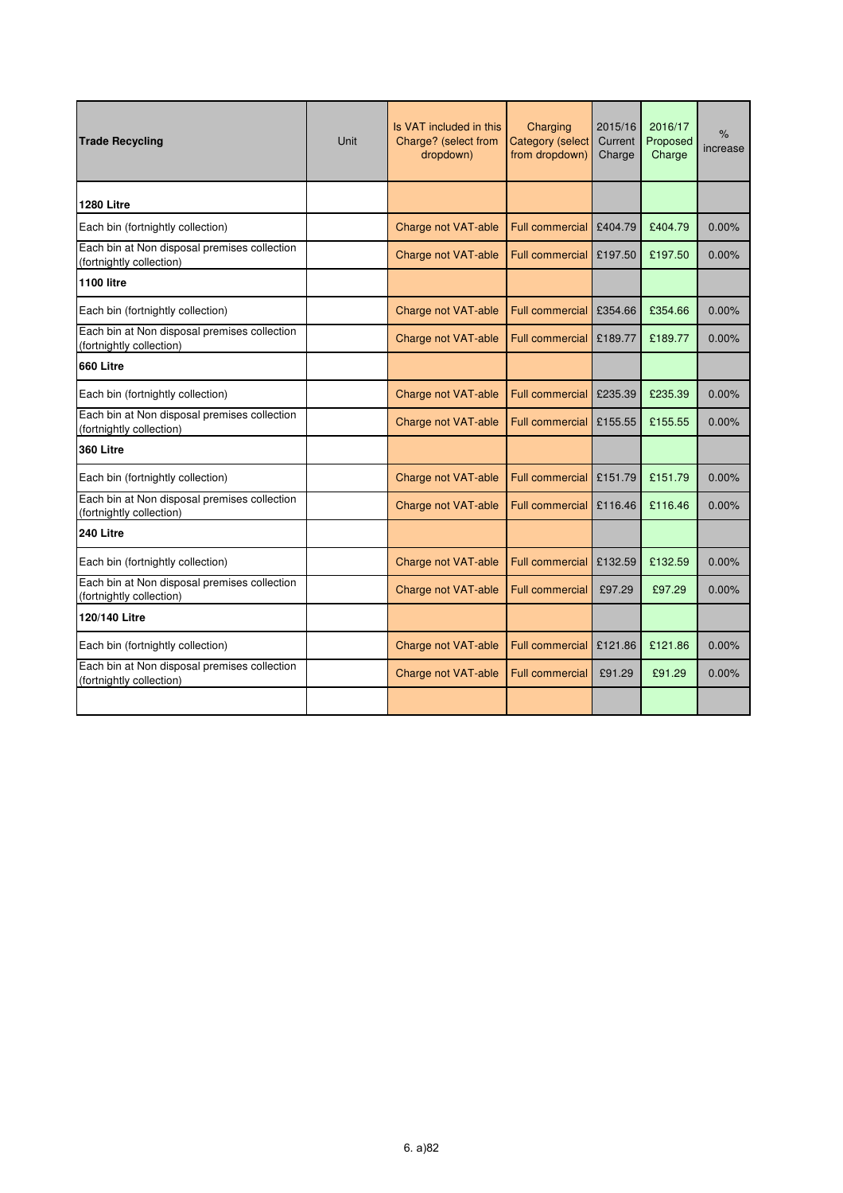| Trade Recycling | Unit | Is VAT included in this Charge? (select from dropdown) | Charging Category (select from dropdown) | 2015/16 Current Charge | 2016/17 Proposed Charge | % increase |
|---|---|---|---|---|---|---|
| **1280 Litre** | | | | | | |
| Each bin (fortnightly collection) | | Charge not VAT-able | Full commercial | £404.79 | £404.79 | 0.00% |
| Each bin at Non disposal premises collection (fortnightly collection) | | Charge not VAT-able | Full commercial | £197.50 | £197.50 | 0.00% |
| **1100 litre** | | | | | | |
| Each bin (fortnightly collection) | | Charge not VAT-able | Full commercial | £354.66 | £354.66 | 0.00% |
| Each bin at Non disposal premises collection (fortnightly collection) | | Charge not VAT-able | Full commercial | £189.77 | £189.77 | 0.00% |
| **660 Litre** | | | | | | |
| Each bin (fortnightly collection) | | Charge not VAT-able | Full commercial | £235.39 | £235.39 | 0.00% |
| Each bin at Non disposal premises collection (fortnightly collection) | | Charge not VAT-able | Full commercial | £155.55 | £155.55 | 0.00% |
| **360 Litre** | | | | | | |
| Each bin (fortnightly collection) | | Charge not VAT-able | Full commercial | £151.79 | £151.79 | 0.00% |
| Each bin at Non disposal premises collection (fortnightly collection) | | Charge not VAT-able | Full commercial | £116.46 | £116.46 | 0.00% |
| **240 Litre** | | | | | | |
| Each bin (fortnightly collection) | | Charge not VAT-able | Full commercial | £132.59 | £132.59 | 0.00% |
| Each bin at Non disposal premises collection (fortnightly collection) | | Charge not VAT-able | Full commercial | £97.29 | £97.29 | 0.00% |
| **120/140 Litre** | | | | | | |
| Each bin (fortnightly collection) | | Charge not VAT-able | Full commercial | £121.86 | £121.86 | 0.00% |
| Each bin at Non disposal premises collection (fortnightly collection) | | Charge not VAT-able | Full commercial | £91.29 | £91.29 | 0.00% |
| | | | | | | |

6. a)82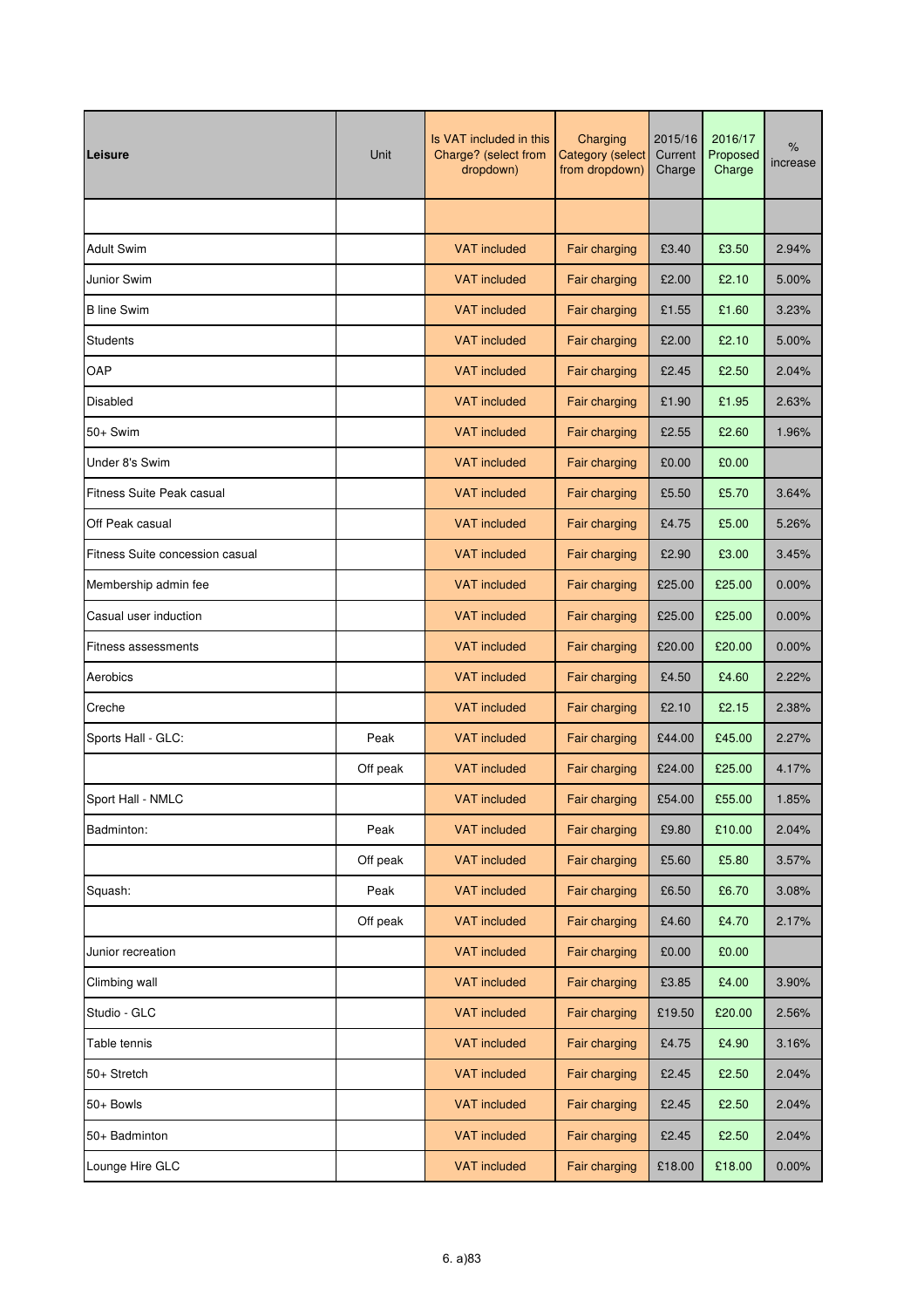| Leisure | Unit | Is VAT included in this Charge? (select from dropdown) | Charging Category (select from dropdown) | 2015/16 Current Charge | 2016/17 Proposed Charge | % increase |
|---|---|---|---|---|---|---|
| | | | | | | |
| Adult Swim | | VAT included | Fair charging | £3.40 | £3.50 | 2.94% |
| Junior Swim | | VAT included | Fair charging | £2.00 | £2.10 | 5.00% |
| B line Swim | | VAT included | Fair charging | £1.55 | £1.60 | 3.23% |
| Students | | VAT included | Fair charging | £2.00 | £2.10 | 5.00% |
| OAP | | VAT included | Fair charging | £2.45 | £2.50 | 2.04% |
| Disabled | | VAT included | Fair charging | £1.90 | £1.95 | 2.63% |
| 50+ Swim | | VAT included | Fair charging | £2.55 | £2.60 | 1.96% |
| Under 8's Swim | | VAT included | Fair charging | £0.00 | £0.00 | |
| Fitness Suite Peak casual | | VAT included | Fair charging | £5.50 | £5.70 | 3.64% |
| Off Peak casual | | VAT included | Fair charging | £4.75 | £5.00 | 5.26% |
| Fitness Suite concession casual | | VAT included | Fair charging | £2.90 | £3.00 | 3.45% |
| Membership admin fee | | VAT included | Fair charging | £25.00 | £25.00 | 0.00% |
| Casual user induction | | VAT included | Fair charging | £25.00 | £25.00 | 0.00% |
| Fitness assessments | | VAT included | Fair charging | £20.00 | £20.00 | 0.00% |
| Aerobics | | VAT included | Fair charging | £4.50 | £4.60 | 2.22% |
| Creche | | VAT included | Fair charging | £2.10 | £2.15 | 2.38% |
| Sports Hall - GLC: | Peak | VAT included | Fair charging | £44.00 | £45.00 | 2.27% |
| | Off peak | VAT included | Fair charging | £24.00 | £25.00 | 4.17% |
| Sport Hall - NMLC | | VAT included | Fair charging | £54.00 | £55.00 | 1.85% |
| Badminton: | Peak | VAT included | Fair charging | £9.80 | £10.00 | 2.04% |
| | Off peak | VAT included | Fair charging | £5.60 | £5.80 | 3.57% |
| Squash: | Peak | VAT included | Fair charging | £6.50 | £6.70 | 3.08% |
| | Off peak | VAT included | Fair charging | £4.60 | £4.70 | 2.17% |
| Junior recreation | | VAT included | Fair charging | £0.00 | £0.00 | |
| Climbing wall | | VAT included | Fair charging | £3.85 | £4.00 | 3.90% |
| Studio - GLC | | VAT included | Fair charging | £19.50 | £20.00 | 2.56% |
| Table tennis | | VAT included | Fair charging | £4.75 | £4.90 | 3.16% |
| 50+ Stretch | | VAT included | Fair charging | £2.45 | £2.50 | 2.04% |
| 50+ Bowls | | VAT included | Fair charging | £2.45 | £2.50 | 2.04% |
| 50+ Badminton | | VAT included | Fair charging | £2.45 | £2.50 | 2.04% |
| Lounge Hire GLC | | VAT included | Fair charging | £18.00 | £18.00 | 0.00% |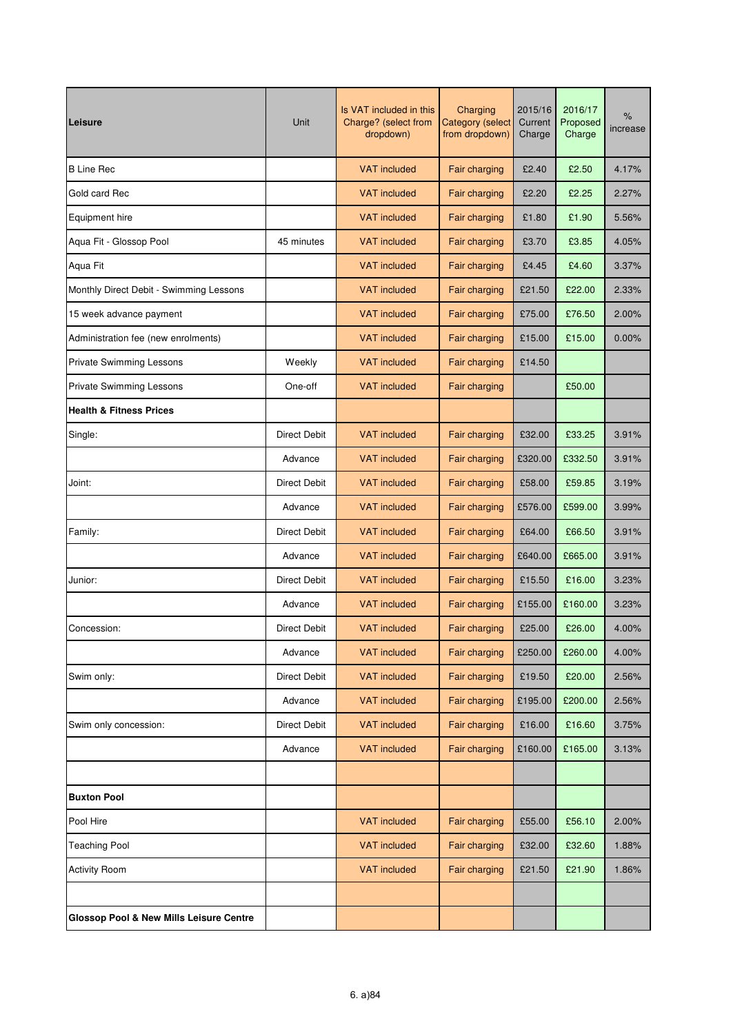| Leisure | Unit | Is VAT included in this Charge? (select from dropdown) | Charging Category (select from dropdown) | 2015/16 Current Charge | 2016/17 Proposed Charge | % increase |
|---|---|---|---|---|---|---|
| B Line Rec | | VAT included | Fair charging | £2.40 | £2.50 | 4.17% |
| Gold card Rec | | VAT included | Fair charging | £2.20 | £2.25 | 2.27% |
| Equipment hire | | VAT included | Fair charging | £1.80 | £1.90 | 5.56% |
| Aqua Fit - Glossop Pool | 45 minutes | VAT included | Fair charging | £3.70 | £3.85 | 4.05% |
| Aqua Fit | | VAT included | Fair charging | £4.45 | £4.60 | 3.37% |
| Monthly Direct Debit - Swimming Lessons | | VAT included | Fair charging | £21.50 | £22.00 | 2.33% |
| 15 week advance payment | | VAT included | Fair charging | £75.00 | £76.50 | 2.00% |
| Administration fee (new enrolments) | | VAT included | Fair charging | £15.00 | £15.00 | 0.00% |
| Private Swimming Lessons | Weekly | VAT included | Fair charging | £14.50 | | |
| Private Swimming Lessons | One-off | VAT included | Fair charging | | £50.00 | |
| **Health & Fitness Prices** | | | | | | |
| Single: | Direct Debit | VAT included | Fair charging | £32.00 | £33.25 | 3.91% |
| | Advance | VAT included | Fair charging | £320.00 | £332.50 | 3.91% |
| Joint: | Direct Debit | VAT included | Fair charging | £58.00 | £59.85 | 3.19% |
| | Advance | VAT included | Fair charging | £576.00 | £599.00 | 3.99% |
| Family: | Direct Debit | VAT included | Fair charging | £64.00 | £66.50 | 3.91% |
| | Advance | VAT included | Fair charging | £640.00 | £665.00 | 3.91% |
| Junior: | Direct Debit | VAT included | Fair charging | £15.50 | £16.00 | 3.23% |
| | Advance | VAT included | Fair charging | £155.00 | £160.00 | 3.23% |
| Concession: | Direct Debit | VAT included | Fair charging | £25.00 | £26.00 | 4.00% |
| | Advance | VAT included | Fair charging | £250.00 | £260.00 | 4.00% |
| Swim only: | Direct Debit | VAT included | Fair charging | £19.50 | £20.00 | 2.56% |
| | Advance | VAT included | Fair charging | £195.00 | £200.00 | 2.56% |
| Swim only concession: | Direct Debit | VAT included | Fair charging | £16.00 | £16.60 | 3.75% |
| | Advance | VAT included | Fair charging | £160.00 | £165.00 | 3.13% |
| | | | | | | |
| **Buxton Pool** | | | | | | |
| Pool Hire | | VAT included | Fair charging | £55.00 | £56.10 | 2.00% |
| Teaching Pool | | VAT included | Fair charging | £32.00 | £32.60 | 1.88% |
| Activity Room | | VAT included | Fair charging | £21.50 | £21.90 | 1.86% |
| | | | | | | |
| **Glossop Pool & New Mills Leisure Centre** | | | | | | |

6. a)84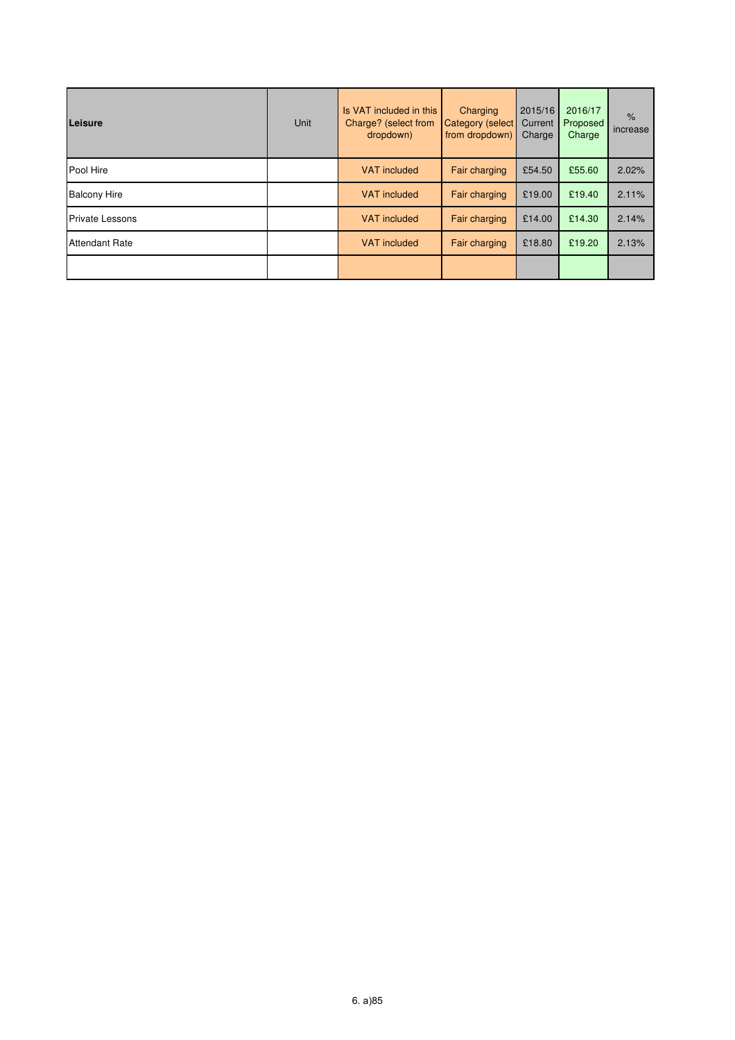| **Leisure** | Unit | Is VAT included in this Charge? (select from dropdown) | Charging Category (select from dropdown) | 2015/16 Current Charge | 2016/17 Proposed Charge | % increase |
|---|---|---|---|---|---|---|
| Pool Hire | | VAT included | Fair charging | £54.50 | £55.60 | 2.02% |
| Balcony Hire | | VAT included | Fair charging | £19.00 | £19.40 | 2.11% |
| Private Lessons | | VAT included | Fair charging | £14.00 | £14.30 | 2.14% |
| Attendant Rate | | VAT included | Fair charging | £18.80 | £19.20 | 2.13% |
| | | | | | | |

6. a)85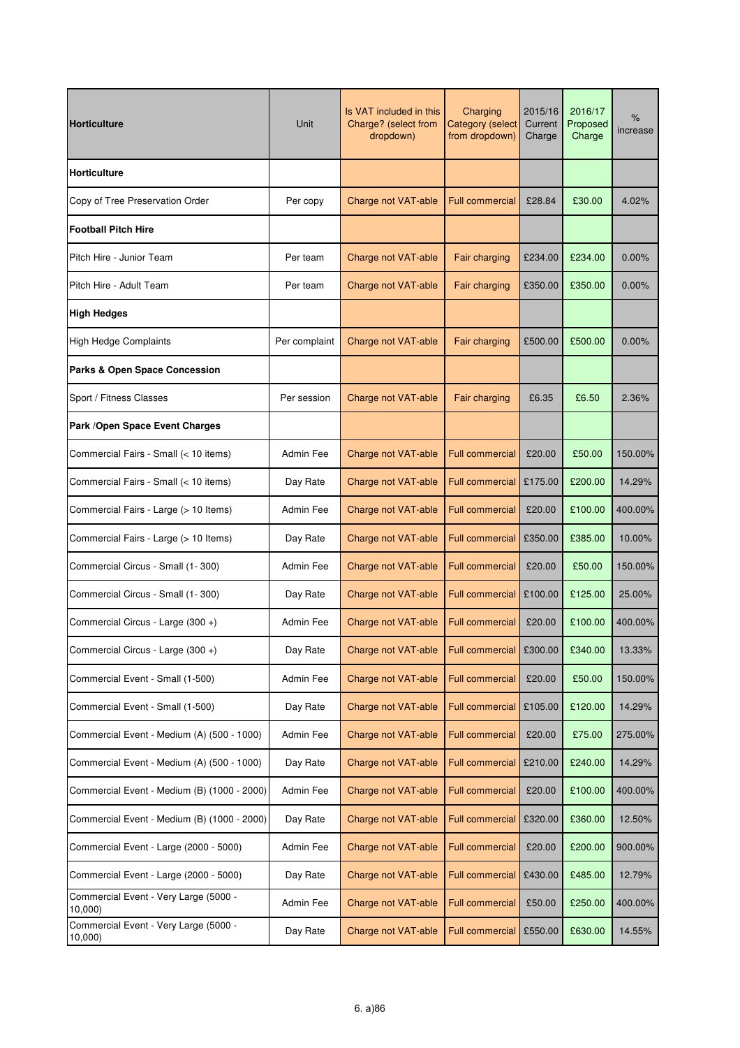| Horticulture | Unit | Is VAT included in this Charge? (select from dropdown) | Charging Category (select from dropdown) | 2015/16 Current Charge | 2016/17 Proposed Charge | % increase |
|---|---|---|---|---|---|---|
| **Horticulture** | | | | | | |
| Copy of Tree Preservation Order | Per copy | Charge not VAT-able | Full commercial | £28.84 | £30.00 | 4.02% |
| **Football Pitch Hire** | | | | | | |
| Pitch Hire - Junior Team | Per team | Charge not VAT-able | Fair charging | £234.00 | £234.00 | 0.00% |
| Pitch Hire - Adult Team | Per team | Charge not VAT-able | Fair charging | £350.00 | £350.00 | 0.00% |
| **High Hedges** | | | | | | |
| High Hedge Complaints | Per complaint | Charge not VAT-able | Fair charging | £500.00 | £500.00 | 0.00% |
| **Parks & Open Space Concession** | | | | | | |
| Sport / Fitness Classes | Per session | Charge not VAT-able | Fair charging | £6.35 | £6.50 | 2.36% |
| **Park /Open Space Event Charges** | | | | | | |
| Commercial Fairs - Small (< 10 items) | Admin Fee | Charge not VAT-able | Full commercial | £20.00 | £50.00 | 150.00% |
| Commercial Fairs - Small (< 10 items) | Day Rate | Charge not VAT-able | Full commercial | £175.00 | £200.00 | 14.29% |
| Commercial Fairs - Large (> 10 Items) | Admin Fee | Charge not VAT-able | Full commercial | £20.00 | £100.00 | 400.00% |
| Commercial Fairs - Large (> 10 Items) | Day Rate | Charge not VAT-able | Full commercial | £350.00 | £385.00 | 10.00% |
| Commercial Circus - Small (1- 300) | Admin Fee | Charge not VAT-able | Full commercial | £20.00 | £50.00 | 150.00% |
| Commercial Circus - Small (1- 300) | Day Rate | Charge not VAT-able | Full commercial | £100.00 | £125.00 | 25.00% |
| Commercial Circus - Large (300 +) | Admin Fee | Charge not VAT-able | Full commercial | £20.00 | £100.00 | 400.00% |
| Commercial Circus - Large (300 +) | Day Rate | Charge not VAT-able | Full commercial | £300.00 | £340.00 | 13.33% |
| Commercial Event - Small (1-500) | Admin Fee | Charge not VAT-able | Full commercial | £20.00 | £50.00 | 150.00% |
| Commercial Event - Small (1-500) | Day Rate | Charge not VAT-able | Full commercial | £105.00 | £120.00 | 14.29% |
| Commercial Event - Medium (A) (500 - 1000) | Admin Fee | Charge not VAT-able | Full commercial | £20.00 | £75.00 | 275.00% |
| Commercial Event - Medium (A) (500 - 1000) | Day Rate | Charge not VAT-able | Full commercial | £210.00 | £240.00 | 14.29% |
| Commercial Event - Medium (B) (1000 - 2000) | Admin Fee | Charge not VAT-able | Full commercial | £20.00 | £100.00 | 400.00% |
| Commercial Event - Medium (B) (1000 - 2000) | Day Rate | Charge not VAT-able | Full commercial | £320.00 | £360.00 | 12.50% |
| Commercial Event - Large (2000 - 5000) | Admin Fee | Charge not VAT-able | Full commercial | £20.00 | £200.00 | 900.00% |
| Commercial Event - Large (2000 - 5000) | Day Rate | Charge not VAT-able | Full commercial | £430.00 | £485.00 | 12.79% |
| Commercial Event - Very Large (5000 - 10,000) | Admin Fee | Charge not VAT-able | Full commercial | £50.00 | £250.00 | 400.00% |
| Commercial Event - Very Large (5000 - 10,000) | Day Rate | Charge not VAT-able | Full commercial | £550.00 | £630.00 | 14.55% |

6. a)86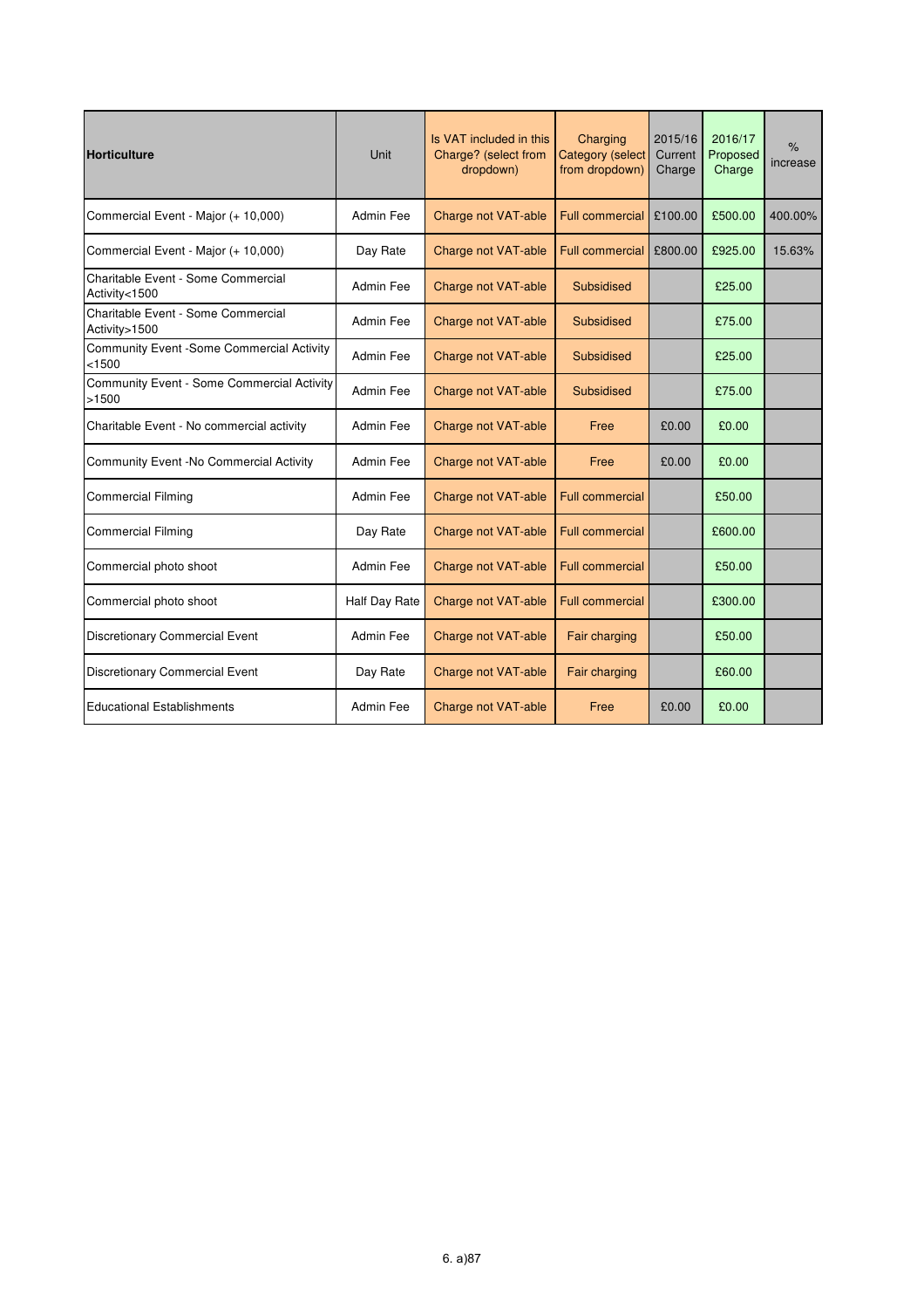| Horticulture | Unit | Is VAT included in this Charge? (select from dropdown) | Charging Category (select from dropdown) | 2015/16 Current Charge | 2016/17 Proposed Charge | % increase |
|---|---|---|---|---|---|---|
| Commercial Event - Major (+ 10,000) | Admin Fee | Charge not VAT-able | Full commercial | £100.00 | £500.00 | 400.00% |
| Commercial Event - Major (+ 10,000) | Day Rate | Charge not VAT-able | Full commercial | £800.00 | £925.00 | 15.63% |
| Charitable Event - Some Commercial Activity<1500 | Admin Fee | Charge not VAT-able | Subsidised | | £25.00 | |
| Charitable Event - Some Commercial Activity>1500 | Admin Fee | Charge not VAT-able | Subsidised | | £75.00 | |
| Community Event -Some Commercial Activity <1500 | Admin Fee | Charge not VAT-able | Subsidised | | £25.00 | |
| Community Event - Some Commercial Activity >1500 | Admin Fee | Charge not VAT-able | Subsidised | | £75.00 | |
| Charitable Event - No commercial activity | Admin Fee | Charge not VAT-able | Free | £0.00 | £0.00 | |
| Community Event -No Commercial Activity | Admin Fee | Charge not VAT-able | Free | £0.00 | £0.00 | |
| Commercial Filming | Admin Fee | Charge not VAT-able | Full commercial | | £50.00 | |
| Commercial Filming | Day Rate | Charge not VAT-able | Full commercial | | £600.00 | |
| Commercial photo shoot | Admin Fee | Charge not VAT-able | Full commercial | | £50.00 | |
| Commercial photo shoot | Half Day Rate | Charge not VAT-able | Full commercial | | £300.00 | |
| Discretionary Commercial Event | Admin Fee | Charge not VAT-able | Fair charging | | £50.00 | |
| Discretionary Commercial Event | Day Rate | Charge not VAT-able | Fair charging | | £60.00 | |
| Educational Establishments | Admin Fee | Charge not VAT-able | Free | £0.00 | £0.00 | |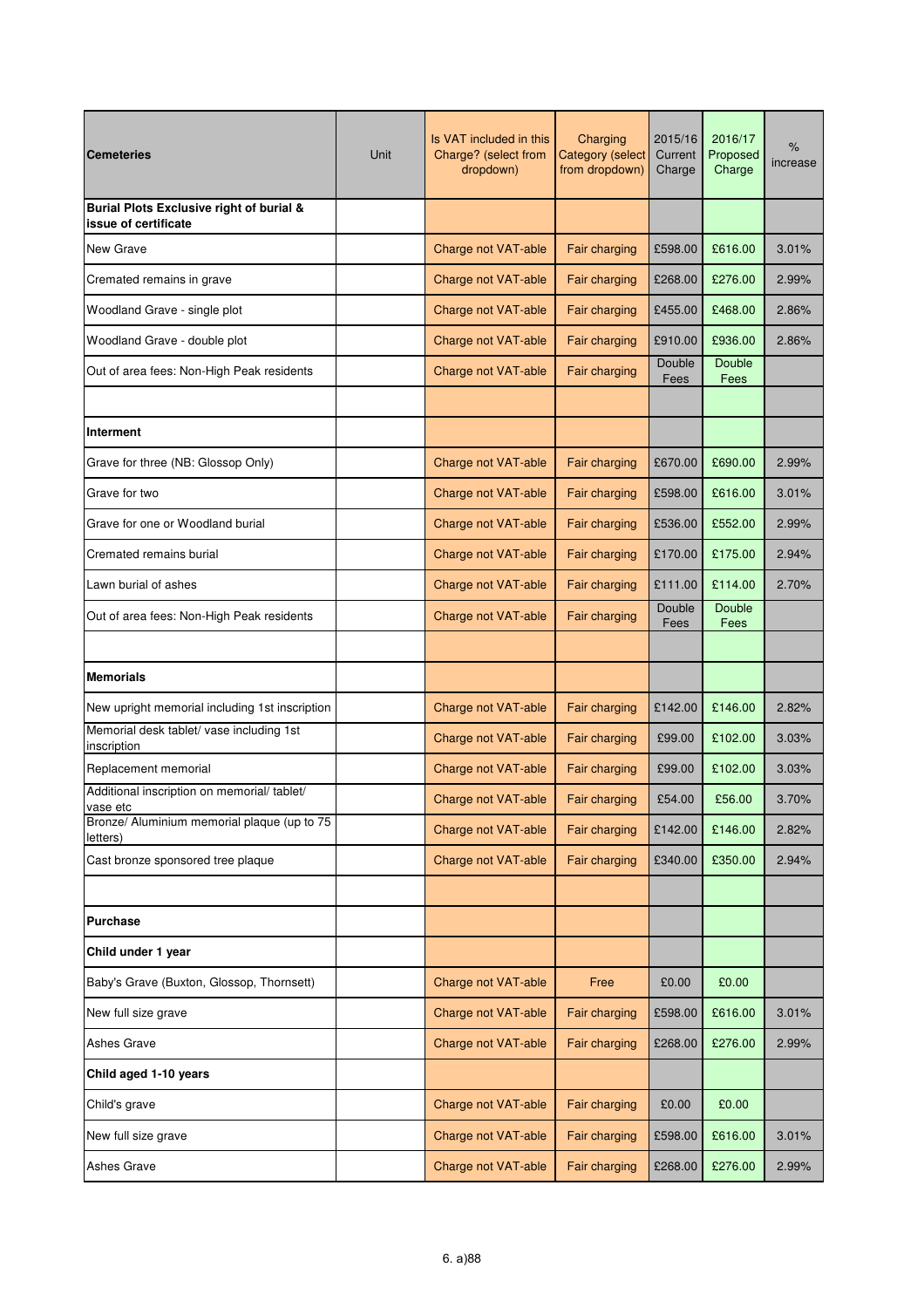| Cemeteries | Unit | Is VAT included in this Charge? (select from dropdown) | Charging Category (select from dropdown) | 2015/16 Current Charge | 2016/17 Proposed Charge | % increase |
|---|---|---|---|---|---|---|
| **Burial Plots Exclusive right of burial & issue of certificate** | | | | | | |
| New Grave | | Charge not VAT-able | Fair charging | £598.00 | £616.00 | 3.01% |
| Cremated remains in grave | | Charge not VAT-able | Fair charging | £268.00 | £276.00 | 2.99% |
| Woodland Grave - single plot | | Charge not VAT-able | Fair charging | £455.00 | £468.00 | 2.86% |
| Woodland Grave - double plot | | Charge not VAT-able | Fair charging | £910.00 | £936.00 | 2.86% |
| Out of area fees: Non-High Peak residents | | Charge not VAT-able | Fair charging | Double Fees | Double Fees | |
| | | | | | | |
| **Interment** | | | | | | |
| Grave for three (NB: Glossop Only) | | Charge not VAT-able | Fair charging | £670.00 | £690.00 | 2.99% |
| Grave for two | | Charge not VAT-able | Fair charging | £598.00 | £616.00 | 3.01% |
| Grave for one or Woodland burial | | Charge not VAT-able | Fair charging | £536.00 | £552.00 | 2.99% |
| Cremated remains burial | | Charge not VAT-able | Fair charging | £170.00 | £175.00 | 2.94% |
| Lawn burial of ashes | | Charge not VAT-able | Fair charging | £111.00 | £114.00 | 2.70% |
| Out of area fees: Non-High Peak residents | | Charge not VAT-able | Fair charging | Double Fees | Double Fees | |
| | | | | | | |
| **Memorials** | | | | | | |
| New upright memorial including 1st inscription | | Charge not VAT-able | Fair charging | £142.00 | £146.00 | 2.82% |
| Memorial desk tablet/ vase including 1st inscription | | Charge not VAT-able | Fair charging | £99.00 | £102.00 | 3.03% |
| Replacement memorial | | Charge not VAT-able | Fair charging | £99.00 | £102.00 | 3.03% |
| Additional inscription on memorial/ tablet/ vase etc | | Charge not VAT-able | Fair charging | £54.00 | £56.00 | 3.70% |
| Bronze/ Aluminium memorial plaque (up to 75 letters) | | Charge not VAT-able | Fair charging | £142.00 | £146.00 | 2.82% |
| Cast bronze sponsored tree plaque | | Charge not VAT-able | Fair charging | £340.00 | £350.00 | 2.94% |
| | | | | | | |
| **Purchase** | | | | | | |
| **Child under 1 year** | | | | | | |
| Baby's Grave (Buxton, Glossop, Thornsett) | | Charge not VAT-able | Free | £0.00 | £0.00 | |
| New full size grave | | Charge not VAT-able | Fair charging | £598.00 | £616.00 | 3.01% |
| Ashes Grave | | Charge not VAT-able | Fair charging | £268.00 | £276.00 | 2.99% |
| **Child aged 1-10 years** | | | | | | |
| Child's grave | | Charge not VAT-able | Fair charging | £0.00 | £0.00 | |
| New full size grave | | Charge not VAT-able | Fair charging | £598.00 | £616.00 | 3.01% |
| Ashes Grave | | Charge not VAT-able | Fair charging | £268.00 | £276.00 | 2.99% |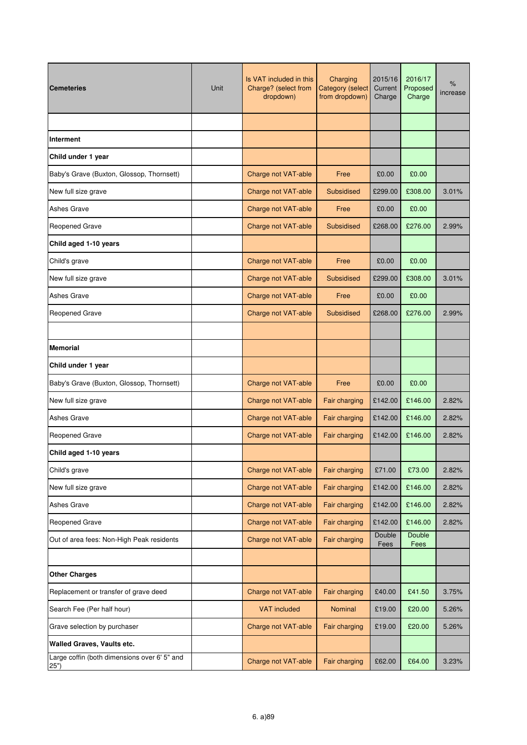| **Cemeteries** | Unit | Is VAT included in this Charge? (select from dropdown) | Charging Category (select from dropdown) | 2015/16 Current Charge | 2016/17 Proposed Charge | % increase |
|---|---|---|---|---|---|---|
| | | | | | | |
| **Interment** | | | | | | |
| **Child under 1 year** | | | | | | |
| Baby's Grave (Buxton, Glossop, Thornsett) | | Charge not VAT-able | Free | £0.00 | £0.00 | |
| New full size grave | | Charge not VAT-able | Subsidised | £299.00 | £308.00 | 3.01% |
| Ashes Grave | | Charge not VAT-able | Free | £0.00 | £0.00 | |
| Reopened Grave | | Charge not VAT-able | Subsidised | £268.00 | £276.00 | 2.99% |
| **Child aged 1-10 years** | | | | | | |
| Child's grave | | Charge not VAT-able | Free | £0.00 | £0.00 | |
| New full size grave | | Charge not VAT-able | Subsidised | £299.00 | £308.00 | 3.01% |
| Ashes Grave | | Charge not VAT-able | Free | £0.00 | £0.00 | |
| Reopened Grave | | Charge not VAT-able | Subsidised | £268.00 | £276.00 | 2.99% |
| | | | | | | |
| **Memorial** | | | | | | |
| **Child under 1 year** | | | | | | |
| Baby's Grave (Buxton, Glossop, Thornsett) | | Charge not VAT-able | Free | £0.00 | £0.00 | |
| New full size grave | | Charge not VAT-able | Fair charging | £142.00 | £146.00 | 2.82% |
| Ashes Grave | | Charge not VAT-able | Fair charging | £142.00 | £146.00 | 2.82% |
| Reopened Grave | | Charge not VAT-able | Fair charging | £142.00 | £146.00 | 2.82% |
| **Child aged 1-10 years** | | | | | | |
| Child's grave | | Charge not VAT-able | Fair charging | £71.00 | £73.00 | 2.82% |
| New full size grave | | Charge not VAT-able | Fair charging | £142.00 | £146.00 | 2.82% |
| Ashes Grave | | Charge not VAT-able | Fair charging | £142.00 | £146.00 | 2.82% |
| Reopened Grave | | Charge not VAT-able | Fair charging | £142.00 | £146.00 | 2.82% |
| Out of area fees: Non-High Peak residents | | Charge not VAT-able | Fair charging | Double Fees | Double Fees | |
| | | | | | | |
| **Other Charges** | | | | | | |
| Replacement or transfer of grave deed | | Charge not VAT-able | Fair charging | £40.00 | £41.50 | 3.75% |
| Search Fee (Per half hour) | | VAT included | Nominal | £19.00 | £20.00 | 5.26% |
| Grave selection by purchaser | | Charge not VAT-able | Fair charging | £19.00 | £20.00 | 5.26% |
| **Walled Graves, Vaults etc.** | | | | | | |
| Large coffin (both dimensions over 6' 5" and 25") | | Charge not VAT-able | Fair charging | £62.00 | £64.00 | 3.23% |

6. a)89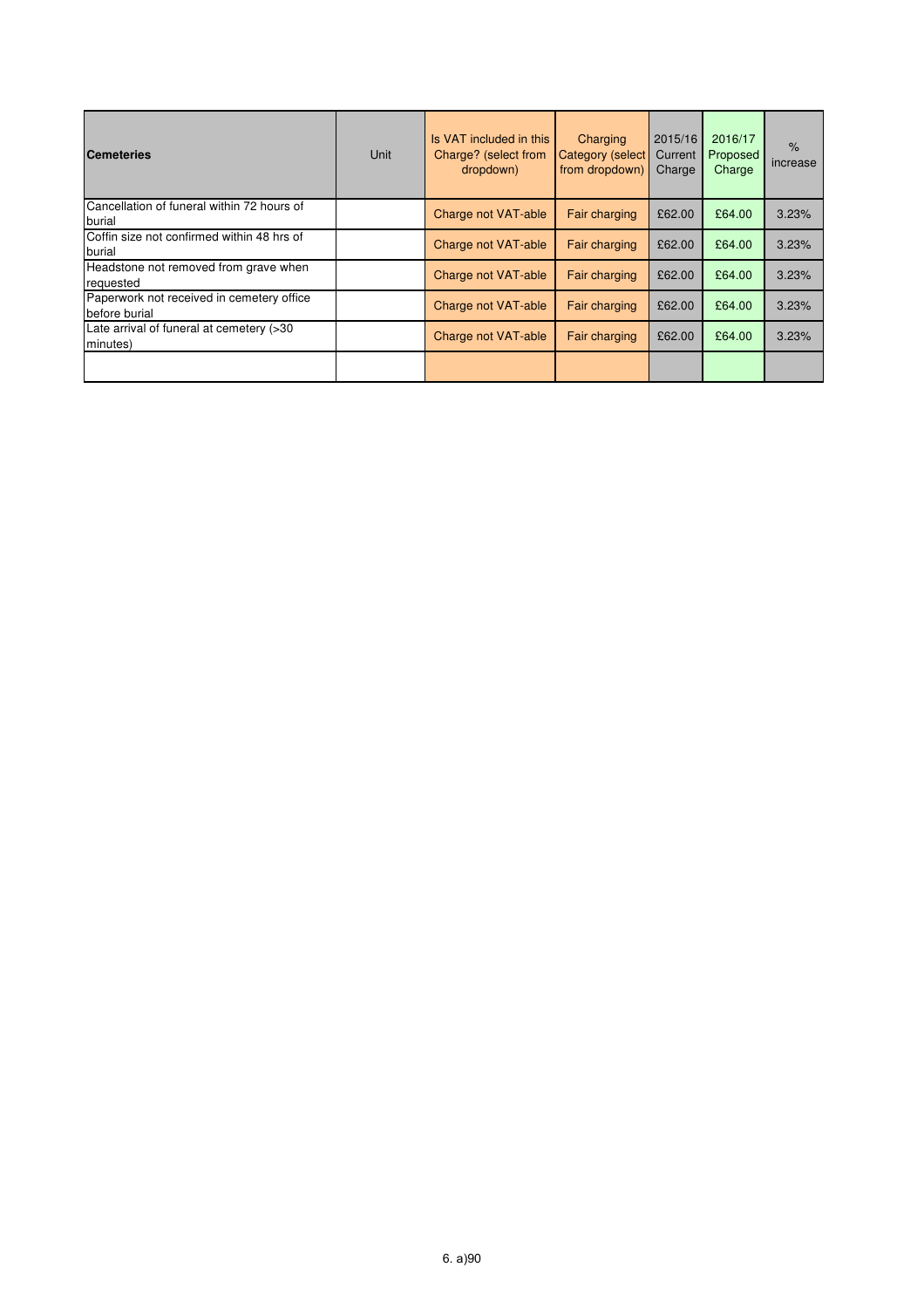| Cemeteries | Unit | Is VAT included in this Charge? (select from dropdown) | Charging Category (select from dropdown) | 2015/16 Current Charge | 2016/17 Proposed Charge | % increase |
|---|---|---|---|---|---|---|
| Cancellation of funeral within 72 hours of burial | | Charge not VAT-able | Fair charging | £62.00 | £64.00 | 3.23% |
| Coffin size not confirmed within 48 hrs of burial | | Charge not VAT-able | Fair charging | £62.00 | £64.00 | 3.23% |
| Headstone not removed from grave when requested | | Charge not VAT-able | Fair charging | £62.00 | £64.00 | 3.23% |
| Paperwork not received in cemetery office before burial | | Charge not VAT-able | Fair charging | £62.00 | £64.00 | 3.23% |
| Late arrival of funeral at cemetery (>30 minutes) | | Charge not VAT-able | Fair charging | £62.00 | £64.00 | 3.23% |
| | | | | | | |

6. a)90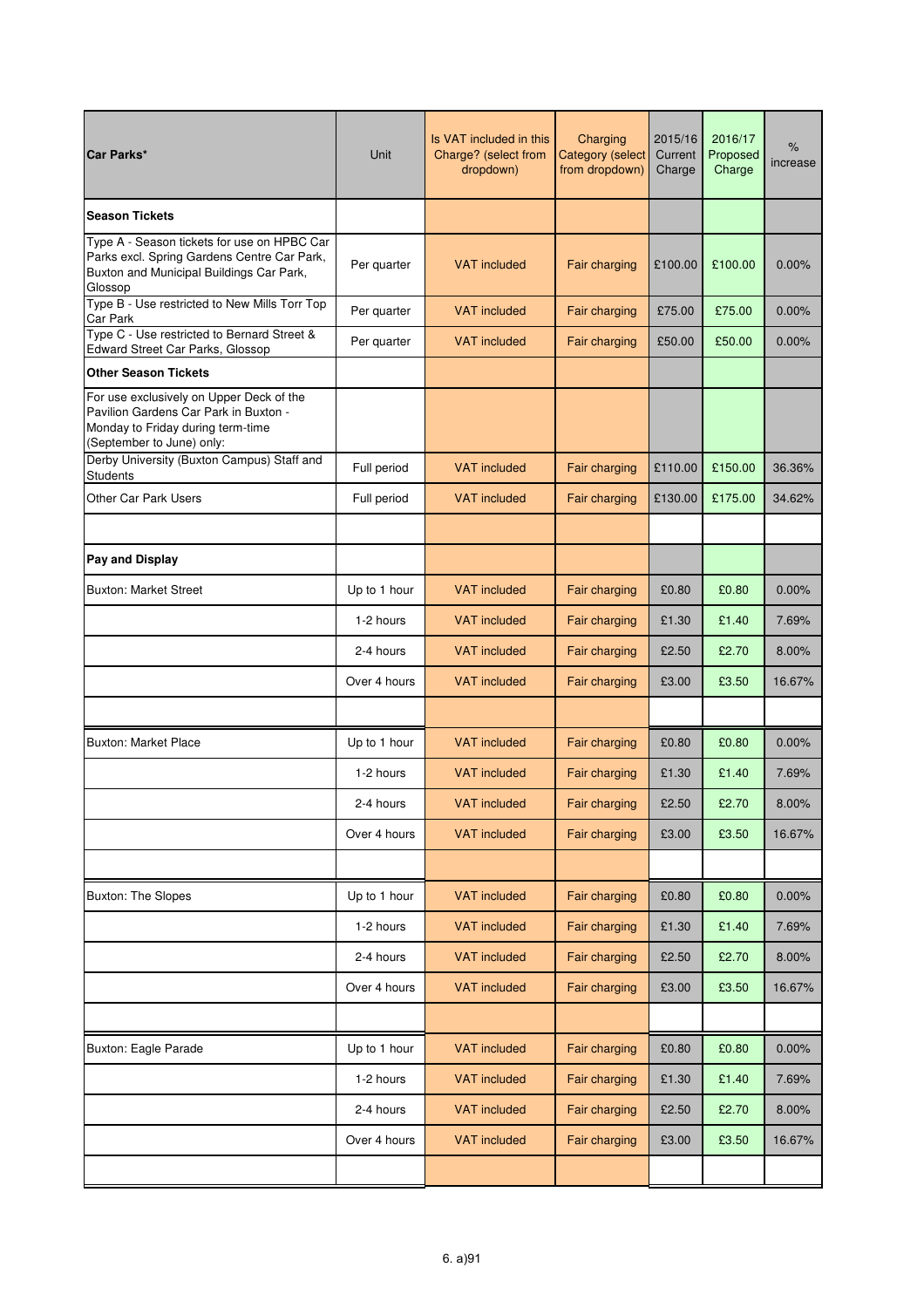| Car Parks* | Unit | Is VAT included in this Charge? (select from dropdown) | Charging Category (select from dropdown) | 2015/16 Current Charge | 2016/17 Proposed Charge | % increase |
|---|---|---|---|---|---|---|
| **Season Tickets** | | | | | | |
| Type A - Season tickets for use on HPBC Car Parks excl. Spring Gardens Centre Car Park, Buxton and Municipal Buildings Car Park, Glossop | Per quarter | VAT included | Fair charging | £100.00 | £100.00 | 0.00% |
| Type B - Use restricted to New Mills Torr Top Car Park | Per quarter | VAT included | Fair charging | £75.00 | £75.00 | 0.00% |
| Type C - Use restricted to Bernard Street & Edward Street Car Parks, Glossop | Per quarter | VAT included | Fair charging | £50.00 | £50.00 | 0.00% |
| **Other Season Tickets** | | | | | | |
| For use exclusively on Upper Deck of the Pavilion Gardens Car Park in Buxton - Monday to Friday during term-time (September to June) only: | | | | | | |
| Derby University (Buxton Campus) Staff and Students | Full period | VAT included | Fair charging | £110.00 | £150.00 | 36.36% |
| Other Car Park Users | Full period | VAT included | Fair charging | £130.00 | £175.00 | 34.62% |
| | | | | | | |
| **Pay and Display** | | | | | | |
| Buxton: Market Street | Up to 1 hour | VAT included | Fair charging | £0.80 | £0.80 | 0.00% |
| | 1-2 hours | VAT included | Fair charging | £1.30 | £1.40 | 7.69% |
| | 2-4 hours | VAT included | Fair charging | £2.50 | £2.70 | 8.00% |
| | Over 4 hours | VAT included | Fair charging | £3.00 | £3.50 | 16.67% |
| | | | | | | |
| Buxton: Market Place | Up to 1 hour | VAT included | Fair charging | £0.80 | £0.80 | 0.00% |
| | 1-2 hours | VAT included | Fair charging | £1.30 | £1.40 | 7.69% |
| | 2-4 hours | VAT included | Fair charging | £2.50 | £2.70 | 8.00% |
| | Over 4 hours | VAT included | Fair charging | £3.00 | £3.50 | 16.67% |
| | | | | | | |
| Buxton: The Slopes | Up to 1 hour | VAT included | Fair charging | £0.80 | £0.80 | 0.00% |
| | 1-2 hours | VAT included | Fair charging | £1.30 | £1.40 | 7.69% |
| | 2-4 hours | VAT included | Fair charging | £2.50 | £2.70 | 8.00% |
| | Over 4 hours | VAT included | Fair charging | £3.00 | £3.50 | 16.67% |
| | | | | | | |
| Buxton: Eagle Parade | Up to 1 hour | VAT included | Fair charging | £0.80 | £0.80 | 0.00% |
| | 1-2 hours | VAT included | Fair charging | £1.30 | £1.40 | 7.69% |
| | 2-4 hours | VAT included | Fair charging | £2.50 | £2.70 | 8.00% |
| | Over 4 hours | VAT included | Fair charging | £3.00 | £3.50 | 16.67% |
| | | | | | | |

6. a)91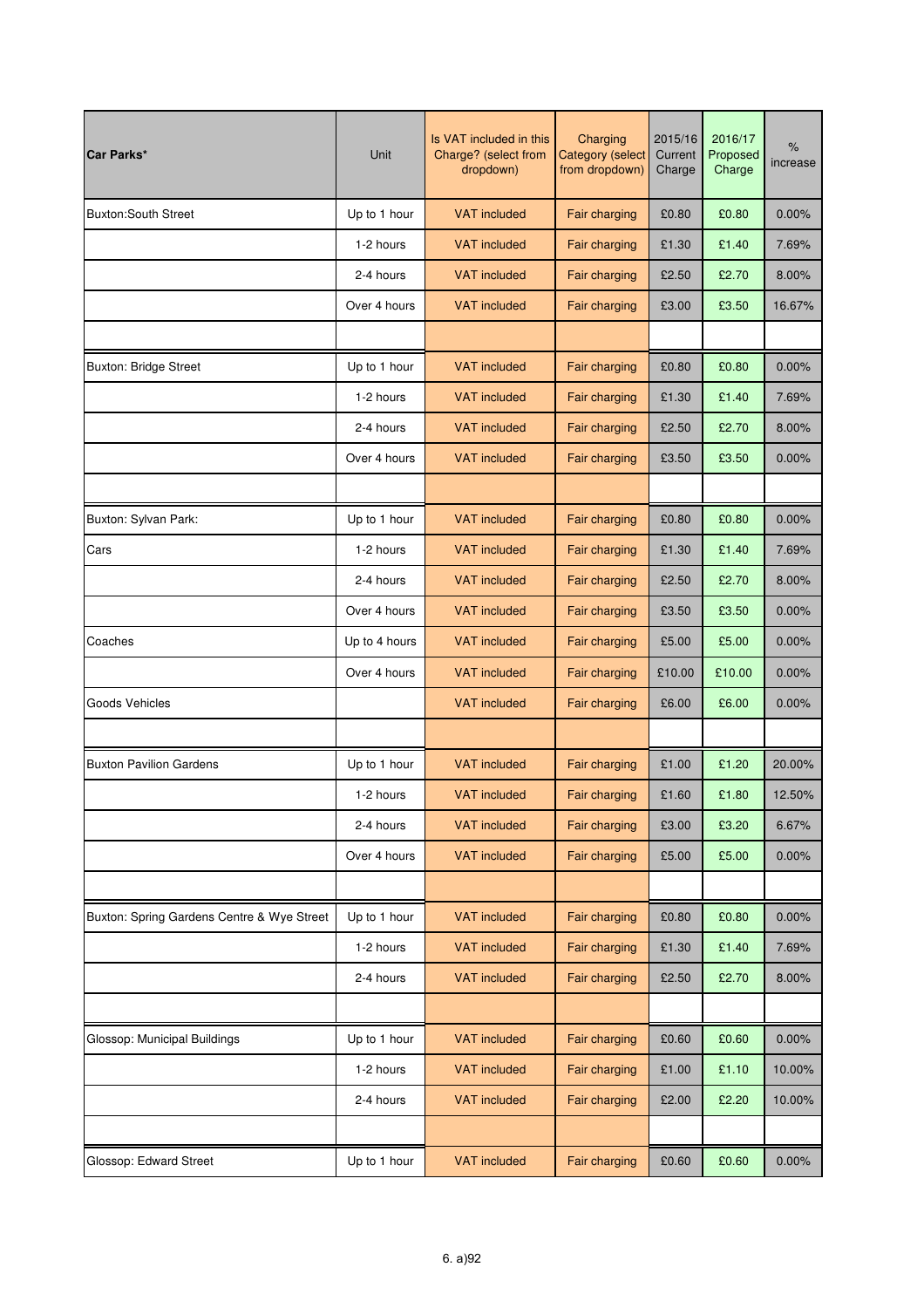| Car Parks* | Unit | Is VAT included in this Charge? (select from dropdown) | Charging Category (select from dropdown) | 2015/16 Current Charge | 2016/17 Proposed Charge | % increase |
|---|---|---|---|---|---|---|
| Buxton:South Street | Up to 1 hour | VAT included | Fair charging | £0.80 | £0.80 | 0.00% |
| | 1-2 hours | VAT included | Fair charging | £1.30 | £1.40 | 7.69% |
| | 2-4 hours | VAT included | Fair charging | £2.50 | £2.70 | 8.00% |
| | Over 4 hours | VAT included | Fair charging | £3.00 | £3.50 | 16.67% |
| | | | | | | |
| Buxton: Bridge Street | Up to 1 hour | VAT included | Fair charging | £0.80 | £0.80 | 0.00% |
| | 1-2 hours | VAT included | Fair charging | £1.30 | £1.40 | 7.69% |
| | 2-4 hours | VAT included | Fair charging | £2.50 | £2.70 | 8.00% |
| | Over 4 hours | VAT included | Fair charging | £3.50 | £3.50 | 0.00% |
| | | | | | | |
| Buxton: Sylvan Park: | Up to 1 hour | VAT included | Fair charging | £0.80 | £0.80 | 0.00% |
| Cars | 1-2 hours | VAT included | Fair charging | £1.30 | £1.40 | 7.69% |
| | 2-4 hours | VAT included | Fair charging | £2.50 | £2.70 | 8.00% |
| | Over 4 hours | VAT included | Fair charging | £3.50 | £3.50 | 0.00% |
| Coaches | Up to 4 hours | VAT included | Fair charging | £5.00 | £5.00 | 0.00% |
| | Over 4 hours | VAT included | Fair charging | £10.00 | £10.00 | 0.00% |
| Goods Vehicles | | VAT included | Fair charging | £6.00 | £6.00 | 0.00% |
| | | | | | | |
| Buxton Pavilion Gardens | Up to 1 hour | VAT included | Fair charging | £1.00 | £1.20 | 20.00% |
| | 1-2 hours | VAT included | Fair charging | £1.60 | £1.80 | 12.50% |
| | 2-4 hours | VAT included | Fair charging | £3.00 | £3.20 | 6.67% |
| | Over 4 hours | VAT included | Fair charging | £5.00 | £5.00 | 0.00% |
| | | | | | | |
| Buxton: Spring Gardens Centre & Wye Street | Up to 1 hour | VAT included | Fair charging | £0.80 | £0.80 | 0.00% |
| | 1-2 hours | VAT included | Fair charging | £1.30 | £1.40 | 7.69% |
| | 2-4 hours | VAT included | Fair charging | £2.50 | £2.70 | 8.00% |
| | | | | | | |
| Glossop: Municipal Buildings | Up to 1 hour | VAT included | Fair charging | £0.60 | £0.60 | 0.00% |
| | 1-2 hours | VAT included | Fair charging | £1.00 | £1.10 | 10.00% |
| | 2-4 hours | VAT included | Fair charging | £2.00 | £2.20 | 10.00% |
| | | | | | | |
| Glossop: Edward Street | Up to 1 hour | VAT included | Fair charging | £0.60 | £0.60 | 0.00% |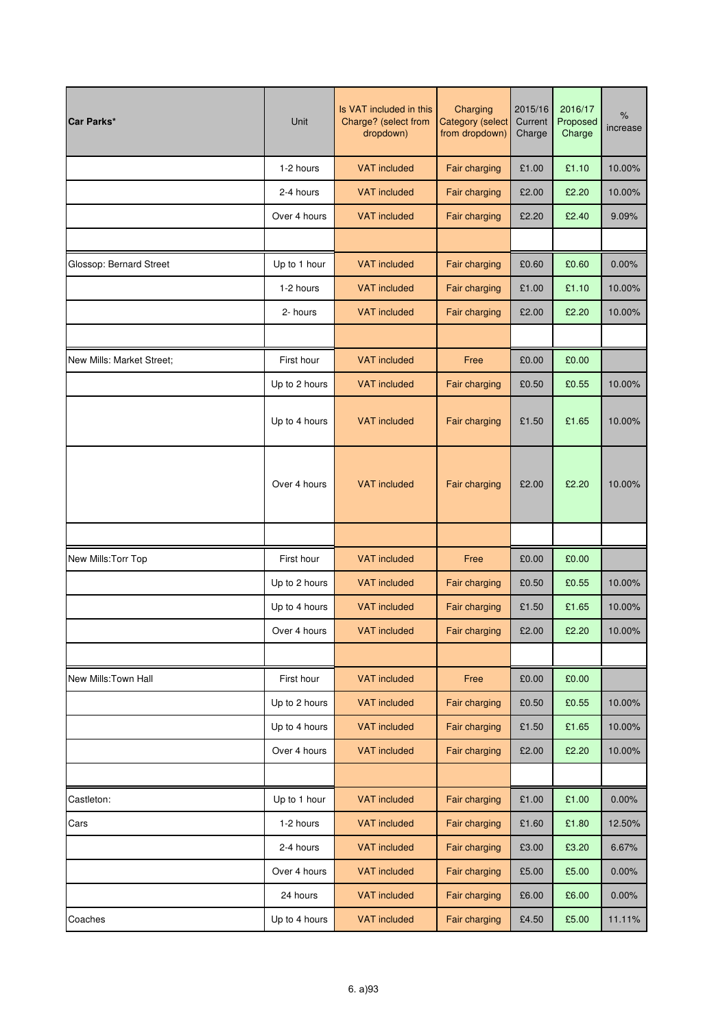| Car Parks* | Unit | Is VAT included in this Charge? (select from dropdown) | Charging Category (select from dropdown) | 2015/16 Current Charge | 2016/17 Proposed Charge | % increase |
|---|---|---|---|---|---|---|
| | 1-2 hours | VAT included | Fair charging | £1.00 | £1.10 | 10.00% |
| | 2-4 hours | VAT included | Fair charging | £2.00 | £2.20 | 10.00% |
| | Over 4 hours | VAT included | Fair charging | £2.20 | £2.40 | 9.09% |
| | | | | | | |
| Glossop: Bernard Street | Up to 1 hour | VAT included | Fair charging | £0.60 | £0.60 | 0.00% |
| | 1-2 hours | VAT included | Fair charging | £1.00 | £1.10 | 10.00% |
| | 2- hours | VAT included | Fair charging | £2.00 | £2.20 | 10.00% |
| | | | | | | |
| New Mills: Market Street; | First hour | VAT included | Free | £0.00 | £0.00 | |
| | Up to 2 hours | VAT included | Fair charging | £0.50 | £0.55 | 10.00% |
| | Up to 4 hours | VAT included | Fair charging | £1.50 | £1.65 | 10.00% |
| | Over 4 hours | VAT included | Fair charging | £2.00 | £2.20 | 10.00% |
| | | | | | | |
| New Mills:Torr Top | First hour | VAT included | Free | £0.00 | £0.00 | |
| | Up to 2 hours | VAT included | Fair charging | £0.50 | £0.55 | 10.00% |
| | Up to 4 hours | VAT included | Fair charging | £1.50 | £1.65 | 10.00% |
| | Over 4 hours | VAT included | Fair charging | £2.00 | £2.20 | 10.00% |
| | | | | | | |
| New Mills:Town Hall | First hour | VAT included | Free | £0.00 | £0.00 | |
| | Up to 2 hours | VAT included | Fair charging | £0.50 | £0.55 | 10.00% |
| | Up to 4 hours | VAT included | Fair charging | £1.50 | £1.65 | 10.00% |
| | Over 4 hours | VAT included | Fair charging | £2.00 | £2.20 | 10.00% |
| | | | | | | |
| Castleton: | Up to 1 hour | VAT included | Fair charging | £1.00 | £1.00 | 0.00% |
| Cars | 1-2 hours | VAT included | Fair charging | £1.60 | £1.80 | 12.50% |
| | 2-4 hours | VAT included | Fair charging | £3.00 | £3.20 | 6.67% |
| | Over 4 hours | VAT included | Fair charging | £5.00 | £5.00 | 0.00% |
| | 24 hours | VAT included | Fair charging | £6.00 | £6.00 | 0.00% |
| Coaches | Up to 4 hours | VAT included | Fair charging | £4.50 | £5.00 | 11.11% |

6. a)93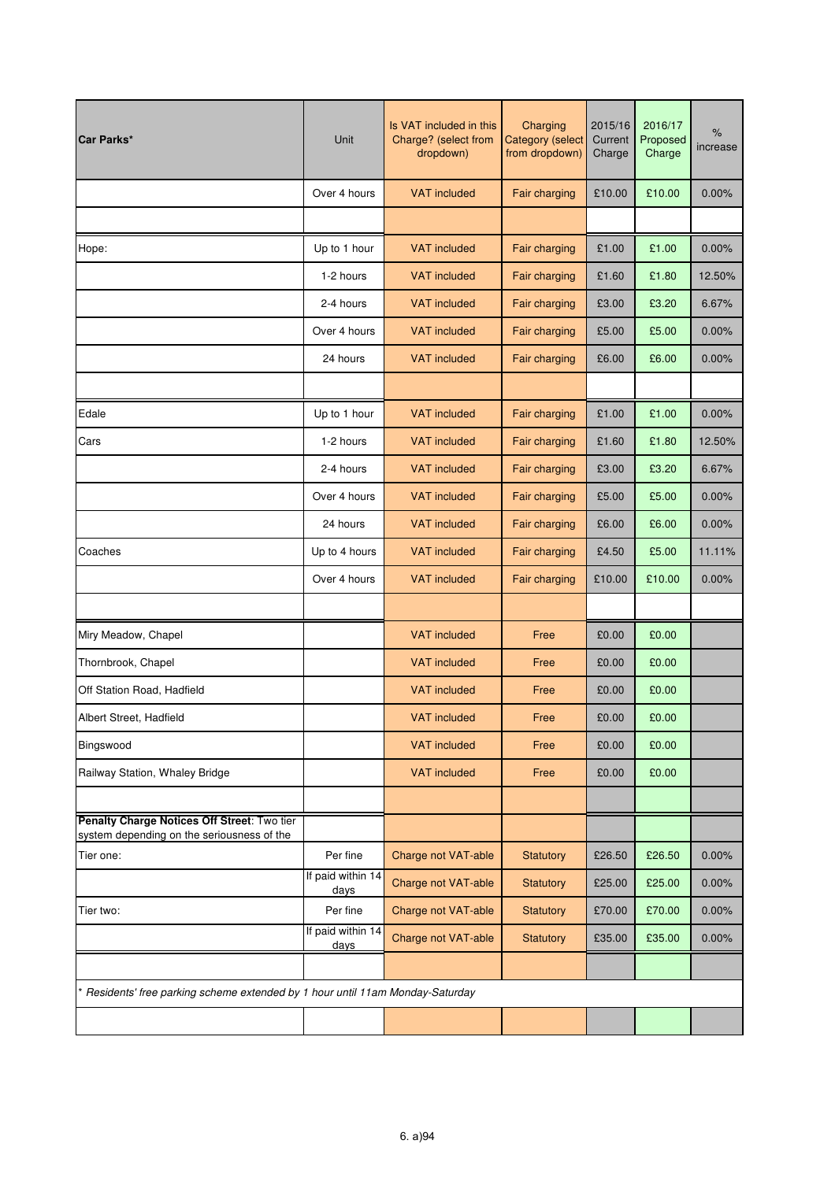| Car Parks* | Unit | Is VAT included in this Charge? (select from dropdown) | Charging Category (select from dropdown) | 2015/16 Current Charge | 2016/17 Proposed Charge | % increase |
|---|---|---|---|---|---|---|
| | Over 4 hours | VAT included | Fair charging | £10.00 | £10.00 | 0.00% |
| | | | | | | |
| Hope: | Up to 1 hour | VAT included | Fair charging | £1.00 | £1.00 | 0.00% |
| | 1-2 hours | VAT included | Fair charging | £1.60 | £1.80 | 12.50% |
| | 2-4 hours | VAT included | Fair charging | £3.00 | £3.20 | 6.67% |
| | Over 4 hours | VAT included | Fair charging | £5.00 | £5.00 | 0.00% |
| | 24 hours | VAT included | Fair charging | £6.00 | £6.00 | 0.00% |
| | | | | | | |
| Edale | Up to 1 hour | VAT included | Fair charging | £1.00 | £1.00 | 0.00% |
| Cars | 1-2 hours | VAT included | Fair charging | £1.60 | £1.80 | 12.50% |
| | 2-4 hours | VAT included | Fair charging | £3.00 | £3.20 | 6.67% |
| | Over 4 hours | VAT included | Fair charging | £5.00 | £5.00 | 0.00% |
| | 24 hours | VAT included | Fair charging | £6.00 | £6.00 | 0.00% |
| Coaches | Up to 4 hours | VAT included | Fair charging | £4.50 | £5.00 | 11.11% |
| | Over 4 hours | VAT included | Fair charging | £10.00 | £10.00 | 0.00% |
| | | | | | | |
| Miry Meadow, Chapel | | VAT included | Free | £0.00 | £0.00 | |
| Thornbrook, Chapel | | VAT included | Free | £0.00 | £0.00 | |
| Off Station Road, Hadfield | | VAT included | Free | £0.00 | £0.00 | |
| Albert Street, Hadfield | | VAT included | Free | £0.00 | £0.00 | |
| Bingswood | | VAT included | Free | £0.00 | £0.00 | |
| Railway Station, Whaley Bridge | | VAT included | Free | £0.00 | £0.00 | |
| | | | | | | |
| **Penalty Charge Notices Off Street**: Two tier system depending on the seriousness of the | | | | | | |
| Tier one: | Per fine | Charge not VAT-able | Statutory | £26.50 | £26.50 | 0.00% |
| | If paid within 14 days | Charge not VAT-able | Statutory | £25.00 | £25.00 | 0.00% |
| Tier two: | Per fine | Charge not VAT-able | Statutory | £70.00 | £70.00 | 0.00% |
| | If paid within 14 days | Charge not VAT-able | Statutory | £35.00 | £35.00 | 0.00% |
| | | | | | | |

*\* Residents' free parking scheme extended by 1 hour until 11am Monday-Saturday*

6. a)94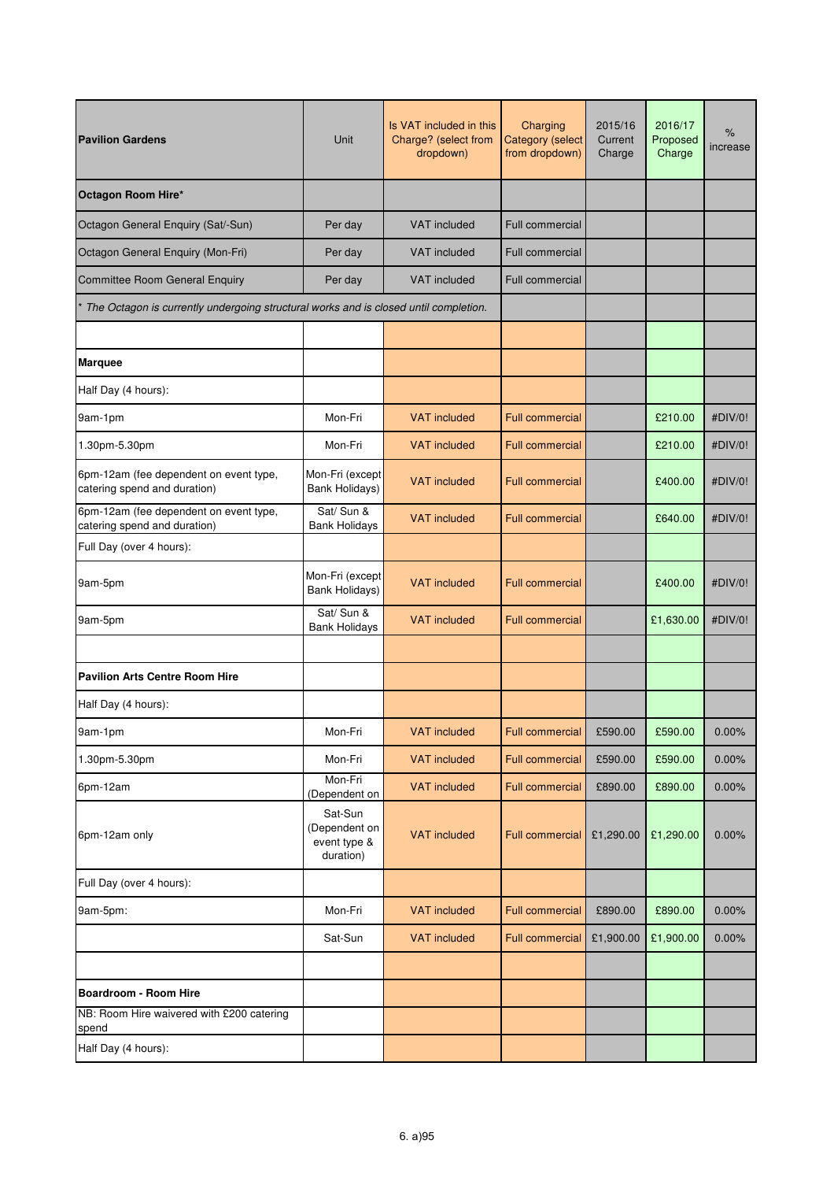| Pavilion Gardens | Unit | Is VAT included in this Charge? (select from dropdown) | Charging Category (select from dropdown) | 2015/16 Current Charge | 2016/17 Proposed Charge | % increase |
|---|---|---|---|---|---|---|
| **Octagon Room Hire*** | | | | | | |
| Octagon General Enquiry (Sat/-Sun) | Per day | VAT included | Full commercial | | | |
| Octagon General Enquiry (Mon-Fri) | Per day | VAT included | Full commercial | | | |
| Committee Room General Enquiry | Per day | VAT included | Full commercial | | | |
| *\* The Octagon is currently undergoing structural works and is closed until completion.* | | | | | | |
| | | | | | | |
| **Marquee** | | | | | | |
| Half Day (4 hours): | | | | | | |
| 9am-1pm | Mon-Fri | VAT included | Full commercial | | £210.00 | #DIV/0! |
| 1.30pm-5.30pm | Mon-Fri | VAT included | Full commercial | | £210.00 | #DIV/0! |
| 6pm-12am (fee dependent on event type, catering spend and duration) | Mon-Fri (except Bank Holidays) | VAT included | Full commercial | | £400.00 | #DIV/0! |
| 6pm-12am (fee dependent on event type, catering spend and duration) | Sat/ Sun & Bank Holidays | VAT included | Full commercial | | £640.00 | #DIV/0! |
| Full Day (over 4 hours): | | | | | | |
| 9am-5pm | Mon-Fri (except Bank Holidays) | VAT included | Full commercial | | £400.00 | #DIV/0! |
| 9am-5pm | Sat/ Sun & Bank Holidays | VAT included | Full commercial | | £1,630.00 | #DIV/0! |
| | | | | | | |
| **Pavilion Arts Centre Room Hire** | | | | | | |
| Half Day (4 hours): | | | | | | |
| 9am-1pm | Mon-Fri | VAT included | Full commercial | £590.00 | £590.00 | 0.00% |
| 1.30pm-5.30pm | Mon-Fri | VAT included | Full commercial | £590.00 | £590.00 | 0.00% |
| 6pm-12am | Mon-Fri (Dependent on | VAT included | Full commercial | £890.00 | £890.00 | 0.00% |
| 6pm-12am only | Sat-Sun (Dependent on event type & duration) | VAT included | Full commercial | £1,290.00 | £1,290.00 | 0.00% |
| Full Day (over 4 hours): | | | | | | |
| 9am-5pm: | Mon-Fri | VAT included | Full commercial | £890.00 | £890.00 | 0.00% |
| | Sat-Sun | VAT included | Full commercial | £1,900.00 | £1,900.00 | 0.00% |
| | | | | | | |
| **Boardroom - Room Hire** | | | | | | |
| NB: Room Hire waivered with £200 catering spend | | | | | | |
| Half Day (4 hours): | | | | | | |

6. a)95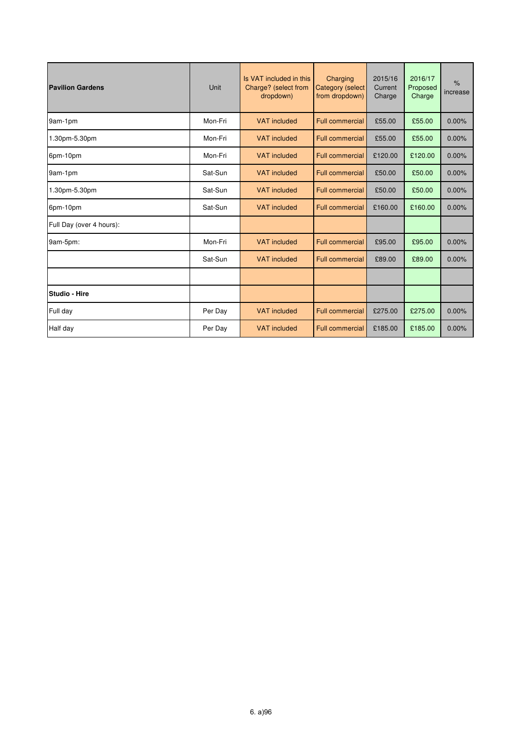| **Pavilion Gardens** | Unit | Is VAT included in this Charge? (select from dropdown) | Charging Category (select from dropdown) | 2015/16 Current Charge | 2016/17 Proposed Charge | % increase |
|---|---|---|---|---|---|---|
| 9am-1pm | Mon-Fri | VAT included | Full commercial | £55.00 | £55.00 | 0.00% |
| 1.30pm-5.30pm | Mon-Fri | VAT included | Full commercial | £55.00 | £55.00 | 0.00% |
| 6pm-10pm | Mon-Fri | VAT included | Full commercial | £120.00 | £120.00 | 0.00% |
| 9am-1pm | Sat-Sun | VAT included | Full commercial | £50.00 | £50.00 | 0.00% |
| 1.30pm-5.30pm | Sat-Sun | VAT included | Full commercial | £50.00 | £50.00 | 0.00% |
| 6pm-10pm | Sat-Sun | VAT included | Full commercial | £160.00 | £160.00 | 0.00% |
| Full Day (over 4 hours): | | | | | | |
| 9am-5pm: | Mon-Fri | VAT included | Full commercial | £95.00 | £95.00 | 0.00% |
| | Sat-Sun | VAT included | Full commercial | £89.00 | £89.00 | 0.00% |
| | | | | | | |
| **Studio - Hire** | | | | | | |
| Full day | Per Day | VAT included | Full commercial | £275.00 | £275.00 | 0.00% |
| Half day | Per Day | VAT included | Full commercial | £185.00 | £185.00 | 0.00% |

6. a)96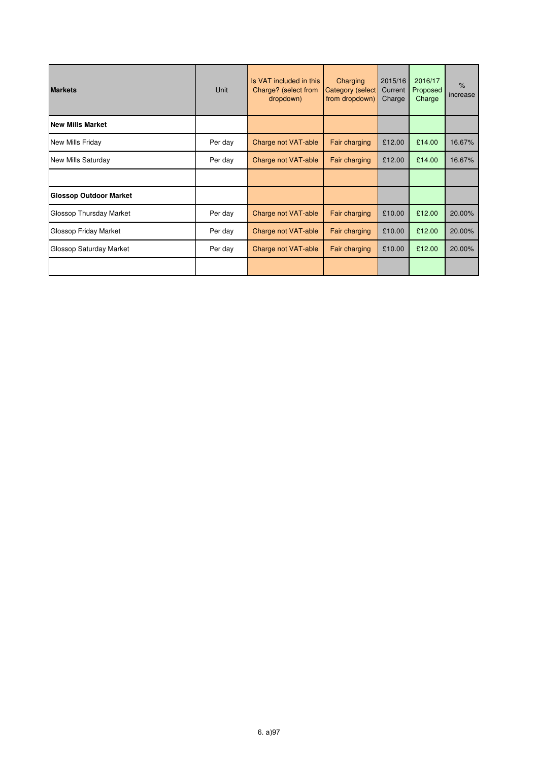| **Markets** | Unit | Is VAT included in this Charge? (select from dropdown) | Charging Category (select from dropdown) | 2015/16 Current Charge | 2016/17 Proposed Charge | % increase |
|---|---|---|---|---|---|---|
| **New Mills Market** | | | | | | |
| New Mills Friday | Per day | Charge not VAT-able | Fair charging | £12.00 | £14.00 | 16.67% |
| New Mills Saturday | Per day | Charge not VAT-able | Fair charging | £12.00 | £14.00 | 16.67% |
| | | | | | | |
| **Glossop Outdoor Market** | | | | | | |
| Glossop Thursday Market | Per day | Charge not VAT-able | Fair charging | £10.00 | £12.00 | 20.00% |
| Glossop Friday Market | Per day | Charge not VAT-able | Fair charging | £10.00 | £12.00 | 20.00% |
| Glossop Saturday Market | Per day | Charge not VAT-able | Fair charging | £10.00 | £12.00 | 20.00% |
| | | | | | | |

6. a)97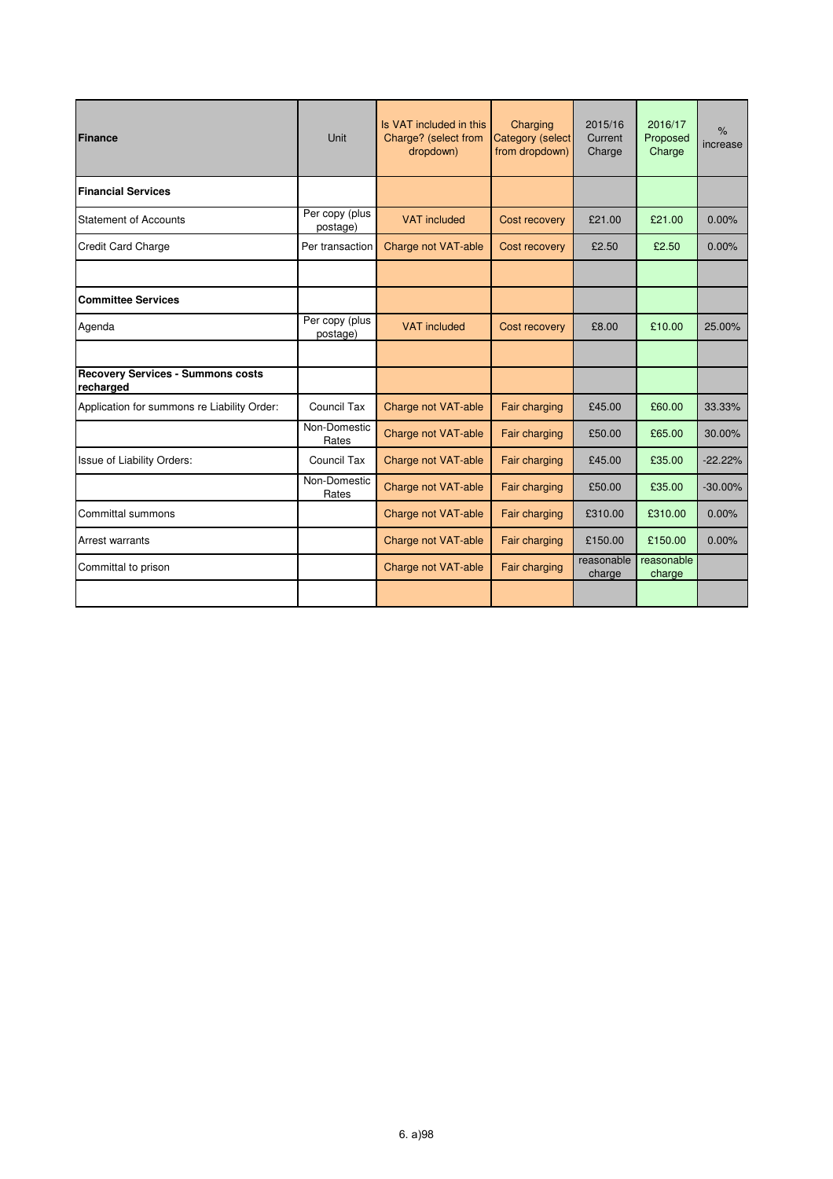| Finance | Unit | Is VAT included in this Charge? (select from dropdown) | Charging Category (select from dropdown) | 2015/16 Current Charge | 2016/17 Proposed Charge | % increase |
|---|---|---|---|---|---|---|
| **Financial Services** | | | | | | |
| Statement of Accounts | Per copy (plus postage) | VAT included | Cost recovery | £21.00 | £21.00 | 0.00% |
| Credit Card Charge | Per transaction | Charge not VAT-able | Cost recovery | £2.50 | £2.50 | 0.00% |
| | | | | | | |
| **Committee Services** | | | | | | |
| Agenda | Per copy (plus postage) | VAT included | Cost recovery | £8.00 | £10.00 | 25.00% |
| | | | | | | |
| **Recovery Services - Summons costs recharged** | | | | | | |
| Application for summons re Liability Order: | Council Tax | Charge not VAT-able | Fair charging | £45.00 | £60.00 | 33.33% |
| | Non-Domestic Rates | Charge not VAT-able | Fair charging | £50.00 | £65.00 | 30.00% |
| Issue of Liability Orders: | Council Tax | Charge not VAT-able | Fair charging | £45.00 | £35.00 | -22.22% |
| | Non-Domestic Rates | Charge not VAT-able | Fair charging | £50.00 | £35.00 | -30.00% |
| Committal summons | | Charge not VAT-able | Fair charging | £310.00 | £310.00 | 0.00% |
| Arrest warrants | | Charge not VAT-able | Fair charging | £150.00 | £150.00 | 0.00% |
| Committal to prison | | Charge not VAT-able | Fair charging | reasonable charge | reasonable charge | |
| | | | | | | |

6. a)98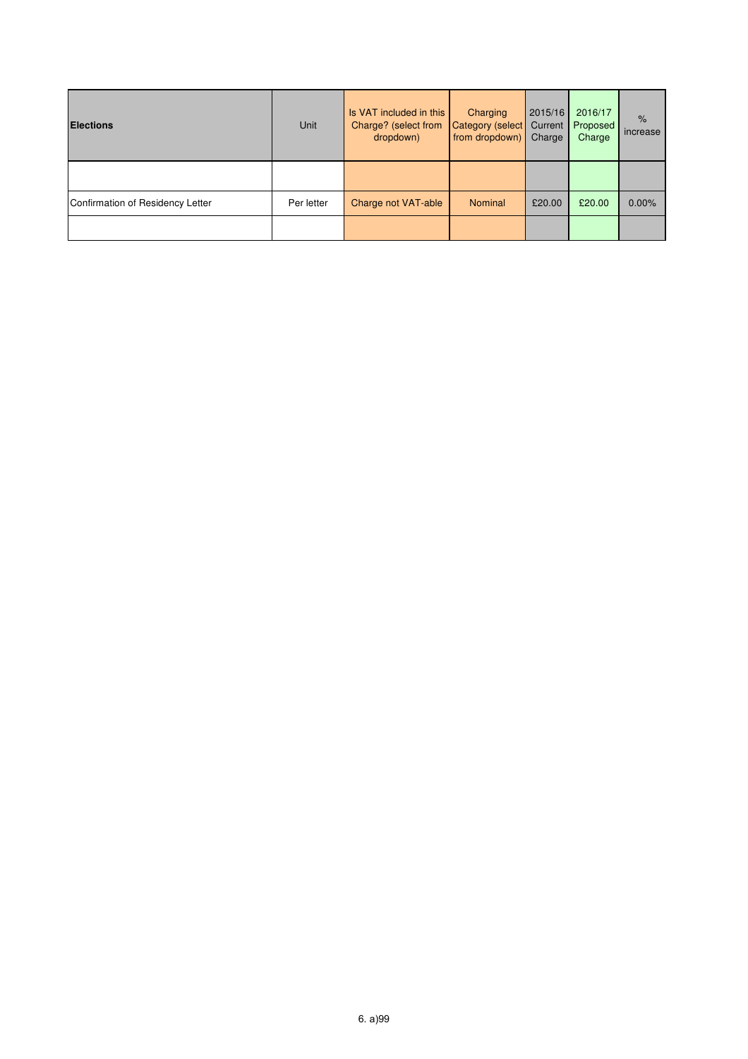| Elections | Unit | Is VAT included in this Charge? (select from dropdown) | Charging Category (select from dropdown) | 2015/16 Current Charge | 2016/17 Proposed Charge | % increase |
|---|---|---|---|---|---|---|
| | | | | | | |
| Confirmation of Residency Letter | Per letter | Charge not VAT-able | Nominal | £20.00 | £20.00 | 0.00% |
| | | | | | | |

6. a)99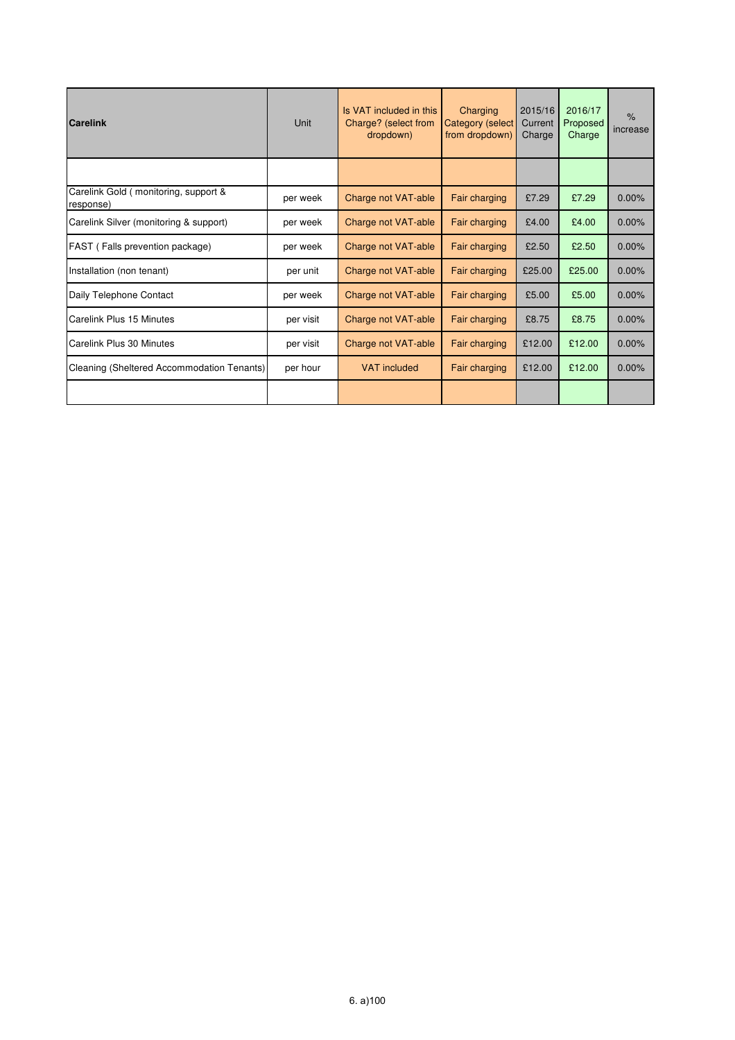| Carelink | Unit | Is VAT included in this Charge? (select from dropdown) | Charging Category (select from dropdown) | 2015/16 Current Charge | 2016/17 Proposed Charge | % increase |
|---|---|---|---|---|---|---|
| | | | | | | |
| Carelink Gold ( monitoring, support & response) | per week | Charge not VAT-able | Fair charging | £7.29 | £7.29 | 0.00% |
| Carelink Silver (monitoring & support) | per week | Charge not VAT-able | Fair charging | £4.00 | £4.00 | 0.00% |
| FAST ( Falls prevention package) | per week | Charge not VAT-able | Fair charging | £2.50 | £2.50 | 0.00% |
| Installation (non tenant) | per unit | Charge not VAT-able | Fair charging | £25.00 | £25.00 | 0.00% |
| Daily Telephone Contact | per week | Charge not VAT-able | Fair charging | £5.00 | £5.00 | 0.00% |
| Carelink Plus 15 Minutes | per visit | Charge not VAT-able | Fair charging | £8.75 | £8.75 | 0.00% |
| Carelink Plus 30 Minutes | per visit | Charge not VAT-able | Fair charging | £12.00 | £12.00 | 0.00% |
| Cleaning (Sheltered Accommodation Tenants) | per hour | VAT included | Fair charging | £12.00 | £12.00 | 0.00% |
| | | | | | | |

6. a)100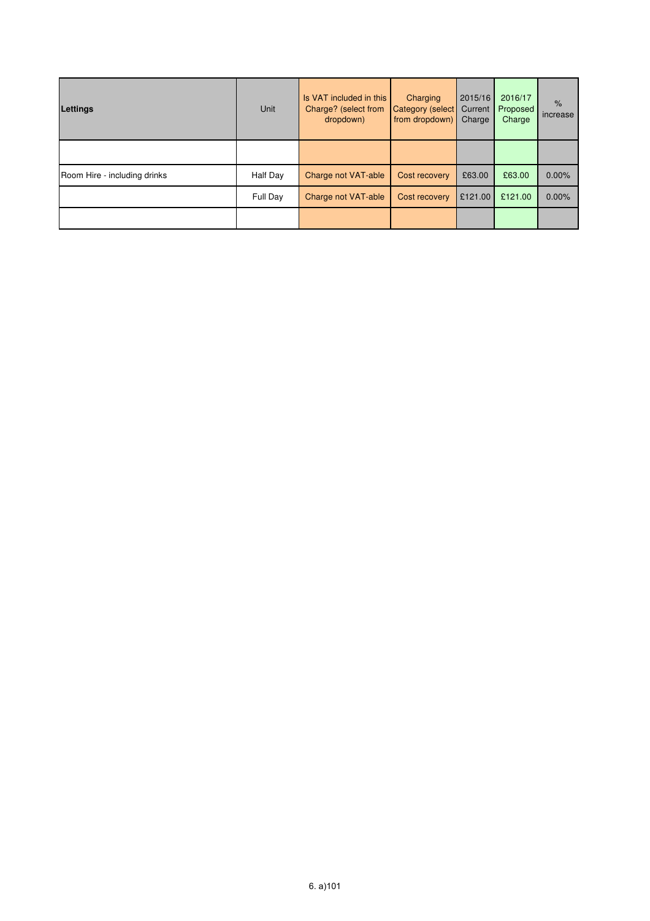| **Lettings** | Unit | Is VAT included in this Charge? (select from dropdown) | Charging Category (select from dropdown) | 2015/16 Current Charge | 2016/17 Proposed Charge | % increase |
|---|---|---|---|---|---|---|
| | | | | | | |
| Room Hire - including drinks | Half Day | Charge not VAT-able | Cost recovery | £63.00 | £63.00 | 0.00% |
| | Full Day | Charge not VAT-able | Cost recovery | £121.00 | £121.00 | 0.00% |
| | | | | | | |

6. a)101